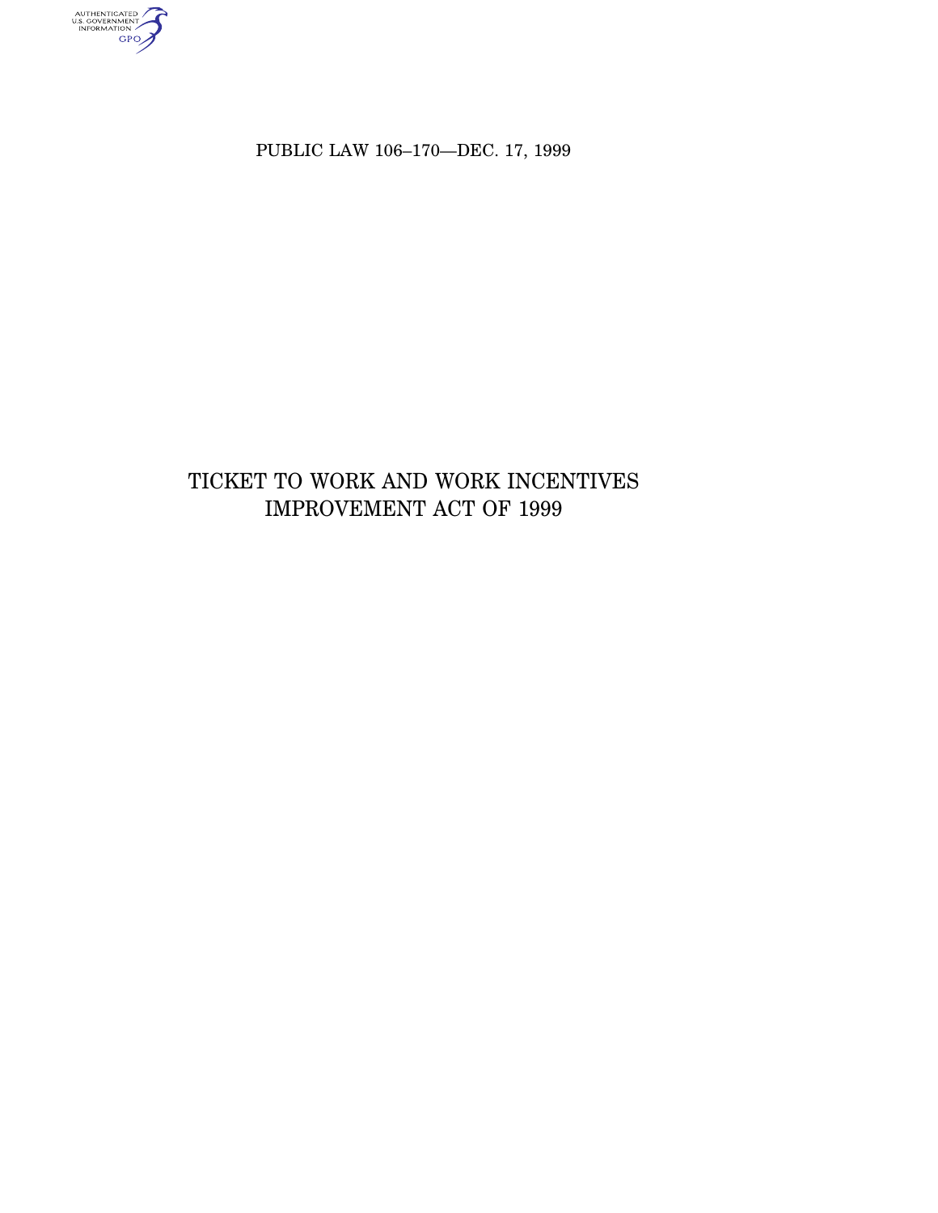PUBLIC LAW 106–170—DEC. 17, 1999

# TICKET TO WORK AND WORK INCENTIVES IMPROVEMENT ACT OF 1999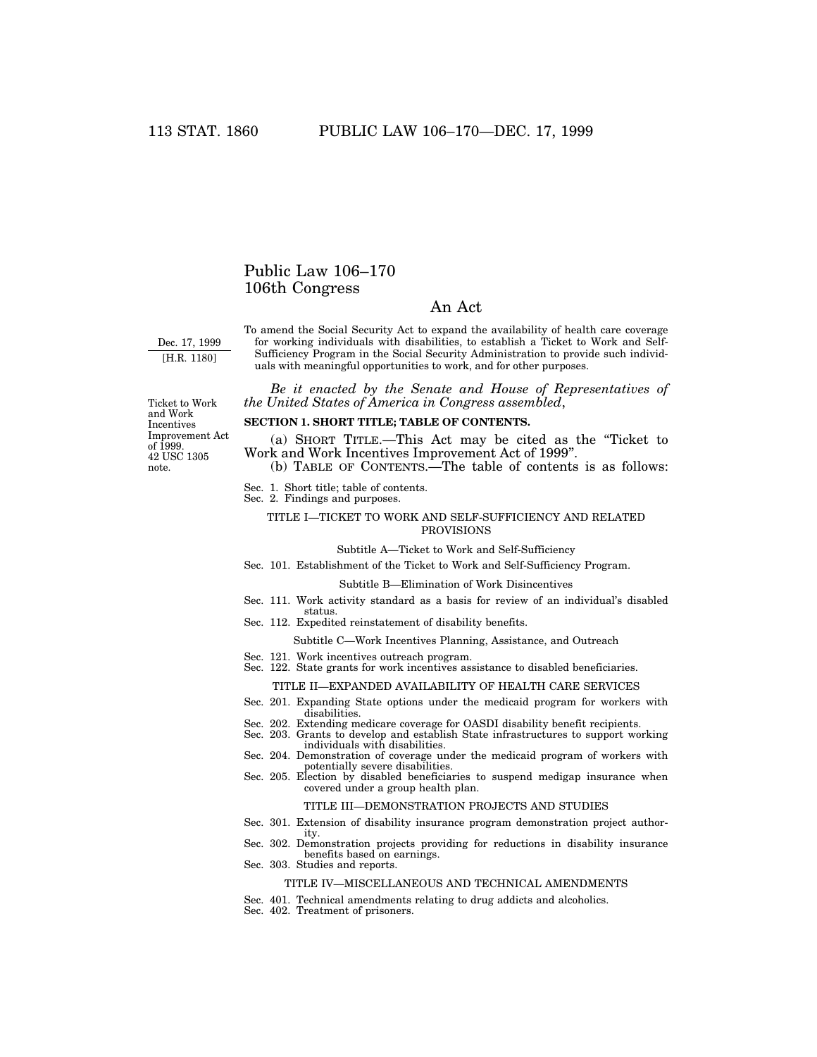# Public Law 106–170
# 106th Congress

## An Act

Dec. 17, 1999
[H.R. 1180]

To amend the Social Security Act to expand the availability of health care coverage for working individuals with disabilities, to establish a Ticket to Work and Self-Sufficiency Program in the Social Security Administration to provide such individuals with meaningful opportunities to work, and for other purposes.

*Be it enacted by the Senate and House of Representatives of the United States of America in Congress assembled*,

Ticket to Work and Work Incentives Improvement Act of 1999.
42 USC 1305 note.

**SECTION 1. SHORT TITLE; TABLE OF CONTENTS.**

(a) SHORT TITLE.—This Act may be cited as the "Ticket to Work and Work Incentives Improvement Act of 1999".

(b) TABLE OF CONTENTS.—The table of contents is as follows:

Sec. 1. Short title; table of contents.
Sec. 2. Findings and purposes.

TITLE I—TICKET TO WORK AND SELF-SUFFICIENCY AND RELATED PROVISIONS

Subtitle A—Ticket to Work and Self-Sufficiency

Sec. 101. Establishment of the Ticket to Work and Self-Sufficiency Program.

Subtitle B—Elimination of Work Disincentives

Sec. 111. Work activity standard as a basis for review of an individual's disabled status.
Sec. 112. Expedited reinstatement of disability benefits.

Subtitle C—Work Incentives Planning, Assistance, and Outreach

Sec. 121. Work incentives outreach program.
Sec. 122. State grants for work incentives assistance to disabled beneficiaries.

TITLE II—EXPANDED AVAILABILITY OF HEALTH CARE SERVICES

Sec. 201. Expanding State options under the medicaid program for workers with disabilities.
Sec. 202. Extending medicare coverage for OASDI disability benefit recipients.
Sec. 203. Grants to develop and establish State infrastructures to support working individuals with disabilities.
Sec. 204. Demonstration of coverage under the medicaid program of workers with potentially severe disabilities.
Sec. 205. Election by disabled beneficiaries to suspend medigap insurance when covered under a group health plan.

TITLE III—DEMONSTRATION PROJECTS AND STUDIES

Sec. 301. Extension of disability insurance program demonstration project authority.
Sec. 302. Demonstration projects providing for reductions in disability insurance benefits based on earnings.
Sec. 303. Studies and reports.

TITLE IV—MISCELLANEOUS AND TECHNICAL AMENDMENTS

Sec. 401. Technical amendments relating to drug addicts and alcoholics.
Sec. 402. Treatment of prisoners.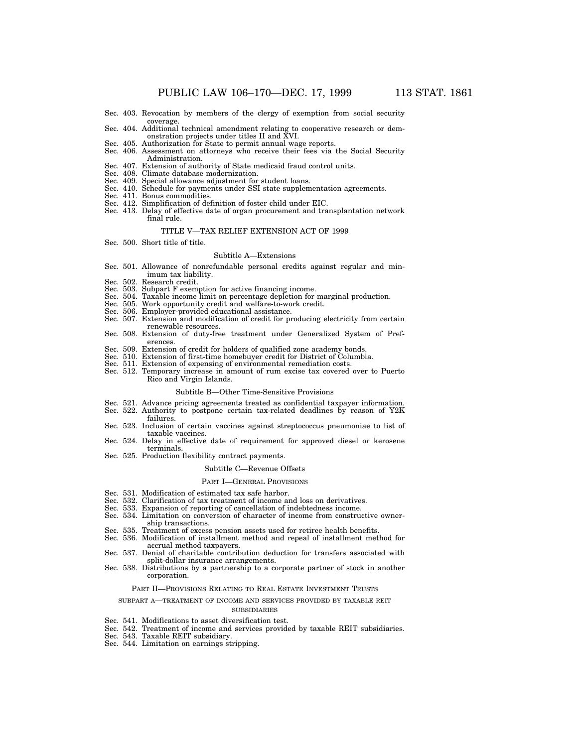Sec. 403. Revocation by members of the clergy of exemption from social security coverage.
Sec. 404. Additional technical amendment relating to cooperative research or demonstration projects under titles II and XVI.
Sec. 405. Authorization for State to permit annual wage reports.
Sec. 406. Assessment on attorneys who receive their fees via the Social Security Administration.
Sec. 407. Extension of authority of State medicaid fraud control units.
Sec. 408. Climate database modernization.
Sec. 409. Special allowance adjustment for student loans.
Sec. 410. Schedule for payments under SSI state supplementation agreements.
Sec. 411. Bonus commodities.
Sec. 412. Simplification of definition of foster child under EIC.
Sec. 413. Delay of effective date of organ procurement and transplantation network final rule.

TITLE V—TAX RELIEF EXTENSION ACT OF 1999

Sec. 500. Short title of title.

Subtitle A—Extensions

Sec. 501. Allowance of nonrefundable personal credits against regular and minimum tax liability.
Sec. 502. Research credit.
Sec. 503. Subpart F exemption for active financing income.
Sec. 504. Taxable income limit on percentage depletion for marginal production.
Sec. 505. Work opportunity credit and welfare-to-work credit.
Sec. 506. Employer-provided educational assistance.
Sec. 507. Extension and modification of credit for producing electricity from certain renewable resources.
Sec. 508. Extension of duty-free treatment under Generalized System of Preferences.
Sec. 509. Extension of credit for holders of qualified zone academy bonds.
Sec. 510. Extension of first-time homebuyer credit for District of Columbia.
Sec. 511. Extension of expensing of environmental remediation costs.
Sec. 512. Temporary increase in amount of rum excise tax covered over to Puerto Rico and Virgin Islands.

Subtitle B—Other Time-Sensitive Provisions

Sec. 521. Advance pricing agreements treated as confidential taxpayer information.
Sec. 522. Authority to postpone certain tax-related deadlines by reason of Y2K failures.
Sec. 523. Inclusion of certain vaccines against streptococcus pneumoniae to list of taxable vaccines.
Sec. 524. Delay in effective date of requirement for approved diesel or kerosene terminals.
Sec. 525. Production flexibility contract payments.

Subtitle C—Revenue Offsets

PART I—GENERAL PROVISIONS

Sec. 531. Modification of estimated tax safe harbor.
Sec. 532. Clarification of tax treatment of income and loss on derivatives.
Sec. 533. Expansion of reporting of cancellation of indebtedness income.
Sec. 534. Limitation on conversion of character of income from constructive ownership transactions.
Sec. 535. Treatment of excess pension assets used for retiree health benefits.
Sec. 536. Modification of installment method and repeal of installment method for accrual method taxpayers.
Sec. 537. Denial of charitable contribution deduction for transfers associated with split-dollar insurance arrangements.
Sec. 538. Distributions by a partnership to a corporate partner of stock in another corporation.

PART II—PROVISIONS RELATING TO REAL ESTATE INVESTMENT TRUSTS

SUBPART A—TREATMENT OF INCOME AND SERVICES PROVIDED BY TAXABLE REIT SUBSIDIARIES

Sec. 541. Modifications to asset diversification test.
Sec. 542. Treatment of income and services provided by taxable REIT subsidiaries.
Sec. 543. Taxable REIT subsidiary.
Sec. 544. Limitation on earnings stripping.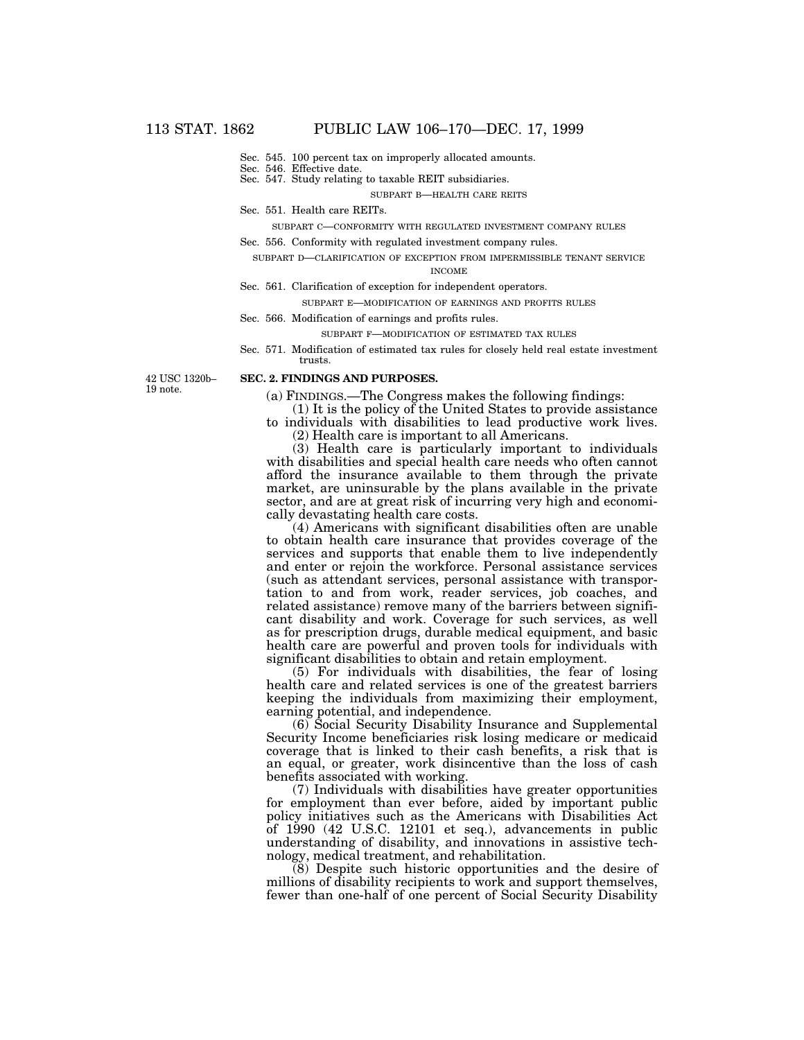Sec. 545. 100 percent tax on improperly allocated amounts.
Sec. 546. Effective date.
Sec. 547. Study relating to taxable REIT subsidiaries.

SUBPART B—HEALTH CARE REITS

Sec. 551. Health care REITs.

SUBPART C—CONFORMITY WITH REGULATED INVESTMENT COMPANY RULES

Sec. 556. Conformity with regulated investment company rules.

SUBPART D—CLARIFICATION OF EXCEPTION FROM IMPERMISSIBLE TENANT SERVICE INCOME

Sec. 561. Clarification of exception for independent operators.

SUBPART E—MODIFICATION OF EARNINGS AND PROFITS RULES

Sec. 566. Modification of earnings and profits rules.

SUBPART F—MODIFICATION OF ESTIMATED TAX RULES

Sec. 571. Modification of estimated tax rules for closely held real estate investment trusts.

42 USC 1320b–19 note.

**SEC. 2. FINDINGS AND PURPOSES.**

(a) FINDINGS.—The Congress makes the following findings:

(1) It is the policy of the United States to provide assistance to individuals with disabilities to lead productive work lives.

(2) Health care is important to all Americans.

(3) Health care is particularly important to individuals with disabilities and special health care needs who often cannot afford the insurance available to them through the private market, are uninsurable by the plans available in the private sector, and are at great risk of incurring very high and economically devastating health care costs.

(4) Americans with significant disabilities often are unable to obtain health care insurance that provides coverage of the services and supports that enable them to live independently and enter or rejoin the workforce. Personal assistance services (such as attendant services, personal assistance with transportation to and from work, reader services, job coaches, and related assistance) remove many of the barriers between significant disability and work. Coverage for such services, as well as for prescription drugs, durable medical equipment, and basic health care are powerful and proven tools for individuals with significant disabilities to obtain and retain employment.

(5) For individuals with disabilities, the fear of losing health care and related services is one of the greatest barriers keeping the individuals from maximizing their employment, earning potential, and independence.

(6) Social Security Disability Insurance and Supplemental Security Income beneficiaries risk losing medicare or medicaid coverage that is linked to their cash benefits, a risk that is an equal, or greater, work disincentive than the loss of cash benefits associated with working.

(7) Individuals with disabilities have greater opportunities for employment than ever before, aided by important public policy initiatives such as the Americans with Disabilities Act of 1990 (42 U.S.C. 12101 et seq.), advancements in public understanding of disability, and innovations in assistive technology, medical treatment, and rehabilitation.

(8) Despite such historic opportunities and the desire of millions of disability recipients to work and support themselves, fewer than one-half of one percent of Social Security Disability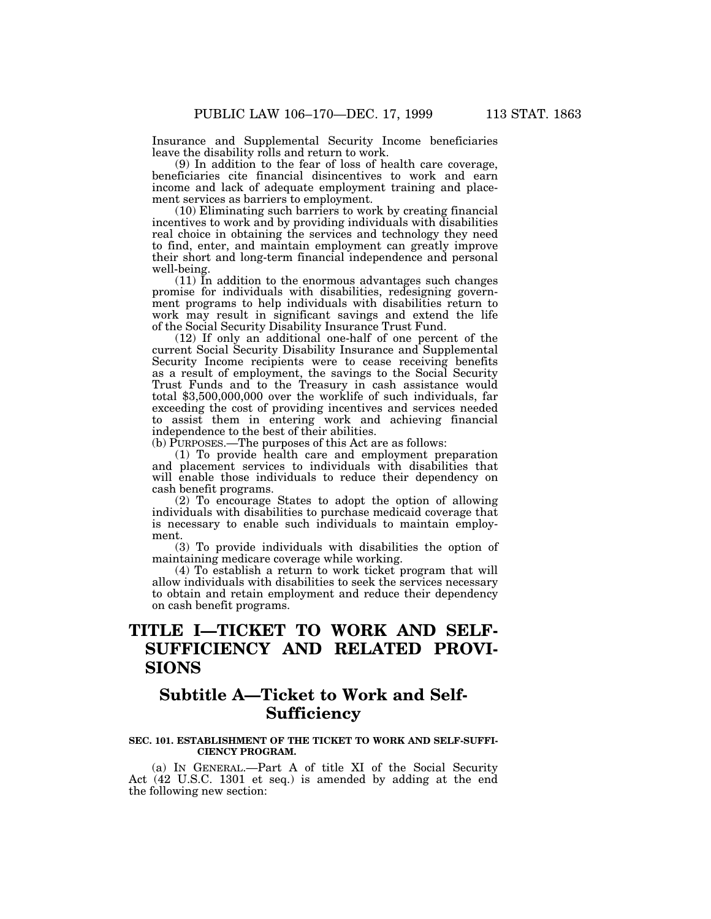Insurance and Supplemental Security Income beneficiaries leave the disability rolls and return to work.

(9) In addition to the fear of loss of health care coverage, beneficiaries cite financial disincentives to work and earn income and lack of adequate employment training and placement services as barriers to employment.

(10) Eliminating such barriers to work by creating financial incentives to work and by providing individuals with disabilities real choice in obtaining the services and technology they need to find, enter, and maintain employment can greatly improve their short and long-term financial independence and personal well-being.

(11) In addition to the enormous advantages such changes promise for individuals with disabilities, redesigning government programs to help individuals with disabilities return to work may result in significant savings and extend the life of the Social Security Disability Insurance Trust Fund.

(12) If only an additional one-half of one percent of the current Social Security Disability Insurance and Supplemental Security Income recipients were to cease receiving benefits as a result of employment, the savings to the Social Security Trust Funds and to the Treasury in cash assistance would total $3,500,000,000 over the worklife of such individuals, far exceeding the cost of providing incentives and services needed to assist them in entering work and achieving financial independence to the best of their abilities.

(b) PURPOSES.—The purposes of this Act are as follows:

(1) To provide health care and employment preparation and placement services to individuals with disabilities that will enable those individuals to reduce their dependency on cash benefit programs.

(2) To encourage States to adopt the option of allowing individuals with disabilities to purchase medicaid coverage that is necessary to enable such individuals to maintain employment.

(3) To provide individuals with disabilities the option of maintaining medicare coverage while working.

(4) To establish a return to work ticket program that will allow individuals with disabilities to seek the services necessary to obtain and retain employment and reduce their dependency on cash benefit programs.

# TITLE I—TICKET TO WORK AND SELF-SUFFICIENCY AND RELATED PROVISIONS

## Subtitle A—Ticket to Work and Self-Sufficiency

### SEC. 101. ESTABLISHMENT OF THE TICKET TO WORK AND SELF-SUFFICIENCY PROGRAM.

(a) IN GENERAL.—Part A of title XI of the Social Security Act (42 U.S.C. 1301 et seq.) is amended by adding at the end the following new section: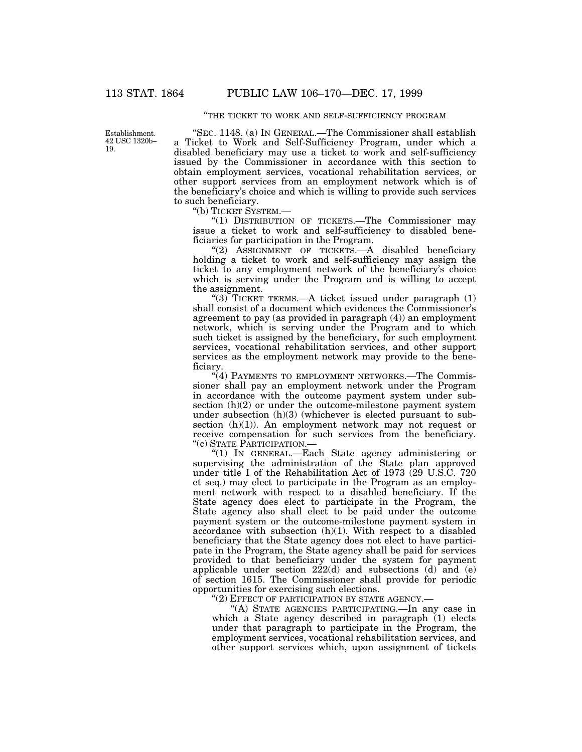"THE TICKET TO WORK AND SELF-SUFFICIENCY PROGRAM

Establishment. 42 USC 1320b–19.

"SEC. 1148. (a) IN GENERAL.—The Commissioner shall establish a Ticket to Work and Self-Sufficiency Program, under which a disabled beneficiary may use a ticket to work and self-sufficiency issued by the Commissioner in accordance with this section to obtain employment services, vocational rehabilitation services, or other support services from an employment network which is of the beneficiary's choice and which is willing to provide such services to such beneficiary.

"(b) TICKET SYSTEM.—

"(1) DISTRIBUTION OF TICKETS.—The Commissioner may issue a ticket to work and self-sufficiency to disabled beneficiaries for participation in the Program.

"(2) ASSIGNMENT OF TICKETS.—A disabled beneficiary holding a ticket to work and self-sufficiency may assign the ticket to any employment network of the beneficiary's choice which is serving under the Program and is willing to accept the assignment.

"(3) TICKET TERMS.—A ticket issued under paragraph (1) shall consist of a document which evidences the Commissioner's agreement to pay (as provided in paragraph (4)) an employment network, which is serving under the Program and to which such ticket is assigned by the beneficiary, for such employment services, vocational rehabilitation services, and other support services as the employment network may provide to the beneficiary.

"(4) PAYMENTS TO EMPLOYMENT NETWORKS.—The Commissioner shall pay an employment network under the Program in accordance with the outcome payment system under subsection (h)(2) or under the outcome-milestone payment system under subsection (h)(3) (whichever is elected pursuant to subsection (h)(1)). An employment network may not request or receive compensation for such services from the beneficiary.

"(c) STATE PARTICIPATION.—

"(1) IN GENERAL.—Each State agency administering or supervising the administration of the State plan approved under title I of the Rehabilitation Act of 1973 (29 U.S.C. 720 et seq.) may elect to participate in the Program as an employment network with respect to a disabled beneficiary. If the State agency does elect to participate in the Program, the State agency also shall elect to be paid under the outcome payment system or the outcome-milestone payment system in accordance with subsection (h)(1). With respect to a disabled beneficiary that the State agency does not elect to have participate in the Program, the State agency shall be paid for services provided to that beneficiary under the system for payment applicable under section 222(d) and subsections (d) and (e) of section 1615. The Commissioner shall provide for periodic opportunities for exercising such elections.

"(2) EFFECT OF PARTICIPATION BY STATE AGENCY.—

"(A) STATE AGENCIES PARTICIPATING.—In any case in which a State agency described in paragraph (1) elects under that paragraph to participate in the Program, the employment services, vocational rehabilitation services, and other support services which, upon assignment of tickets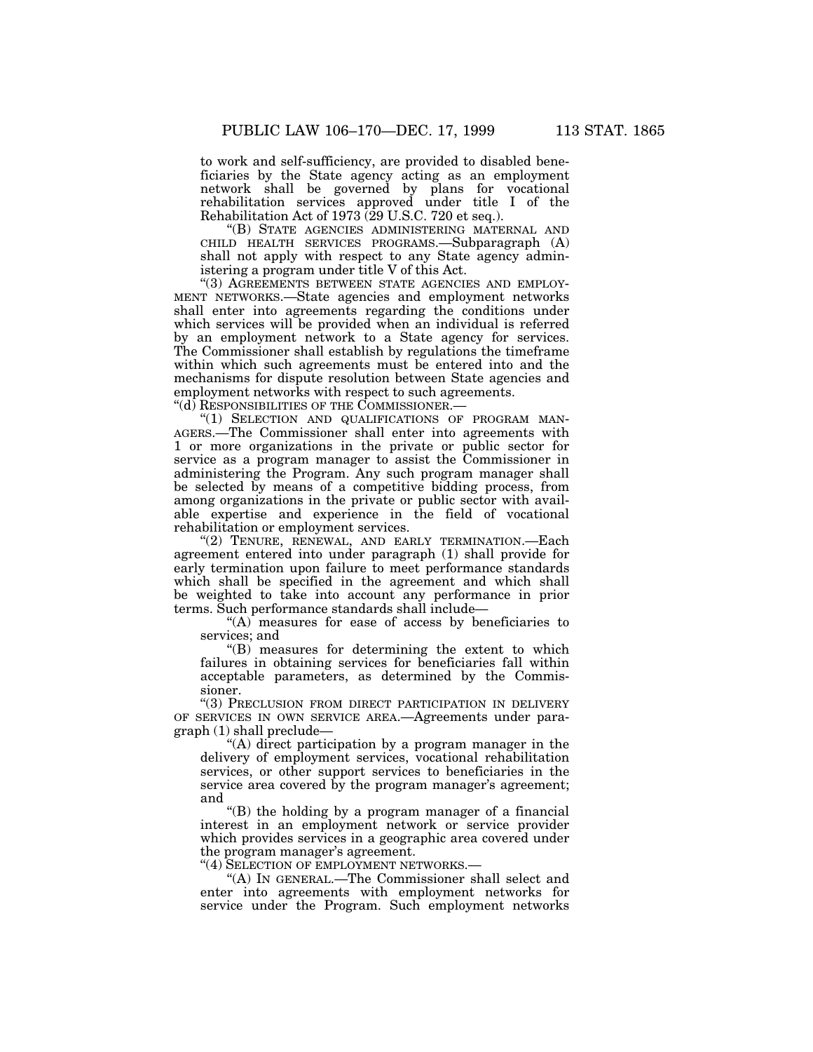to work and self-sufficiency, are provided to disabled beneficiaries by the State agency acting as an employment network shall be governed by plans for vocational rehabilitation services approved under title I of the Rehabilitation Act of 1973 (29 U.S.C. 720 et seq.).

"(B) STATE AGENCIES ADMINISTERING MATERNAL AND CHILD HEALTH SERVICES PROGRAMS.—Subparagraph (A) shall not apply with respect to any State agency administering a program under title V of this Act.

"(3) AGREEMENTS BETWEEN STATE AGENCIES AND EMPLOYMENT NETWORKS.—State agencies and employment networks shall enter into agreements regarding the conditions under which services will be provided when an individual is referred by an employment network to a State agency for services. The Commissioner shall establish by regulations the timeframe within which such agreements must be entered into and the mechanisms for dispute resolution between State agencies and employment networks with respect to such agreements.

"(d) RESPONSIBILITIES OF THE COMMISSIONER.—

"(1) SELECTION AND QUALIFICATIONS OF PROGRAM MANAGERS.—The Commissioner shall enter into agreements with 1 or more organizations in the private or public sector for service as a program manager to assist the Commissioner in administering the Program. Any such program manager shall be selected by means of a competitive bidding process, from among organizations in the private or public sector with available expertise and experience in the field of vocational rehabilitation or employment services.

"(2) TENURE, RENEWAL, AND EARLY TERMINATION.—Each agreement entered into under paragraph (1) shall provide for early termination upon failure to meet performance standards which shall be specified in the agreement and which shall be weighted to take into account any performance in prior terms. Such performance standards shall include—

"(A) measures for ease of access by beneficiaries to services; and

"(B) measures for determining the extent to which failures in obtaining services for beneficiaries fall within acceptable parameters, as determined by the Commissioner.

"(3) PRECLUSION FROM DIRECT PARTICIPATION IN DELIVERY OF SERVICES IN OWN SERVICE AREA.—Agreements under paragraph (1) shall preclude—

"(A) direct participation by a program manager in the delivery of employment services, vocational rehabilitation services, or other support services to beneficiaries in the service area covered by the program manager's agreement; and

"(B) the holding by a program manager of a financial interest in an employment network or service provider which provides services in a geographic area covered under the program manager's agreement.

"(4) SELECTION OF EMPLOYMENT NETWORKS.—

"(A) IN GENERAL.—The Commissioner shall select and enter into agreements with employment networks for service under the Program. Such employment networks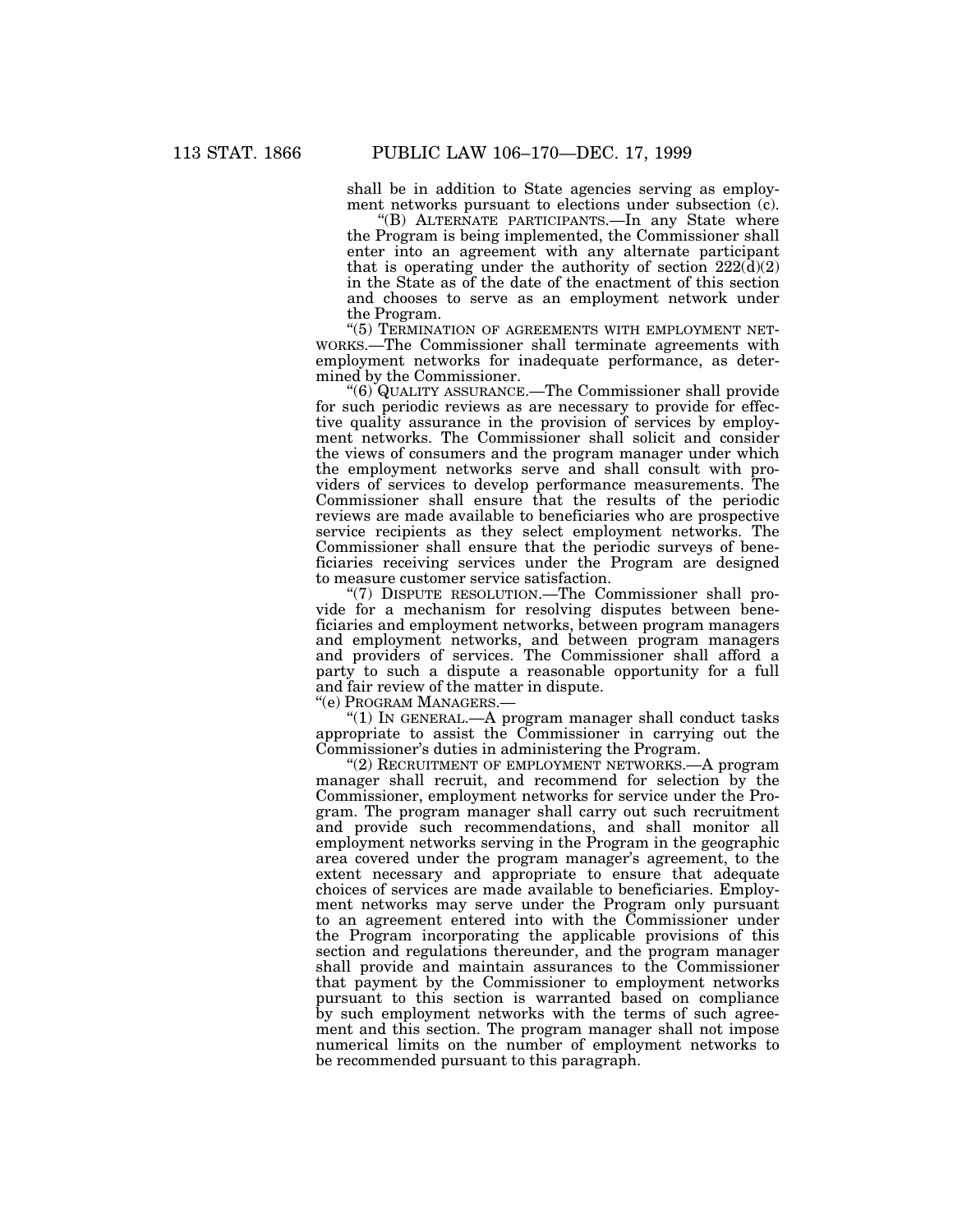shall be in addition to State agencies serving as employment networks pursuant to elections under subsection (c).

"(B) ALTERNATE PARTICIPANTS.—In any State where the Program is being implemented, the Commissioner shall enter into an agreement with any alternate participant that is operating under the authority of section 222(d)(2) in the State as of the date of the enactment of this section and chooses to serve as an employment network under the Program.

"(5) TERMINATION OF AGREEMENTS WITH EMPLOYMENT NETWORKS.—The Commissioner shall terminate agreements with employment networks for inadequate performance, as determined by the Commissioner.

"(6) QUALITY ASSURANCE.—The Commissioner shall provide for such periodic reviews as are necessary to provide for effective quality assurance in the provision of services by employment networks. The Commissioner shall solicit and consider the views of consumers and the program manager under which the employment networks serve and shall consult with providers of services to develop performance measurements. The Commissioner shall ensure that the results of the periodic reviews are made available to beneficiaries who are prospective service recipients as they select employment networks. The Commissioner shall ensure that the periodic surveys of beneficiaries receiving services under the Program are designed to measure customer service satisfaction.

"(7) DISPUTE RESOLUTION.—The Commissioner shall provide for a mechanism for resolving disputes between beneficiaries and employment networks, between program managers and employment networks, and between program managers and providers of services. The Commissioner shall afford a party to such a dispute a reasonable opportunity for a full and fair review of the matter in dispute.

"(e) PROGRAM MANAGERS.—

"(1) IN GENERAL.—A program manager shall conduct tasks appropriate to assist the Commissioner in carrying out the Commissioner's duties in administering the Program.

"(2) RECRUITMENT OF EMPLOYMENT NETWORKS.—A program manager shall recruit, and recommend for selection by the Commissioner, employment networks for service under the Program. The program manager shall carry out such recruitment and provide such recommendations, and shall monitor all employment networks serving in the Program in the geographic area covered under the program manager's agreement, to the extent necessary and appropriate to ensure that adequate choices of services are made available to beneficiaries. Employment networks may serve under the Program only pursuant to an agreement entered into with the Commissioner under the Program incorporating the applicable provisions of this section and regulations thereunder, and the program manager shall provide and maintain assurances to the Commissioner that payment by the Commissioner to employment networks pursuant to this section is warranted based on compliance by such employment networks with the terms of such agreement and this section. The program manager shall not impose numerical limits on the number of employment networks to be recommended pursuant to this paragraph.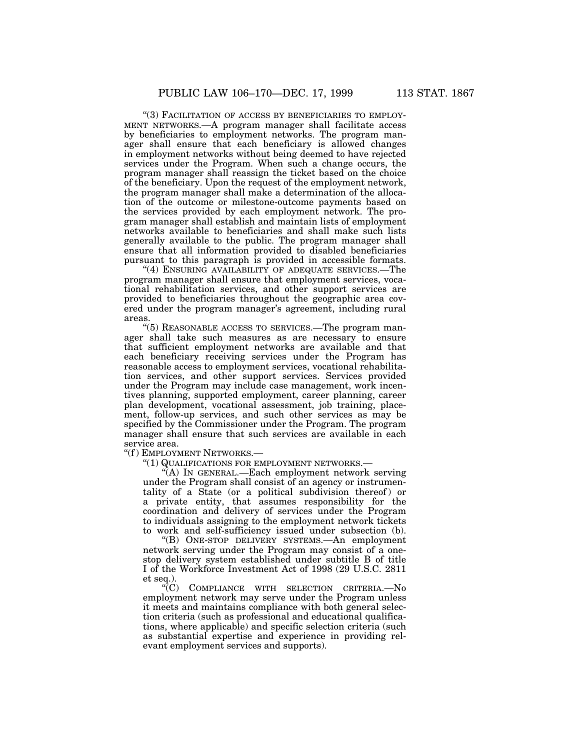"(3) FACILITATION OF ACCESS BY BENEFICIARIES TO EMPLOYMENT NETWORKS.—A program manager shall facilitate access by beneficiaries to employment networks. The program manager shall ensure that each beneficiary is allowed changes in employment networks without being deemed to have rejected services under the Program. When such a change occurs, the program manager shall reassign the ticket based on the choice of the beneficiary. Upon the request of the employment network, the program manager shall make a determination of the allocation of the outcome or milestone-outcome payments based on the services provided by each employment network. The program manager shall establish and maintain lists of employment networks available to beneficiaries and shall make such lists generally available to the public. The program manager shall ensure that all information provided to disabled beneficiaries pursuant to this paragraph is provided in accessible formats.

"(4) ENSURING AVAILABILITY OF ADEQUATE SERVICES.—The program manager shall ensure that employment services, vocational rehabilitation services, and other support services are provided to beneficiaries throughout the geographic area covered under the program manager's agreement, including rural areas.

"(5) REASONABLE ACCESS TO SERVICES.—The program manager shall take such measures as are necessary to ensure that sufficient employment networks are available and that each beneficiary receiving services under the Program has reasonable access to employment services, vocational rehabilitation services, and other support services. Services provided under the Program may include case management, work incentives planning, supported employment, career planning, career plan development, vocational assessment, job training, placement, follow-up services, and such other services as may be specified by the Commissioner under the Program. The program manager shall ensure that such services are available in each service area.

"(f) EMPLOYMENT NETWORKS.—

"(1) QUALIFICATIONS FOR EMPLOYMENT NETWORKS.—

"(A) IN GENERAL.—Each employment network serving under the Program shall consist of an agency or instrumentality of a State (or a political subdivision thereof) or a private entity, that assumes responsibility for the coordination and delivery of services under the Program to individuals assigning to the employment network tickets to work and self-sufficiency issued under subsection (b).

"(B) ONE-STOP DELIVERY SYSTEMS.—An employment network serving under the Program may consist of a one-stop delivery system established under subtitle B of title I of the Workforce Investment Act of 1998 (29 U.S.C. 2811 et seq.).

"(C) COMPLIANCE WITH SELECTION CRITERIA.—No employment network may serve under the Program unless it meets and maintains compliance with both general selection criteria (such as professional and educational qualifications, where applicable) and specific selection criteria (such as substantial expertise and experience in providing relevant employment services and supports).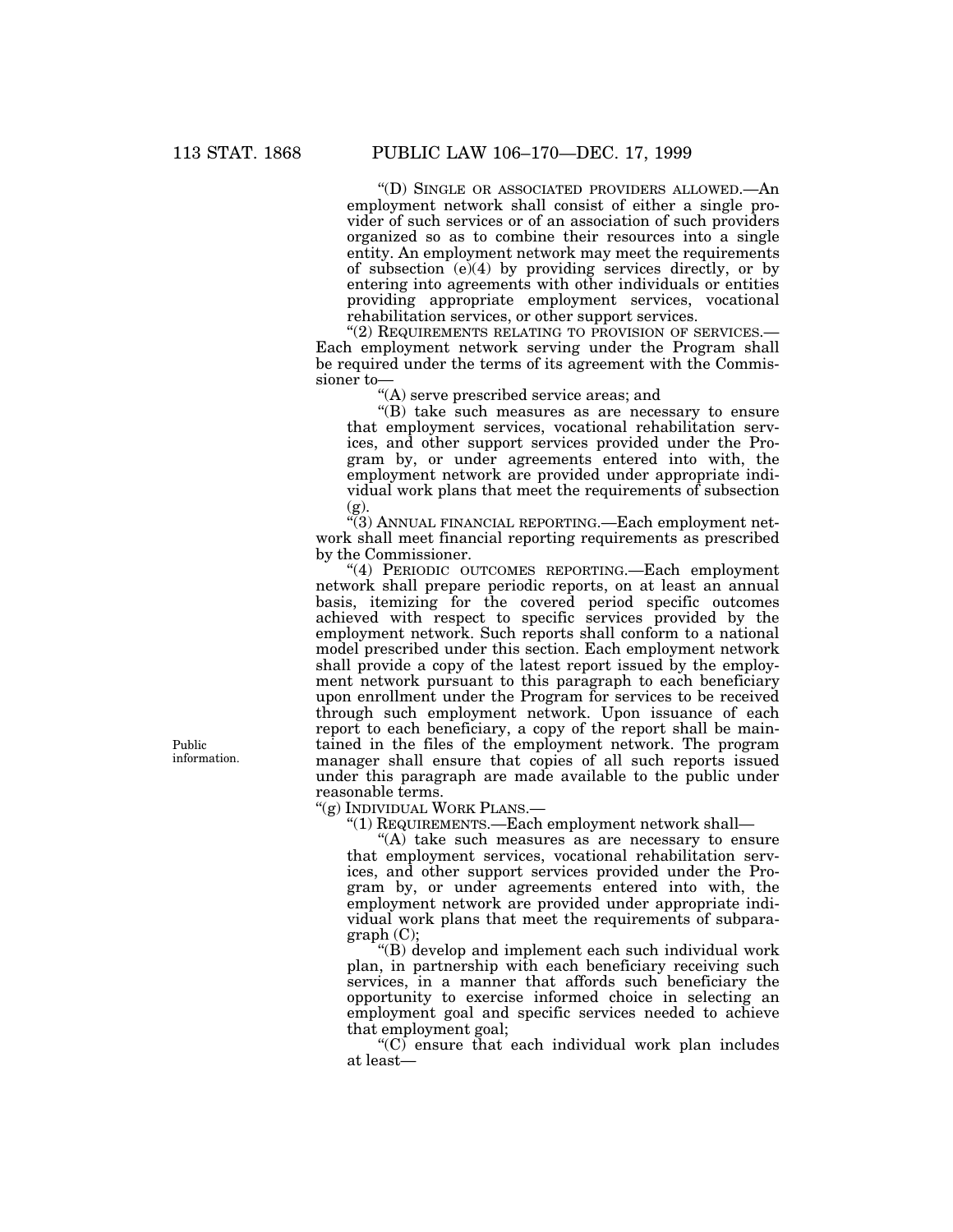"(D) SINGLE OR ASSOCIATED PROVIDERS ALLOWED.—An employment network shall consist of either a single provider of such services or of an association of such providers organized so as to combine their resources into a single entity. An employment network may meet the requirements of subsection (e)(4) by providing services directly, or by entering into agreements with other individuals or entities providing appropriate employment services, vocational rehabilitation services, or other support services.

"(2) REQUIREMENTS RELATING TO PROVISION OF SERVICES.—Each employment network serving under the Program shall be required under the terms of its agreement with the Commissioner to—

"(A) serve prescribed service areas; and

"(B) take such measures as are necessary to ensure that employment services, vocational rehabilitation services, and other support services provided under the Program by, or under agreements entered into with, the employment network are provided under appropriate individual work plans that meet the requirements of subsection (g).

"(3) ANNUAL FINANCIAL REPORTING.—Each employment network shall meet financial reporting requirements as prescribed by the Commissioner.

"(4) PERIODIC OUTCOMES REPORTING.—Each employment network shall prepare periodic reports, on at least an annual basis, itemizing for the covered period specific outcomes achieved with respect to specific services provided by the employment network. Such reports shall conform to a national model prescribed under this section. Each employment network shall provide a copy of the latest report issued by the employment network pursuant to this paragraph to each beneficiary upon enrollment under the Program for services to be received through such employment network. Upon issuance of each report to each beneficiary, a copy of the report shall be maintained in the files of the employment network. The program manager shall ensure that copies of all such reports issued under this paragraph are made available to the public under reasonable terms.

Public information.

"(g) INDIVIDUAL WORK PLANS.—

"(1) REQUIREMENTS.—Each employment network shall—

"(A) take such measures as are necessary to ensure that employment services, vocational rehabilitation services, and other support services provided under the Program by, or under agreements entered into with, the employment network are provided under appropriate individual work plans that meet the requirements of subparagraph (C);

"(B) develop and implement each such individual work plan, in partnership with each beneficiary receiving such services, in a manner that affords such beneficiary the opportunity to exercise informed choice in selecting an employment goal and specific services needed to achieve that employment goal;

"(C) ensure that each individual work plan includes at least—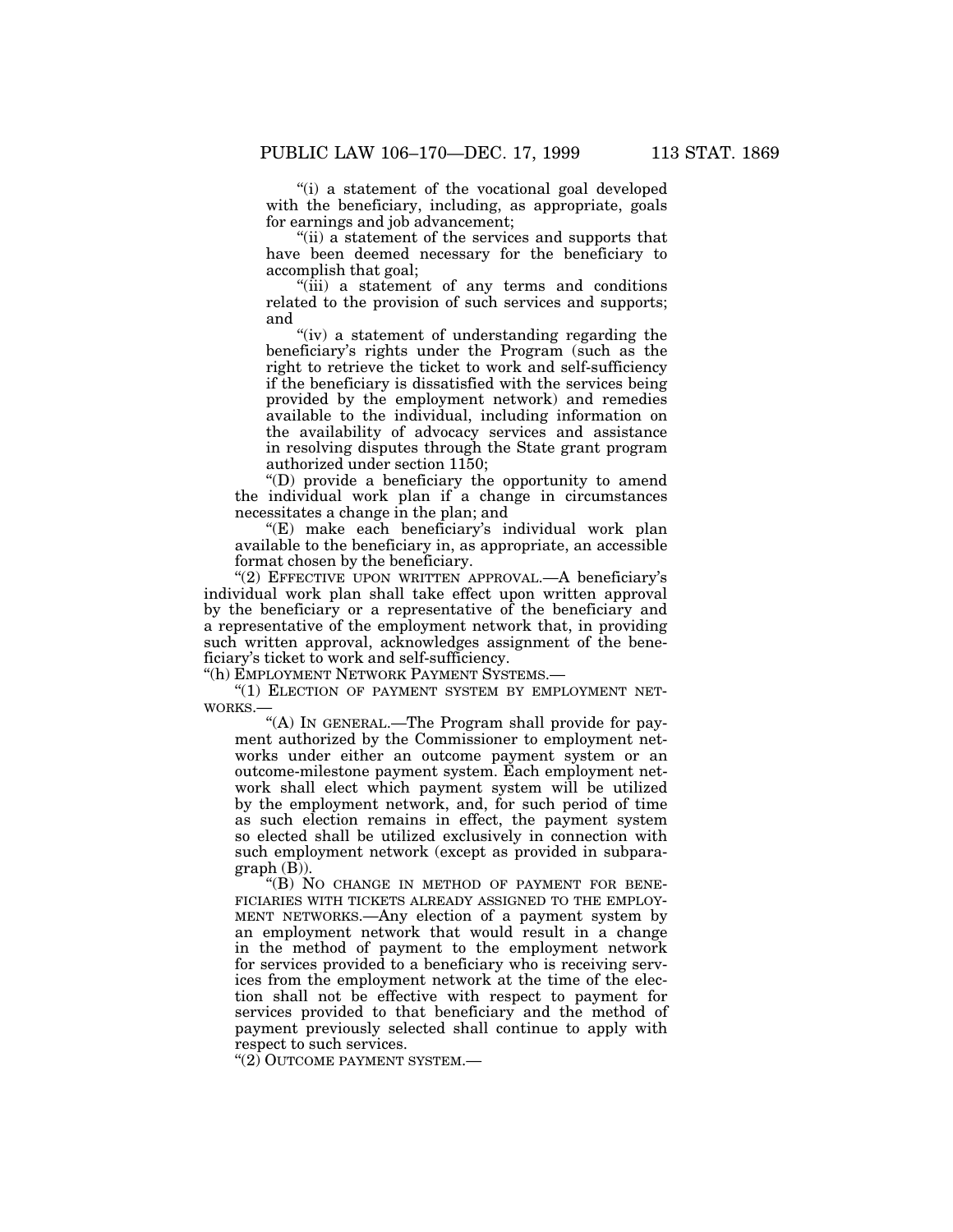"(i) a statement of the vocational goal developed with the beneficiary, including, as appropriate, goals for earnings and job advancement;

"(ii) a statement of the services and supports that have been deemed necessary for the beneficiary to accomplish that goal;

"(iii) a statement of any terms and conditions related to the provision of such services and supports; and

"(iv) a statement of understanding regarding the beneficiary's rights under the Program (such as the right to retrieve the ticket to work and self-sufficiency if the beneficiary is dissatisfied with the services being provided by the employment network) and remedies available to the individual, including information on the availability of advocacy services and assistance in resolving disputes through the State grant program authorized under section 1150;

"(D) provide a beneficiary the opportunity to amend the individual work plan if a change in circumstances necessitates a change in the plan; and

"(E) make each beneficiary's individual work plan available to the beneficiary in, as appropriate, an accessible format chosen by the beneficiary.

"(2) EFFECTIVE UPON WRITTEN APPROVAL.—A beneficiary's individual work plan shall take effect upon written approval by the beneficiary or a representative of the beneficiary and a representative of the employment network that, in providing such written approval, acknowledges assignment of the beneficiary's ticket to work and self-sufficiency.

"(h) EMPLOYMENT NETWORK PAYMENT SYSTEMS.—

"(1) ELECTION OF PAYMENT SYSTEM BY EMPLOYMENT NETWORKS.—

"(A) IN GENERAL.—The Program shall provide for payment authorized by the Commissioner to employment networks under either an outcome payment system or an outcome-milestone payment system. Each employment network shall elect which payment system will be utilized by the employment network, and, for such period of time as such election remains in effect, the payment system so elected shall be utilized exclusively in connection with such employment network (except as provided in subparagraph (B)).

"(B) NO CHANGE IN METHOD OF PAYMENT FOR BENEFICIARIES WITH TICKETS ALREADY ASSIGNED TO THE EMPLOYMENT NETWORKS.—Any election of a payment system by an employment network that would result in a change in the method of payment to the employment network for services provided to a beneficiary who is receiving services from the employment network at the time of the election shall not be effective with respect to payment for services provided to that beneficiary and the method of payment previously selected shall continue to apply with respect to such services.

"(2) OUTCOME PAYMENT SYSTEM.—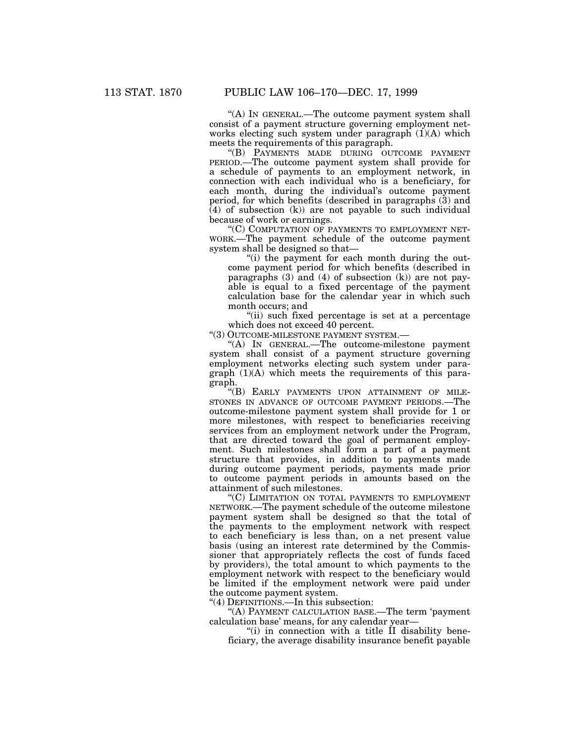"(A) IN GENERAL.—The outcome payment system shall consist of a payment structure governing employment networks electing such system under paragraph (1)(A) which meets the requirements of this paragraph.

"(B) PAYMENTS MADE DURING OUTCOME PAYMENT PERIOD.—The outcome payment system shall provide for a schedule of payments to an employment network, in connection with each individual who is a beneficiary, for each month, during the individual's outcome payment period, for which benefits (described in paragraphs (3) and (4) of subsection (k)) are not payable to such individual because of work or earnings.

"(C) COMPUTATION OF PAYMENTS TO EMPLOYMENT NETWORK.—The payment schedule of the outcome payment system shall be designed so that—

"(i) the payment for each month during the outcome payment period for which benefits (described in paragraphs (3) and (4) of subsection (k)) are not payable is equal to a fixed percentage of the payment calculation base for the calendar year in which such month occurs; and

"(ii) such fixed percentage is set at a percentage which does not exceed 40 percent.

"(3) OUTCOME-MILESTONE PAYMENT SYSTEM.—

"(A) IN GENERAL.—The outcome-milestone payment system shall consist of a payment structure governing employment networks electing such system under paragraph (1)(A) which meets the requirements of this paragraph.

"(B) EARLY PAYMENTS UPON ATTAINMENT OF MILESTONES IN ADVANCE OF OUTCOME PAYMENT PERIODS.—The outcome-milestone payment system shall provide for 1 or more milestones, with respect to beneficiaries receiving services from an employment network under the Program, that are directed toward the goal of permanent employment. Such milestones shall form a part of a payment structure that provides, in addition to payments made during outcome payment periods, payments made prior to outcome payment periods in amounts based on the attainment of such milestones.

"(C) LIMITATION ON TOTAL PAYMENTS TO EMPLOYMENT NETWORK.—The payment schedule of the outcome milestone payment system shall be designed so that the total of the payments to the employment network with respect to each beneficiary is less than, on a net present value basis (using an interest rate determined by the Commissioner that appropriately reflects the cost of funds faced by providers), the total amount to which payments to the employment network with respect to the beneficiary would be limited if the employment network were paid under the outcome payment system.

"(4) DEFINITIONS.—In this subsection:

"(A) PAYMENT CALCULATION BASE.—The term 'payment calculation base' means, for any calendar year—

"(i) in connection with a title II disability beneficiary, the average disability insurance benefit payable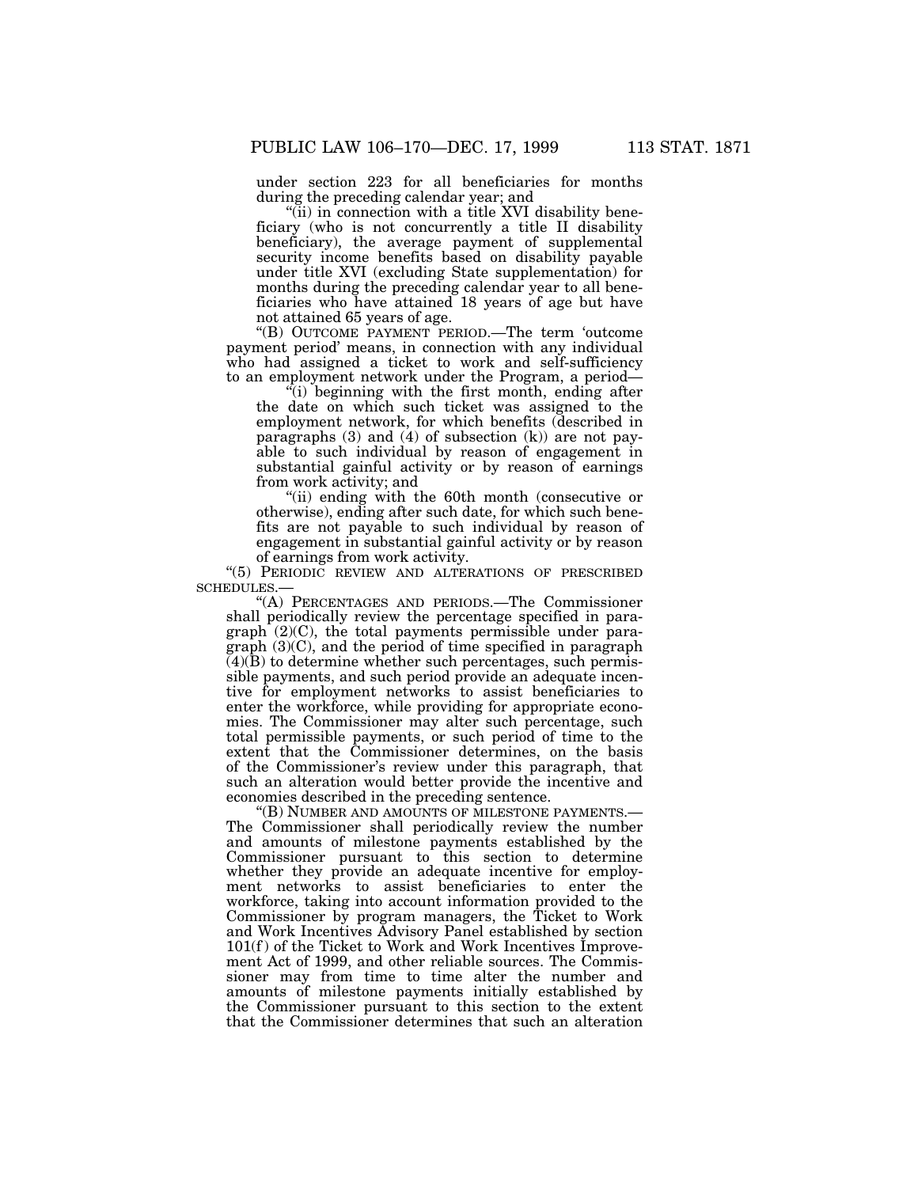under section 223 for all beneficiaries for months during the preceding calendar year; and

"(ii) in connection with a title XVI disability beneficiary (who is not concurrently a title II disability beneficiary), the average payment of supplemental security income benefits based on disability payable under title XVI (excluding State supplementation) for months during the preceding calendar year to all beneficiaries who have attained 18 years of age but have not attained 65 years of age.

"(B) OUTCOME PAYMENT PERIOD.—The term 'outcome payment period' means, in connection with any individual who had assigned a ticket to work and self-sufficiency to an employment network under the Program, a period—

"(i) beginning with the first month, ending after the date on which such ticket was assigned to the employment network, for which benefits (described in paragraphs (3) and (4) of subsection (k)) are not payable to such individual by reason of engagement in substantial gainful activity or by reason of earnings from work activity; and

"(ii) ending with the 60th month (consecutive or otherwise), ending after such date, for which such benefits are not payable to such individual by reason of engagement in substantial gainful activity or by reason of earnings from work activity.

"(5) PERIODIC REVIEW AND ALTERATIONS OF PRESCRIBED SCHEDULES.—

"(A) PERCENTAGES AND PERIODS.—The Commissioner shall periodically review the percentage specified in paragraph (2)(C), the total payments permissible under paragraph (3)(C), and the period of time specified in paragraph (4)(B) to determine whether such percentages, such permissible payments, and such period provide an adequate incentive for employment networks to assist beneficiaries to enter the workforce, while providing for appropriate economies. The Commissioner may alter such percentage, such total permissible payments, or such period of time to the extent that the Commissioner determines, on the basis of the Commissioner's review under this paragraph, that such an alteration would better provide the incentive and economies described in the preceding sentence.

"(B) NUMBER AND AMOUNTS OF MILESTONE PAYMENTS.—The Commissioner shall periodically review the number and amounts of milestone payments established by the Commissioner pursuant to this section to determine whether they provide an adequate incentive for employment networks to assist beneficiaries to enter the workforce, taking into account information provided to the Commissioner by program managers, the Ticket to Work and Work Incentives Advisory Panel established by section 101(f) of the Ticket to Work and Work Incentives Improvement Act of 1999, and other reliable sources. The Commissioner may from time to time alter the number and amounts of milestone payments initially established by the Commissioner pursuant to this section to the extent that the Commissioner determines that such an alteration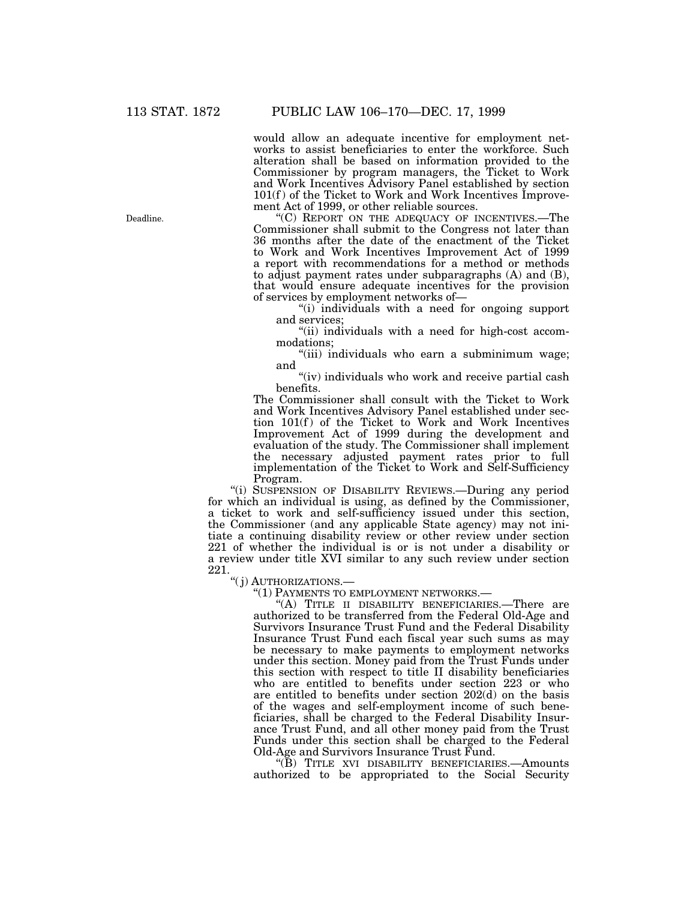would allow an adequate incentive for employment networks to assist beneficiaries to enter the workforce. Such alteration shall be based on information provided to the Commissioner by program managers, the Ticket to Work and Work Incentives Advisory Panel established by section 101(f) of the Ticket to Work and Work Incentives Improvement Act of 1999, or other reliable sources.

Deadline.

"(C) REPORT ON THE ADEQUACY OF INCENTIVES.—The Commissioner shall submit to the Congress not later than 36 months after the date of the enactment of the Ticket to Work and Work Incentives Improvement Act of 1999 a report with recommendations for a method or methods to adjust payment rates under subparagraphs (A) and (B), that would ensure adequate incentives for the provision of services by employment networks of—

"(i) individuals with a need for ongoing support and services;

"(ii) individuals with a need for high-cost accommodations;

"(iii) individuals who earn a subminimum wage; and

"(iv) individuals who work and receive partial cash benefits.

The Commissioner shall consult with the Ticket to Work and Work Incentives Advisory Panel established under section 101(f) of the Ticket to Work and Work Incentives Improvement Act of 1999 during the development and evaluation of the study. The Commissioner shall implement the necessary adjusted payment rates prior to full implementation of the Ticket to Work and Self-Sufficiency Program.

"(i) SUSPENSION OF DISABILITY REVIEWS.—During any period for which an individual is using, as defined by the Commissioner, a ticket to work and self-sufficiency issued under this section, the Commissioner (and any applicable State agency) may not initiate a continuing disability review or other review under section 221 of whether the individual is or is not under a disability or a review under title XVI similar to any such review under section 221.

"(j) AUTHORIZATIONS.—

"(1) PAYMENTS TO EMPLOYMENT NETWORKS.—

"(A) TITLE II DISABILITY BENEFICIARIES.—There are authorized to be transferred from the Federal Old-Age and Survivors Insurance Trust Fund and the Federal Disability Insurance Trust Fund each fiscal year such sums as may be necessary to make payments to employment networks under this section. Money paid from the Trust Funds under this section with respect to title II disability beneficiaries who are entitled to benefits under section 223 or who are entitled to benefits under section 202(d) on the basis of the wages and self-employment income of such beneficiaries, shall be charged to the Federal Disability Insurance Trust Fund, and all other money paid from the Trust Funds under this section shall be charged to the Federal Old-Age and Survivors Insurance Trust Fund.

"(B) TITLE XVI DISABILITY BENEFICIARIES.—Amounts authorized to be appropriated to the Social Security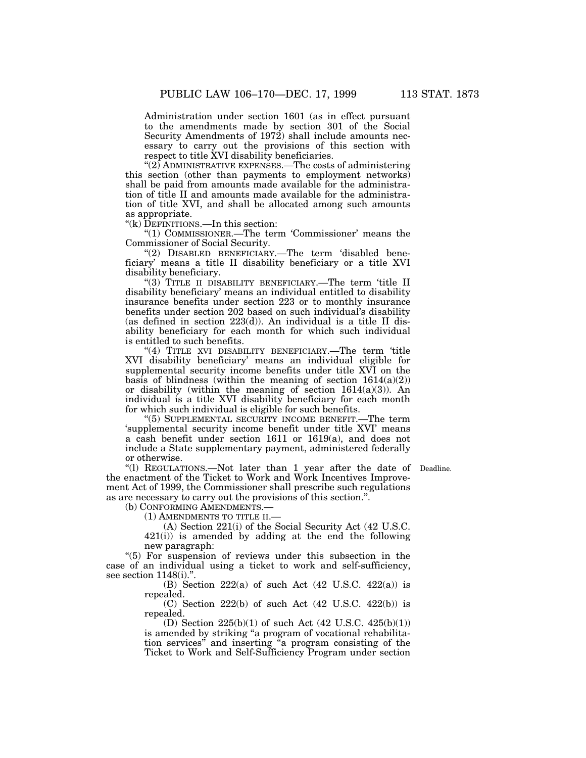Administration under section 1601 (as in effect pursuant to the amendments made by section 301 of the Social Security Amendments of 1972) shall include amounts necessary to carry out the provisions of this section with respect to title XVI disability beneficiaries.

"(2) ADMINISTRATIVE EXPENSES.—The costs of administering this section (other than payments to employment networks) shall be paid from amounts made available for the administration of title II and amounts made available for the administration of title XVI, and shall be allocated among such amounts as appropriate.

"(k) DEFINITIONS.—In this section:

"(1) COMMISSIONER.—The term 'Commissioner' means the Commissioner of Social Security.

"(2) DISABLED BENEFICIARY.—The term 'disabled beneficiary' means a title II disability beneficiary or a title XVI disability beneficiary.

"(3) TITLE II DISABILITY BENEFICIARY.—The term 'title II disability beneficiary' means an individual entitled to disability insurance benefits under section 223 or to monthly insurance benefits under section 202 based on such individual's disability (as defined in section 223(d)). An individual is a title II disability beneficiary for each month for which such individual is entitled to such benefits.

"(4) TITLE XVI DISABILITY BENEFICIARY.—The term 'title XVI disability beneficiary' means an individual eligible for supplemental security income benefits under title XVI on the basis of blindness (within the meaning of section 1614(a)(2)) or disability (within the meaning of section 1614(a)(3)). An individual is a title XVI disability beneficiary for each month for which such individual is eligible for such benefits.

"(5) SUPPLEMENTAL SECURITY INCOME BENEFIT.—The term 'supplemental security income benefit under title XVI' means a cash benefit under section 1611 or 1619(a), and does not include a State supplementary payment, administered federally or otherwise.

"(l) REGULATIONS.—Not later than 1 year after the date of the enactment of the Ticket to Work and Work Incentives Improvement Act of 1999, the Commissioner shall prescribe such regulations as are necessary to carry out the provisions of this section.". Deadline.

(b) CONFORMING AMENDMENTS.—

(1) AMENDMENTS TO TITLE II.—

(A) Section 221(i) of the Social Security Act (42 U.S.C. 421(i)) is amended by adding at the end the following new paragraph:

"(5) For suspension of reviews under this subsection in the case of an individual using a ticket to work and self-sufficiency, see section 1148(i).".

(B) Section 222(a) of such Act (42 U.S.C. 422(a)) is repealed.

(C) Section 222(b) of such Act (42 U.S.C. 422(b)) is repealed.

(D) Section 225(b)(1) of such Act (42 U.S.C. 425(b)(1)) is amended by striking "a program of vocational rehabilitation services" and inserting "a program consisting of the Ticket to Work and Self-Sufficiency Program under section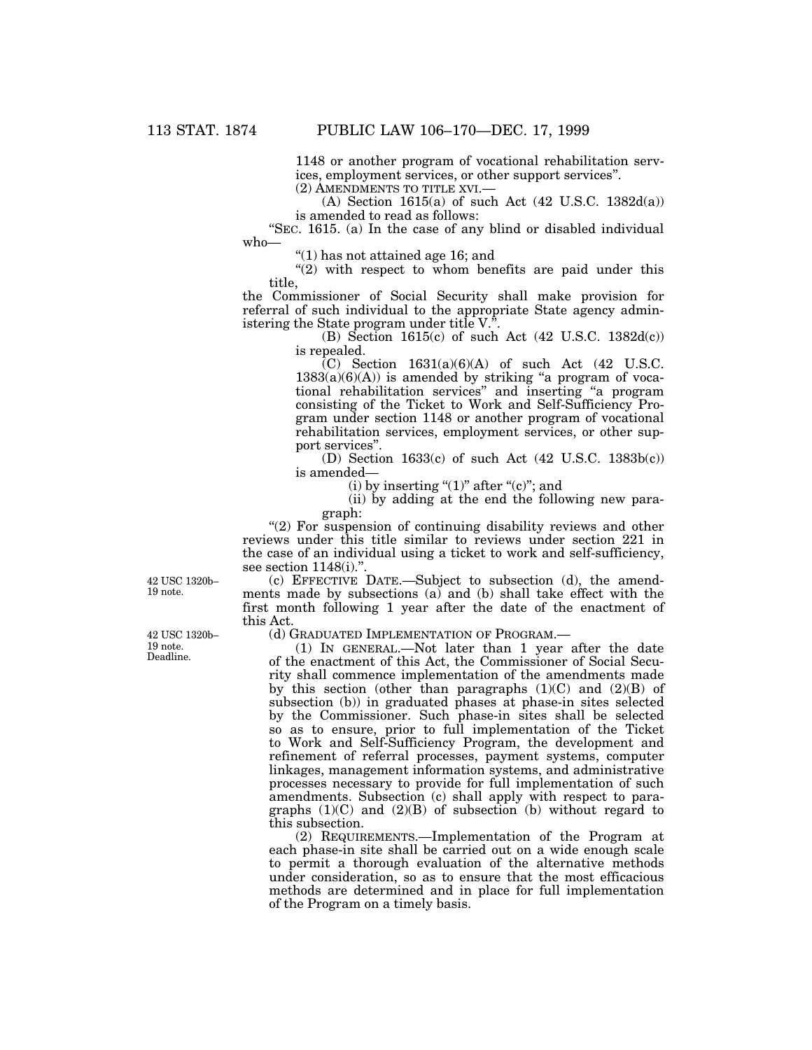1148 or another program of vocational rehabilitation services, employment services, or other support services''.

(2) AMENDMENTS TO TITLE XVI.—

(A) Section 1615(a) of such Act (42 U.S.C. 1382d(a)) is amended to read as follows:

''SEC. 1615. (a) In the case of any blind or disabled individual who—

''(1) has not attained age 16; and

''(2) with respect to whom benefits are paid under this title,

the Commissioner of Social Security shall make provision for referral of such individual to the appropriate State agency administering the State program under title V.''.

(B) Section 1615(c) of such Act (42 U.S.C. 1382d(c)) is repealed.

(C) Section 1631(a)(6)(A) of such Act (42 U.S.C. 1383(a)(6)(A)) is amended by striking ''a program of vocational rehabilitation services'' and inserting ''a program consisting of the Ticket to Work and Self-Sufficiency Program under section 1148 or another program of vocational rehabilitation services, employment services, or other support services''.

(D) Section 1633(c) of such Act (42 U.S.C. 1383b(c)) is amended—

(i) by inserting ''(1)'' after ''(c)''; and

(ii) by adding at the end the following new paragraph:

''(2) For suspension of continuing disability reviews and other reviews under this title similar to reviews under section 221 in the case of an individual using a ticket to work and self-sufficiency, see section 1148(i).''.

42 USC 1320b–19 note.

(c) EFFECTIVE DATE.—Subject to subsection (d), the amendments made by subsections (a) and (b) shall take effect with the first month following 1 year after the date of the enactment of this Act.

42 USC 1320b–19 note. Deadline.

(d) GRADUATED IMPLEMENTATION OF PROGRAM.—

(1) IN GENERAL.—Not later than 1 year after the date of the enactment of this Act, the Commissioner of Social Security shall commence implementation of the amendments made by this section (other than paragraphs (1)(C) and (2)(B) of subsection (b)) in graduated phases at phase-in sites selected by the Commissioner. Such phase-in sites shall be selected so as to ensure, prior to full implementation of the Ticket to Work and Self-Sufficiency Program, the development and refinement of referral processes, payment systems, computer linkages, management information systems, and administrative processes necessary to provide for full implementation of such amendments. Subsection (c) shall apply with respect to paragraphs (1)(C) and (2)(B) of subsection (b) without regard to this subsection.

(2) REQUIREMENTS.—Implementation of the Program at each phase-in site shall be carried out on a wide enough scale to permit a thorough evaluation of the alternative methods under consideration, so as to ensure that the most efficacious methods are determined and in place for full implementation of the Program on a timely basis.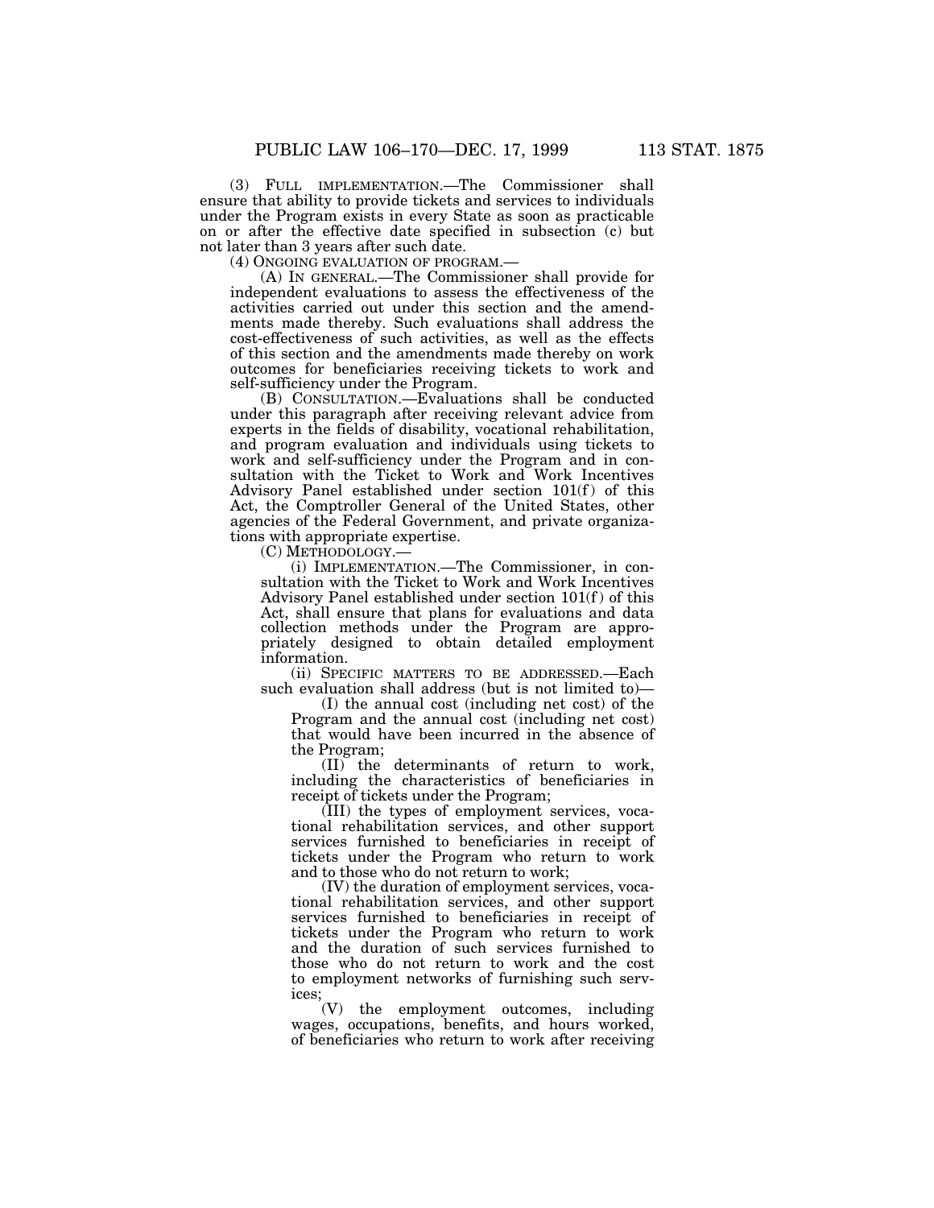(3) FULL IMPLEMENTATION.—The Commissioner shall ensure that ability to provide tickets and services to individuals under the Program exists in every State as soon as practicable on or after the effective date specified in subsection (c) but not later than 3 years after such date.

(4) ONGOING EVALUATION OF PROGRAM.—

(A) IN GENERAL.—The Commissioner shall provide for independent evaluations to assess the effectiveness of the activities carried out under this section and the amendments made thereby. Such evaluations shall address the cost-effectiveness of such activities, as well as the effects of this section and the amendments made thereby on work outcomes for beneficiaries receiving tickets to work and self-sufficiency under the Program.

(B) CONSULTATION.—Evaluations shall be conducted under this paragraph after receiving relevant advice from experts in the fields of disability, vocational rehabilitation, and program evaluation and individuals using tickets to work and self-sufficiency under the Program and in consultation with the Ticket to Work and Work Incentives Advisory Panel established under section 101(f) of this Act, the Comptroller General of the United States, other agencies of the Federal Government, and private organizations with appropriate expertise.

(C) METHODOLOGY.—

(i) IMPLEMENTATION.—The Commissioner, in consultation with the Ticket to Work and Work Incentives Advisory Panel established under section 101(f) of this Act, shall ensure that plans for evaluations and data collection methods under the Program are appropriately designed to obtain detailed employment information.

(ii) SPECIFIC MATTERS TO BE ADDRESSED.—Each such evaluation shall address (but is not limited to)—

(I) the annual cost (including net cost) of the Program and the annual cost (including net cost) that would have been incurred in the absence of the Program;

(II) the determinants of return to work, including the characteristics of beneficiaries in receipt of tickets under the Program;

(III) the types of employment services, vocational rehabilitation services, and other support services furnished to beneficiaries in receipt of tickets under the Program who return to work and to those who do not return to work;

(IV) the duration of employment services, vocational rehabilitation services, and other support services furnished to beneficiaries in receipt of tickets under the Program who return to work and the duration of such services furnished to those who do not return to work and the cost to employment networks of furnishing such services;

(V) the employment outcomes, including wages, occupations, benefits, and hours worked, of beneficiaries who return to work after receiving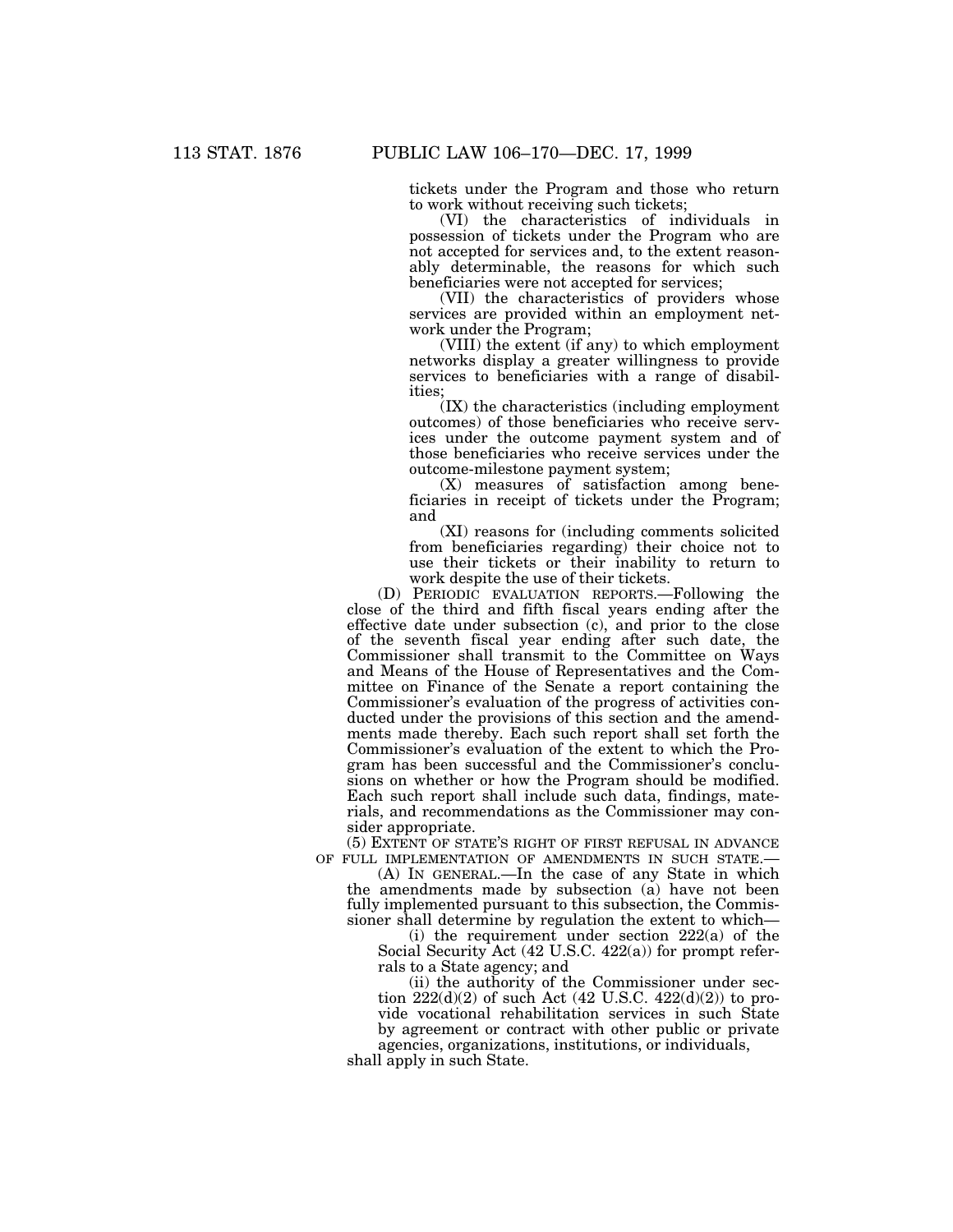tickets under the Program and those who return to work without receiving such tickets;

(VI) the characteristics of individuals in possession of tickets under the Program who are not accepted for services and, to the extent reasonably determinable, the reasons for which such beneficiaries were not accepted for services;

(VII) the characteristics of providers whose services are provided within an employment network under the Program;

(VIII) the extent (if any) to which employment networks display a greater willingness to provide services to beneficiaries with a range of disabilities;

(IX) the characteristics (including employment outcomes) of those beneficiaries who receive services under the outcome payment system and of those beneficiaries who receive services under the outcome-milestone payment system;

(X) measures of satisfaction among beneficiaries in receipt of tickets under the Program; and

(XI) reasons for (including comments solicited from beneficiaries regarding) their choice not to use their tickets or their inability to return to work despite the use of their tickets.

(D) PERIODIC EVALUATION REPORTS.—Following the close of the third and fifth fiscal years ending after the effective date under subsection (c), and prior to the close of the seventh fiscal year ending after such date, the Commissioner shall transmit to the Committee on Ways and Means of the House of Representatives and the Committee on Finance of the Senate a report containing the Commissioner's evaluation of the progress of activities conducted under the provisions of this section and the amendments made thereby. Each such report shall set forth the Commissioner's evaluation of the extent to which the Program has been successful and the Commissioner's conclusions on whether or how the Program should be modified. Each such report shall include such data, findings, materials, and recommendations as the Commissioner may consider appropriate.

(5) EXTENT OF STATE'S RIGHT OF FIRST REFUSAL IN ADVANCE OF FULL IMPLEMENTATION OF AMENDMENTS IN SUCH STATE.—

(A) IN GENERAL.—In the case of any State in which the amendments made by subsection (a) have not been fully implemented pursuant to this subsection, the Commissioner shall determine by regulation the extent to which—

(i) the requirement under section 222(a) of the Social Security Act (42 U.S.C. 422(a)) for prompt referrals to a State agency; and

(ii) the authority of the Commissioner under section 222(d)(2) of such Act (42 U.S.C. 422(d)(2)) to provide vocational rehabilitation services in such State by agreement or contract with other public or private agencies, organizations, institutions, or individuals,

shall apply in such State.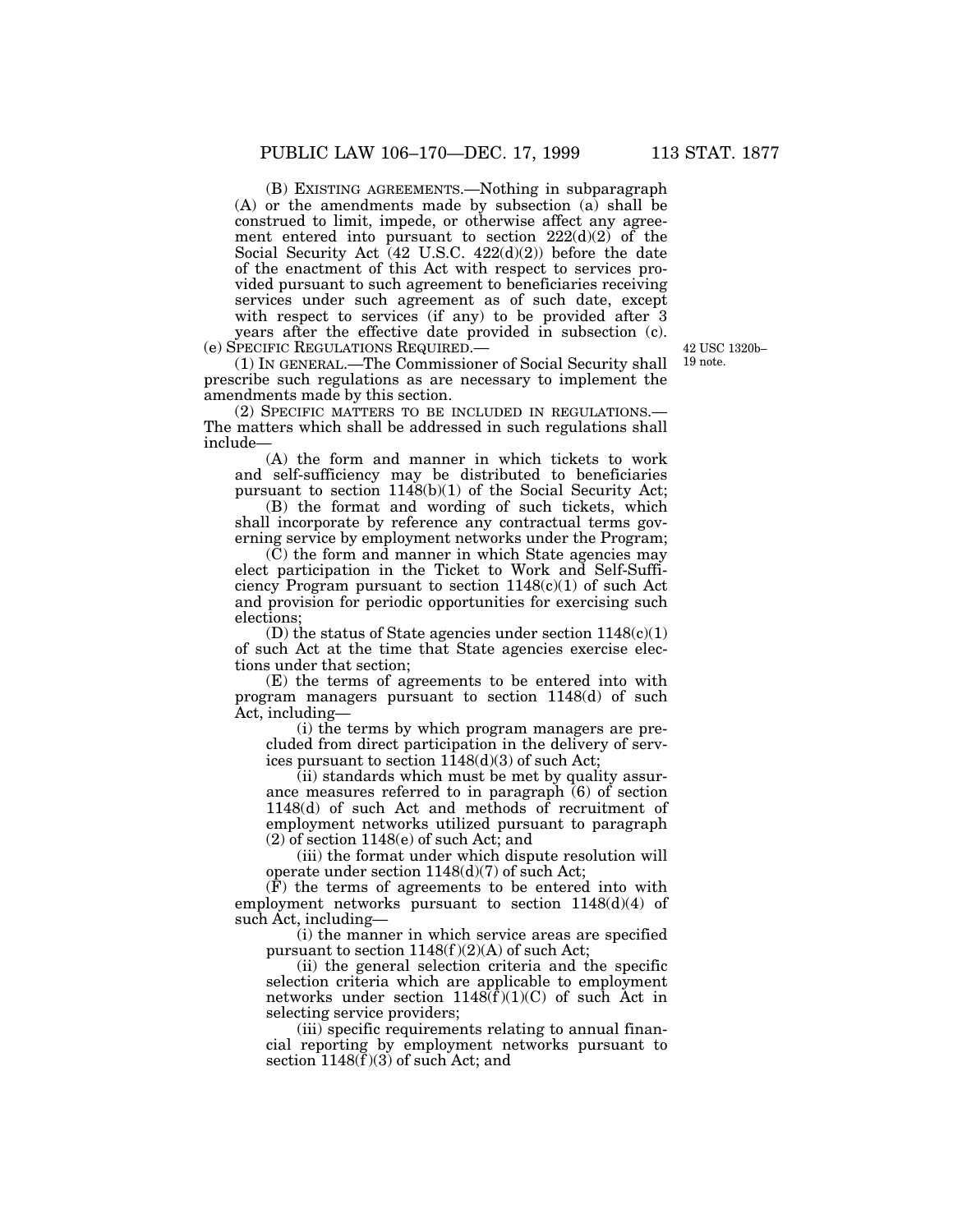(B) EXISTING AGREEMENTS.—Nothing in subparagraph (A) or the amendments made by subsection (a) shall be construed to limit, impede, or otherwise affect any agreement entered into pursuant to section 222(d)(2) of the Social Security Act (42 U.S.C. 422(d)(2)) before the date of the enactment of this Act with respect to services provided pursuant to such agreement to beneficiaries receiving services under such agreement as of such date, except with respect to services (if any) to be provided after 3 years after the effective date provided in subsection (c).

(e) SPECIFIC REGULATIONS REQUIRED.—

42 USC 1320b–19 note.

(1) IN GENERAL.—The Commissioner of Social Security shall prescribe such regulations as are necessary to implement the amendments made by this section.

(2) SPECIFIC MATTERS TO BE INCLUDED IN REGULATIONS.—The matters which shall be addressed in such regulations shall include—

(A) the form and manner in which tickets to work and self-sufficiency may be distributed to beneficiaries pursuant to section 1148(b)(1) of the Social Security Act;

(B) the format and wording of such tickets, which shall incorporate by reference any contractual terms governing service by employment networks under the Program;

(C) the form and manner in which State agencies may elect participation in the Ticket to Work and Self-Sufficiency Program pursuant to section 1148(c)(1) of such Act and provision for periodic opportunities for exercising such elections;

(D) the status of State agencies under section 1148(c)(1) of such Act at the time that State agencies exercise elections under that section;

(E) the terms of agreements to be entered into with program managers pursuant to section 1148(d) of such Act, including—

(i) the terms by which program managers are precluded from direct participation in the delivery of services pursuant to section 1148(d)(3) of such Act;

(ii) standards which must be met by quality assurance measures referred to in paragraph (6) of section 1148(d) of such Act and methods of recruitment of employment networks utilized pursuant to paragraph (2) of section 1148(e) of such Act; and

(iii) the format under which dispute resolution will operate under section 1148(d)(7) of such Act;

(F) the terms of agreements to be entered into with employment networks pursuant to section 1148(d)(4) of such Act, including—

(i) the manner in which service areas are specified pursuant to section 1148(f)(2)(A) of such Act;

(ii) the general selection criteria and the specific selection criteria which are applicable to employment networks under section 1148(f)(1)(C) of such Act in selecting service providers;

(iii) specific requirements relating to annual financial reporting by employment networks pursuant to section 1148(f)(3) of such Act; and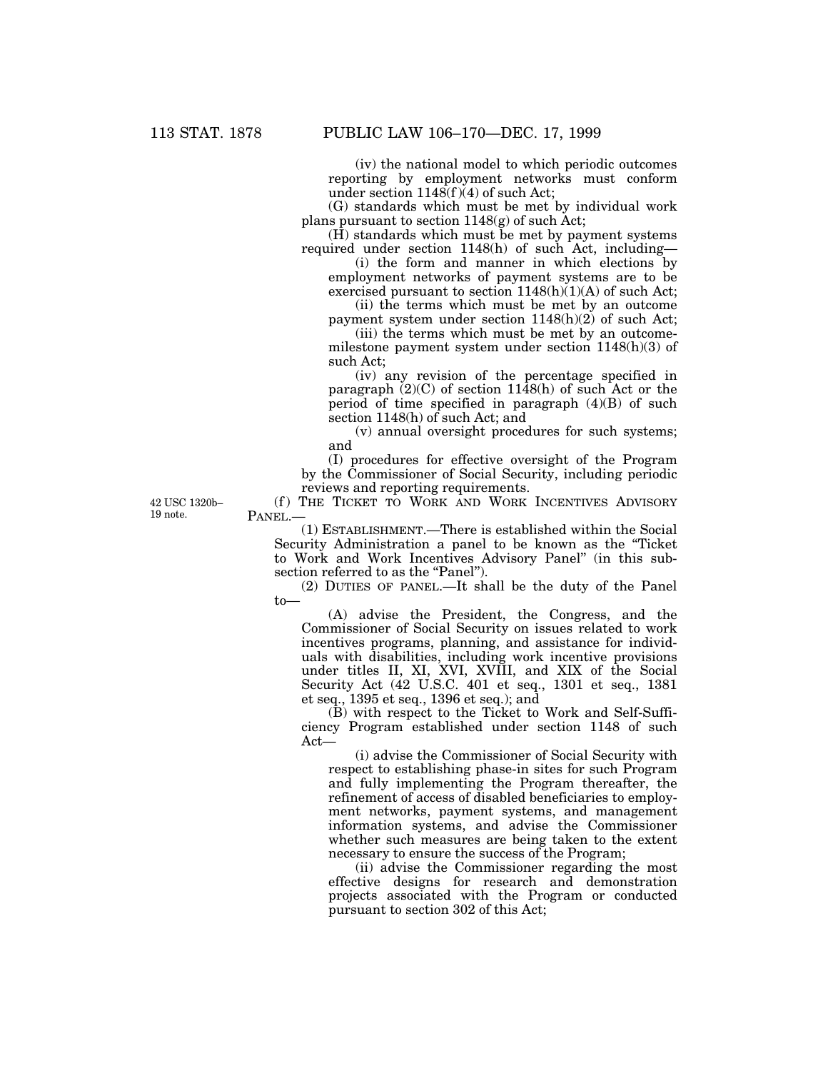(iv) the national model to which periodic outcomes reporting by employment networks must conform under section 1148(f)(4) of such Act;

(G) standards which must be met by individual work plans pursuant to section 1148(g) of such Act;

(H) standards which must be met by payment systems required under section 1148(h) of such Act, including—

(i) the form and manner in which elections by employment networks of payment systems are to be exercised pursuant to section 1148(h)(1)(A) of such Act;

(ii) the terms which must be met by an outcome payment system under section 1148(h)(2) of such Act;

(iii) the terms which must be met by an outcome-milestone payment system under section 1148(h)(3) of such Act;

(iv) any revision of the percentage specified in paragraph (2)(C) of section 1148(h) of such Act or the period of time specified in paragraph (4)(B) of such section 1148(h) of such Act; and

(v) annual oversight procedures for such systems; and

(I) procedures for effective oversight of the Program by the Commissioner of Social Security, including periodic reviews and reporting requirements.

42 USC 1320b–19 note.

(f) THE TICKET TO WORK AND WORK INCENTIVES ADVISORY PANEL.—

(1) ESTABLISHMENT.—There is established within the Social Security Administration a panel to be known as the "Ticket to Work and Work Incentives Advisory Panel" (in this subsection referred to as the "Panel").

(2) DUTIES OF PANEL.—It shall be the duty of the Panel to—

(A) advise the President, the Congress, and the Commissioner of Social Security on issues related to work incentives programs, planning, and assistance for individuals with disabilities, including work incentive provisions under titles II, XI, XVI, XVIII, and XIX of the Social Security Act (42 U.S.C. 401 et seq., 1301 et seq., 1381 et seq., 1395 et seq., 1396 et seq.); and

(B) with respect to the Ticket to Work and Self-Sufficiency Program established under section 1148 of such Act—

(i) advise the Commissioner of Social Security with respect to establishing phase-in sites for such Program and fully implementing the Program thereafter, the refinement of access of disabled beneficiaries to employment networks, payment systems, and management information systems, and advise the Commissioner whether such measures are being taken to the extent necessary to ensure the success of the Program;

(ii) advise the Commissioner regarding the most effective designs for research and demonstration projects associated with the Program or conducted pursuant to section 302 of this Act;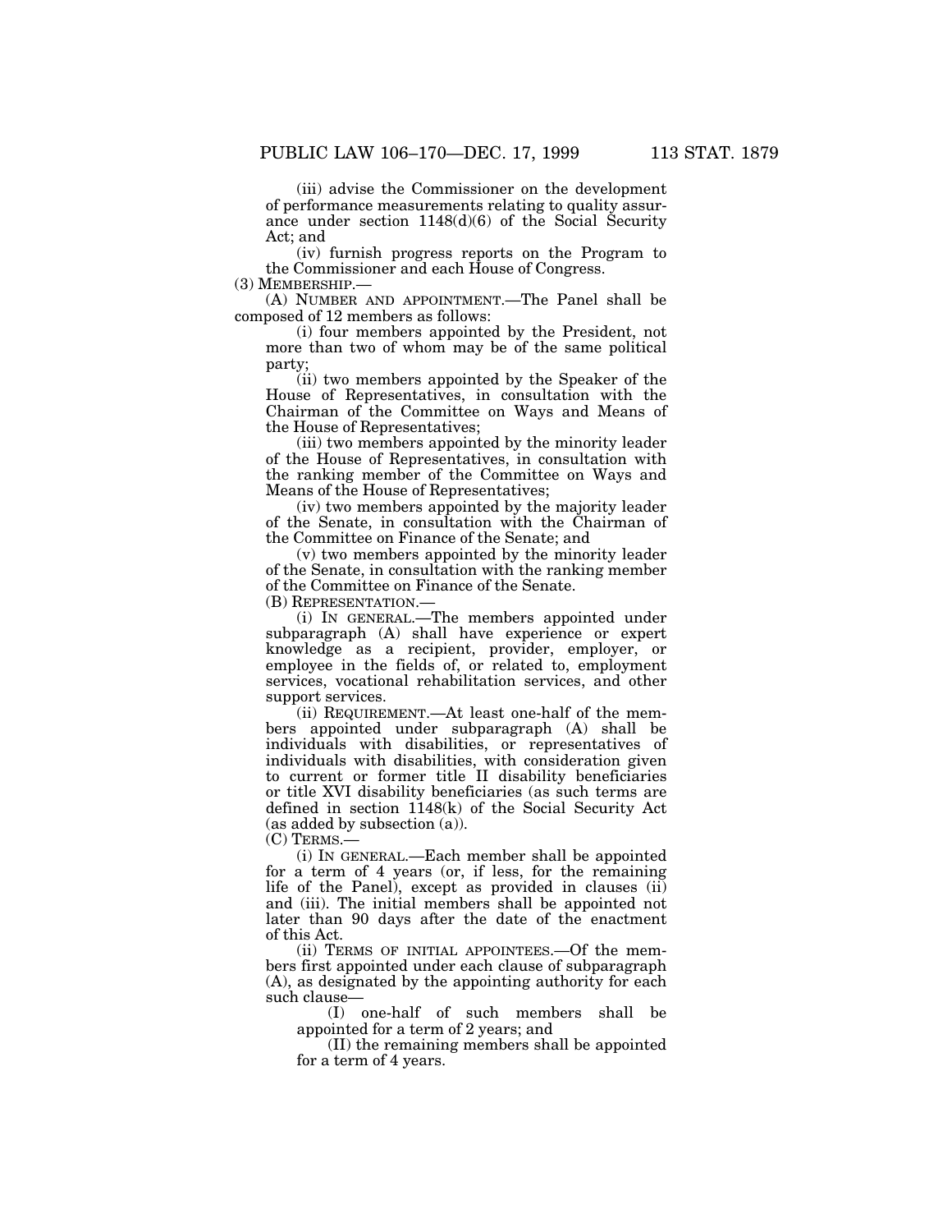(iii) advise the Commissioner on the development of performance measurements relating to quality assurance under section 1148(d)(6) of the Social Security Act; and

(iv) furnish progress reports on the Program to the Commissioner and each House of Congress.

(3) MEMBERSHIP.—

(A) NUMBER AND APPOINTMENT.—The Panel shall be composed of 12 members as follows:

(i) four members appointed by the President, not more than two of whom may be of the same political party;

(ii) two members appointed by the Speaker of the House of Representatives, in consultation with the Chairman of the Committee on Ways and Means of the House of Representatives;

(iii) two members appointed by the minority leader of the House of Representatives, in consultation with the ranking member of the Committee on Ways and Means of the House of Representatives;

(iv) two members appointed by the majority leader of the Senate, in consultation with the Chairman of the Committee on Finance of the Senate; and

(v) two members appointed by the minority leader of the Senate, in consultation with the ranking member of the Committee on Finance of the Senate.

(B) REPRESENTATION.—

(i) IN GENERAL.—The members appointed under subparagraph (A) shall have experience or expert knowledge as a recipient, provider, employer, or employee in the fields of, or related to, employment services, vocational rehabilitation services, and other support services.

(ii) REQUIREMENT.—At least one-half of the members appointed under subparagraph (A) shall be individuals with disabilities, or representatives of individuals with disabilities, with consideration given to current or former title II disability beneficiaries or title XVI disability beneficiaries (as such terms are defined in section 1148(k) of the Social Security Act (as added by subsection (a)).

(C) TERMS.—

(i) IN GENERAL.—Each member shall be appointed for a term of 4 years (or, if less, for the remaining life of the Panel), except as provided in clauses (ii) and (iii). The initial members shall be appointed not later than 90 days after the date of the enactment of this Act.

(ii) TERMS OF INITIAL APPOINTEES.—Of the members first appointed under each clause of subparagraph (A), as designated by the appointing authority for each such clause—

(I) one-half of such members shall be appointed for a term of 2 years; and

(II) the remaining members shall be appointed for a term of 4 years.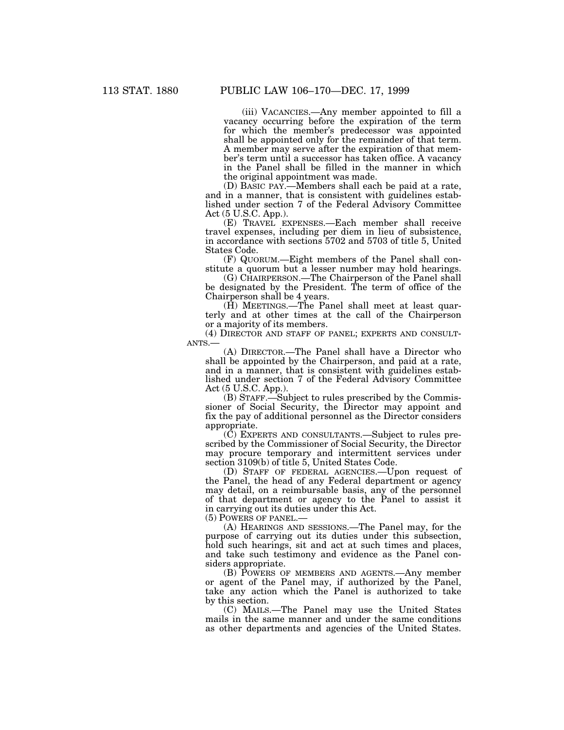(iii) VACANCIES.—Any member appointed to fill a vacancy occurring before the expiration of the term for which the member's predecessor was appointed shall be appointed only for the remainder of that term. A member may serve after the expiration of that member's term until a successor has taken office. A vacancy in the Panel shall be filled in the manner in which the original appointment was made.

(D) BASIC PAY.—Members shall each be paid at a rate, and in a manner, that is consistent with guidelines established under section 7 of the Federal Advisory Committee Act (5 U.S.C. App.).

(E) TRAVEL EXPENSES.—Each member shall receive travel expenses, including per diem in lieu of subsistence, in accordance with sections 5702 and 5703 of title 5, United States Code.

(F) QUORUM.—Eight members of the Panel shall constitute a quorum but a lesser number may hold hearings.

(G) CHAIRPERSON.—The Chairperson of the Panel shall be designated by the President. The term of office of the Chairperson shall be 4 years.

(H) MEETINGS.—The Panel shall meet at least quarterly and at other times at the call of the Chairperson or a majority of its members.

(4) DIRECTOR AND STAFF OF PANEL; EXPERTS AND CONSULTANTS.—

(A) DIRECTOR.—The Panel shall have a Director who shall be appointed by the Chairperson, and paid at a rate, and in a manner, that is consistent with guidelines established under section 7 of the Federal Advisory Committee Act (5 U.S.C. App.).

(B) STAFF.—Subject to rules prescribed by the Commissioner of Social Security, the Director may appoint and fix the pay of additional personnel as the Director considers appropriate.

(C) EXPERTS AND CONSULTANTS.—Subject to rules prescribed by the Commissioner of Social Security, the Director may procure temporary and intermittent services under section 3109(b) of title 5, United States Code.

(D) STAFF OF FEDERAL AGENCIES.—Upon request of the Panel, the head of any Federal department or agency may detail, on a reimbursable basis, any of the personnel of that department or agency to the Panel to assist it in carrying out its duties under this Act.

(5) POWERS OF PANEL.—

(A) HEARINGS AND SESSIONS.—The Panel may, for the purpose of carrying out its duties under this subsection, hold such hearings, sit and act at such times and places, and take such testimony and evidence as the Panel considers appropriate.

(B) POWERS OF MEMBERS AND AGENTS.—Any member or agent of the Panel may, if authorized by the Panel, take any action which the Panel is authorized to take by this section.

(C) MAILS.—The Panel may use the United States mails in the same manner and under the same conditions as other departments and agencies of the United States.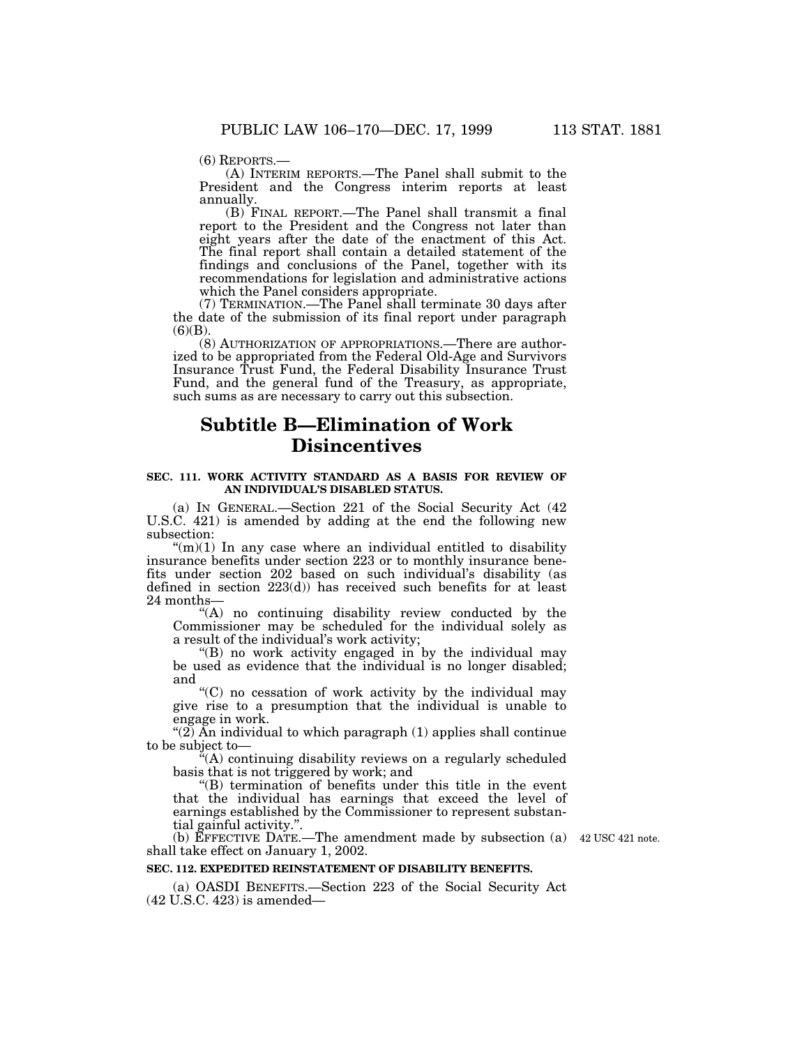(6) REPORTS.—

(A) INTERIM REPORTS.—The Panel shall submit to the President and the Congress interim reports at least annually.

(B) FINAL REPORT.—The Panel shall transmit a final report to the President and the Congress not later than eight years after the date of the enactment of this Act. The final report shall contain a detailed statement of the findings and conclusions of the Panel, together with its recommendations for legislation and administrative actions which the Panel considers appropriate.

(7) TERMINATION.—The Panel shall terminate 30 days after the date of the submission of its final report under paragraph (6)(B).

(8) AUTHORIZATION OF APPROPRIATIONS.—There are authorized to be appropriated from the Federal Old-Age and Survivors Insurance Trust Fund, the Federal Disability Insurance Trust Fund, and the general fund of the Treasury, as appropriate, such sums as are necessary to carry out this subsection.

# Subtitle B—Elimination of Work Disincentives

### SEC. 111. WORK ACTIVITY STANDARD AS A BASIS FOR REVIEW OF AN INDIVIDUAL'S DISABLED STATUS.

(a) IN GENERAL.—Section 221 of the Social Security Act (42 U.S.C. 421) is amended by adding at the end the following new subsection:

"(m)(1) In any case where an individual entitled to disability insurance benefits under section 223 or to monthly insurance benefits under section 202 based on such individual's disability (as defined in section 223(d)) has received such benefits for at least 24 months—

"(A) no continuing disability review conducted by the Commissioner may be scheduled for the individual solely as a result of the individual's work activity;

"(B) no work activity engaged in by the individual may be used as evidence that the individual is no longer disabled; and

"(C) no cessation of work activity by the individual may give rise to a presumption that the individual is unable to engage in work.

"(2) An individual to which paragraph (1) applies shall continue to be subject to—

"(A) continuing disability reviews on a regularly scheduled basis that is not triggered by work; and

"(B) termination of benefits under this title in the event that the individual has earnings that exceed the level of earnings established by the Commissioner to represent substantial gainful activity.".

(b) EFFECTIVE DATE.—The amendment made by subsection (a) shall take effect on January 1, 2002.

42 USC 421 note.

### SEC. 112. EXPEDITED REINSTATEMENT OF DISABILITY BENEFITS.

(a) OASDI BENEFITS.—Section 223 of the Social Security Act (42 U.S.C. 423) is amended—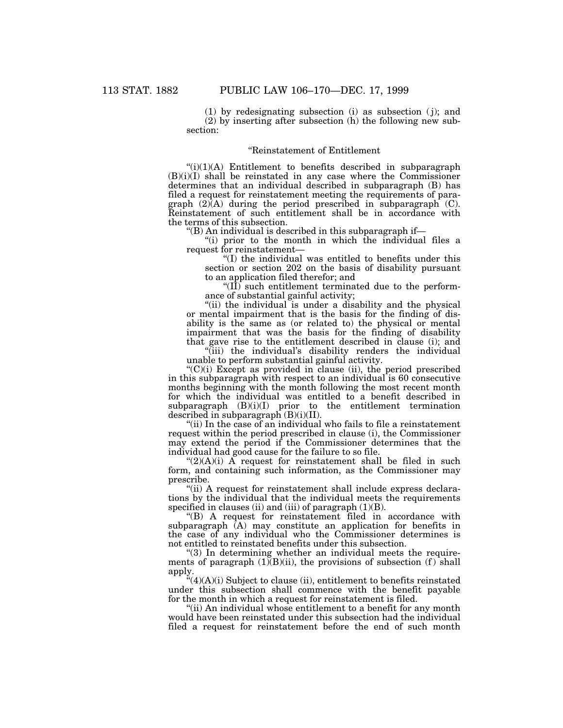(1) by redesignating subsection (i) as subsection (j); and

(2) by inserting after subsection (h) the following new subsection:

"Reinstatement of Entitlement

"(i)(1)(A) Entitlement to benefits described in subparagraph (B)(i)(I) shall be reinstated in any case where the Commissioner determines that an individual described in subparagraph (B) has filed a request for reinstatement meeting the requirements of paragraph (2)(A) during the period prescribed in subparagraph (C). Reinstatement of such entitlement shall be in accordance with the terms of this subsection.

"(B) An individual is described in this subparagraph if—

"(i) prior to the month in which the individual files a request for reinstatement—

"(I) the individual was entitled to benefits under this section or section 202 on the basis of disability pursuant to an application filed therefor; and

"(II) such entitlement terminated due to the performance of substantial gainful activity;

"(ii) the individual is under a disability and the physical or mental impairment that is the basis for the finding of disability is the same as (or related to) the physical or mental impairment that was the basis for the finding of disability that gave rise to the entitlement described in clause (i); and

"(iii) the individual's disability renders the individual unable to perform substantial gainful activity.

"(C)(i) Except as provided in clause (ii), the period prescribed in this subparagraph with respect to an individual is 60 consecutive months beginning with the month following the most recent month for which the individual was entitled to a benefit described in subparagraph (B)(i)(I) prior to the entitlement termination described in subparagraph (B)(i)(II).

"(ii) In the case of an individual who fails to file a reinstatement request within the period prescribed in clause (i), the Commissioner may extend the period if the Commissioner determines that the individual had good cause for the failure to so file.

"(2)(A)(i) A request for reinstatement shall be filed in such form, and containing such information, as the Commissioner may prescribe.

"(ii) A request for reinstatement shall include express declarations by the individual that the individual meets the requirements specified in clauses (ii) and (iii) of paragraph (1)(B).

"(B) A request for reinstatement filed in accordance with subparagraph (A) may constitute an application for benefits in the case of any individual who the Commissioner determines is not entitled to reinstated benefits under this subsection.

"(3) In determining whether an individual meets the requirements of paragraph (1)(B)(ii), the provisions of subsection (f) shall apply.

"(4)(A)(i) Subject to clause (ii), entitlement to benefits reinstated under this subsection shall commence with the benefit payable for the month in which a request for reinstatement is filed.

"(ii) An individual whose entitlement to a benefit for any month would have been reinstated under this subsection had the individual filed a request for reinstatement before the end of such month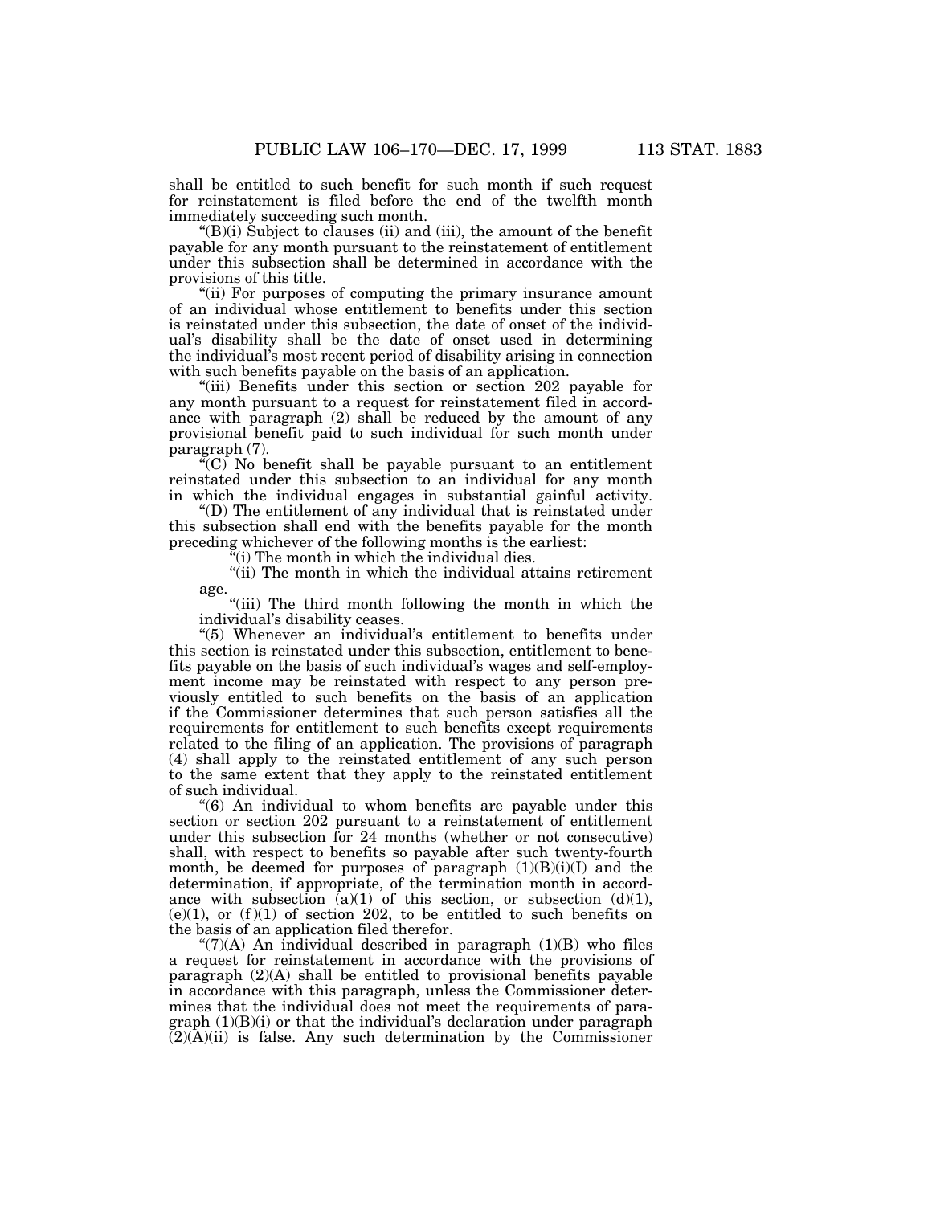shall be entitled to such benefit for such month if such request for reinstatement is filed before the end of the twelfth month immediately succeeding such month.

"(B)(i) Subject to clauses (ii) and (iii), the amount of the benefit payable for any month pursuant to the reinstatement of entitlement under this subsection shall be determined in accordance with the provisions of this title.

"(ii) For purposes of computing the primary insurance amount of an individual whose entitlement to benefits under this section is reinstated under this subsection, the date of onset of the individual's disability shall be the date of onset used in determining the individual's most recent period of disability arising in connection with such benefits payable on the basis of an application.

"(iii) Benefits under this section or section 202 payable for any month pursuant to a request for reinstatement filed in accordance with paragraph (2) shall be reduced by the amount of any provisional benefit paid to such individual for such month under paragraph (7).

"(C) No benefit shall be payable pursuant to an entitlement reinstated under this subsection to an individual for any month in which the individual engages in substantial gainful activity.

"(D) The entitlement of any individual that is reinstated under this subsection shall end with the benefits payable for the month preceding whichever of the following months is the earliest:

"(i) The month in which the individual dies.

"(ii) The month in which the individual attains retirement age.

"(iii) The third month following the month in which the individual's disability ceases.

"(5) Whenever an individual's entitlement to benefits under this section is reinstated under this subsection, entitlement to benefits payable on the basis of such individual's wages and self-employment income may be reinstated with respect to any person previously entitled to such benefits on the basis of an application if the Commissioner determines that such person satisfies all the requirements for entitlement to such benefits except requirements related to the filing of an application. The provisions of paragraph (4) shall apply to the reinstated entitlement of any such person to the same extent that they apply to the reinstated entitlement of such individual.

"(6) An individual to whom benefits are payable under this section or section 202 pursuant to a reinstatement of entitlement under this subsection for 24 months (whether or not consecutive) shall, with respect to benefits so payable after such twenty-fourth month, be deemed for purposes of paragraph (1)(B)(i)(I) and the determination, if appropriate, of the termination month in accordance with subsection (a)(1) of this section, or subsection (d)(1), (e)(1), or (f)(1) of section 202, to be entitled to such benefits on the basis of an application filed therefor.

"(7)(A) An individual described in paragraph (1)(B) who files a request for reinstatement in accordance with the provisions of paragraph (2)(A) shall be entitled to provisional benefits payable in accordance with this paragraph, unless the Commissioner determines that the individual does not meet the requirements of paragraph (1)(B)(i) or that the individual's declaration under paragraph (2)(A)(ii) is false. Any such determination by the Commissioner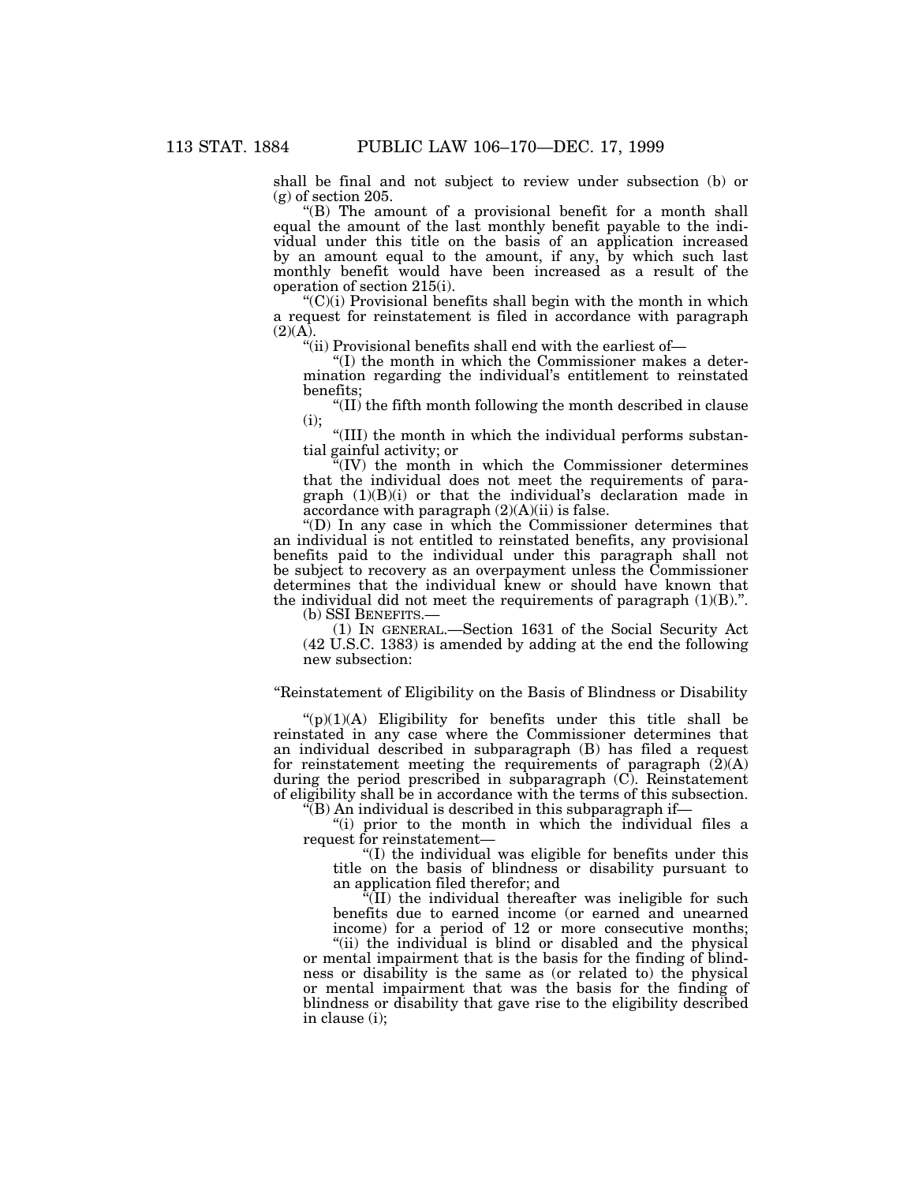shall be final and not subject to review under subsection (b) or (g) of section 205.

"(B) The amount of a provisional benefit for a month shall equal the amount of the last monthly benefit payable to the individual under this title on the basis of an application increased by an amount equal to the amount, if any, by which such last monthly benefit would have been increased as a result of the operation of section 215(i).

"(C)(i) Provisional benefits shall begin with the month in which a request for reinstatement is filed in accordance with paragraph (2)(A).

"(ii) Provisional benefits shall end with the earliest of—

"(I) the month in which the Commissioner makes a determination regarding the individual's entitlement to reinstated benefits;

"(II) the fifth month following the month described in clause (i);

"(III) the month in which the individual performs substantial gainful activity; or

"(IV) the month in which the Commissioner determines that the individual does not meet the requirements of paragraph (1)(B)(i) or that the individual's declaration made in accordance with paragraph (2)(A)(ii) is false.

"(D) In any case in which the Commissioner determines that an individual is not entitled to reinstated benefits, any provisional benefits paid to the individual under this paragraph shall not be subject to recovery as an overpayment unless the Commissioner determines that the individual knew or should have known that the individual did not meet the requirements of paragraph (1)(B).".

(b) SSI BENEFITS.—

(1) IN GENERAL.—Section 1631 of the Social Security Act (42 U.S.C. 1383) is amended by adding at the end the following new subsection:

"Reinstatement of Eligibility on the Basis of Blindness or Disability

"(p)(1)(A) Eligibility for benefits under this title shall be reinstated in any case where the Commissioner determines that an individual described in subparagraph (B) has filed a request for reinstatement meeting the requirements of paragraph (2)(A) during the period prescribed in subparagraph (C). Reinstatement of eligibility shall be in accordance with the terms of this subsection.

"(B) An individual is described in this subparagraph if—

"(i) prior to the month in which the individual files a request for reinstatement—

"(I) the individual was eligible for benefits under this title on the basis of blindness or disability pursuant to an application filed therefor; and

"(II) the individual thereafter was ineligible for such benefits due to earned income (or earned and unearned income) for a period of 12 or more consecutive months;

"(ii) the individual is blind or disabled and the physical or mental impairment that is the basis for the finding of blindness or disability is the same as (or related to) the physical or mental impairment that was the basis for the finding of blindness or disability that gave rise to the eligibility described in clause (i);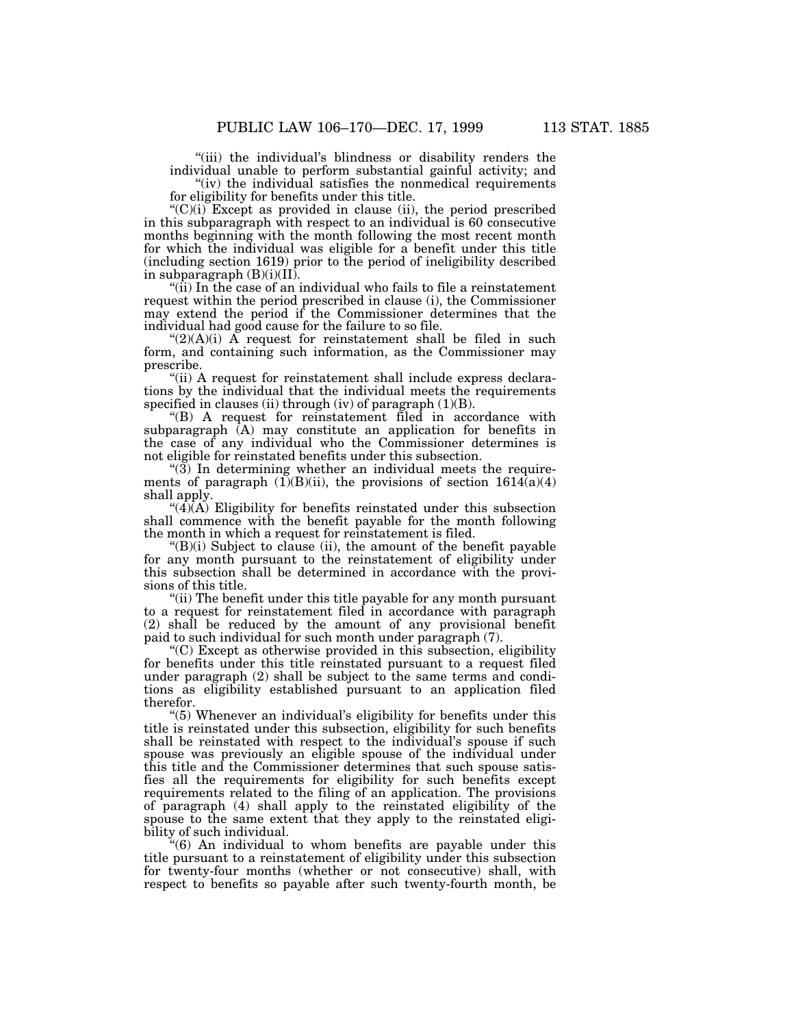"(iii) the individual's blindness or disability renders the individual unable to perform substantial gainful activity; and

"(iv) the individual satisfies the nonmedical requirements for eligibility for benefits under this title.

"(C)(i) Except as provided in clause (ii), the period prescribed in this subparagraph with respect to an individual is 60 consecutive months beginning with the month following the most recent month for which the individual was eligible for a benefit under this title (including section 1619) prior to the period of ineligibility described in subparagraph (B)(i)(II).

"(ii) In the case of an individual who fails to file a reinstatement request within the period prescribed in clause (i), the Commissioner may extend the period if the Commissioner determines that the individual had good cause for the failure to so file.

"(2)(A)(i) A request for reinstatement shall be filed in such form, and containing such information, as the Commissioner may prescribe.

"(ii) A request for reinstatement shall include express declarations by the individual that the individual meets the requirements specified in clauses (ii) through (iv) of paragraph (1)(B).

"(B) A request for reinstatement filed in accordance with subparagraph (A) may constitute an application for benefits in the case of any individual who the Commissioner determines is not eligible for reinstated benefits under this subsection.

"(3) In determining whether an individual meets the requirements of paragraph (1)(B)(ii), the provisions of section 1614(a)(4) shall apply.

"(4)(A) Eligibility for benefits reinstated under this subsection shall commence with the benefit payable for the month following the month in which a request for reinstatement is filed.

"(B)(i) Subject to clause (ii), the amount of the benefit payable for any month pursuant to the reinstatement of eligibility under this subsection shall be determined in accordance with the provisions of this title.

"(ii) The benefit under this title payable for any month pursuant to a request for reinstatement filed in accordance with paragraph (2) shall be reduced by the amount of any provisional benefit paid to such individual for such month under paragraph (7).

"(C) Except as otherwise provided in this subsection, eligibility for benefits under this title reinstated pursuant to a request filed under paragraph (2) shall be subject to the same terms and conditions as eligibility established pursuant to an application filed therefor.

"(5) Whenever an individual's eligibility for benefits under this title is reinstated under this subsection, eligibility for such benefits shall be reinstated with respect to the individual's spouse if such spouse was previously an eligible spouse of the individual under this title and the Commissioner determines that such spouse satisfies all the requirements for eligibility for such benefits except requirements related to the filing of an application. The provisions of paragraph (4) shall apply to the reinstated eligibility of the spouse to the same extent that they apply to the reinstated eligibility of such individual.

"(6) An individual to whom benefits are payable under this title pursuant to a reinstatement of eligibility under this subsection for twenty-four months (whether or not consecutive) shall, with respect to benefits so payable after such twenty-fourth month, be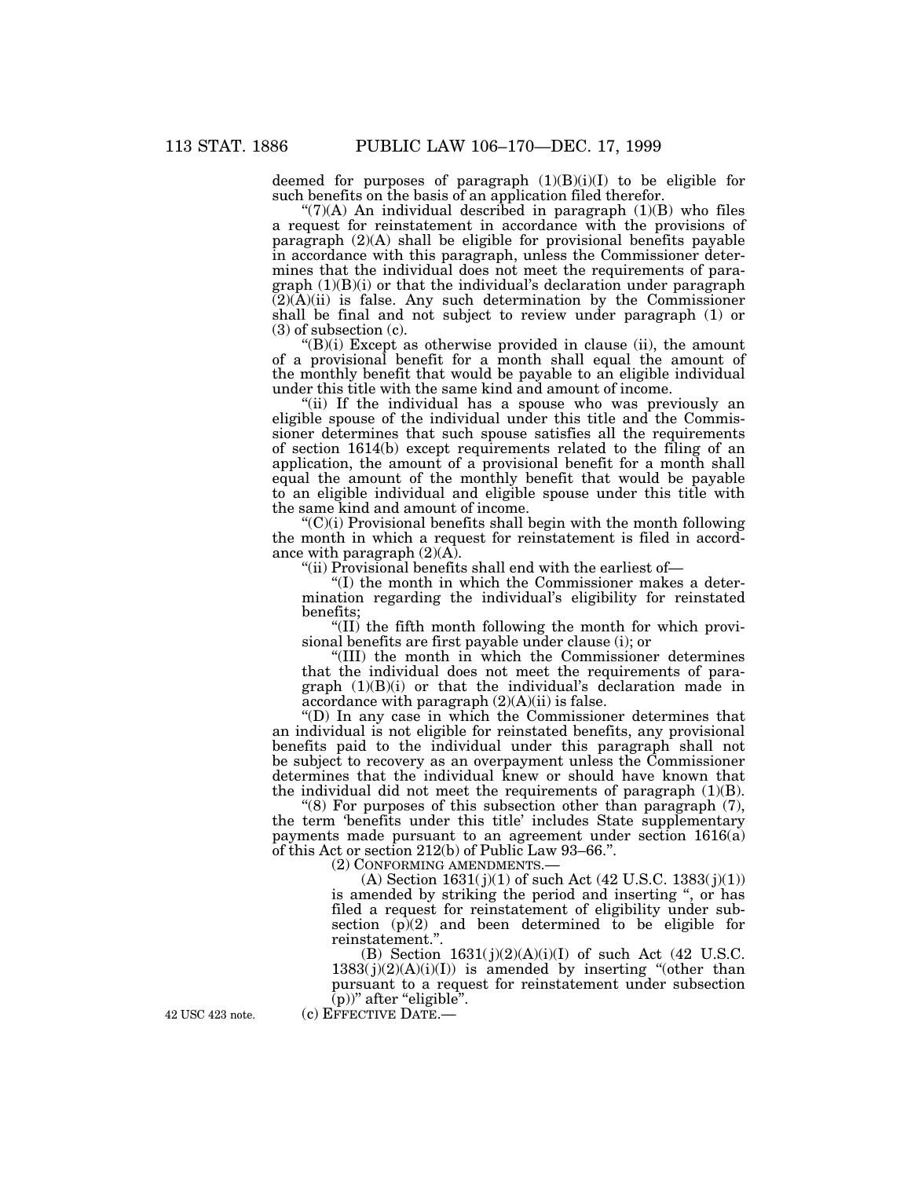deemed for purposes of paragraph (1)(B)(i)(I) to be eligible for such benefits on the basis of an application filed therefor.

"(7)(A) An individual described in paragraph (1)(B) who files a request for reinstatement in accordance with the provisions of paragraph (2)(A) shall be eligible for provisional benefits payable in accordance with this paragraph, unless the Commissioner determines that the individual does not meet the requirements of paragraph (1)(B)(i) or that the individual's declaration under paragraph (2)(A)(ii) is false. Any such determination by the Commissioner shall be final and not subject to review under paragraph (1) or (3) of subsection (c).

"(B)(i) Except as otherwise provided in clause (ii), the amount of a provisional benefit for a month shall equal the amount of the monthly benefit that would be payable to an eligible individual under this title with the same kind and amount of income.

"(ii) If the individual has a spouse who was previously an eligible spouse of the individual under this title and the Commissioner determines that such spouse satisfies all the requirements of section 1614(b) except requirements related to the filing of an application, the amount of a provisional benefit for a month shall equal the amount of the monthly benefit that would be payable to an eligible individual and eligible spouse under this title with the same kind and amount of income.

"(C)(i) Provisional benefits shall begin with the month following the month in which a request for reinstatement is filed in accordance with paragraph (2)(A).

"(ii) Provisional benefits shall end with the earliest of—

"(I) the month in which the Commissioner makes a determination regarding the individual's eligibility for reinstated benefits;

"(II) the fifth month following the month for which provisional benefits are first payable under clause (i); or

"(III) the month in which the Commissioner determines that the individual does not meet the requirements of paragraph (1)(B)(i) or that the individual's declaration made in accordance with paragraph (2)(A)(ii) is false.

"(D) In any case in which the Commissioner determines that an individual is not eligible for reinstated benefits, any provisional benefits paid to the individual under this paragraph shall not be subject to recovery as an overpayment unless the Commissioner determines that the individual knew or should have known that the individual did not meet the requirements of paragraph (1)(B).

"(8) For purposes of this subsection other than paragraph (7), the term 'benefits under this title' includes State supplementary payments made pursuant to an agreement under section 1616(a) of this Act or section 212(b) of Public Law 93–66.".

(2) CONFORMING AMENDMENTS.—

(A) Section 1631(j)(1) of such Act (42 U.S.C. 1383(j)(1)) is amended by striking the period and inserting ", or has filed a request for reinstatement of eligibility under subsection (p)(2) and been determined to be eligible for reinstatement.".

(B) Section 1631(j)(2)(A)(i)(I) of such Act (42 U.S.C. 1383(j)(2)(A)(i)(I)) is amended by inserting "(other than pursuant to a request for reinstatement under subsection (p))" after "eligible".

42 USC 423 note.

(c) EFFECTIVE DATE.—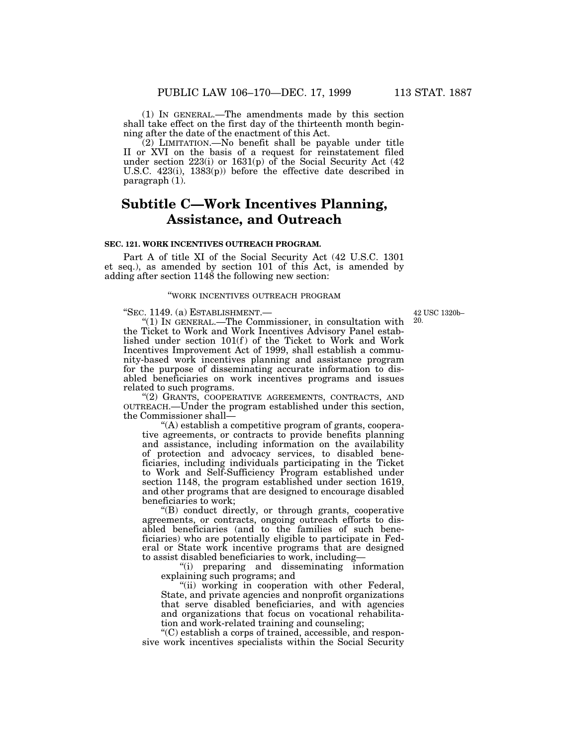(1) IN GENERAL.—The amendments made by this section shall take effect on the first day of the thirteenth month beginning after the date of the enactment of this Act.

(2) LIMITATION.—No benefit shall be payable under title II or XVI on the basis of a request for reinstatement filed under section 223(i) or 1631(p) of the Social Security Act (42 U.S.C. 423(i), 1383(p)) before the effective date described in paragraph (1).

## Subtitle C—Work Incentives Planning, Assistance, and Outreach

### SEC. 121. WORK INCENTIVES OUTREACH PROGRAM.

Part A of title XI of the Social Security Act (42 U.S.C. 1301 et seq.), as amended by section 101 of this Act, is amended by adding after section 1148 the following new section:

"WORK INCENTIVES OUTREACH PROGRAM

"SEC. 1149. (a) ESTABLISHMENT.—

42 USC 1320b–20.

"(1) IN GENERAL.—The Commissioner, in consultation with the Ticket to Work and Work Incentives Advisory Panel established under section 101(f) of the Ticket to Work and Work Incentives Improvement Act of 1999, shall establish a community-based work incentives planning and assistance program for the purpose of disseminating accurate information to disabled beneficiaries on work incentives programs and issues related to such programs.

"(2) GRANTS, COOPERATIVE AGREEMENTS, CONTRACTS, AND OUTREACH.—Under the program established under this section, the Commissioner shall—

"(A) establish a competitive program of grants, cooperative agreements, or contracts to provide benefits planning and assistance, including information on the availability of protection and advocacy services, to disabled beneficiaries, including individuals participating in the Ticket to Work and Self-Sufficiency Program established under section 1148, the program established under section 1619, and other programs that are designed to encourage disabled beneficiaries to work;

"(B) conduct directly, or through grants, cooperative agreements, or contracts, ongoing outreach efforts to disabled beneficiaries (and to the families of such beneficiaries) who are potentially eligible to participate in Federal or State work incentive programs that are designed to assist disabled beneficiaries to work, including—

"(i) preparing and disseminating information explaining such programs; and

"(ii) working in cooperation with other Federal, State, and private agencies and nonprofit organizations that serve disabled beneficiaries, and with agencies and organizations that focus on vocational rehabilitation and work-related training and counseling;

"(C) establish a corps of trained, accessible, and responsive work incentives specialists within the Social Security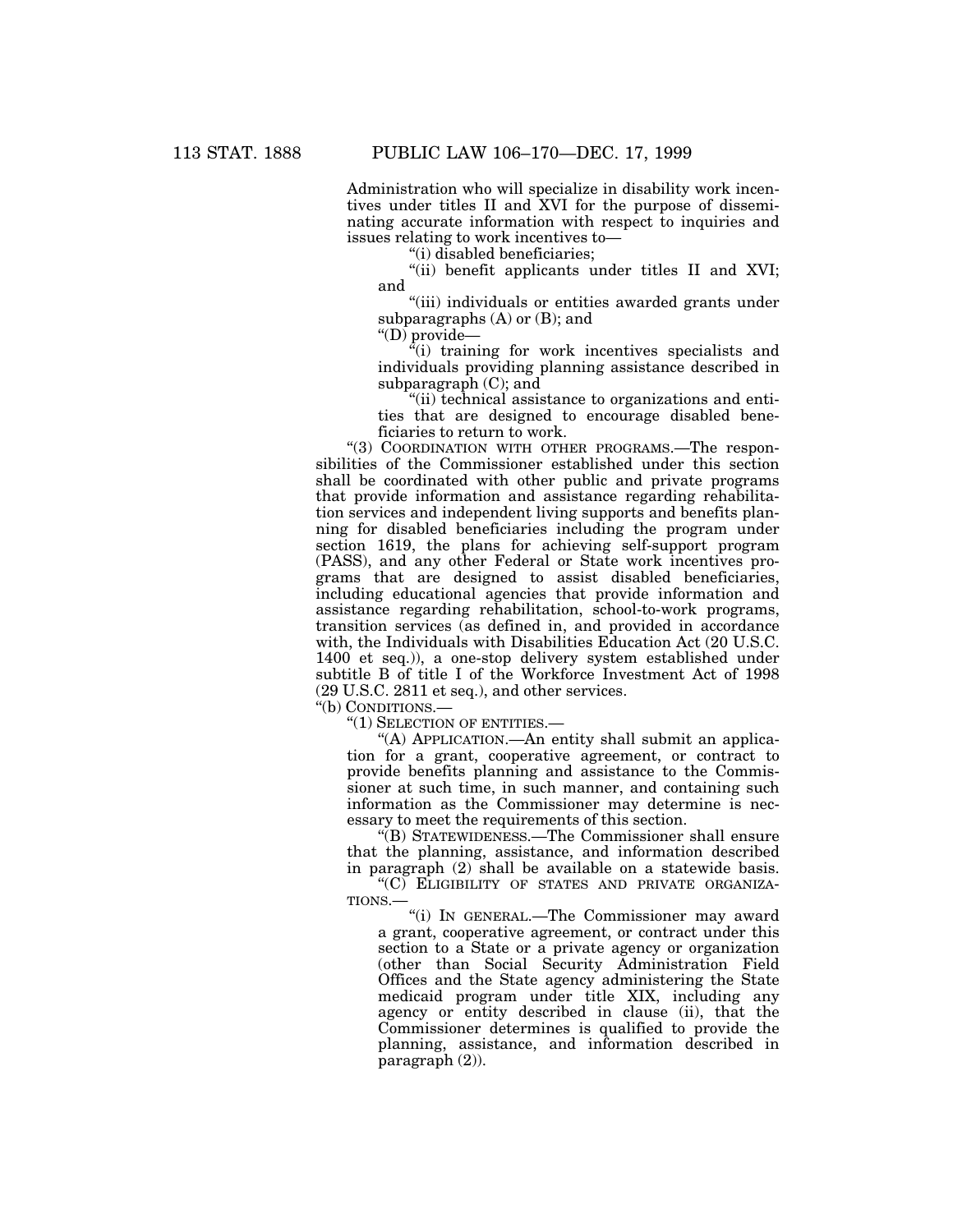Administration who will specialize in disability work incentives under titles II and XVI for the purpose of disseminating accurate information with respect to inquiries and issues relating to work incentives to—

"(i) disabled beneficiaries;

"(ii) benefit applicants under titles II and XVI; and

"(iii) individuals or entities awarded grants under subparagraphs (A) or (B); and

"(D) provide—

"(i) training for work incentives specialists and individuals providing planning assistance described in subparagraph (C); and

"(ii) technical assistance to organizations and entities that are designed to encourage disabled beneficiaries to return to work.

"(3) COORDINATION WITH OTHER PROGRAMS.—The responsibilities of the Commissioner established under this section shall be coordinated with other public and private programs that provide information and assistance regarding rehabilitation services and independent living supports and benefits planning for disabled beneficiaries including the program under section 1619, the plans for achieving self-support program (PASS), and any other Federal or State work incentives programs that are designed to assist disabled beneficiaries, including educational agencies that provide information and assistance regarding rehabilitation, school-to-work programs, transition services (as defined in, and provided in accordance with, the Individuals with Disabilities Education Act (20 U.S.C. 1400 et seq.)), a one-stop delivery system established under subtitle B of title I of the Workforce Investment Act of 1998 (29 U.S.C. 2811 et seq.), and other services.

"(b) CONDITIONS.—

"(1) SELECTION OF ENTITIES.—

"(A) APPLICATION.—An entity shall submit an application for a grant, cooperative agreement, or contract to provide benefits planning and assistance to the Commissioner at such time, in such manner, and containing such information as the Commissioner may determine is necessary to meet the requirements of this section.

"(B) STATEWIDENESS.—The Commissioner shall ensure that the planning, assistance, and information described in paragraph (2) shall be available on a statewide basis.

"(C) ELIGIBILITY OF STATES AND PRIVATE ORGANIZATIONS.—

"(i) IN GENERAL.—The Commissioner may award a grant, cooperative agreement, or contract under this section to a State or a private agency or organization (other than Social Security Administration Field Offices and the State agency administering the State medicaid program under title XIX, including any agency or entity described in clause (ii), that the Commissioner determines is qualified to provide the planning, assistance, and information described in paragraph (2)).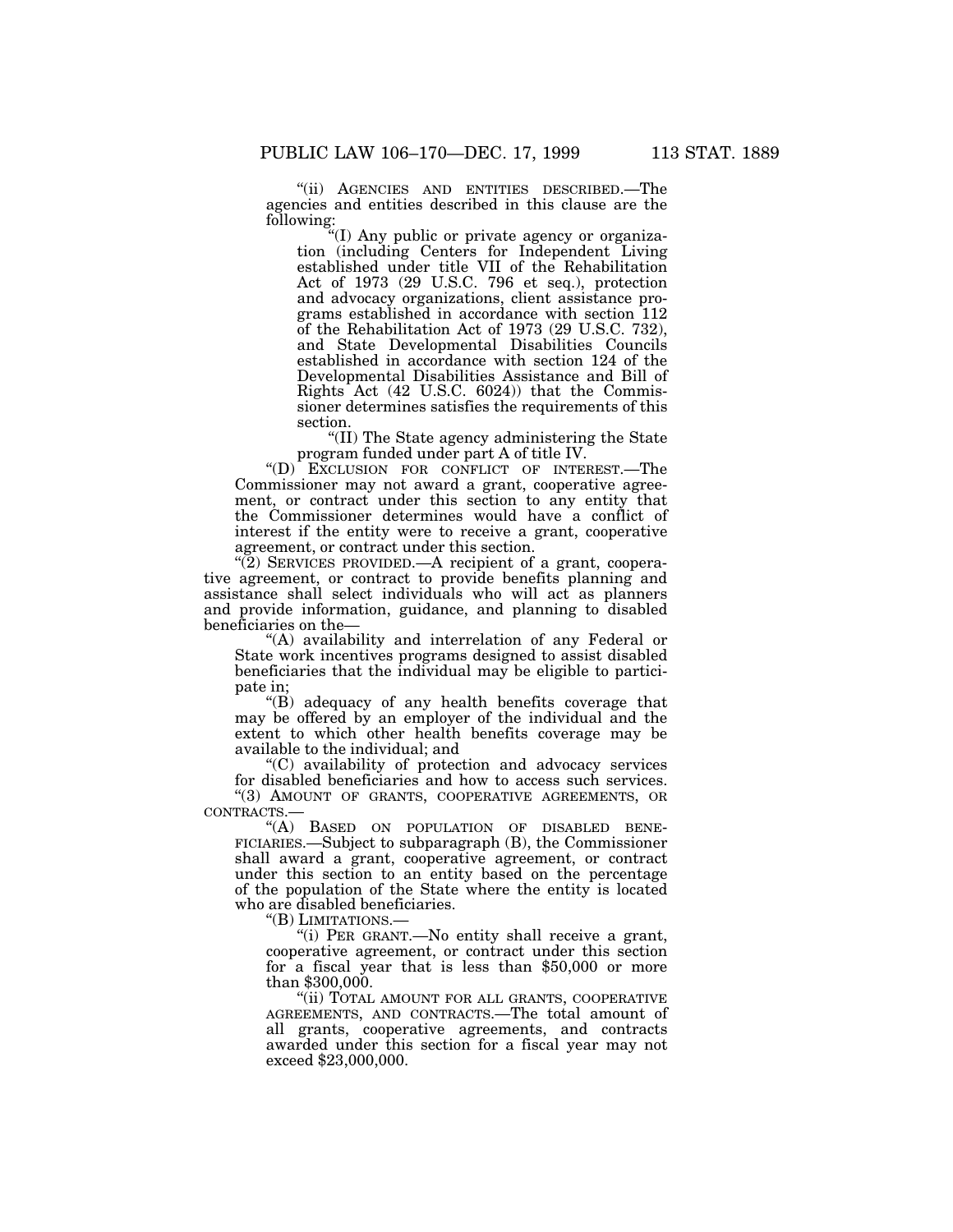"(ii) AGENCIES AND ENTITIES DESCRIBED.—The agencies and entities described in this clause are the following:

"(I) Any public or private agency or organization (including Centers for Independent Living established under title VII of the Rehabilitation Act of 1973 (29 U.S.C. 796 et seq.), protection and advocacy organizations, client assistance programs established in accordance with section 112 of the Rehabilitation Act of 1973 (29 U.S.C. 732), and State Developmental Disabilities Councils established in accordance with section 124 of the Developmental Disabilities Assistance and Bill of Rights Act (42 U.S.C. 6024)) that the Commissioner determines satisfies the requirements of this section.

"(II) The State agency administering the State program funded under part A of title IV.

"(D) EXCLUSION FOR CONFLICT OF INTEREST.—The Commissioner may not award a grant, cooperative agreement, or contract under this section to any entity that the Commissioner determines would have a conflict of interest if the entity were to receive a grant, cooperative agreement, or contract under this section.

"(2) SERVICES PROVIDED.—A recipient of a grant, cooperative agreement, or contract to provide benefits planning and assistance shall select individuals who will act as planners and provide information, guidance, and planning to disabled beneficiaries on the—

"(A) availability and interrelation of any Federal or State work incentives programs designed to assist disabled beneficiaries that the individual may be eligible to participate in;

"(B) adequacy of any health benefits coverage that may be offered by an employer of the individual and the extent to which other health benefits coverage may be available to the individual; and

"(C) availability of protection and advocacy services for disabled beneficiaries and how to access such services.

"(3) AMOUNT OF GRANTS, COOPERATIVE AGREEMENTS, OR CONTRACTS.—

"(A) BASED ON POPULATION OF DISABLED BENEFICIARIES.—Subject to subparagraph (B), the Commissioner shall award a grant, cooperative agreement, or contract under this section to an entity based on the percentage of the population of the State where the entity is located who are disabled beneficiaries.

"(B) LIMITATIONS.—

"(i) PER GRANT.—No entity shall receive a grant, cooperative agreement, or contract under this section for a fiscal year that is less than $50,000 or more than $300,000.

"(ii) TOTAL AMOUNT FOR ALL GRANTS, COOPERATIVE AGREEMENTS, AND CONTRACTS.—The total amount of all grants, cooperative agreements, and contracts awarded under this section for a fiscal year may not exceed $23,000,000.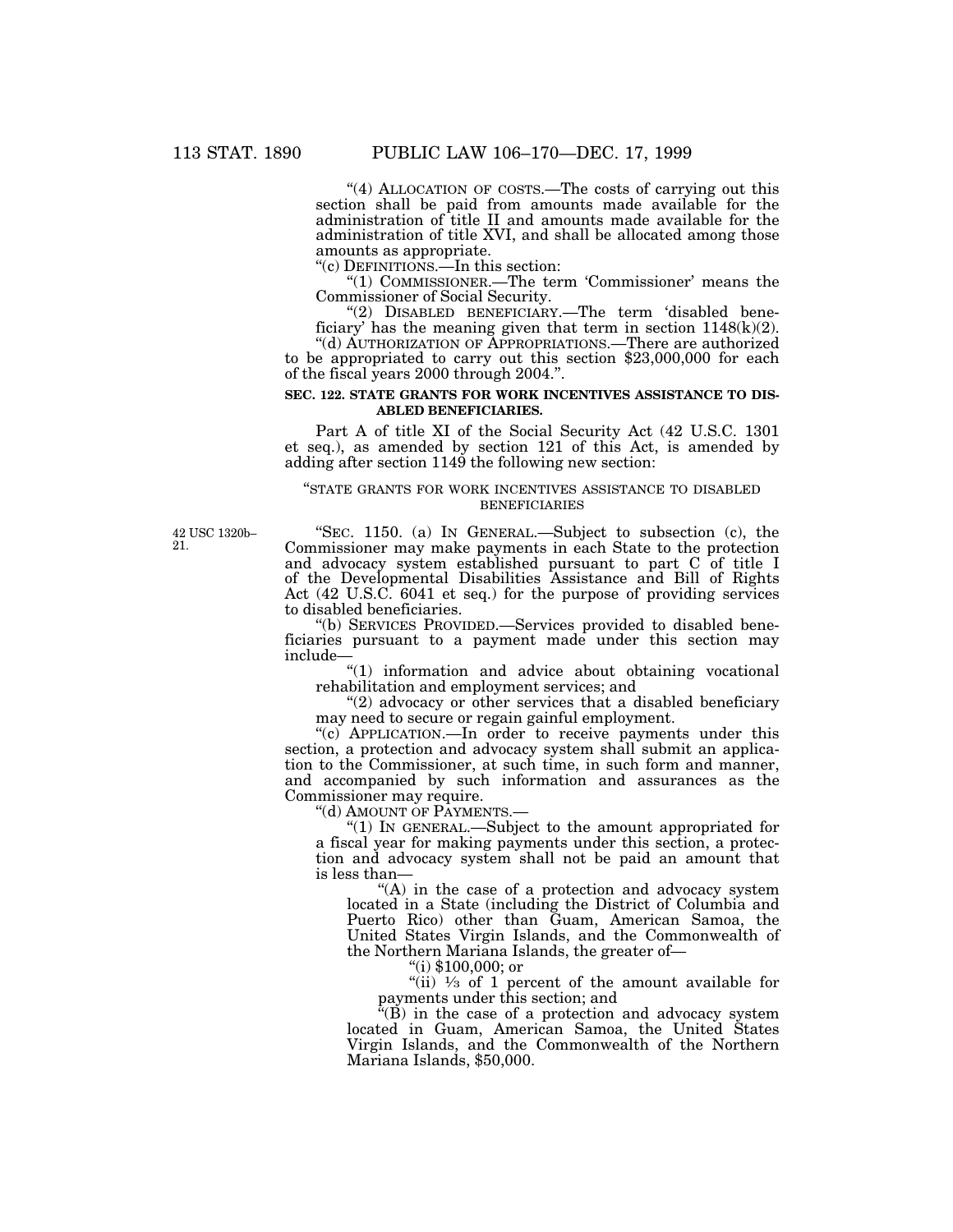"(4) ALLOCATION OF COSTS.—The costs of carrying out this section shall be paid from amounts made available for the administration of title II and amounts made available for the administration of title XVI, and shall be allocated among those amounts as appropriate.

"(c) DEFINITIONS.—In this section:

"(1) COMMISSIONER.—The term 'Commissioner' means the Commissioner of Social Security.

"(2) DISABLED BENEFICIARY.—The term 'disabled beneficiary' has the meaning given that term in section 1148(k)(2).

"(d) AUTHORIZATION OF APPROPRIATIONS.—There are authorized to be appropriated to carry out this section $23,000,000 for each of the fiscal years 2000 through 2004.".

**SEC. 122. STATE GRANTS FOR WORK INCENTIVES ASSISTANCE TO DISABLED BENEFICIARIES.**

Part A of title XI of the Social Security Act (42 U.S.C. 1301 et seq.), as amended by section 121 of this Act, is amended by adding after section 1149 the following new section:

"STATE GRANTS FOR WORK INCENTIVES ASSISTANCE TO DISABLED BENEFICIARIES

42 USC 1320b–21.

"SEC. 1150. (a) IN GENERAL.—Subject to subsection (c), the Commissioner may make payments in each State to the protection and advocacy system established pursuant to part C of title I of the Developmental Disabilities Assistance and Bill of Rights Act (42 U.S.C. 6041 et seq.) for the purpose of providing services to disabled beneficiaries.

"(b) SERVICES PROVIDED.—Services provided to disabled beneficiaries pursuant to a payment made under this section may include—

"(1) information and advice about obtaining vocational rehabilitation and employment services; and

"(2) advocacy or other services that a disabled beneficiary may need to secure or regain gainful employment.

"(c) APPLICATION.—In order to receive payments under this section, a protection and advocacy system shall submit an application to the Commissioner, at such time, in such form and manner, and accompanied by such information and assurances as the Commissioner may require.

"(d) AMOUNT OF PAYMENTS.—

"(1) IN GENERAL.—Subject to the amount appropriated for a fiscal year for making payments under this section, a protection and advocacy system shall not be paid an amount that is less than—

"(A) in the case of a protection and advocacy system located in a State (including the District of Columbia and Puerto Rico) other than Guam, American Samoa, the United States Virgin Islands, and the Commonwealth of the Northern Mariana Islands, the greater of—

"(i) $100,000; or

"(ii) ⅓ of 1 percent of the amount available for payments under this section; and

"(B) in the case of a protection and advocacy system located in Guam, American Samoa, the United States Virgin Islands, and the Commonwealth of the Northern Mariana Islands, $50,000.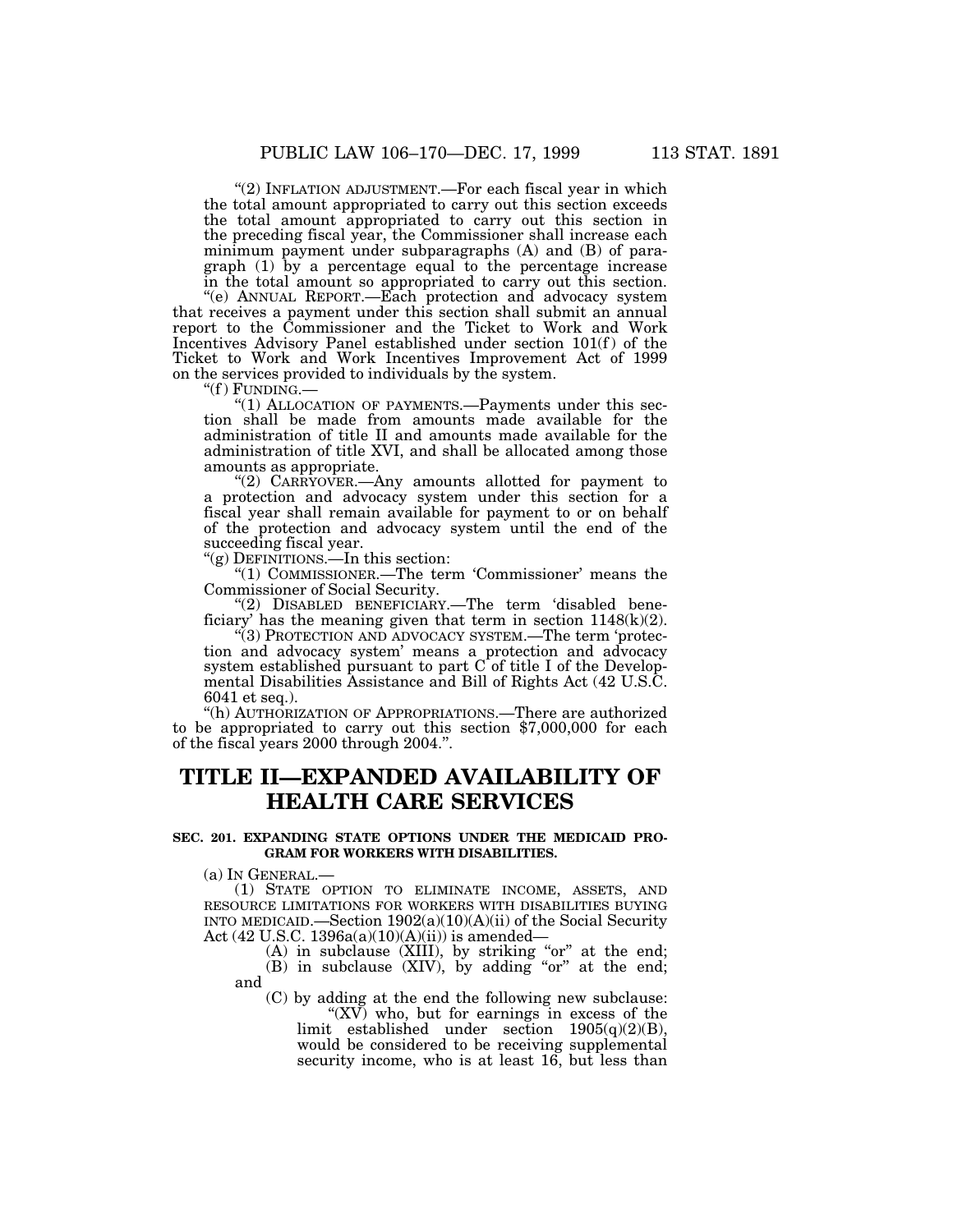"(2) INFLATION ADJUSTMENT.—For each fiscal year in which the total amount appropriated to carry out this section exceeds the total amount appropriated to carry out this section in the preceding fiscal year, the Commissioner shall increase each minimum payment under subparagraphs (A) and (B) of paragraph (1) by a percentage equal to the percentage increase in the total amount so appropriated to carry out this section.

"(e) ANNUAL REPORT.—Each protection and advocacy system that receives a payment under this section shall submit an annual report to the Commissioner and the Ticket to Work and Work Incentives Advisory Panel established under section 101(f) of the Ticket to Work and Work Incentives Improvement Act of 1999 on the services provided to individuals by the system.

"(f) FUNDING.—

"(1) ALLOCATION OF PAYMENTS.—Payments under this section shall be made from amounts made available for the administration of title II and amounts made available for the administration of title XVI, and shall be allocated among those amounts as appropriate.

"(2) CARRYOVER.—Any amounts allotted for payment to a protection and advocacy system under this section for a fiscal year shall remain available for payment to or on behalf of the protection and advocacy system until the end of the succeeding fiscal year.

"(g) DEFINITIONS.—In this section:

"(1) COMMISSIONER.—The term 'Commissioner' means the Commissioner of Social Security.

"(2) DISABLED BENEFICIARY.—The term 'disabled beneficiary' has the meaning given that term in section 1148(k)(2).

"(3) PROTECTION AND ADVOCACY SYSTEM.—The term 'protection and advocacy system' means a protection and advocacy system established pursuant to part C of title I of the Developmental Disabilities Assistance and Bill of Rights Act (42 U.S.C. 6041 et seq.).

"(h) AUTHORIZATION OF APPROPRIATIONS.—There are authorized to be appropriated to carry out this section $7,000,000 for each of the fiscal years 2000 through 2004.".

# TITLE II—EXPANDED AVAILABILITY OF HEALTH CARE SERVICES

**SEC. 201. EXPANDING STATE OPTIONS UNDER THE MEDICAID PROGRAM FOR WORKERS WITH DISABILITIES.**

(a) IN GENERAL.—

(1) STATE OPTION TO ELIMINATE INCOME, ASSETS, AND RESOURCE LIMITATIONS FOR WORKERS WITH DISABILITIES BUYING INTO MEDICAID.—Section 1902(a)(10)(A)(ii) of the Social Security Act (42 U.S.C. 1396a(a)(10)(A)(ii)) is amended—

(A) in subclause (XIII), by striking "or" at the end;

(B) in subclause (XIV), by adding "or" at the end; and

(C) by adding at the end the following new subclause:

"(XV) who, but for earnings in excess of the limit established under section 1905(q)(2)(B), would be considered to be receiving supplemental security income, who is at least 16, but less than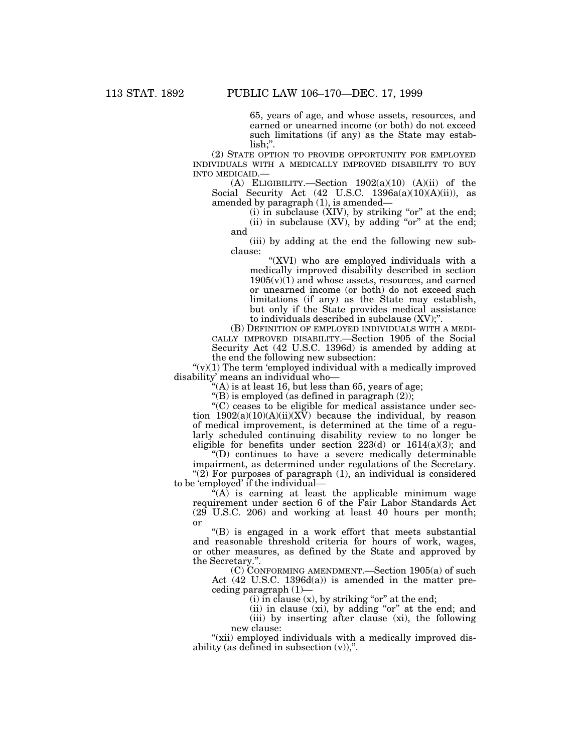65, years of age, and whose assets, resources, and earned or unearned income (or both) do not exceed such limitations (if any) as the State may establish;".

(2) STATE OPTION TO PROVIDE OPPORTUNITY FOR EMPLOYED INDIVIDUALS WITH A MEDICALLY IMPROVED DISABILITY TO BUY INTO MEDICAID.—

(A) ELIGIBILITY.—Section 1902(a)(10) (A)(ii) of the Social Security Act (42 U.S.C. 1396a(a)(10)(A)(ii)), as amended by paragraph (1), is amended—

(i) in subclause (XIV), by striking "or" at the end;

(ii) in subclause (XV), by adding "or" at the end; and

(iii) by adding at the end the following new subclause:

"(XVI) who are employed individuals with a medically improved disability described in section 1905(v)(1) and whose assets, resources, and earned or unearned income (or both) do not exceed such limitations (if any) as the State may establish, but only if the State provides medical assistance to individuals described in subclause (XV);".

(B) DEFINITION OF EMPLOYED INDIVIDUALS WITH A MEDICALLY IMPROVED DISABILITY.—Section 1905 of the Social Security Act (42 U.S.C. 1396d) is amended by adding at the end the following new subsection:

"(v)(1) The term 'employed individual with a medically improved disability' means an individual who—

"(A) is at least 16, but less than 65, years of age;

"(B) is employed (as defined in paragraph (2));

"(C) ceases to be eligible for medical assistance under section 1902(a)(10)(A)(ii)(XV) because the individual, by reason of medical improvement, is determined at the time of a regularly scheduled continuing disability review to no longer be eligible for benefits under section 223(d) or 1614(a)(3); and

"(D) continues to have a severe medically determinable impairment, as determined under regulations of the Secretary.

"(2) For purposes of paragraph (1), an individual is considered to be 'employed' if the individual—

"(A) is earning at least the applicable minimum wage requirement under section 6 of the Fair Labor Standards Act (29 U.S.C. 206) and working at least 40 hours per month; or

"(B) is engaged in a work effort that meets substantial and reasonable threshold criteria for hours of work, wages, or other measures, as defined by the State and approved by the Secretary.".

(C) CONFORMING AMENDMENT.—Section 1905(a) of such Act (42 U.S.C. 1396d(a)) is amended in the matter preceding paragraph (1)—

(i) in clause (x), by striking "or" at the end;

(ii) in clause (xi), by adding "or" at the end; and

(iii) by inserting after clause (xi), the following new clause:

"(xii) employed individuals with a medically improved disability (as defined in subsection (v)),".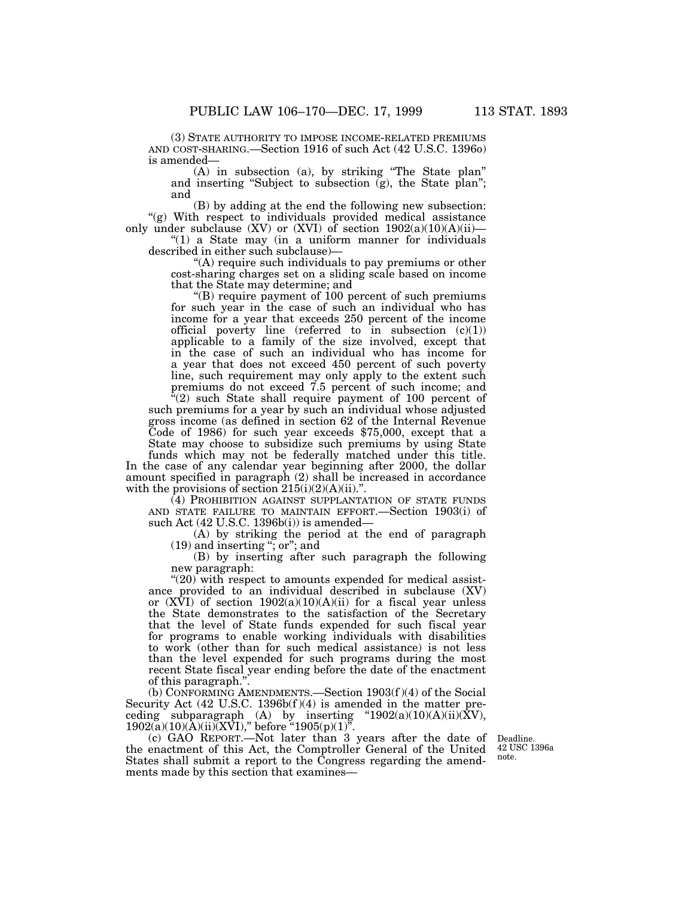(3) STATE AUTHORITY TO IMPOSE INCOME-RELATED PREMIUMS AND COST-SHARING.—Section 1916 of such Act (42 U.S.C. 1396o) is amended—

(A) in subsection (a), by striking "The State plan" and inserting "Subject to subsection (g), the State plan"; and

(B) by adding at the end the following new subsection:

"(g) With respect to individuals provided medical assistance only under subclause (XV) or (XVI) of section 1902(a)(10)(A)(ii)—

"(1) a State may (in a uniform manner for individuals described in either such subclause)—

"(A) require such individuals to pay premiums or other cost-sharing charges set on a sliding scale based on income that the State may determine; and

"(B) require payment of 100 percent of such premiums for such year in the case of such an individual who has income for a year that exceeds 250 percent of the income official poverty line (referred to in subsection (c)(1)) applicable to a family of the size involved, except that in the case of such an individual who has income for a year that does not exceed 450 percent of such poverty line, such requirement may only apply to the extent such premiums do not exceed 7.5 percent of such income; and

"(2) such State shall require payment of 100 percent of such premiums for a year by such an individual whose adjusted gross income (as defined in section 62 of the Internal Revenue Code of 1986) for such year exceeds $75,000, except that a State may choose to subsidize such premiums by using State funds which may not be federally matched under this title.

In the case of any calendar year beginning after 2000, the dollar amount specified in paragraph (2) shall be increased in accordance with the provisions of section 215(i)(2)(A)(ii).".

(4) PROHIBITION AGAINST SUPPLANTATION OF STATE FUNDS AND STATE FAILURE TO MAINTAIN EFFORT.—Section 1903(i) of such Act (42 U.S.C. 1396b(i)) is amended—

(A) by striking the period at the end of paragraph (19) and inserting "; or"; and

(B) by inserting after such paragraph the following new paragraph:

"(20) with respect to amounts expended for medical assistance provided to an individual described in subclause (XV) or (XVI) of section 1902(a)(10)(A)(ii) for a fiscal year unless the State demonstrates to the satisfaction of the Secretary that the level of State funds expended for such fiscal year for programs to enable working individuals with disabilities to work (other than for such medical assistance) is not less than the level expended for such programs during the most recent State fiscal year ending before the date of the enactment of this paragraph.".

(b) CONFORMING AMENDMENTS.—Section 1903(f)(4) of the Social Security Act (42 U.S.C. 1396b(f)(4) is amended in the matter preceding subparagraph (A) by inserting "1902(a)(10)(A)(ii)(XV), 1902(a)(10)(A)(ii)(XVI)," before "1905(p)(1)".

(c) GAO REPORT.—Not later than 3 years after the date of the enactment of this Act, the Comptroller General of the United States shall submit a report to the Congress regarding the amendments made by this section that examines—

Deadline.
42 USC 1396a note.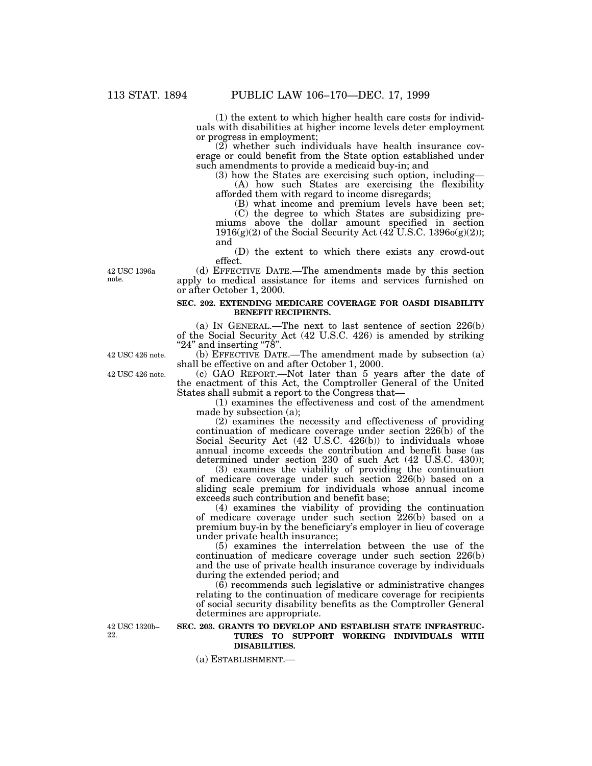(1) the extent to which higher health care costs for individuals with disabilities at higher income levels deter employment or progress in employment;

(2) whether such individuals have health insurance coverage or could benefit from the State option established under such amendments to provide a medicaid buy-in; and

(3) how the States are exercising such option, including—

(A) how such States are exercising the flexibility afforded them with regard to income disregards;

(B) what income and premium levels have been set;

(C) the degree to which States are subsidizing premiums above the dollar amount specified in section 1916(g)(2) of the Social Security Act (42 U.S.C. 1396o(g)(2)); and

(D) the extent to which there exists any crowd-out effect.

42 USC 1396a note.

(d) EFFECTIVE DATE.—The amendments made by this section apply to medical assistance for items and services furnished on or after October 1, 2000.

**SEC. 202. EXTENDING MEDICARE COVERAGE FOR OASDI DISABILITY BENEFIT RECIPIENTS.**

(a) IN GENERAL.—The next to last sentence of section 226(b) of the Social Security Act (42 U.S.C. 426) is amended by striking "24" and inserting "78".

42 USC 426 note.

(b) EFFECTIVE DATE.—The amendment made by subsection (a) shall be effective on and after October 1, 2000.

42 USC 426 note.

(c) GAO REPORT.—Not later than 5 years after the date of the enactment of this Act, the Comptroller General of the United States shall submit a report to the Congress that—

(1) examines the effectiveness and cost of the amendment made by subsection (a);

(2) examines the necessity and effectiveness of providing continuation of medicare coverage under section 226(b) of the Social Security Act (42 U.S.C. 426(b)) to individuals whose annual income exceeds the contribution and benefit base (as determined under section 230 of such Act (42 U.S.C. 430));

(3) examines the viability of providing the continuation of medicare coverage under such section 226(b) based on a sliding scale premium for individuals whose annual income exceeds such contribution and benefit base;

(4) examines the viability of providing the continuation of medicare coverage under such section 226(b) based on a premium buy-in by the beneficiary's employer in lieu of coverage under private health insurance;

(5) examines the interrelation between the use of the continuation of medicare coverage under such section 226(b) and the use of private health insurance coverage by individuals during the extended period; and

(6) recommends such legislative or administrative changes relating to the continuation of medicare coverage for recipients of social security disability benefits as the Comptroller General determines are appropriate.

42 USC 1320b–22.

**SEC. 203. GRANTS TO DEVELOP AND ESTABLISH STATE INFRASTRUCTURES TO SUPPORT WORKING INDIVIDUALS WITH DISABILITIES.**

(a) ESTABLISHMENT.—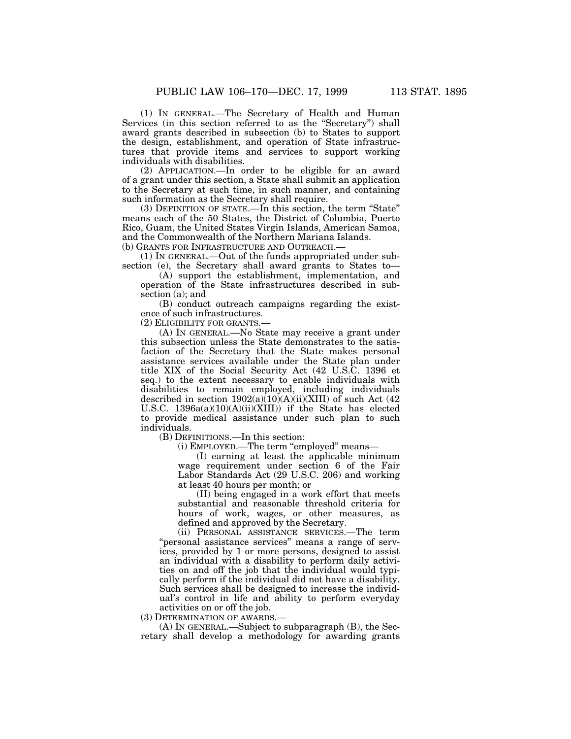(1) IN GENERAL.—The Secretary of Health and Human Services (in this section referred to as the "Secretary") shall award grants described in subsection (b) to States to support the design, establishment, and operation of State infrastructures that provide items and services to support working individuals with disabilities.

(2) APPLICATION.—In order to be eligible for an award of a grant under this section, a State shall submit an application to the Secretary at such time, in such manner, and containing such information as the Secretary shall require.

(3) DEFINITION OF STATE.—In this section, the term "State" means each of the 50 States, the District of Columbia, Puerto Rico, Guam, the United States Virgin Islands, American Samoa, and the Commonwealth of the Northern Mariana Islands.

(b) GRANTS FOR INFRASTRUCTURE AND OUTREACH.—

(1) IN GENERAL.—Out of the funds appropriated under subsection (e), the Secretary shall award grants to States to—

(A) support the establishment, implementation, and operation of the State infrastructures described in subsection (a); and

(B) conduct outreach campaigns regarding the existence of such infrastructures.

(2) ELIGIBILITY FOR GRANTS.—

(A) IN GENERAL.—No State may receive a grant under this subsection unless the State demonstrates to the satisfaction of the Secretary that the State makes personal assistance services available under the State plan under title XIX of the Social Security Act (42 U.S.C. 1396 et seq.) to the extent necessary to enable individuals with disabilities to remain employed, including individuals described in section 1902(a)(10)(A)(ii)(XIII) of such Act (42 U.S.C. 1396a(a)(10)(A)(ii)(XIII)) if the State has elected to provide medical assistance under such plan to such individuals.

(B) DEFINITIONS.—In this section:

(i) EMPLOYED.—The term "employed" means—

(I) earning at least the applicable minimum wage requirement under section 6 of the Fair Labor Standards Act (29 U.S.C. 206) and working at least 40 hours per month; or

(II) being engaged in a work effort that meets substantial and reasonable threshold criteria for hours of work, wages, or other measures, as defined and approved by the Secretary.

(ii) PERSONAL ASSISTANCE SERVICES.—The term "personal assistance services" means a range of services, provided by 1 or more persons, designed to assist an individual with a disability to perform daily activities on and off the job that the individual would typically perform if the individual did not have a disability. Such services shall be designed to increase the individual's control in life and ability to perform everyday activities on or off the job.

(3) DETERMINATION OF AWARDS.—

(A) IN GENERAL.—Subject to subparagraph (B), the Secretary shall develop a methodology for awarding grants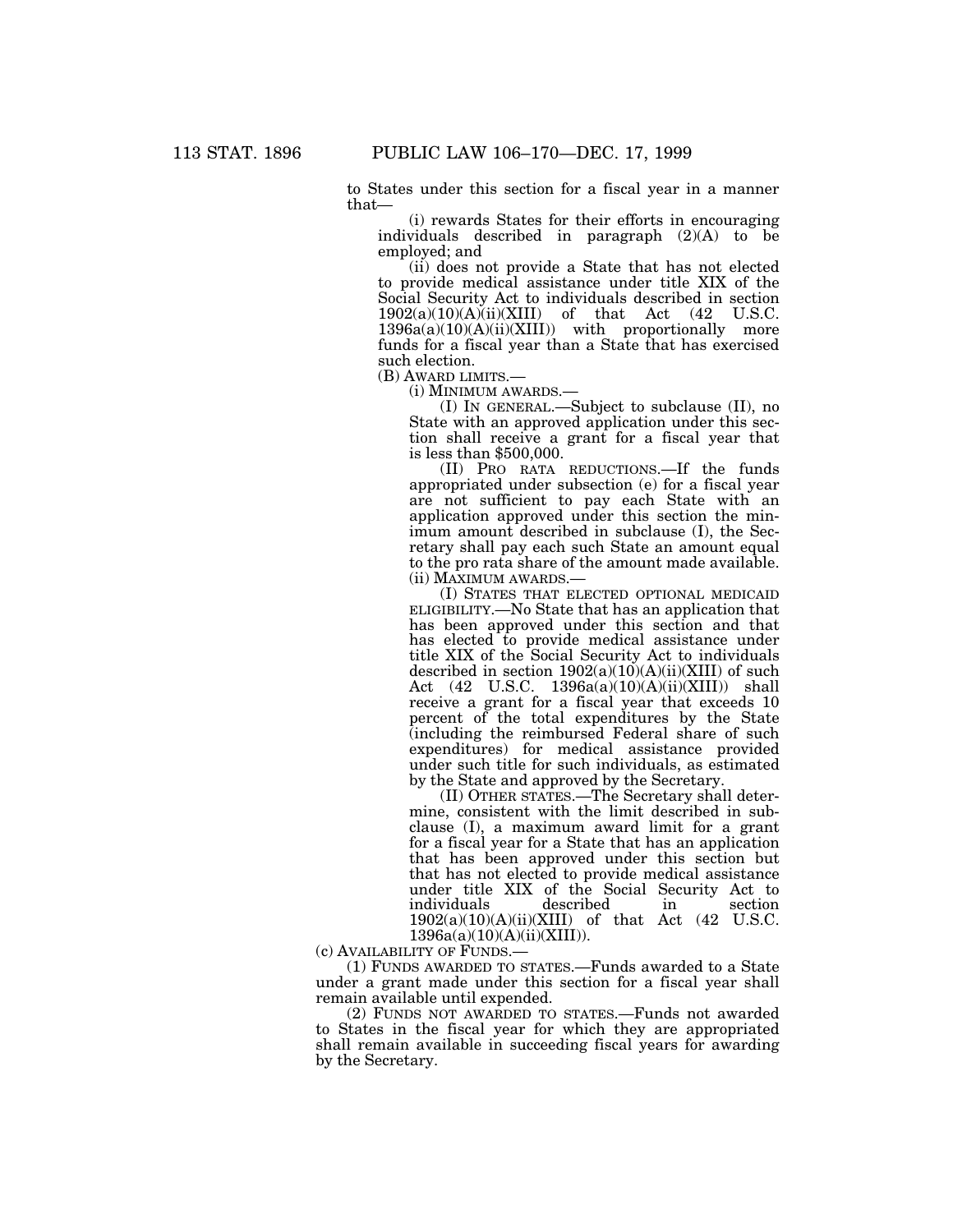to States under this section for a fiscal year in a manner that—

(i) rewards States for their efforts in encouraging individuals described in paragraph (2)(A) to be employed; and

(ii) does not provide a State that has not elected to provide medical assistance under title XIX of the Social Security Act to individuals described in section 1902(a)(10)(A)(ii)(XIII) of that Act (42 U.S.C. 1396a(a)(10)(A)(ii)(XIII)) with proportionally more funds for a fiscal year than a State that has exercised such election.

(B) AWARD LIMITS.—

(i) MINIMUM AWARDS.—

(I) IN GENERAL.—Subject to subclause (II), no State with an approved application under this section shall receive a grant for a fiscal year that is less than $500,000.

(II) PRO RATA REDUCTIONS.—If the funds appropriated under subsection (e) for a fiscal year are not sufficient to pay each State with an application approved under this section the minimum amount described in subclause (I), the Secretary shall pay each such State an amount equal to the pro rata share of the amount made available.

(ii) MAXIMUM AWARDS.—

(I) STATES THAT ELECTED OPTIONAL MEDICAID ELIGIBILITY.—No State that has an application that has been approved under this section and that has elected to provide medical assistance under title XIX of the Social Security Act to individuals described in section 1902(a)(10)(A)(ii)(XIII) of such Act (42 U.S.C. 1396a(a)(10)(A)(ii)(XIII)) shall receive a grant for a fiscal year that exceeds 10 percent of the total expenditures by the State (including the reimbursed Federal share of such expenditures) for medical assistance provided under such title for such individuals, as estimated by the State and approved by the Secretary.

(II) OTHER STATES.—The Secretary shall determine, consistent with the limit described in subclause (I), a maximum award limit for a grant for a fiscal year for a State that has an application that has been approved under this section but that has not elected to provide medical assistance under title XIX of the Social Security Act to individuals described in section 1902(a)(10)(A)(ii)(XIII) of that Act (42 U.S.C. 1396a(a)(10)(A)(ii)(XIII)).

(c) AVAILABILITY OF FUNDS.—

(1) FUNDS AWARDED TO STATES.—Funds awarded to a State under a grant made under this section for a fiscal year shall remain available until expended.

(2) FUNDS NOT AWARDED TO STATES.—Funds not awarded to States in the fiscal year for which they are appropriated shall remain available in succeeding fiscal years for awarding by the Secretary.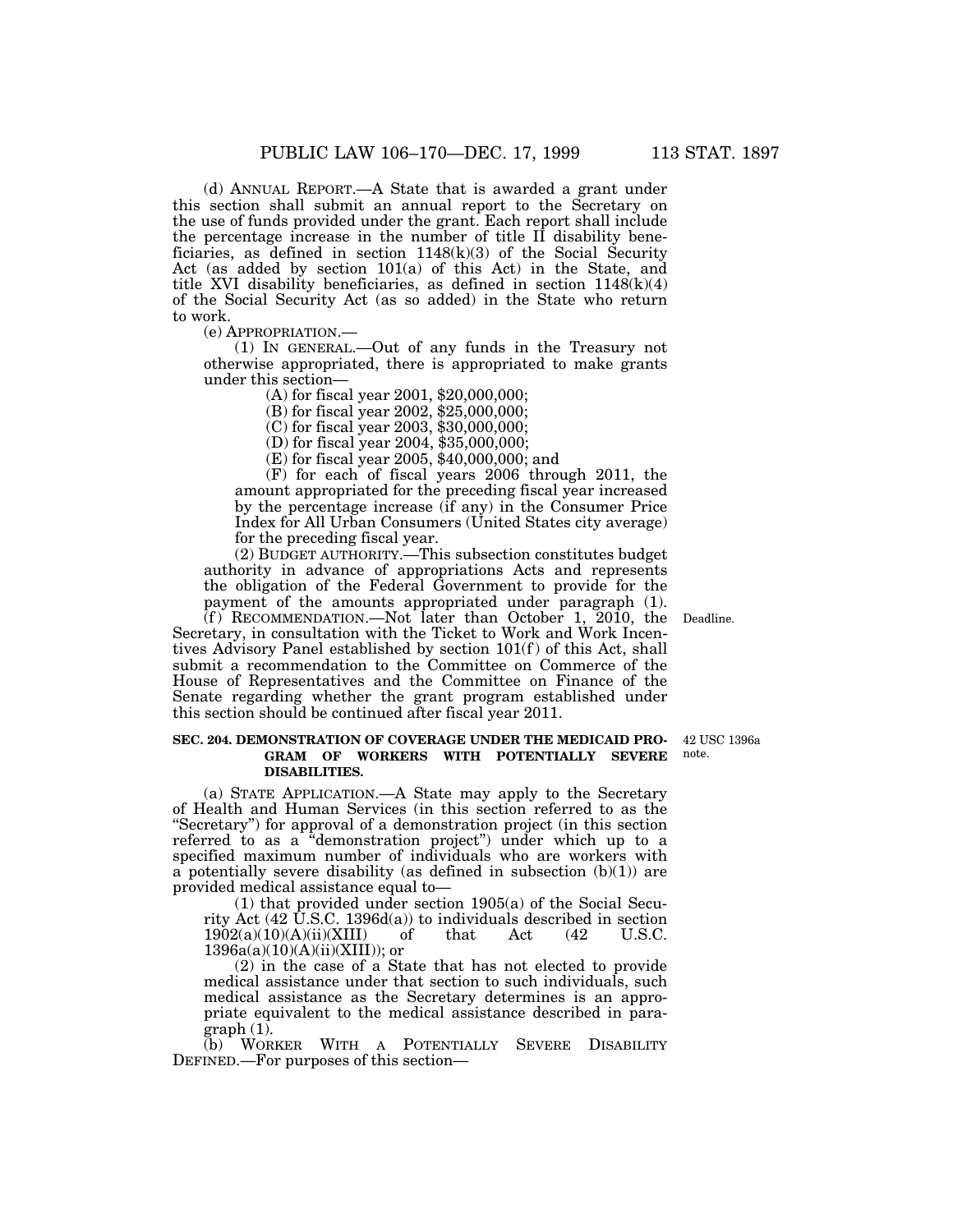(d) ANNUAL REPORT.—A State that is awarded a grant under this section shall submit an annual report to the Secretary on the use of funds provided under the grant. Each report shall include the percentage increase in the number of title II disability beneficiaries, as defined in section 1148(k)(3) of the Social Security Act (as added by section 101(a) of this Act) in the State, and title XVI disability beneficiaries, as defined in section 1148(k)(4) of the Social Security Act (as so added) in the State who return to work.

(e) APPROPRIATION.—

(1) IN GENERAL.—Out of any funds in the Treasury not otherwise appropriated, there is appropriated to make grants under this section—

(A) for fiscal year 2001, $20,000,000;

(B) for fiscal year 2002, $25,000,000;

(C) for fiscal year 2003, $30,000,000;

(D) for fiscal year 2004, $35,000,000;

(E) for fiscal year 2005, $40,000,000; and

(F) for each of fiscal years 2006 through 2011, the amount appropriated for the preceding fiscal year increased by the percentage increase (if any) in the Consumer Price Index for All Urban Consumers (United States city average) for the preceding fiscal year.

(2) BUDGET AUTHORITY.—This subsection constitutes budget authority in advance of appropriations Acts and represents the obligation of the Federal Government to provide for the payment of the amounts appropriated under paragraph (1).

Deadline.

(f) RECOMMENDATION.—Not later than October 1, 2010, the Secretary, in consultation with the Ticket to Work and Work Incentives Advisory Panel established by section 101(f) of this Act, shall submit a recommendation to the Committee on Commerce of the House of Representatives and the Committee on Finance of the Senate regarding whether the grant program established under this section should be continued after fiscal year 2011.

42 USC 1396a note.

**SEC. 204. DEMONSTRATION OF COVERAGE UNDER THE MEDICAID PROGRAM OF WORKERS WITH POTENTIALLY SEVERE DISABILITIES.**

(a) STATE APPLICATION.—A State may apply to the Secretary of Health and Human Services (in this section referred to as the "Secretary") for approval of a demonstration project (in this section referred to as a "demonstration project") under which up to a specified maximum number of individuals who are workers with a potentially severe disability (as defined in subsection (b)(1)) are provided medical assistance equal to—

(1) that provided under section 1905(a) of the Social Security Act (42 U.S.C. 1396d(a)) to individuals described in section 1902(a)(10)(A)(ii)(XIII) of that Act (42 U.S.C. 1396a(a)(10)(A)(ii)(XIII)); or

(2) in the case of a State that has not elected to provide medical assistance under that section to such individuals, such medical assistance as the Secretary determines is an appropriate equivalent to the medical assistance described in paragraph (1).

(b) WORKER WITH A POTENTIALLY SEVERE DISABILITY DEFINED.—For purposes of this section—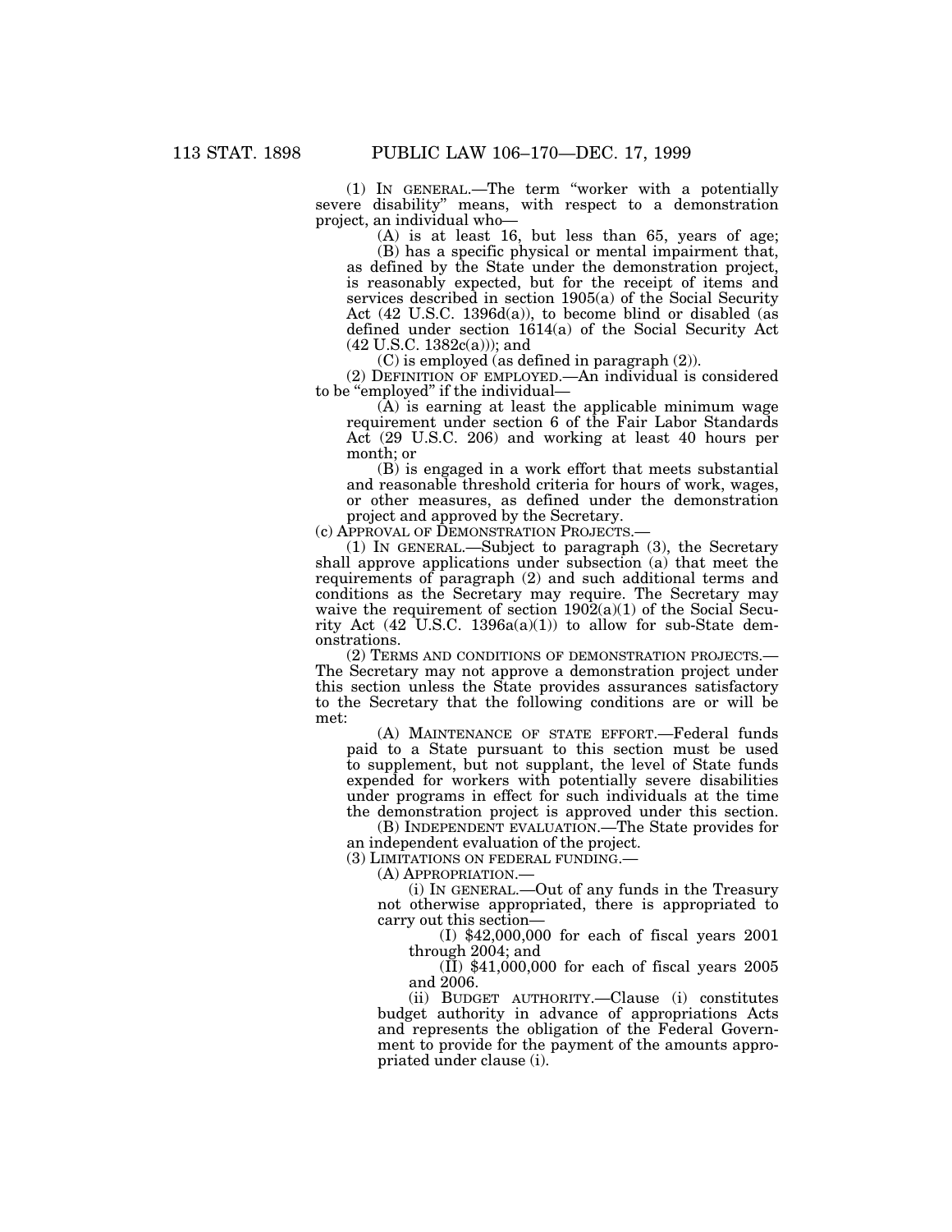(1) IN GENERAL.—The term "worker with a potentially severe disability" means, with respect to a demonstration project, an individual who—

(A) is at least 16, but less than 65, years of age;

(B) has a specific physical or mental impairment that, as defined by the State under the demonstration project, is reasonably expected, but for the receipt of items and services described in section 1905(a) of the Social Security Act (42 U.S.C. 1396d(a)), to become blind or disabled (as defined under section 1614(a) of the Social Security Act (42 U.S.C. 1382c(a))); and

(C) is employed (as defined in paragraph (2)).

(2) DEFINITION OF EMPLOYED.—An individual is considered to be "employed" if the individual—

(A) is earning at least the applicable minimum wage requirement under section 6 of the Fair Labor Standards Act (29 U.S.C. 206) and working at least 40 hours per month; or

(B) is engaged in a work effort that meets substantial and reasonable threshold criteria for hours of work, wages, or other measures, as defined under the demonstration project and approved by the Secretary.

(c) APPROVAL OF DEMONSTRATION PROJECTS.—

(1) IN GENERAL.—Subject to paragraph (3), the Secretary shall approve applications under subsection (a) that meet the requirements of paragraph (2) and such additional terms and conditions as the Secretary may require. The Secretary may waive the requirement of section 1902(a)(1) of the Social Security Act (42 U.S.C. 1396a(a)(1)) to allow for sub-State demonstrations.

(2) TERMS AND CONDITIONS OF DEMONSTRATION PROJECTS.—The Secretary may not approve a demonstration project under this section unless the State provides assurances satisfactory to the Secretary that the following conditions are or will be met:

(A) MAINTENANCE OF STATE EFFORT.—Federal funds paid to a State pursuant to this section must be used to supplement, but not supplant, the level of State funds expended for workers with potentially severe disabilities under programs in effect for such individuals at the time the demonstration project is approved under this section.

(B) INDEPENDENT EVALUATION.—The State provides for an independent evaluation of the project.

(3) LIMITATIONS ON FEDERAL FUNDING.—

(A) APPROPRIATION.—

(i) IN GENERAL.—Out of any funds in the Treasury not otherwise appropriated, there is appropriated to carry out this section—

(I) $42,000,000 for each of fiscal years 2001 through 2004; and

(II) $41,000,000 for each of fiscal years 2005 and 2006.

(ii) BUDGET AUTHORITY.—Clause (i) constitutes budget authority in advance of appropriations Acts and represents the obligation of the Federal Government to provide for the payment of the amounts appropriated under clause (i).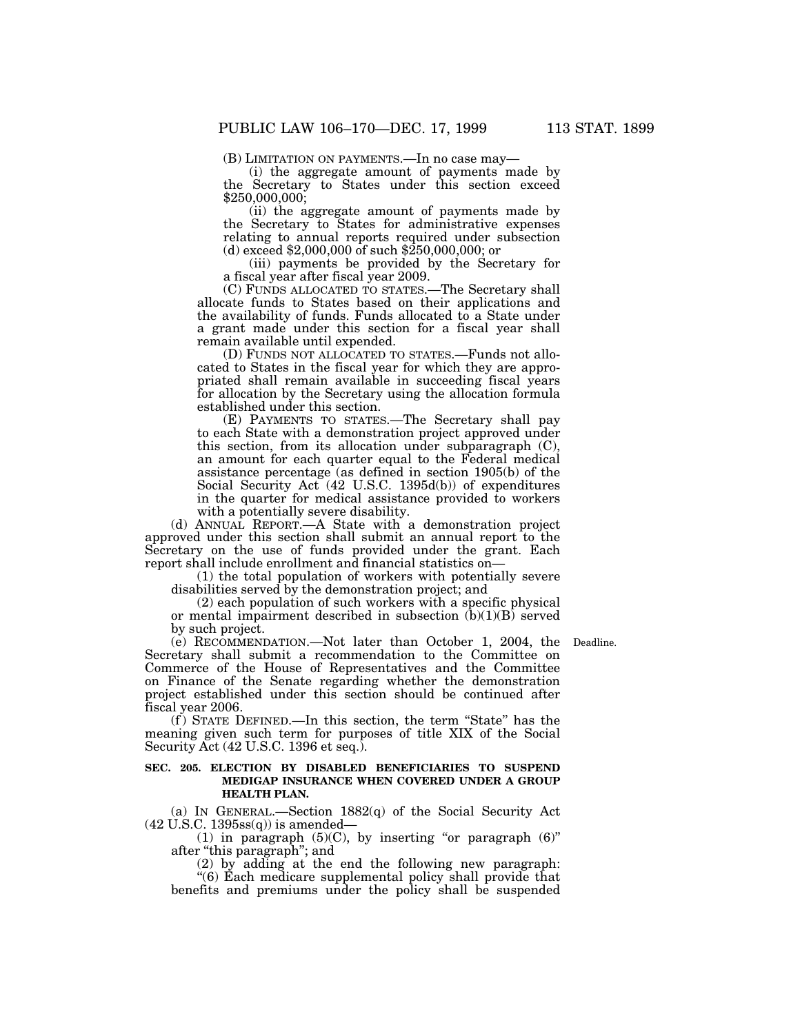(B) LIMITATION ON PAYMENTS.—In no case may—

(i) the aggregate amount of payments made by the Secretary to States under this section exceed $250,000,000;

(ii) the aggregate amount of payments made by the Secretary to States for administrative expenses relating to annual reports required under subsection (d) exceed $2,000,000 of such $250,000,000; or

(iii) payments be provided by the Secretary for a fiscal year after fiscal year 2009.

(C) FUNDS ALLOCATED TO STATES.—The Secretary shall allocate funds to States based on their applications and the availability of funds. Funds allocated to a State under a grant made under this section for a fiscal year shall remain available until expended.

(D) FUNDS NOT ALLOCATED TO STATES.—Funds not allocated to States in the fiscal year for which they are appropriated shall remain available in succeeding fiscal years for allocation by the Secretary using the allocation formula established under this section.

(E) PAYMENTS TO STATES.—The Secretary shall pay to each State with a demonstration project approved under this section, from its allocation under subparagraph (C), an amount for each quarter equal to the Federal medical assistance percentage (as defined in section 1905(b) of the Social Security Act (42 U.S.C. 1395d(b)) of expenditures in the quarter for medical assistance provided to workers with a potentially severe disability.

(d) ANNUAL REPORT.—A State with a demonstration project approved under this section shall submit an annual report to the Secretary on the use of funds provided under the grant. Each report shall include enrollment and financial statistics on—

(1) the total population of workers with potentially severe disabilities served by the demonstration project; and

(2) each population of such workers with a specific physical or mental impairment described in subsection (b)(1)(B) served by such project.

(e) RECOMMENDATION.—Not later than October 1, 2004, the Secretary shall submit a recommendation to the Committee on Commerce of the House of Representatives and the Committee on Finance of the Senate regarding whether the demonstration project established under this section should be continued after fiscal year 2006.

Deadline.

(f) STATE DEFINED.—In this section, the term "State" has the meaning given such term for purposes of title XIX of the Social Security Act (42 U.S.C. 1396 et seq.).

**SEC. 205. ELECTION BY DISABLED BENEFICIARIES TO SUSPEND MEDIGAP INSURANCE WHEN COVERED UNDER A GROUP HEALTH PLAN.**

(a) IN GENERAL.—Section 1882(q) of the Social Security Act (42 U.S.C. 1395ss(q)) is amended—

(1) in paragraph (5)(C), by inserting "or paragraph (6)" after "this paragraph"; and

(2) by adding at the end the following new paragraph:

"(6) Each medicare supplemental policy shall provide that benefits and premiums under the policy shall be suspended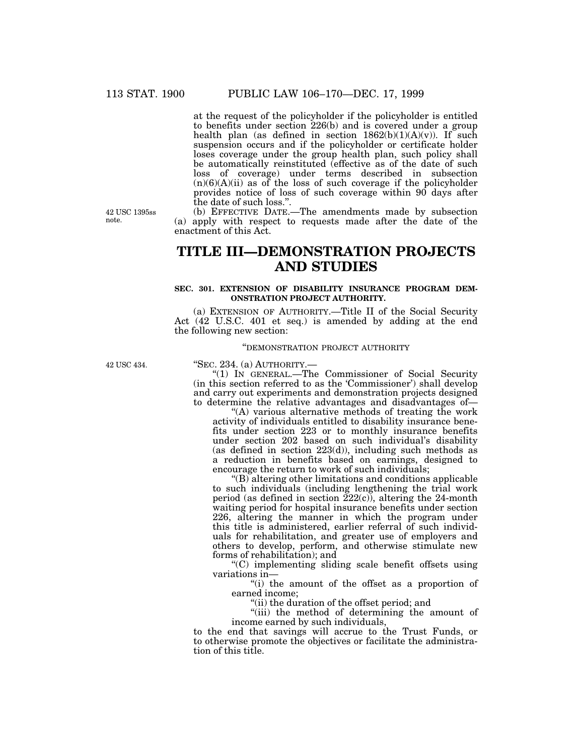at the request of the policyholder if the policyholder is entitled to benefits under section 226(b) and is covered under a group health plan (as defined in section 1862(b)(1)(A)(v)). If such suspension occurs and if the policyholder or certificate holder loses coverage under the group health plan, such policy shall be automatically reinstituted (effective as of the date of such loss of coverage) under terms described in subsection (n)(6)(A)(ii) as of the loss of such coverage if the policyholder provides notice of loss of such coverage within 90 days after the date of such loss.''.

42 USC 1395ss note.

(b) EFFECTIVE DATE.—The amendments made by subsection (a) apply with respect to requests made after the date of the enactment of this Act.

# TITLE III—DEMONSTRATION PROJECTS AND STUDIES

### SEC. 301. EXTENSION OF DISABILITY INSURANCE PROGRAM DEMONSTRATION PROJECT AUTHORITY.

(a) EXTENSION OF AUTHORITY.—Title II of the Social Security Act (42 U.S.C. 401 et seq.) is amended by adding at the end the following new section:

''DEMONSTRATION PROJECT AUTHORITY

42 USC 434.

''SEC. 234. (a) AUTHORITY.—

''(1) IN GENERAL.—The Commissioner of Social Security (in this section referred to as the 'Commissioner') shall develop and carry out experiments and demonstration projects designed to determine the relative advantages and disadvantages of—

''(A) various alternative methods of treating the work activity of individuals entitled to disability insurance benefits under section 223 or to monthly insurance benefits under section 202 based on such individual's disability (as defined in section 223(d)), including such methods as a reduction in benefits based on earnings, designed to encourage the return to work of such individuals;

''(B) altering other limitations and conditions applicable to such individuals (including lengthening the trial work period (as defined in section 222(c)), altering the 24-month waiting period for hospital insurance benefits under section 226, altering the manner in which the program under this title is administered, earlier referral of such individuals for rehabilitation, and greater use of employers and others to develop, perform, and otherwise stimulate new forms of rehabilitation); and

''(C) implementing sliding scale benefit offsets using variations in—

''(i) the amount of the offset as a proportion of earned income;

''(ii) the duration of the offset period; and

''(iii) the method of determining the amount of income earned by such individuals,

to the end that savings will accrue to the Trust Funds, or to otherwise promote the objectives or facilitate the administration of this title.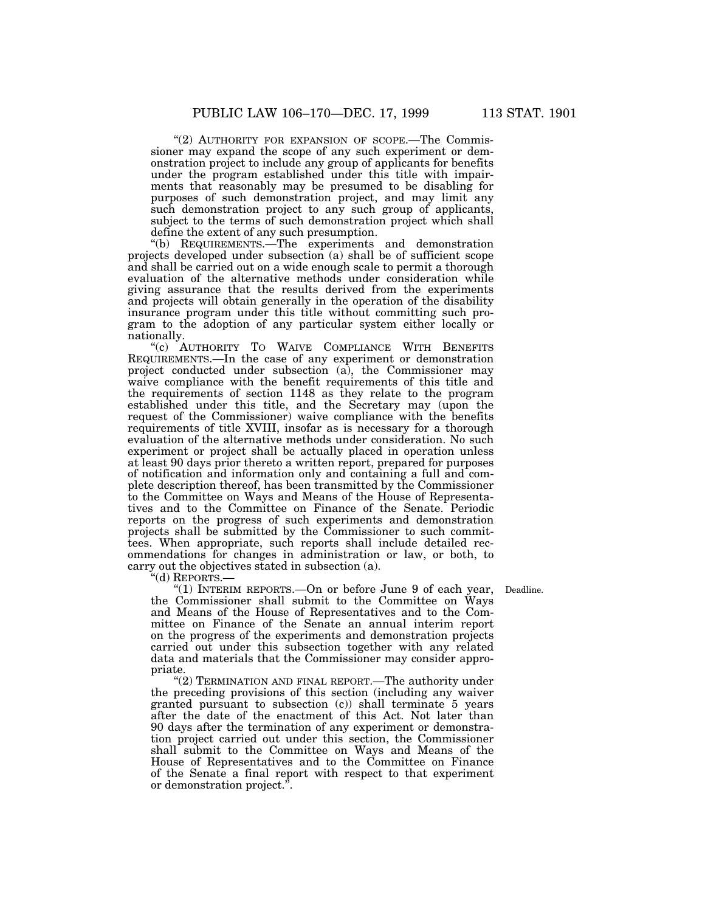"(2) AUTHORITY FOR EXPANSION OF SCOPE.—The Commissioner may expand the scope of any such experiment or demonstration project to include any group of applicants for benefits under the program established under this title with impairments that reasonably may be presumed to be disabling for purposes of such demonstration project, and may limit any such demonstration project to any such group of applicants, subject to the terms of such demonstration project which shall define the extent of any such presumption.

"(b) REQUIREMENTS.—The experiments and demonstration projects developed under subsection (a) shall be of sufficient scope and shall be carried out on a wide enough scale to permit a thorough evaluation of the alternative methods under consideration while giving assurance that the results derived from the experiments and projects will obtain generally in the operation of the disability insurance program under this title without committing such program to the adoption of any particular system either locally or nationally.

"(c) AUTHORITY TO WAIVE COMPLIANCE WITH BENEFITS REQUIREMENTS.—In the case of any experiment or demonstration project conducted under subsection (a), the Commissioner may waive compliance with the benefit requirements of this title and the requirements of section 1148 as they relate to the program established under this title, and the Secretary may (upon the request of the Commissioner) waive compliance with the benefits requirements of title XVIII, insofar as is necessary for a thorough evaluation of the alternative methods under consideration. No such experiment or project shall be actually placed in operation unless at least 90 days prior thereto a written report, prepared for purposes of notification and information only and containing a full and complete description thereof, has been transmitted by the Commissioner to the Committee on Ways and Means of the House of Representatives and to the Committee on Finance of the Senate. Periodic reports on the progress of such experiments and demonstration projects shall be submitted by the Commissioner to such committees. When appropriate, such reports shall include detailed recommendations for changes in administration or law, or both, to carry out the objectives stated in subsection (a).

"(d) REPORTS.—

"(1) INTERIM REPORTS.—On or before June 9 of each year, the Commissioner shall submit to the Committee on Ways and Means of the House of Representatives and to the Committee on Finance of the Senate an annual interim report on the progress of the experiments and demonstration projects carried out under this subsection together with any related data and materials that the Commissioner may consider appropriate.

Deadline.

"(2) TERMINATION AND FINAL REPORT.—The authority under the preceding provisions of this section (including any waiver granted pursuant to subsection (c)) shall terminate 5 years after the date of the enactment of this Act. Not later than 90 days after the termination of any experiment or demonstration project carried out under this section, the Commissioner shall submit to the Committee on Ways and Means of the House of Representatives and to the Committee on Finance of the Senate a final report with respect to that experiment or demonstration project.".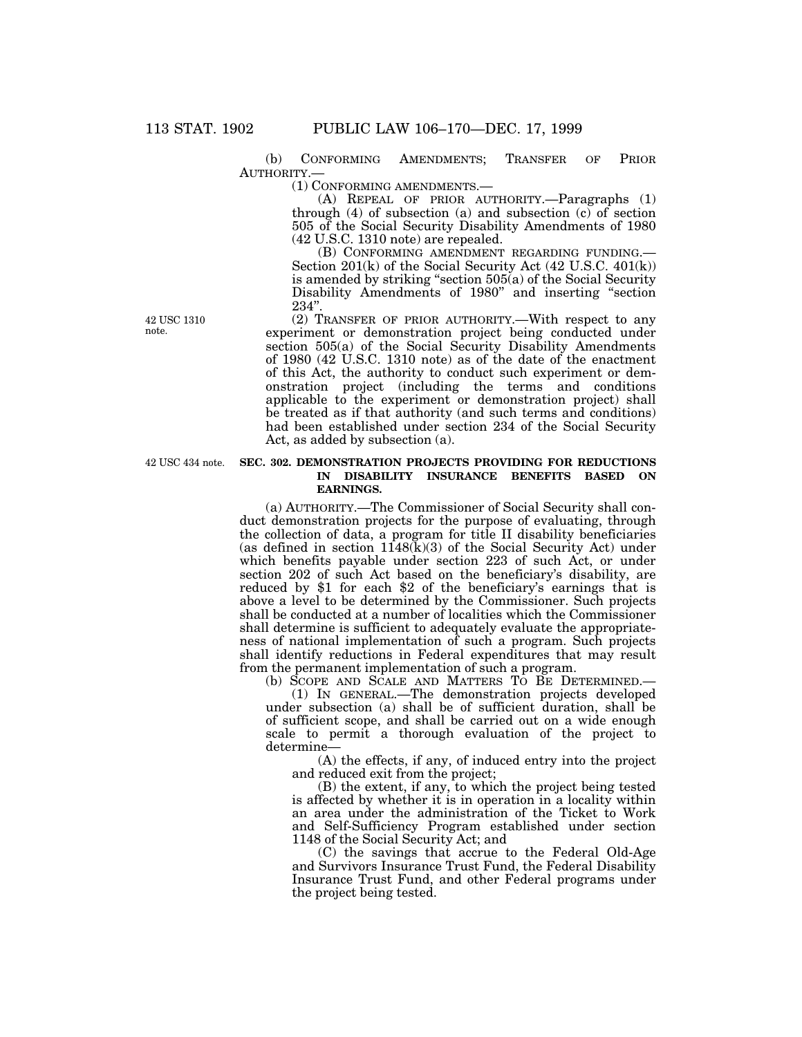(b) CONFORMING AMENDMENTS; TRANSFER OF PRIOR AUTHORITY.—

(1) CONFORMING AMENDMENTS.—

(A) REPEAL OF PRIOR AUTHORITY.—Paragraphs (1) through (4) of subsection (a) and subsection (c) of section 505 of the Social Security Disability Amendments of 1980 (42 U.S.C. 1310 note) are repealed.

(B) CONFORMING AMENDMENT REGARDING FUNDING.—Section 201(k) of the Social Security Act (42 U.S.C. 401(k)) is amended by striking "section 505(a) of the Social Security Disability Amendments of 1980" and inserting "section 234".

42 USC 1310 note.

(2) TRANSFER OF PRIOR AUTHORITY.—With respect to any experiment or demonstration project being conducted under section 505(a) of the Social Security Disability Amendments of 1980 (42 U.S.C. 1310 note) as of the date of the enactment of this Act, the authority to conduct such experiment or demonstration project (including the terms and conditions applicable to the experiment or demonstration project) shall be treated as if that authority (and such terms and conditions) had been established under section 234 of the Social Security Act, as added by subsection (a).

42 USC 434 note.

**SEC. 302. DEMONSTRATION PROJECTS PROVIDING FOR REDUCTIONS IN DISABILITY INSURANCE BENEFITS BASED ON EARNINGS.**

(a) AUTHORITY.—The Commissioner of Social Security shall conduct demonstration projects for the purpose of evaluating, through the collection of data, a program for title II disability beneficiaries (as defined in section 1148(k)(3) of the Social Security Act) under which benefits payable under section 223 of such Act, or under section 202 of such Act based on the beneficiary's disability, are reduced by $1 for each $2 of the beneficiary's earnings that is above a level to be determined by the Commissioner. Such projects shall be conducted at a number of localities which the Commissioner shall determine is sufficient to adequately evaluate the appropriateness of national implementation of such a program. Such projects shall identify reductions in Federal expenditures that may result from the permanent implementation of such a program.

(b) SCOPE AND SCALE AND MATTERS TO BE DETERMINED.—

(1) IN GENERAL.—The demonstration projects developed under subsection (a) shall be of sufficient duration, shall be of sufficient scope, and shall be carried out on a wide enough scale to permit a thorough evaluation of the project to determine—

(A) the effects, if any, of induced entry into the project and reduced exit from the project;

(B) the extent, if any, to which the project being tested is affected by whether it is in operation in a locality within an area under the administration of the Ticket to Work and Self-Sufficiency Program established under section 1148 of the Social Security Act; and

(C) the savings that accrue to the Federal Old-Age and Survivors Insurance Trust Fund, the Federal Disability Insurance Trust Fund, and other Federal programs under the project being tested.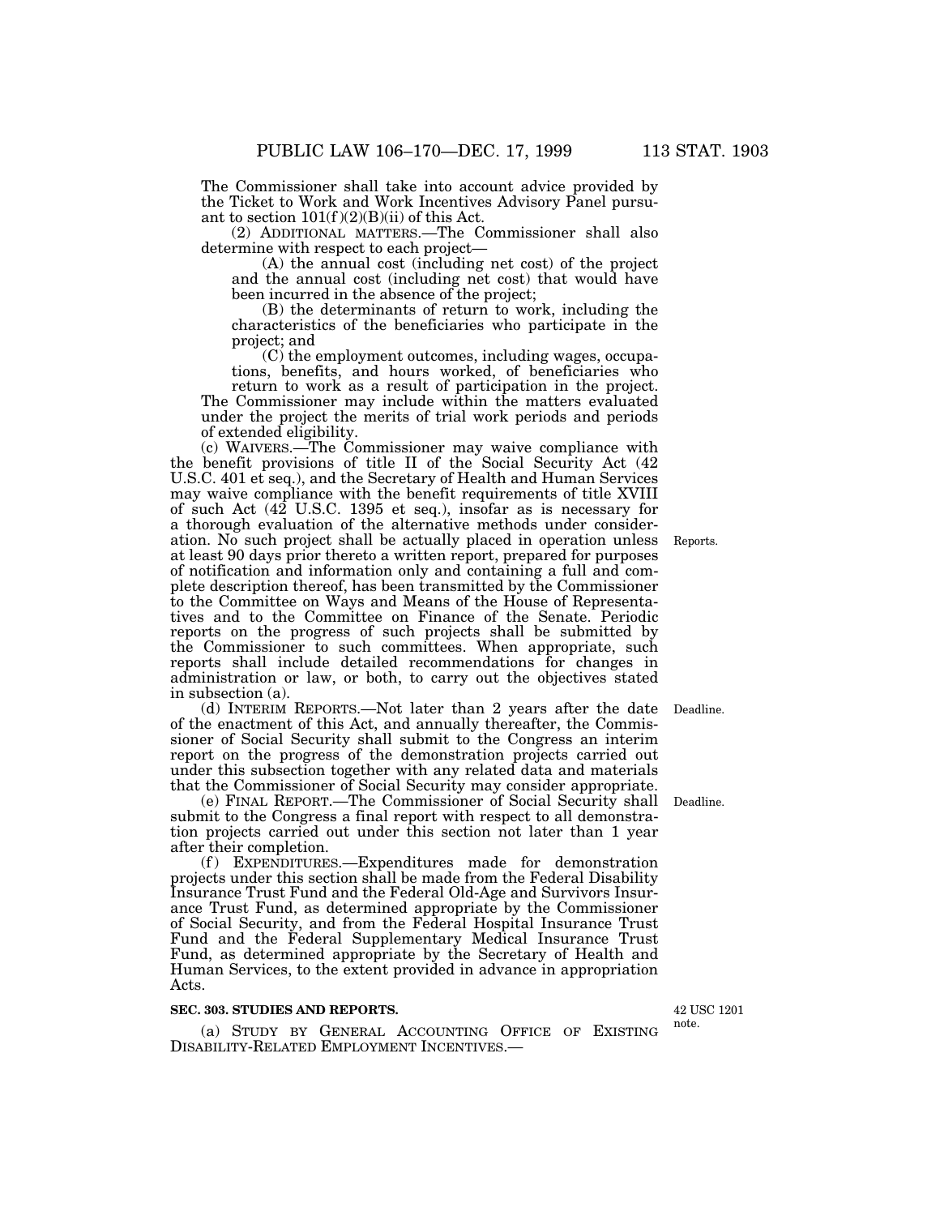The Commissioner shall take into account advice provided by the Ticket to Work and Work Incentives Advisory Panel pursuant to section 101(f)(2)(B)(ii) of this Act.

(2) ADDITIONAL MATTERS.—The Commissioner shall also determine with respect to each project—

(A) the annual cost (including net cost) of the project and the annual cost (including net cost) that would have been incurred in the absence of the project;

(B) the determinants of return to work, including the characteristics of the beneficiaries who participate in the project; and

(C) the employment outcomes, including wages, occupations, benefits, and hours worked, of beneficiaries who return to work as a result of participation in the project.

The Commissioner may include within the matters evaluated under the project the merits of trial work periods and periods of extended eligibility.

(c) WAIVERS.—The Commissioner may waive compliance with the benefit provisions of title II of the Social Security Act (42 U.S.C. 401 et seq.), and the Secretary of Health and Human Services may waive compliance with the benefit requirements of title XVIII of such Act (42 U.S.C. 1395 et seq.), insofar as is necessary for a thorough evaluation of the alternative methods under consideration. No such project shall be actually placed in operation unless at least 90 days prior thereto a written report, prepared for purposes of notification and information only and containing a full and complete description thereof, has been transmitted by the Commissioner to the Committee on Ways and Means of the House of Representatives and to the Committee on Finance of the Senate. Periodic reports on the progress of such projects shall be submitted by the Commissioner to such committees. When appropriate, such reports shall include detailed recommendations for changes in administration or law, or both, to carry out the objectives stated in subsection (a).

Reports.

(d) INTERIM REPORTS.—Not later than 2 years after the date of the enactment of this Act, and annually thereafter, the Commissioner of Social Security shall submit to the Congress an interim report on the progress of the demonstration projects carried out under this subsection together with any related data and materials that the Commissioner of Social Security may consider appropriate.

Deadline.

(e) FINAL REPORT.—The Commissioner of Social Security shall submit to the Congress a final report with respect to all demonstration projects carried out under this section not later than 1 year after their completion.

Deadline.

(f) EXPENDITURES.—Expenditures made for demonstration projects under this section shall be made from the Federal Disability Insurance Trust Fund and the Federal Old-Age and Survivors Insurance Trust Fund, as determined appropriate by the Commissioner of Social Security, and from the Federal Hospital Insurance Trust Fund and the Federal Supplementary Medical Insurance Trust Fund, as determined appropriate by the Secretary of Health and Human Services, to the extent provided in advance in appropriation Acts.

**SEC. 303. STUDIES AND REPORTS.**

42 USC 1201 note.

(a) STUDY BY GENERAL ACCOUNTING OFFICE OF EXISTING DISABILITY-RELATED EMPLOYMENT INCENTIVES.—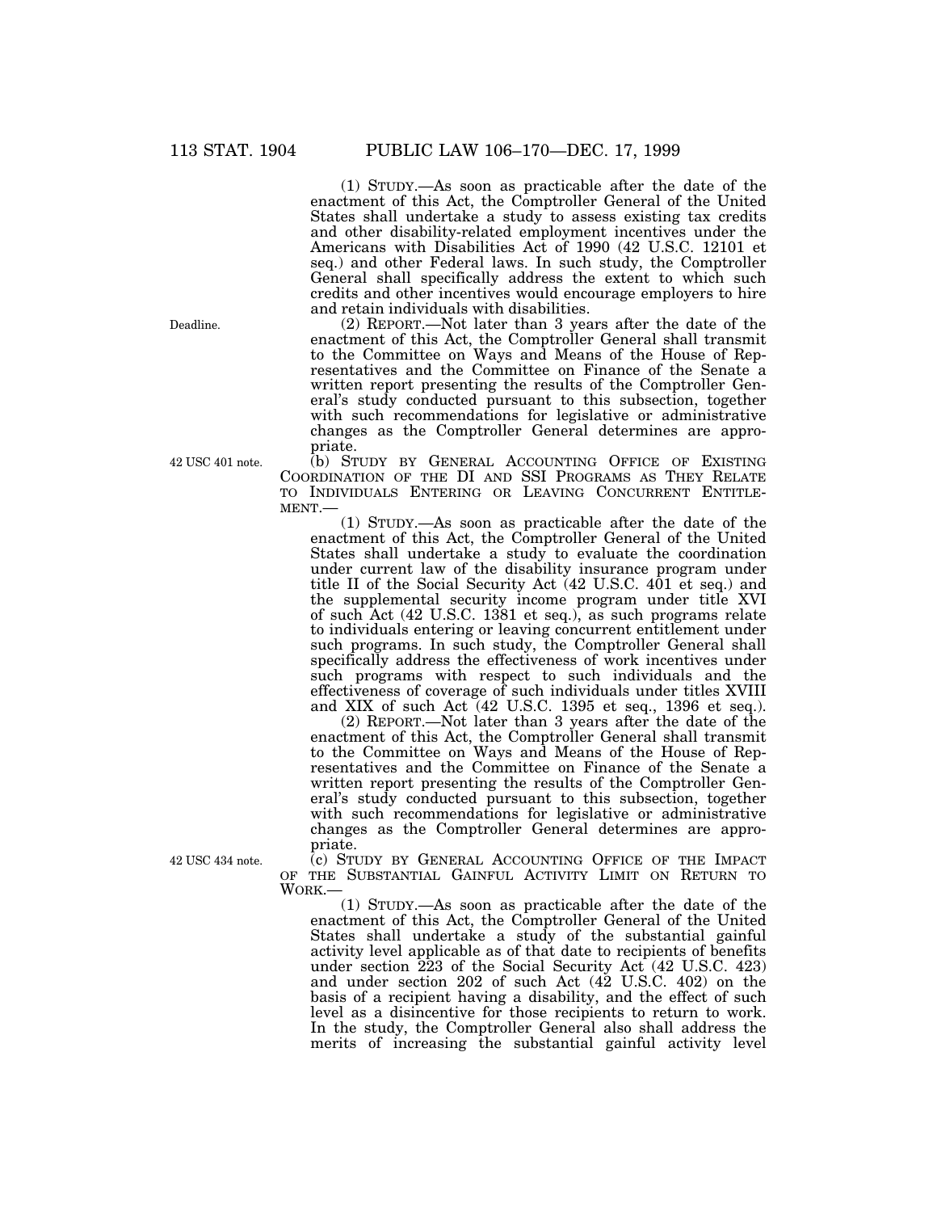(1) STUDY.—As soon as practicable after the date of the enactment of this Act, the Comptroller General of the United States shall undertake a study to assess existing tax credits and other disability-related employment incentives under the Americans with Disabilities Act of 1990 (42 U.S.C. 12101 et seq.) and other Federal laws. In such study, the Comptroller General shall specifically address the extent to which such credits and other incentives would encourage employers to hire and retain individuals with disabilities.

Deadline.

(2) REPORT.—Not later than 3 years after the date of the enactment of this Act, the Comptroller General shall transmit to the Committee on Ways and Means of the House of Representatives and the Committee on Finance of the Senate a written report presenting the results of the Comptroller General's study conducted pursuant to this subsection, together with such recommendations for legislative or administrative changes as the Comptroller General determines are appropriate.

42 USC 401 note.

(b) STUDY BY GENERAL ACCOUNTING OFFICE OF EXISTING COORDINATION OF THE DI AND SSI PROGRAMS AS THEY RELATE TO INDIVIDUALS ENTERING OR LEAVING CONCURRENT ENTITLEMENT.—

(1) STUDY.—As soon as practicable after the date of the enactment of this Act, the Comptroller General of the United States shall undertake a study to evaluate the coordination under current law of the disability insurance program under title II of the Social Security Act (42 U.S.C. 401 et seq.) and the supplemental security income program under title XVI of such Act (42 U.S.C. 1381 et seq.), as such programs relate to individuals entering or leaving concurrent entitlement under such programs. In such study, the Comptroller General shall specifically address the effectiveness of work incentives under such programs with respect to such individuals and the effectiveness of coverage of such individuals under titles XVIII and XIX of such Act (42 U.S.C. 1395 et seq., 1396 et seq.).

(2) REPORT.—Not later than 3 years after the date of the enactment of this Act, the Comptroller General shall transmit to the Committee on Ways and Means of the House of Representatives and the Committee on Finance of the Senate a written report presenting the results of the Comptroller General's study conducted pursuant to this subsection, together with such recommendations for legislative or administrative changes as the Comptroller General determines are appropriate.

42 USC 434 note.

(c) STUDY BY GENERAL ACCOUNTING OFFICE OF THE IMPACT OF THE SUBSTANTIAL GAINFUL ACTIVITY LIMIT ON RETURN TO WORK.—

(1) STUDY.—As soon as practicable after the date of the enactment of this Act, the Comptroller General of the United States shall undertake a study of the substantial gainful activity level applicable as of that date to recipients of benefits under section 223 of the Social Security Act (42 U.S.C. 423) and under section 202 of such Act (42 U.S.C. 402) on the basis of a recipient having a disability, and the effect of such level as a disincentive for those recipients to return to work. In the study, the Comptroller General also shall address the merits of increasing the substantial gainful activity level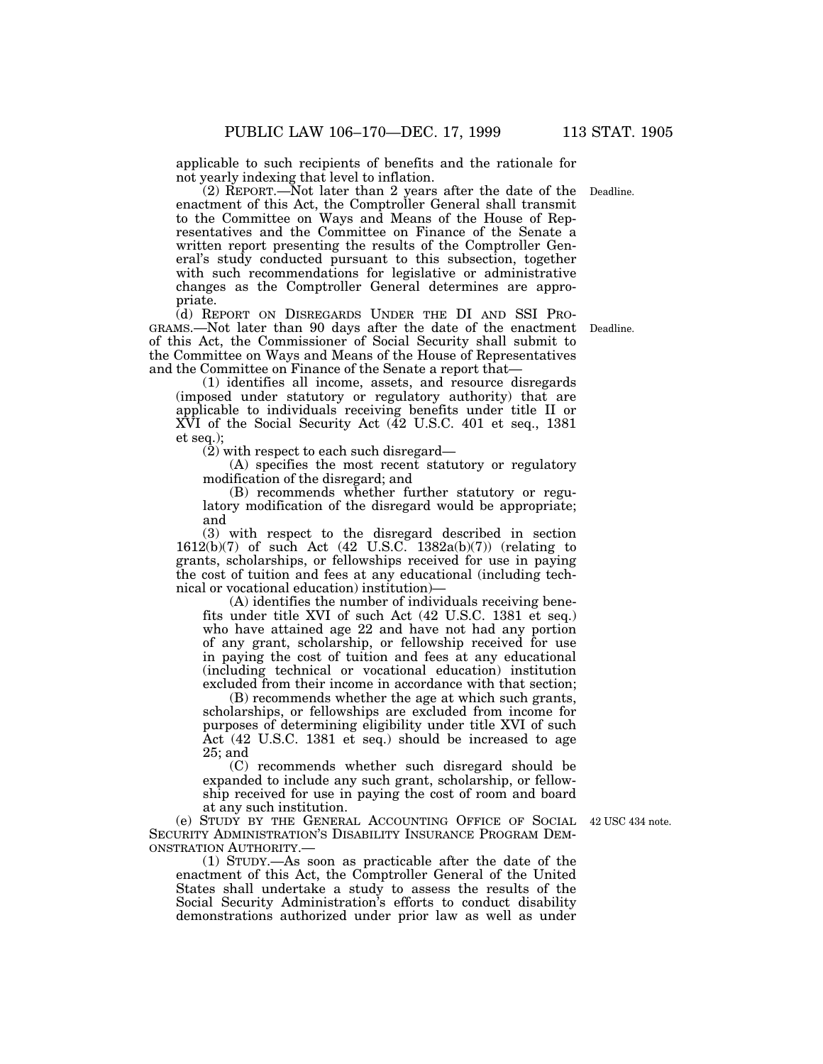applicable to such recipients of benefits and the rationale for not yearly indexing that level to inflation.

(2) REPORT.—Not later than 2 years after the date of the enactment of this Act, the Comptroller General shall transmit to the Committee on Ways and Means of the House of Representatives and the Committee on Finance of the Senate a written report presenting the results of the Comptroller General's study conducted pursuant to this subsection, together with such recommendations for legislative or administrative changes as the Comptroller General determines are appropriate.

Deadline.

(d) REPORT ON DISREGARDS UNDER THE DI AND SSI PROGRAMS.—Not later than 90 days after the date of the enactment of this Act, the Commissioner of Social Security shall submit to the Committee on Ways and Means of the House of Representatives and the Committee on Finance of the Senate a report that—

Deadline.

(1) identifies all income, assets, and resource disregards (imposed under statutory or regulatory authority) that are applicable to individuals receiving benefits under title II or XVI of the Social Security Act (42 U.S.C. 401 et seq., 1381 et seq.);

(2) with respect to each such disregard—

(A) specifies the most recent statutory or regulatory modification of the disregard; and

(B) recommends whether further statutory or regulatory modification of the disregard would be appropriate; and

(3) with respect to the disregard described in section 1612(b)(7) of such Act (42 U.S.C. 1382a(b)(7)) (relating to grants, scholarships, or fellowships received for use in paying the cost of tuition and fees at any educational (including technical or vocational education) institution)—

(A) identifies the number of individuals receiving benefits under title XVI of such Act (42 U.S.C. 1381 et seq.) who have attained age 22 and have not had any portion of any grant, scholarship, or fellowship received for use in paying the cost of tuition and fees at any educational (including technical or vocational education) institution excluded from their income in accordance with that section;

(B) recommends whether the age at which such grants, scholarships, or fellowships are excluded from income for purposes of determining eligibility under title XVI of such Act (42 U.S.C. 1381 et seq.) should be increased to age 25; and

(C) recommends whether such disregard should be expanded to include any such grant, scholarship, or fellowship received for use in paying the cost of room and board at any such institution.

(e) STUDY BY THE GENERAL ACCOUNTING OFFICE OF SOCIAL SECURITY ADMINISTRATION'S DISABILITY INSURANCE PROGRAM DEMONSTRATION AUTHORITY.—

42 USC 434 note.

(1) STUDY.—As soon as practicable after the date of the enactment of this Act, the Comptroller General of the United States shall undertake a study to assess the results of the Social Security Administration's efforts to conduct disability demonstrations authorized under prior law as well as under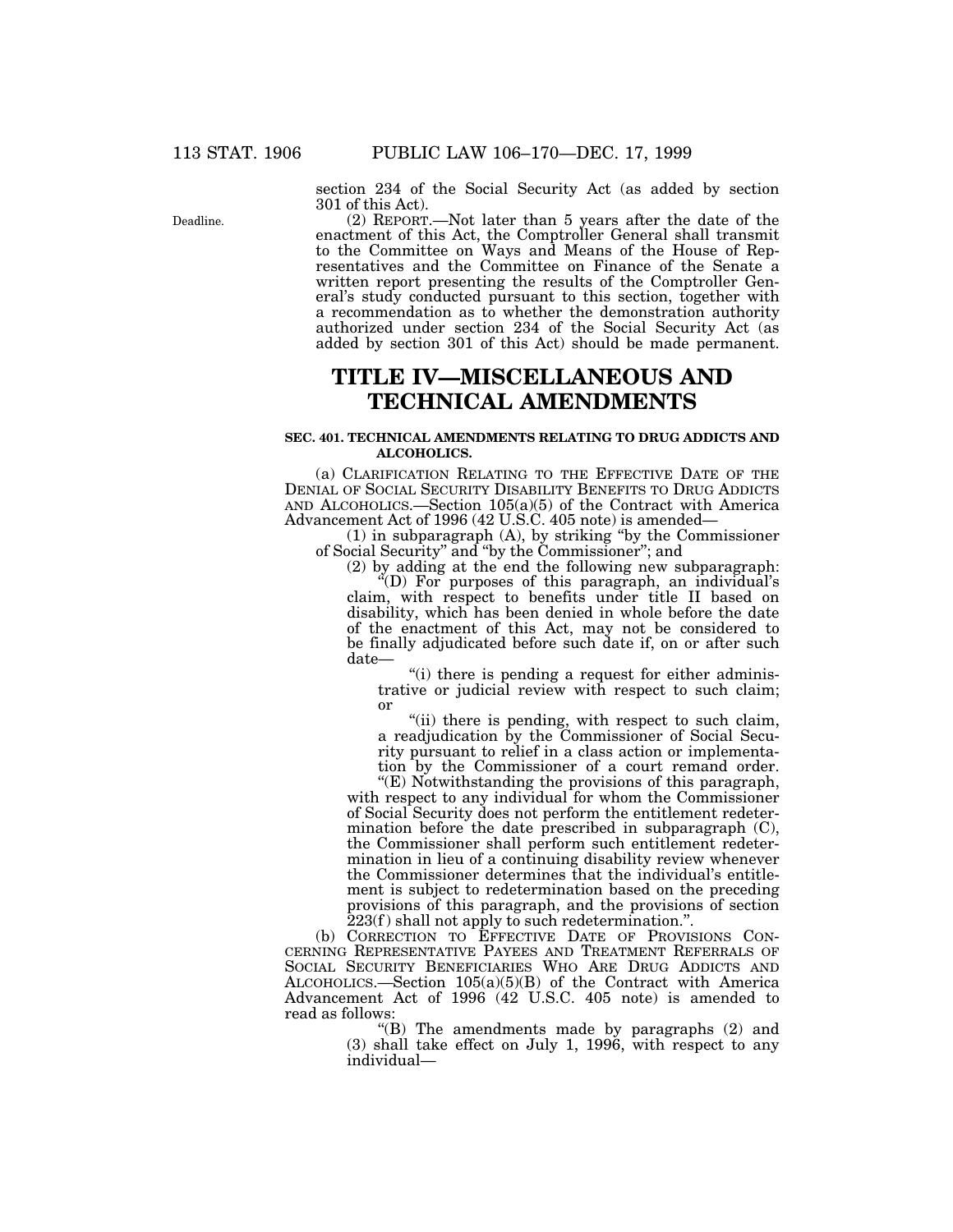section 234 of the Social Security Act (as added by section 301 of this Act).

Deadline.

(2) REPORT.—Not later than 5 years after the date of the enactment of this Act, the Comptroller General shall transmit to the Committee on Ways and Means of the House of Representatives and the Committee on Finance of the Senate a written report presenting the results of the Comptroller General's study conducted pursuant to this section, together with a recommendation as to whether the demonstration authority authorized under section 234 of the Social Security Act (as added by section 301 of this Act) should be made permanent.

# TITLE IV—MISCELLANEOUS AND TECHNICAL AMENDMENTS

### SEC. 401. TECHNICAL AMENDMENTS RELATING TO DRUG ADDICTS AND ALCOHOLICS.

(a) CLARIFICATION RELATING TO THE EFFECTIVE DATE OF THE DENIAL OF SOCIAL SECURITY DISABILITY BENEFITS TO DRUG ADDICTS AND ALCOHOLICS.—Section 105(a)(5) of the Contract with America Advancement Act of 1996 (42 U.S.C. 405 note) is amended—

(1) in subparagraph (A), by striking "by the Commissioner of Social Security" and "by the Commissioner"; and

(2) by adding at the end the following new subparagraph:

"(D) For purposes of this paragraph, an individual's claim, with respect to benefits under title II based on disability, which has been denied in whole before the date of the enactment of this Act, may not be considered to be finally adjudicated before such date if, on or after such date—

"(i) there is pending a request for either administrative or judicial review with respect to such claim; or

"(ii) there is pending, with respect to such claim, a readjudication by the Commissioner of Social Security pursuant to relief in a class action or implementation by the Commissioner of a court remand order.

"(E) Notwithstanding the provisions of this paragraph, with respect to any individual for whom the Commissioner of Social Security does not perform the entitlement redetermination before the date prescribed in subparagraph (C), the Commissioner shall perform such entitlement redetermination in lieu of a continuing disability review whenever the Commissioner determines that the individual's entitlement is subject to redetermination based on the preceding provisions of this paragraph, and the provisions of section 223(f) shall not apply to such redetermination.".

(b) CORRECTION TO EFFECTIVE DATE OF PROVISIONS CONCERNING REPRESENTATIVE PAYEES AND TREATMENT REFERRALS OF SOCIAL SECURITY BENEFICIARIES WHO ARE DRUG ADDICTS AND ALCOHOLICS.—Section 105(a)(5)(B) of the Contract with America Advancement Act of 1996 (42 U.S.C. 405 note) is amended to read as follows:

"(B) The amendments made by paragraphs (2) and (3) shall take effect on July 1, 1996, with respect to any individual—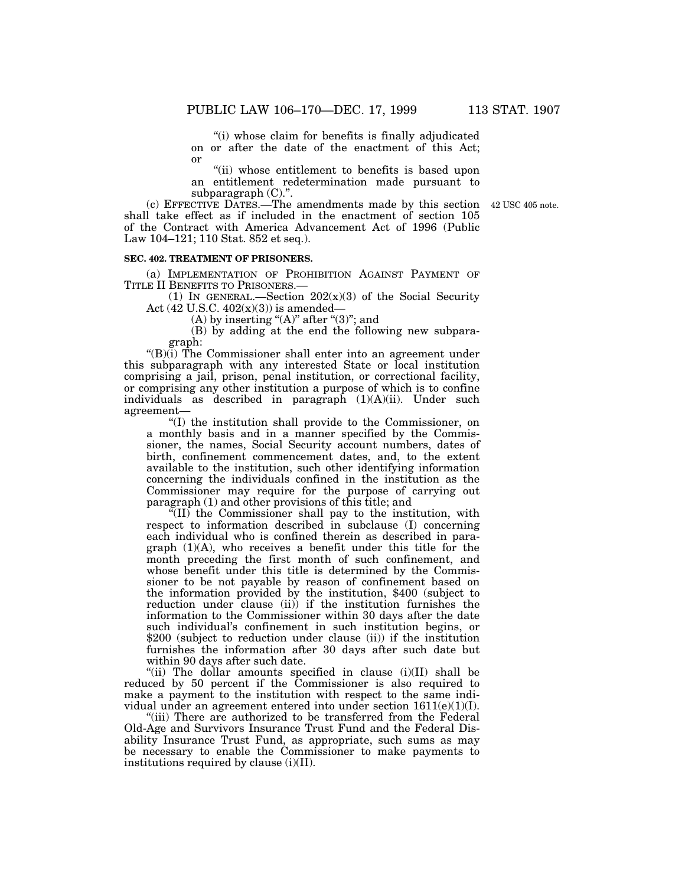"(i) whose claim for benefits is finally adjudicated on or after the date of the enactment of this Act; or

"(ii) whose entitlement to benefits is based upon an entitlement redetermination made pursuant to subparagraph (C).".

(c) EFFECTIVE DATES.—The amendments made by this section shall take effect as if included in the enactment of section 105 of the Contract with America Advancement Act of 1996 (Public Law 104–121; 110 Stat. 852 et seq.).

42 USC 405 note.

**SEC. 402. TREATMENT OF PRISONERS.**

(a) IMPLEMENTATION OF PROHIBITION AGAINST PAYMENT OF TITLE II BENEFITS TO PRISONERS.—

(1) IN GENERAL.—Section 202(x)(3) of the Social Security Act (42 U.S.C. 402(x)(3)) is amended—

(A) by inserting "(A)" after "(3)"; and

(B) by adding at the end the following new subparagraph:

"(B)(i) The Commissioner shall enter into an agreement under this subparagraph with any interested State or local institution comprising a jail, prison, penal institution, or correctional facility, or comprising any other institution a purpose of which is to confine individuals as described in paragraph (1)(A)(ii). Under such agreement—

"(I) the institution shall provide to the Commissioner, on a monthly basis and in a manner specified by the Commissioner, the names, Social Security account numbers, dates of birth, confinement commencement dates, and, to the extent available to the institution, such other identifying information concerning the individuals confined in the institution as the Commissioner may require for the purpose of carrying out paragraph (1) and other provisions of this title; and

"(II) the Commissioner shall pay to the institution, with respect to information described in subclause (I) concerning each individual who is confined therein as described in paragraph (1)(A), who receives a benefit under this title for the month preceding the first month of such confinement, and whose benefit under this title is determined by the Commissioner to be not payable by reason of confinement based on the information provided by the institution, $400 (subject to reduction under clause (ii)) if the institution furnishes the information to the Commissioner within 30 days after the date such individual's confinement in such institution begins, or $200 (subject to reduction under clause (ii)) if the institution furnishes the information after 30 days after such date but within 90 days after such date.

"(ii) The dollar amounts specified in clause (i)(II) shall be reduced by 50 percent if the Commissioner is also required to make a payment to the institution with respect to the same individual under an agreement entered into under section 1611(e)(1)(I).

"(iii) There are authorized to be transferred from the Federal Old-Age and Survivors Insurance Trust Fund and the Federal Disability Insurance Trust Fund, as appropriate, such sums as may be necessary to enable the Commissioner to make payments to institutions required by clause (i)(II).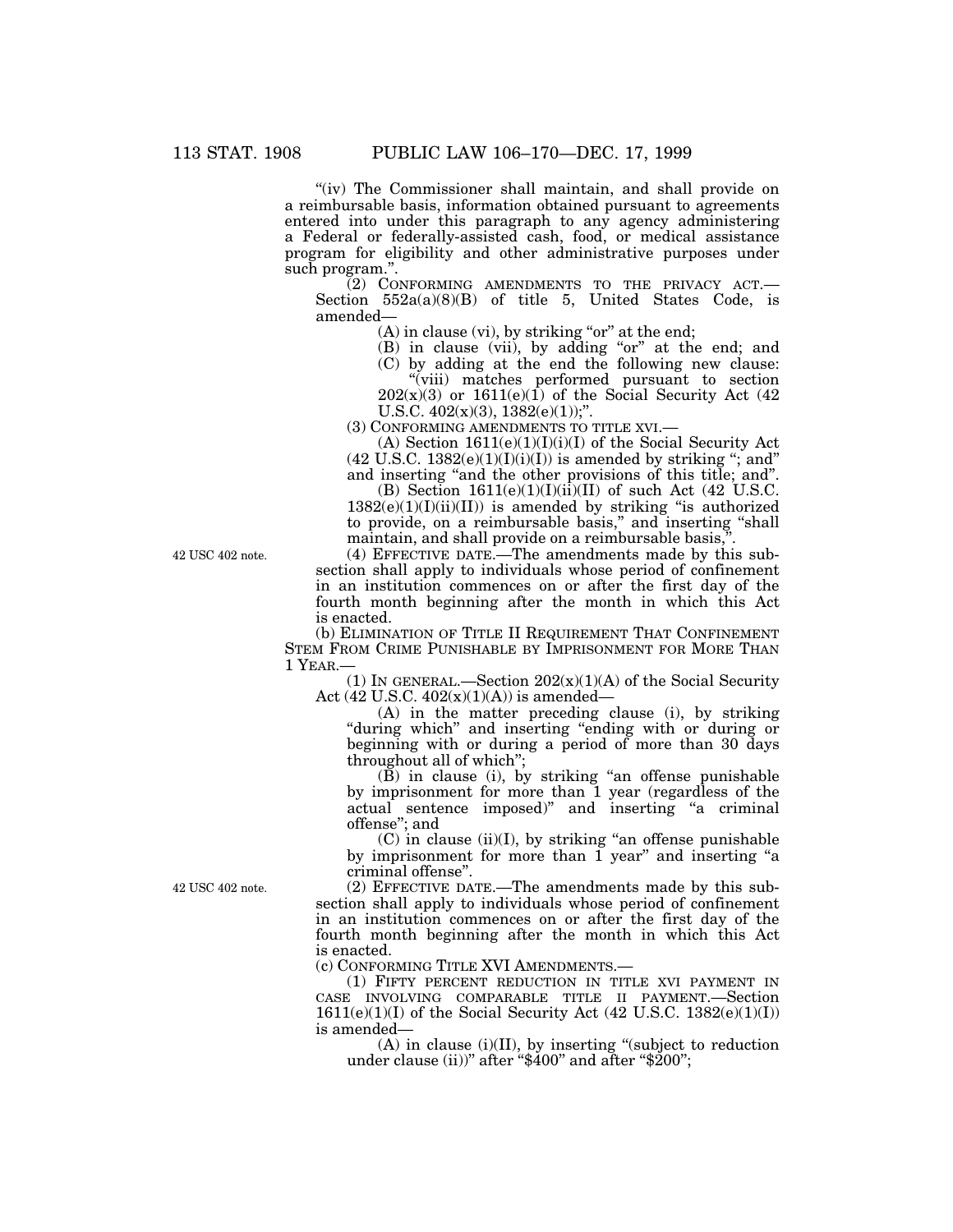"(iv) The Commissioner shall maintain, and shall provide on a reimbursable basis, information obtained pursuant to agreements entered into under this paragraph to any agency administering a Federal or federally-assisted cash, food, or medical assistance program for eligibility and other administrative purposes under such program.".

(2) CONFORMING AMENDMENTS TO THE PRIVACY ACT.—Section 552a(a)(8)(B) of title 5, United States Code, is amended—

(A) in clause (vi), by striking "or" at the end;

(B) in clause (vii), by adding "or" at the end; and

(C) by adding at the end the following new clause:

"(viii) matches performed pursuant to section 202(x)(3) or 1611(e)(1) of the Social Security Act (42 U.S.C. 402(x)(3), 1382(e)(1));".

(3) CONFORMING AMENDMENTS TO TITLE XVI.—

(A) Section 1611(e)(1)(I)(i)(I) of the Social Security Act (42 U.S.C. 1382(e)(1)(I)(i)(I)) is amended by striking "; and" and inserting "and the other provisions of this title; and".

(B) Section 1611(e)(1)(I)(ii)(II) of such Act (42 U.S.C. 1382(e)(1)(I)(ii)(II)) is amended by striking "is authorized to provide, on a reimbursable basis," and inserting "shall maintain, and shall provide on a reimbursable basis,".

42 USC 402 note.

(4) EFFECTIVE DATE.—The amendments made by this subsection shall apply to individuals whose period of confinement in an institution commences on or after the first day of the fourth month beginning after the month in which this Act is enacted.

(b) ELIMINATION OF TITLE II REQUIREMENT THAT CONFINEMENT STEM FROM CRIME PUNISHABLE BY IMPRISONMENT FOR MORE THAN 1 YEAR.—

(1) IN GENERAL.—Section 202(x)(1)(A) of the Social Security Act (42 U.S.C. 402(x)(1)(A)) is amended—

(A) in the matter preceding clause (i), by striking "during which" and inserting "ending with or during or beginning with or during a period of more than 30 days throughout all of which";

(B) in clause (i), by striking "an offense punishable by imprisonment for more than 1 year (regardless of the actual sentence imposed)" and inserting "a criminal offense"; and

(C) in clause (ii)(I), by striking "an offense punishable by imprisonment for more than 1 year" and inserting "a criminal offense".

42 USC 402 note.

(2) EFFECTIVE DATE.—The amendments made by this subsection shall apply to individuals whose period of confinement in an institution commences on or after the first day of the fourth month beginning after the month in which this Act is enacted.

(c) CONFORMING TITLE XVI AMENDMENTS.—

(1) FIFTY PERCENT REDUCTION IN TITLE XVI PAYMENT IN CASE INVOLVING COMPARABLE TITLE II PAYMENT.—Section 1611(e)(1)(I) of the Social Security Act (42 U.S.C. 1382(e)(1)(I)) is amended—

(A) in clause (i)(II), by inserting "(subject to reduction under clause (ii))" after "$400" and after "$200";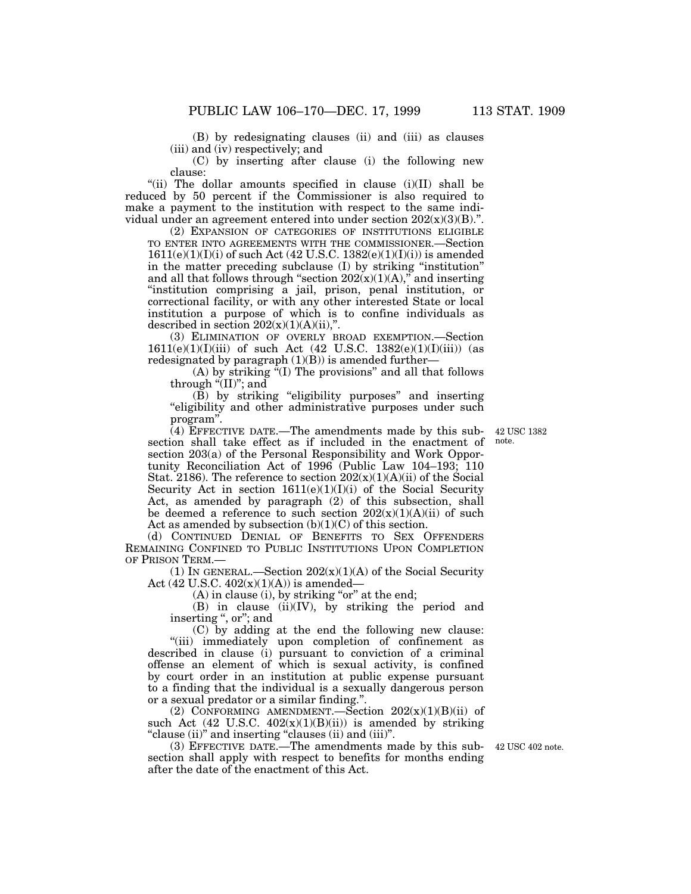(B) by redesignating clauses (ii) and (iii) as clauses (iii) and (iv) respectively; and

(C) by inserting after clause (i) the following new clause:

"(ii) The dollar amounts specified in clause (i)(II) shall be reduced by 50 percent if the Commissioner is also required to make a payment to the institution with respect to the same individual under an agreement entered into under section 202(x)(3)(B).".

(2) EXPANSION OF CATEGORIES OF INSTITUTIONS ELIGIBLE TO ENTER INTO AGREEMENTS WITH THE COMMISSIONER.—Section 1611(e)(1)(I)(i) of such Act (42 U.S.C. 1382(e)(1)(I)(i)) is amended in the matter preceding subclause (I) by striking "institution" and all that follows through "section 202(x)(1)(A)," and inserting "institution comprising a jail, prison, penal institution, or correctional facility, or with any other interested State or local institution a purpose of which is to confine individuals as described in section 202(x)(1)(A)(ii),".

(3) ELIMINATION OF OVERLY BROAD EXEMPTION.—Section 1611(e)(1)(I)(iii) of such Act (42 U.S.C. 1382(e)(1)(I)(iii)) (as redesignated by paragraph (1)(B)) is amended further—

(A) by striking "(I) The provisions" and all that follows through "(II)"; and

(B) by striking "eligibility purposes" and inserting "eligibility and other administrative purposes under such program".

(4) EFFECTIVE DATE.—The amendments made by this subsection shall take effect as if included in the enactment of section 203(a) of the Personal Responsibility and Work Opportunity Reconciliation Act of 1996 (Public Law 104–193; 110 Stat. 2186). The reference to section 202(x)(1)(A)(ii) of the Social Security Act in section 1611(e)(1)(I)(i) of the Social Security Act, as amended by paragraph (2) of this subsection, shall be deemed a reference to such section 202(x)(1)(A)(ii) of such Act as amended by subsection (b)(1)(C) of this section.

42 USC 1382 note.

(d) CONTINUED DENIAL OF BENEFITS TO SEX OFFENDERS REMAINING CONFINED TO PUBLIC INSTITUTIONS UPON COMPLETION OF PRISON TERM.—

(1) IN GENERAL.—Section 202(x)(1)(A) of the Social Security Act (42 U.S.C. 402(x)(1)(A)) is amended—

(A) in clause (i), by striking "or" at the end;

(B) in clause (ii)(IV), by striking the period and inserting ", or"; and

(C) by adding at the end the following new clause:

"(iii) immediately upon completion of confinement as described in clause (i) pursuant to conviction of a criminal offense an element of which is sexual activity, is confined by court order in an institution at public expense pursuant to a finding that the individual is a sexually dangerous person or a sexual predator or a similar finding.".

(2) CONFORMING AMENDMENT.—Section 202(x)(1)(B)(ii) of such Act (42 U.S.C. 402(x)(1)(B)(ii)) is amended by striking "clause (ii)" and inserting "clauses (ii) and (iii)".

(3) EFFECTIVE DATE.—The amendments made by this subsection shall apply with respect to benefits for months ending after the date of the enactment of this Act.

42 USC 402 note.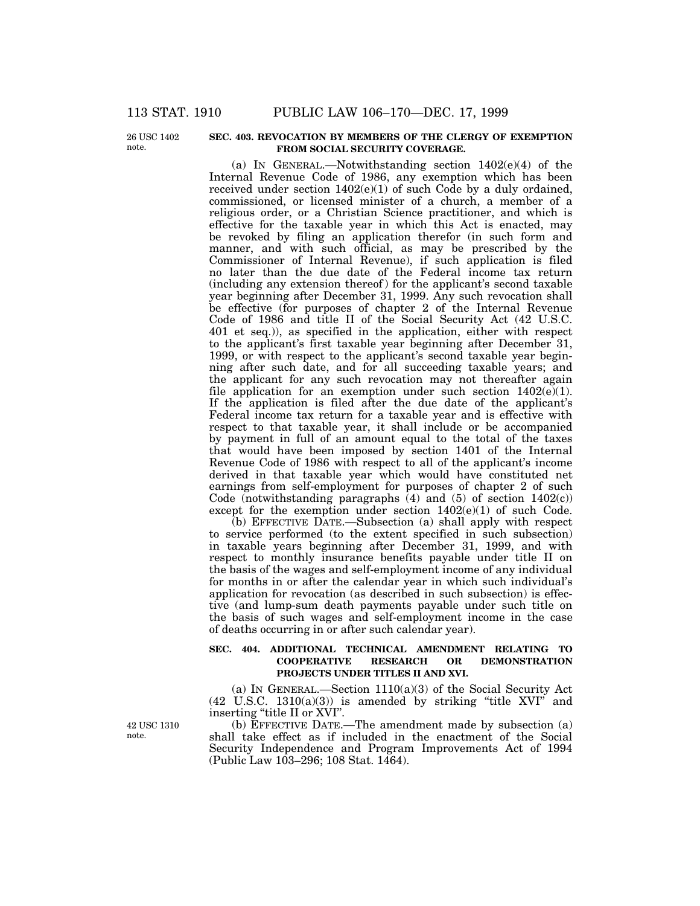26 USC 1402 note.

**SEC. 403. REVOCATION BY MEMBERS OF THE CLERGY OF EXEMPTION FROM SOCIAL SECURITY COVERAGE.**

(a) IN GENERAL.—Notwithstanding section 1402(e)(4) of the Internal Revenue Code of 1986, any exemption which has been received under section 1402(e)(1) of such Code by a duly ordained, commissioned, or licensed minister of a church, a member of a religious order, or a Christian Science practitioner, and which is effective for the taxable year in which this Act is enacted, may be revoked by filing an application therefor (in such form and manner, and with such official, as may be prescribed by the Commissioner of Internal Revenue), if such application is filed no later than the due date of the Federal income tax return (including any extension thereof) for the applicant's second taxable year beginning after December 31, 1999. Any such revocation shall be effective (for purposes of chapter 2 of the Internal Revenue Code of 1986 and title II of the Social Security Act (42 U.S.C. 401 et seq.)), as specified in the application, either with respect to the applicant's first taxable year beginning after December 31, 1999, or with respect to the applicant's second taxable year beginning after such date, and for all succeeding taxable years; and the applicant for any such revocation may not thereafter again file application for an exemption under such section 1402(e)(1). If the application is filed after the due date of the applicant's Federal income tax return for a taxable year and is effective with respect to that taxable year, it shall include or be accompanied by payment in full of an amount equal to the total of the taxes that would have been imposed by section 1401 of the Internal Revenue Code of 1986 with respect to all of the applicant's income derived in that taxable year which would have constituted net earnings from self-employment for purposes of chapter 2 of such Code (notwithstanding paragraphs (4) and (5) of section 1402(c)) except for the exemption under section 1402(e)(1) of such Code.

(b) EFFECTIVE DATE.—Subsection (a) shall apply with respect to service performed (to the extent specified in such subsection) in taxable years beginning after December 31, 1999, and with respect to monthly insurance benefits payable under title II on the basis of the wages and self-employment income of any individual for months in or after the calendar year in which such individual's application for revocation (as described in such subsection) is effective (and lump-sum death payments payable under such title on the basis of such wages and self-employment income in the case of deaths occurring in or after such calendar year).

**SEC. 404. ADDITIONAL TECHNICAL AMENDMENT RELATING TO COOPERATIVE RESEARCH OR DEMONSTRATION PROJECTS UNDER TITLES II AND XVI.**

(a) IN GENERAL.—Section 1110(a)(3) of the Social Security Act (42 U.S.C. 1310(a)(3)) is amended by striking "title XVI" and inserting "title II or XVI".

42 USC 1310 note.

(b) EFFECTIVE DATE.—The amendment made by subsection (a) shall take effect as if included in the enactment of the Social Security Independence and Program Improvements Act of 1994 (Public Law 103–296; 108 Stat. 1464).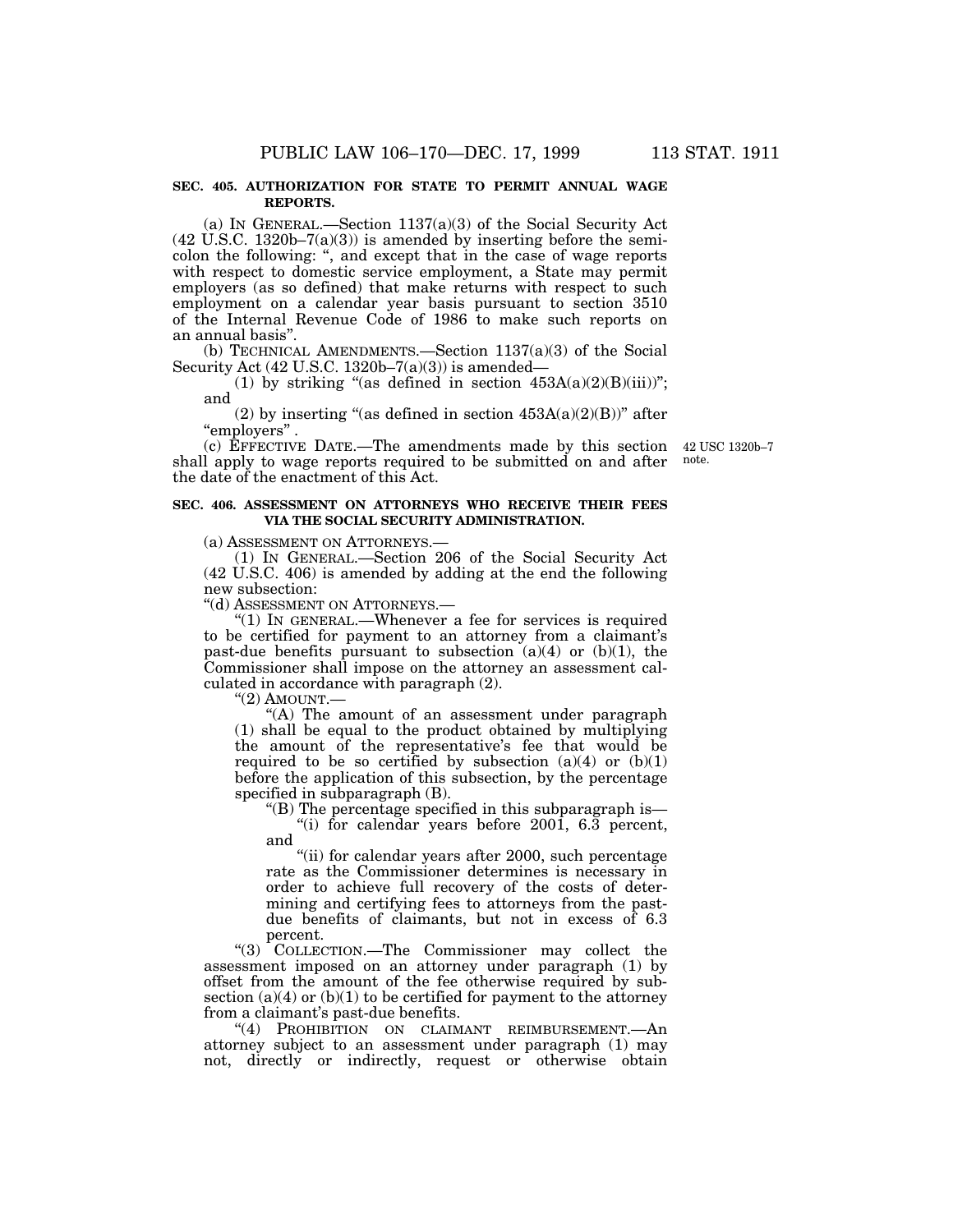**SEC. 405. AUTHORIZATION FOR STATE TO PERMIT ANNUAL WAGE REPORTS.**

(a) IN GENERAL.—Section 1137(a)(3) of the Social Security Act (42 U.S.C. 1320b–7(a)(3)) is amended by inserting before the semicolon the following: ", and except that in the case of wage reports with respect to domestic service employment, a State may permit employers (as so defined) that make returns with respect to such employment on a calendar year basis pursuant to section 3510 of the Internal Revenue Code of 1986 to make such reports on an annual basis".

(b) TECHNICAL AMENDMENTS.—Section 1137(a)(3) of the Social Security Act (42 U.S.C. 1320b–7(a)(3)) is amended—

(1) by striking "(as defined in section 453A(a)(2)(B)(iii))"; and

(2) by inserting "(as defined in section 453A(a)(2)(B))" after "employers".

(c) EFFECTIVE DATE.—The amendments made by this section shall apply to wage reports required to be submitted on and after the date of the enactment of this Act.

42 USC 1320b–7 note.

**SEC. 406. ASSESSMENT ON ATTORNEYS WHO RECEIVE THEIR FEES VIA THE SOCIAL SECURITY ADMINISTRATION.**

(a) ASSESSMENT ON ATTORNEYS.—

(1) IN GENERAL.—Section 206 of the Social Security Act (42 U.S.C. 406) is amended by adding at the end the following new subsection:

"(d) ASSESSMENT ON ATTORNEYS.—

"(1) IN GENERAL.—Whenever a fee for services is required to be certified for payment to an attorney from a claimant's past-due benefits pursuant to subsection (a)(4) or (b)(1), the Commissioner shall impose on the attorney an assessment calculated in accordance with paragraph (2).

"(2) AMOUNT.—

"(A) The amount of an assessment under paragraph (1) shall be equal to the product obtained by multiplying the amount of the representative's fee that would be required to be so certified by subsection (a)(4) or (b)(1) before the application of this subsection, by the percentage specified in subparagraph (B).

"(B) The percentage specified in this subparagraph is—

"(i) for calendar years before 2001, 6.3 percent, and

"(ii) for calendar years after 2000, such percentage rate as the Commissioner determines is necessary in order to achieve full recovery of the costs of determining and certifying fees to attorneys from the past-due benefits of claimants, but not in excess of 6.3 percent.

"(3) COLLECTION.—The Commissioner may collect the assessment imposed on an attorney under paragraph (1) by offset from the amount of the fee otherwise required by subsection (a)(4) or (b)(1) to be certified for payment to the attorney from a claimant's past-due benefits.

"(4) PROHIBITION ON CLAIMANT REIMBURSEMENT.—An attorney subject to an assessment under paragraph (1) may not, directly or indirectly, request or otherwise obtain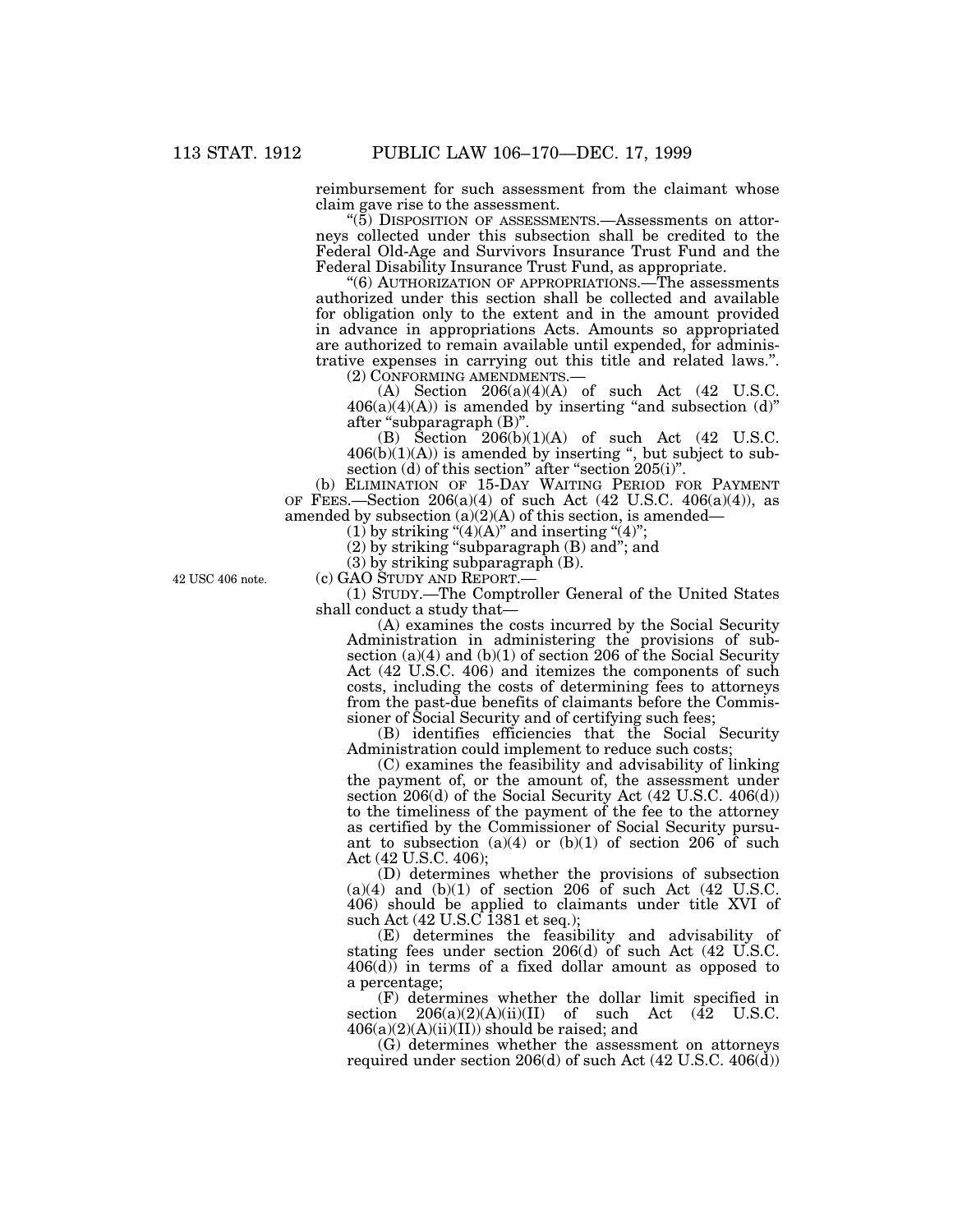reimbursement for such assessment from the claimant whose claim gave rise to the assessment.

"(5) DISPOSITION OF ASSESSMENTS.—Assessments on attorneys collected under this subsection shall be credited to the Federal Old-Age and Survivors Insurance Trust Fund and the Federal Disability Insurance Trust Fund, as appropriate.

"(6) AUTHORIZATION OF APPROPRIATIONS.—The assessments authorized under this section shall be collected and available for obligation only to the extent and in the amount provided in advance in appropriations Acts. Amounts so appropriated are authorized to remain available until expended, for administrative expenses in carrying out this title and related laws.".

(2) CONFORMING AMENDMENTS.—

(A) Section 206(a)(4)(A) of such Act (42 U.S.C. 406(a)(4)(A)) is amended by inserting "and subsection (d)" after "subparagraph (B)".

(B) Section 206(b)(1)(A) of such Act (42 U.S.C. 406(b)(1)(A)) is amended by inserting ", but subject to subsection (d) of this section" after "section 205(i)".

(b) ELIMINATION OF 15-DAY WAITING PERIOD FOR PAYMENT OF FEES.—Section 206(a)(4) of such Act (42 U.S.C. 406(a)(4)), as amended by subsection (a)(2)(A) of this section, is amended—

(1) by striking "(4)(A)" and inserting "(4)";

(2) by striking "subparagraph (B) and"; and

(3) by striking subparagraph (B).

42 USC 406 note.

(c) GAO STUDY AND REPORT.—

(1) STUDY.—The Comptroller General of the United States shall conduct a study that—

(A) examines the costs incurred by the Social Security Administration in administering the provisions of subsection (a)(4) and (b)(1) of section 206 of the Social Security Act (42 U.S.C. 406) and itemizes the components of such costs, including the costs of determining fees to attorneys from the past-due benefits of claimants before the Commissioner of Social Security and of certifying such fees;

(B) identifies efficiencies that the Social Security Administration could implement to reduce such costs;

(C) examines the feasibility and advisability of linking the payment of, or the amount of, the assessment under section 206(d) of the Social Security Act (42 U.S.C. 406(d)) to the timeliness of the payment of the fee to the attorney as certified by the Commissioner of Social Security pursuant to subsection (a)(4) or (b)(1) of section 206 of such Act (42 U.S.C. 406);

(D) determines whether the provisions of subsection (a)(4) and (b)(1) of section 206 of such Act (42 U.S.C. 406) should be applied to claimants under title XVI of such Act (42 U.S.C 1381 et seq.);

(E) determines the feasibility and advisability of stating fees under section 206(d) of such Act (42 U.S.C. 406(d)) in terms of a fixed dollar amount as opposed to a percentage;

(F) determines whether the dollar limit specified in section 206(a)(2)(A)(ii)(II) of such Act (42 U.S.C. 406(a)(2)(A)(ii)(II)) should be raised; and

(G) determines whether the assessment on attorneys required under section 206(d) of such Act (42 U.S.C. 406(d))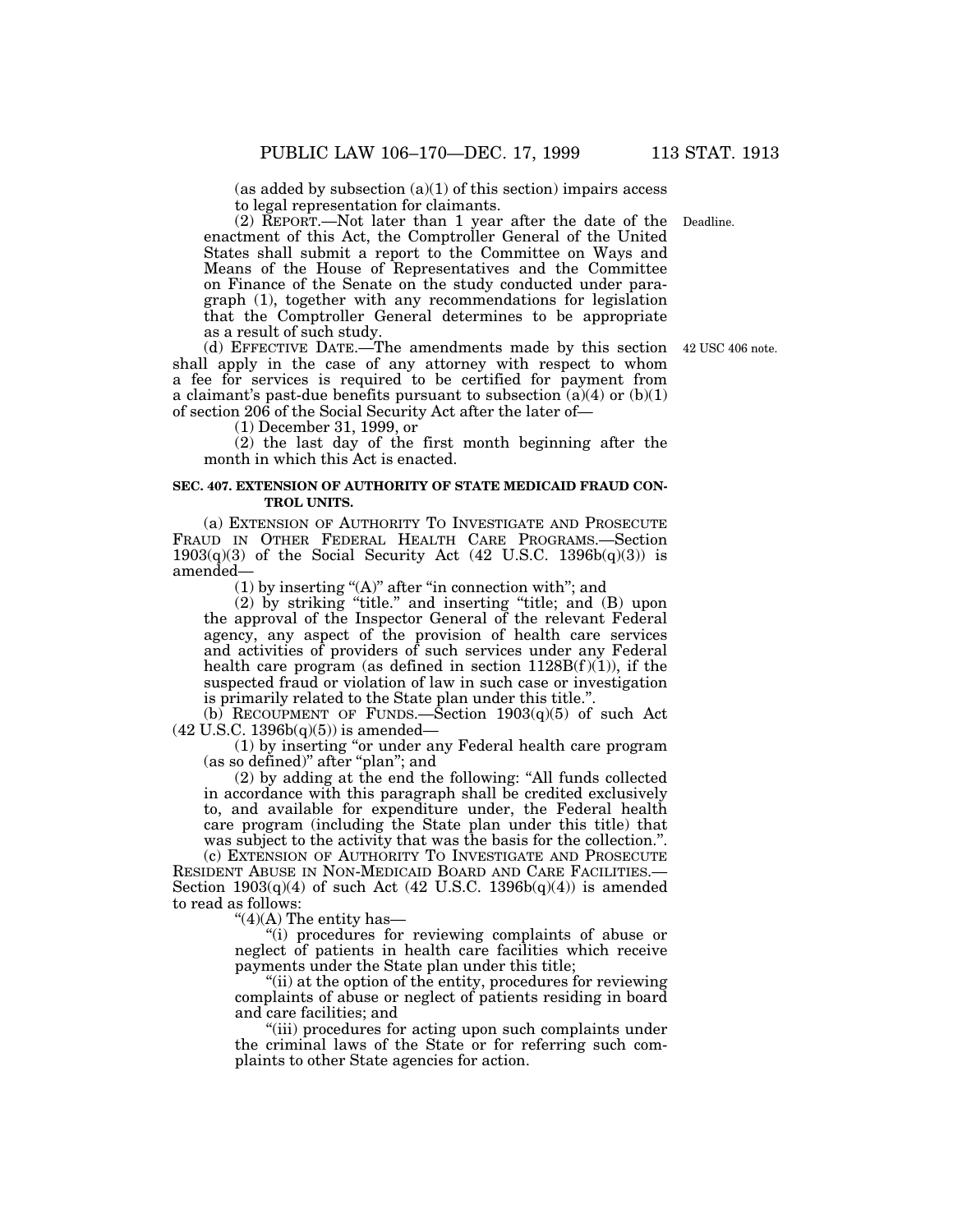(as added by subsection (a)(1) of this section) impairs access to legal representation for claimants.

(2) REPORT.—Not later than 1 year after the date of the enactment of this Act, the Comptroller General of the United States shall submit a report to the Committee on Ways and Means of the House of Representatives and the Committee on Finance of the Senate on the study conducted under paragraph (1), together with any recommendations for legislation that the Comptroller General determines to be appropriate as a result of such study.

Deadline.

(d) EFFECTIVE DATE.—The amendments made by this section shall apply in the case of any attorney with respect to whom a fee for services is required to be certified for payment from a claimant's past-due benefits pursuant to subsection (a)(4) or (b)(1) of section 206 of the Social Security Act after the later of—

42 USC 406 note.

(1) December 31, 1999, or

(2) the last day of the first month beginning after the month in which this Act is enacted.

**SEC. 407. EXTENSION OF AUTHORITY OF STATE MEDICAID FRAUD CONTROL UNITS.**

(a) EXTENSION OF AUTHORITY TO INVESTIGATE AND PROSECUTE FRAUD IN OTHER FEDERAL HEALTH CARE PROGRAMS.—Section 1903(q)(3) of the Social Security Act (42 U.S.C. 1396b(q)(3)) is amended—

(1) by inserting "(A)" after "in connection with"; and

(2) by striking "title." and inserting "title; and (B) upon the approval of the Inspector General of the relevant Federal agency, any aspect of the provision of health care services and activities of providers of such services under any Federal health care program (as defined in section 1128B(f)(1)), if the suspected fraud or violation of law in such case or investigation is primarily related to the State plan under this title.".

(b) RECOUPMENT OF FUNDS.—Section 1903(q)(5) of such Act (42 U.S.C. 1396b(q)(5)) is amended—

(1) by inserting "or under any Federal health care program (as so defined)" after "plan"; and

(2) by adding at the end the following: "All funds collected in accordance with this paragraph shall be credited exclusively to, and available for expenditure under, the Federal health care program (including the State plan under this title) that was subject to the activity that was the basis for the collection.".

(c) EXTENSION OF AUTHORITY TO INVESTIGATE AND PROSECUTE RESIDENT ABUSE IN NON-MEDICAID BOARD AND CARE FACILITIES.—Section 1903(q)(4) of such Act (42 U.S.C. 1396b(q)(4)) is amended to read as follows:

"(4)(A) The entity has—

"(i) procedures for reviewing complaints of abuse or neglect of patients in health care facilities which receive payments under the State plan under this title;

"(ii) at the option of the entity, procedures for reviewing complaints of abuse or neglect of patients residing in board and care facilities; and

"(iii) procedures for acting upon such complaints under the criminal laws of the State or for referring such complaints to other State agencies for action.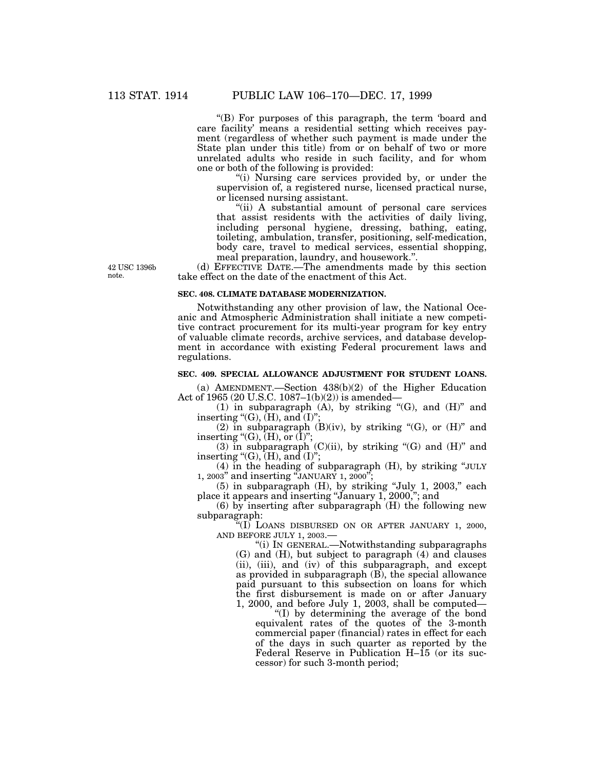"(B) For purposes of this paragraph, the term 'board and care facility' means a residential setting which receives payment (regardless of whether such payment is made under the State plan under this title) from or on behalf of two or more unrelated adults who reside in such facility, and for whom one or both of the following is provided:

"(i) Nursing care services provided by, or under the supervision of, a registered nurse, licensed practical nurse, or licensed nursing assistant.

"(ii) A substantial amount of personal care services that assist residents with the activities of daily living, including personal hygiene, dressing, bathing, eating, toileting, ambulation, transfer, positioning, self-medication, body care, travel to medical services, essential shopping, meal preparation, laundry, and housework.".

42 USC 1396b note.

(d) EFFECTIVE DATE.—The amendments made by this section take effect on the date of the enactment of this Act.

**SEC. 408. CLIMATE DATABASE MODERNIZATION.**

Notwithstanding any other provision of law, the National Oceanic and Atmospheric Administration shall initiate a new competitive contract procurement for its multi-year program for key entry of valuable climate records, archive services, and database development in accordance with existing Federal procurement laws and regulations.

**SEC. 409. SPECIAL ALLOWANCE ADJUSTMENT FOR STUDENT LOANS.**

(a) AMENDMENT.—Section 438(b)(2) of the Higher Education Act of 1965 (20 U.S.C. 1087–1(b)(2)) is amended—

(1) in subparagraph (A), by striking "(G), and (H)" and inserting "(G), (H), and (I)";

(2) in subparagraph (B)(iv), by striking "(G), or (H)" and inserting "(G), (H), or (I)";

(3) in subparagraph (C)(ii), by striking "(G) and (H)" and inserting "(G), (H), and (I)";

(4) in the heading of subparagraph (H), by striking "JULY 1, 2003" and inserting "JANUARY 1, 2000";

(5) in subparagraph (H), by striking "July 1, 2003," each place it appears and inserting "January 1, 2000,"; and

(6) by inserting after subparagraph (H) the following new subparagraph:

"(I) LOANS DISBURSED ON OR AFTER JANUARY 1, 2000, AND BEFORE JULY 1, 2003.—

"(i) IN GENERAL.—Notwithstanding subparagraphs (G) and (H), but subject to paragraph (4) and clauses (ii), (iii), and (iv) of this subparagraph, and except as provided in subparagraph (B), the special allowance paid pursuant to this subsection on loans for which the first disbursement is made on or after January 1, 2000, and before July 1, 2003, shall be computed—

"(I) by determining the average of the bond equivalent rates of the quotes of the 3-month commercial paper (financial) rates in effect for each of the days in such quarter as reported by the Federal Reserve in Publication H–15 (or its successor) for such 3-month period;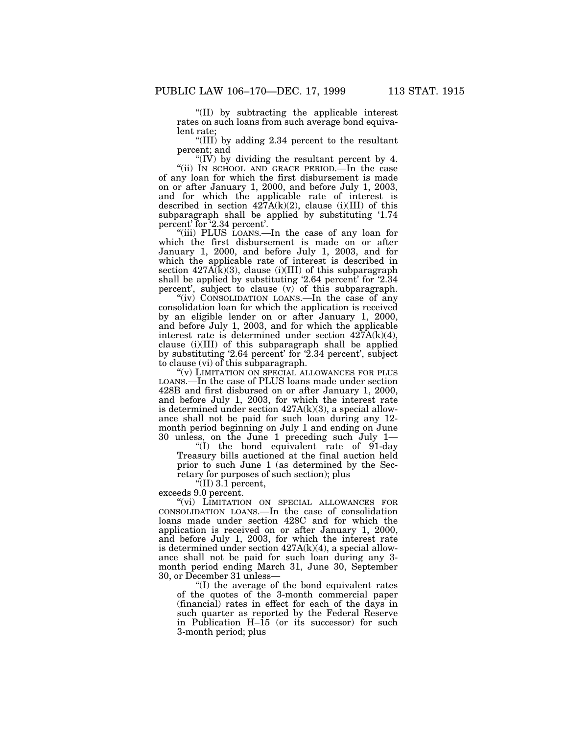"(II) by subtracting the applicable interest rates on such loans from such average bond equivalent rate;

"(III) by adding 2.34 percent to the resultant percent; and

"(IV) by dividing the resultant percent by 4.

"(ii) IN SCHOOL AND GRACE PERIOD.—In the case of any loan for which the first disbursement is made on or after January 1, 2000, and before July 1, 2003, and for which the applicable rate of interest is described in section 427A(k)(2), clause (i)(III) of this subparagraph shall be applied by substituting '1.74 percent' for '2.34 percent'.

"(iii) PLUS LOANS.—In the case of any loan for which the first disbursement is made on or after January 1, 2000, and before July 1, 2003, and for which the applicable rate of interest is described in section 427A(k)(3), clause (i)(III) of this subparagraph shall be applied by substituting '2.64 percent' for '2.34 percent', subject to clause (v) of this subparagraph.

"(iv) CONSOLIDATION LOANS.—In the case of any consolidation loan for which the application is received by an eligible lender on or after January 1, 2000, and before July 1, 2003, and for which the applicable interest rate is determined under section 427A(k)(4), clause (i)(III) of this subparagraph shall be applied by substituting '2.64 percent' for '2.34 percent', subject to clause (vi) of this subparagraph.

"(v) LIMITATION ON SPECIAL ALLOWANCES FOR PLUS LOANS.—In the case of PLUS loans made under section 428B and first disbursed on or after January 1, 2000, and before July 1, 2003, for which the interest rate is determined under section 427A(k)(3), a special allowance shall not be paid for such loan during any 12-month period beginning on July 1 and ending on June 30 unless, on the June 1 preceding such July 1—

"(I) the bond equivalent rate of 91-day Treasury bills auctioned at the final auction held prior to such June 1 (as determined by the Secretary for purposes of such section); plus

"(II) 3.1 percent,

exceeds 9.0 percent.

"(vi) LIMITATION ON SPECIAL ALLOWANCES FOR CONSOLIDATION LOANS.—In the case of consolidation loans made under section 428C and for which the application is received on or after January 1, 2000, and before July 1, 2003, for which the interest rate is determined under section 427A(k)(4), a special allowance shall not be paid for such loan during any 3-month period ending March 31, June 30, September 30, or December 31 unless—

"(I) the average of the bond equivalent rates of the quotes of the 3-month commercial paper (financial) rates in effect for each of the days in such quarter as reported by the Federal Reserve in Publication H–15 (or its successor) for such 3-month period; plus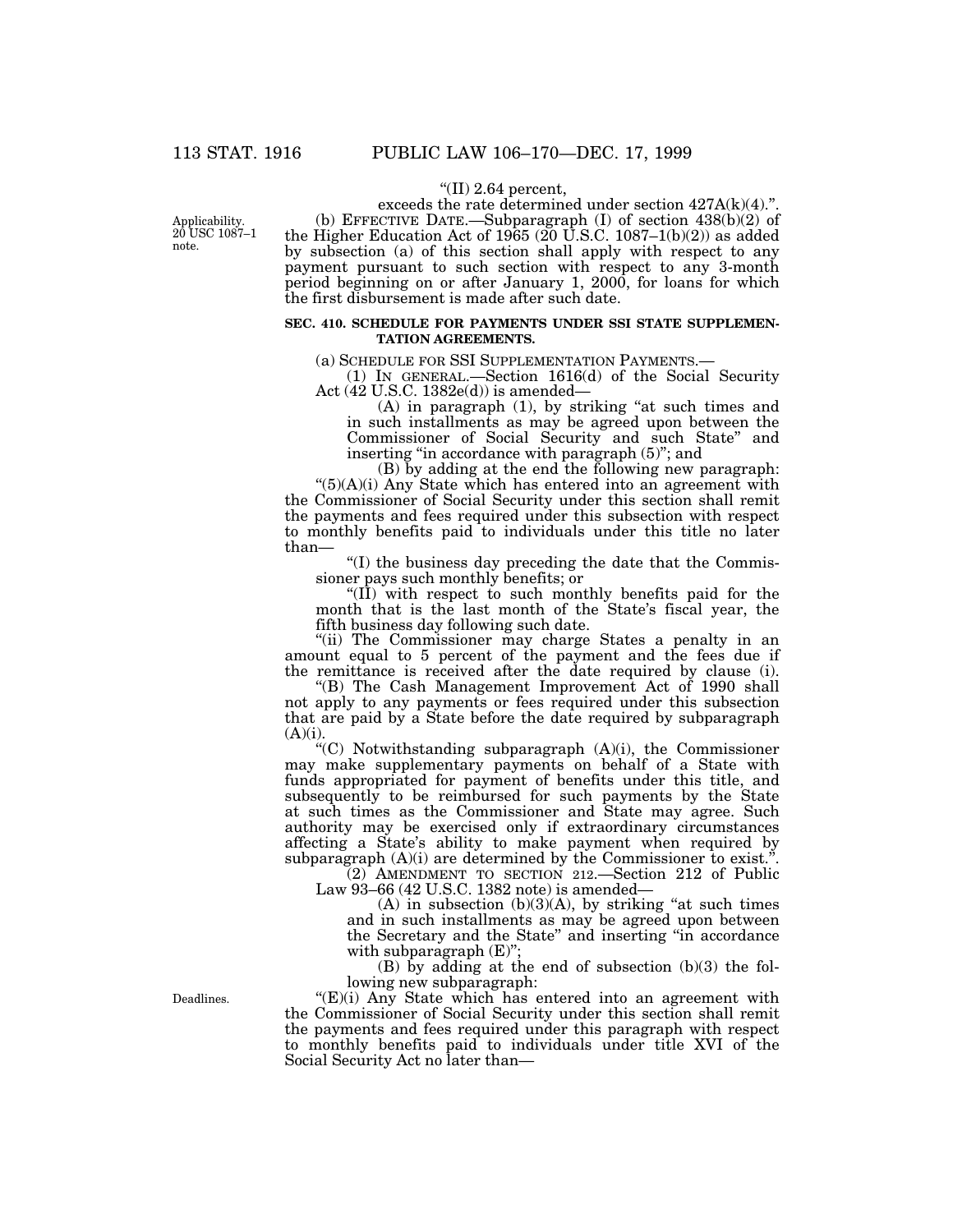"(II) 2.64 percent,

exceeds the rate determined under section 427A(k)(4).".

Applicability. 20 USC 1087–1 note.

(b) EFFECTIVE DATE.—Subparagraph (I) of section 438(b)(2) of the Higher Education Act of 1965 (20 U.S.C. 1087–1(b)(2)) as added by subsection (a) of this section shall apply with respect to any payment pursuant to such section with respect to any 3-month period beginning on or after January 1, 2000, for loans for which the first disbursement is made after such date.

**SEC. 410. SCHEDULE FOR PAYMENTS UNDER SSI STATE SUPPLEMENTATION AGREEMENTS.**

(a) SCHEDULE FOR SSI SUPPLEMENTATION PAYMENTS.—

(1) IN GENERAL.—Section 1616(d) of the Social Security Act (42 U.S.C. 1382e(d)) is amended—

(A) in paragraph (1), by striking "at such times and in such installments as may be agreed upon between the Commissioner of Social Security and such State" and inserting "in accordance with paragraph (5)"; and

(B) by adding at the end the following new paragraph:

"(5)(A)(i) Any State which has entered into an agreement with the Commissioner of Social Security under this section shall remit the payments and fees required under this subsection with respect to monthly benefits paid to individuals under this title no later than—

"(I) the business day preceding the date that the Commissioner pays such monthly benefits; or

"(II) with respect to such monthly benefits paid for the month that is the last month of the State's fiscal year, the fifth business day following such date.

"(ii) The Commissioner may charge States a penalty in an amount equal to 5 percent of the payment and the fees due if the remittance is received after the date required by clause (i).

"(B) The Cash Management Improvement Act of 1990 shall not apply to any payments or fees required under this subsection that are paid by a State before the date required by subparagraph (A)(i).

"(C) Notwithstanding subparagraph (A)(i), the Commissioner may make supplementary payments on behalf of a State with funds appropriated for payment of benefits under this title, and subsequently to be reimbursed for such payments by the State at such times as the Commissioner and State may agree. Such authority may be exercised only if extraordinary circumstances affecting a State's ability to make payment when required by subparagraph (A)(i) are determined by the Commissioner to exist.".

(2) AMENDMENT TO SECTION 212.—Section 212 of Public Law 93–66 (42 U.S.C. 1382 note) is amended—

(A) in subsection (b)(3)(A), by striking "at such times and in such installments as may be agreed upon between the Secretary and the State" and inserting "in accordance with subparagraph (E)";

(B) by adding at the end of subsection (b)(3) the following new subparagraph:

Deadlines.

"(E)(i) Any State which has entered into an agreement with the Commissioner of Social Security under this section shall remit the payments and fees required under this paragraph with respect to monthly benefits paid to individuals under title XVI of the Social Security Act no later than—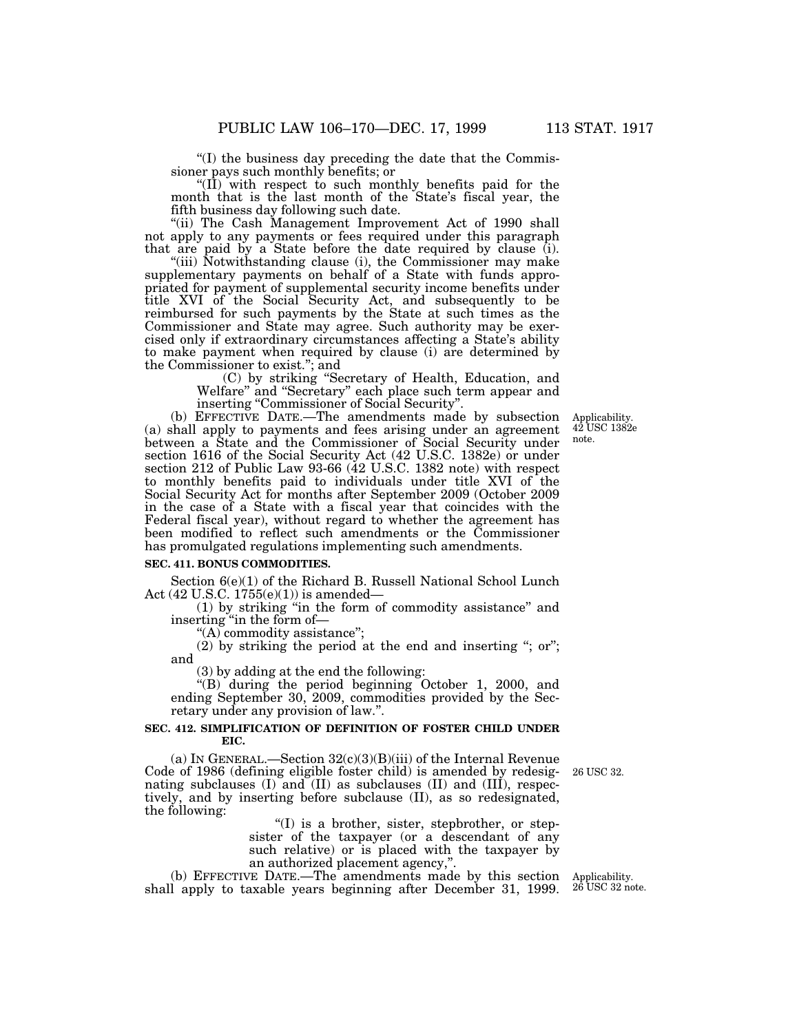"(I) the business day preceding the date that the Commissioner pays such monthly benefits; or

"(II) with respect to such monthly benefits paid for the month that is the last month of the State's fiscal year, the fifth business day following such date.

"(ii) The Cash Management Improvement Act of 1990 shall not apply to any payments or fees required under this paragraph that are paid by a State before the date required by clause (i).

"(iii) Notwithstanding clause (i), the Commissioner may make supplementary payments on behalf of a State with funds appropriated for payment of supplemental security income benefits under title XVI of the Social Security Act, and subsequently to be reimbursed for such payments by the State at such times as the Commissioner and State may agree. Such authority may be exercised only if extraordinary circumstances affecting a State's ability to make payment when required by clause (i) are determined by the Commissioner to exist."; and

(C) by striking "Secretary of Health, Education, and Welfare" and "Secretary" each place such term appear and inserting "Commissioner of Social Security".

(b) EFFECTIVE DATE.—The amendments made by subsection (a) shall apply to payments and fees arising under an agreement between a State and the Commissioner of Social Security under section 1616 of the Social Security Act (42 U.S.C. 1382e) or under section 212 of Public Law 93-66 (42 U.S.C. 1382 note) with respect to monthly benefits paid to individuals under title XVI of the Social Security Act for months after September 2009 (October 2009 in the case of a State with a fiscal year that coincides with the Federal fiscal year), without regard to whether the agreement has been modified to reflect such amendments or the Commissioner has promulgated regulations implementing such amendments.

Applicability. 42 USC 1382e note.

**SEC. 411. BONUS COMMODITIES.**

Section 6(e)(1) of the Richard B. Russell National School Lunch Act (42 U.S.C. 1755(e)(1)) is amended—

(1) by striking "in the form of commodity assistance" and inserting "in the form of—

"(A) commodity assistance";

(2) by striking the period at the end and inserting "; or"; and

(3) by adding at the end the following:

"(B) during the period beginning October 1, 2000, and ending September 30, 2009, commodities provided by the Secretary under any provision of law.".

**SEC. 412. SIMPLIFICATION OF DEFINITION OF FOSTER CHILD UNDER EIC.**

(a) IN GENERAL.—Section 32(c)(3)(B)(iii) of the Internal Revenue Code of 1986 (defining eligible foster child) is amended by redesignating subclauses (I) and (II) as subclauses (II) and (III), respectively, and by inserting before subclause (II), as so redesignated, the following:

26 USC 32.

"(I) is a brother, sister, stepbrother, or stepsister of the taxpayer (or a descendant of any such relative) or is placed with the taxpayer by an authorized placement agency,".

(b) EFFECTIVE DATE.—The amendments made by this section shall apply to taxable years beginning after December 31, 1999.

Applicability. 26 USC 32 note.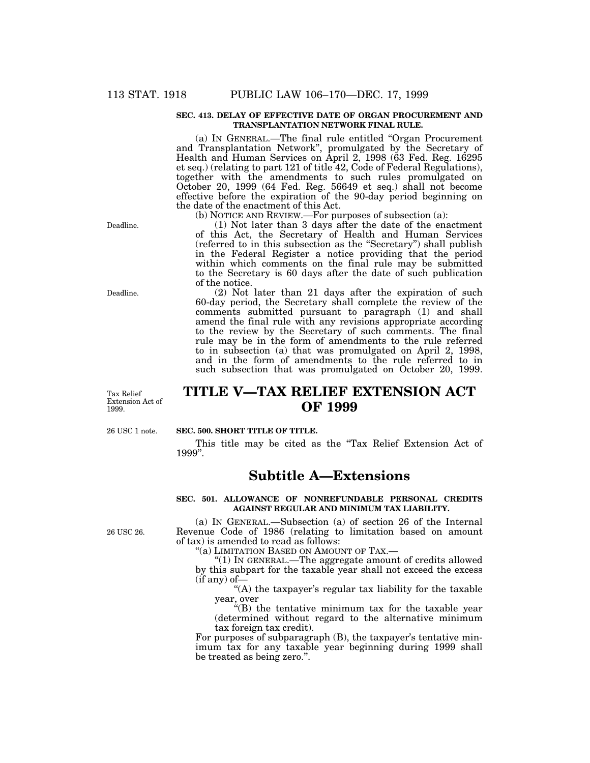**SEC. 413. DELAY OF EFFECTIVE DATE OF ORGAN PROCUREMENT AND TRANSPLANTATION NETWORK FINAL RULE.**

(a) IN GENERAL.—The final rule entitled "Organ Procurement and Transplantation Network", promulgated by the Secretary of Health and Human Services on April 2, 1998 (63 Fed. Reg. 16295 et seq.) (relating to part 121 of title 42, Code of Federal Regulations), together with the amendments to such rules promulgated on October 20, 1999 (64 Fed. Reg. 56649 et seq.) shall not become effective before the expiration of the 90-day period beginning on the date of the enactment of this Act.

(b) NOTICE AND REVIEW.—For purposes of subsection (a):

Deadline.

(1) Not later than 3 days after the date of the enactment of this Act, the Secretary of Health and Human Services (referred to in this subsection as the "Secretary") shall publish in the Federal Register a notice providing that the period within which comments on the final rule may be submitted to the Secretary is 60 days after the date of such publication of the notice.

Deadline.

(2) Not later than 21 days after the expiration of such 60-day period, the Secretary shall complete the review of the comments submitted pursuant to paragraph (1) and shall amend the final rule with any revisions appropriate according to the review by the Secretary of such comments. The final rule may be in the form of amendments to the rule referred to in subsection (a) that was promulgated on April 2, 1998, and in the form of amendments to the rule referred to in such subsection that was promulgated on October 20, 1999.

Tax Relief Extension Act of 1999.

# TITLE V—TAX RELIEF EXTENSION ACT OF 1999

26 USC 1 note.

**SEC. 500. SHORT TITLE OF TITLE.**

This title may be cited as the "Tax Relief Extension Act of 1999".

## Subtitle A—Extensions

**SEC. 501. ALLOWANCE OF NONREFUNDABLE PERSONAL CREDITS AGAINST REGULAR AND MINIMUM TAX LIABILITY.**

26 USC 26.

(a) IN GENERAL.—Subsection (a) of section 26 of the Internal Revenue Code of 1986 (relating to limitation based on amount of tax) is amended to read as follows:

"(a) LIMITATION BASED ON AMOUNT OF TAX.—

"(1) IN GENERAL.—The aggregate amount of credits allowed by this subpart for the taxable year shall not exceed the excess (if any) of—

"(A) the taxpayer's regular tax liability for the taxable year, over

"(B) the tentative minimum tax for the taxable year (determined without regard to the alternative minimum tax foreign tax credit).

For purposes of subparagraph (B), the taxpayer's tentative minimum tax for any taxable year beginning during 1999 shall be treated as being zero.".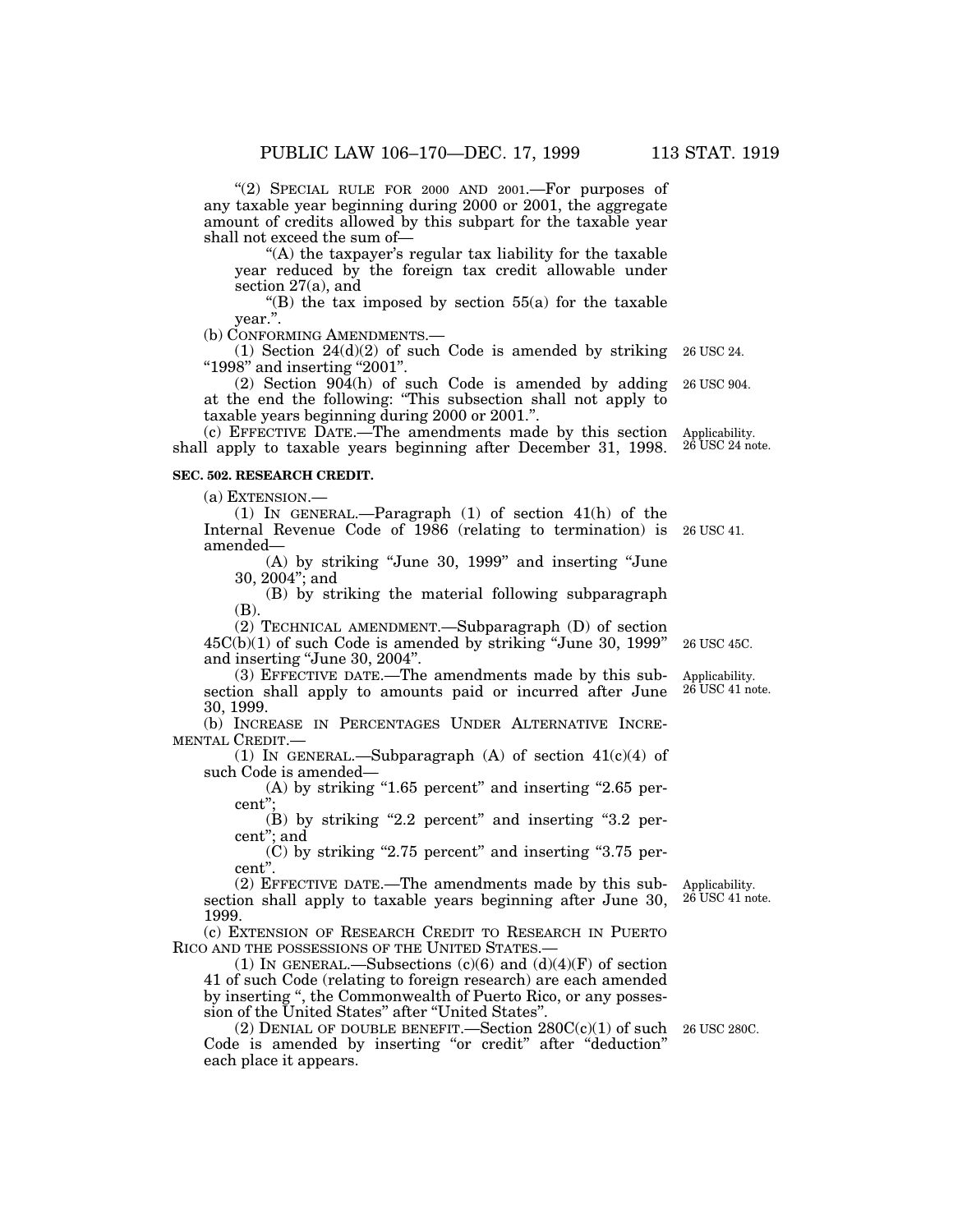"(2) SPECIAL RULE FOR 2000 AND 2001.—For purposes of any taxable year beginning during 2000 or 2001, the aggregate amount of credits allowed by this subpart for the taxable year shall not exceed the sum of—

"(A) the taxpayer's regular tax liability for the taxable year reduced by the foreign tax credit allowable under section 27(a), and

"(B) the tax imposed by section 55(a) for the taxable year.".

(b) CONFORMING AMENDMENTS.—

(1) Section 24(d)(2) of such Code is amended by striking "1998" and inserting "2001". 26 USC 24.

(2) Section 904(h) of such Code is amended by adding at the end the following: "This subsection shall not apply to taxable years beginning during 2000 or 2001.". 26 USC 904.

(c) EFFECTIVE DATE.—The amendments made by this section shall apply to taxable years beginning after December 31, 1998. Applicability. 26 USC 24 note.

**SEC. 502. RESEARCH CREDIT.**

(a) EXTENSION.—

(1) IN GENERAL.—Paragraph (1) of section 41(h) of the Internal Revenue Code of 1986 (relating to termination) is amended— 26 USC 41.

(A) by striking "June 30, 1999" and inserting "June 30, 2004"; and

(B) by striking the material following subparagraph (B).

(2) TECHNICAL AMENDMENT.—Subparagraph (D) of section 45C(b)(1) of such Code is amended by striking "June 30, 1999" and inserting "June 30, 2004". 26 USC 45C.

(3) EFFECTIVE DATE.—The amendments made by this subsection shall apply to amounts paid or incurred after June 30, 1999. Applicability. 26 USC 41 note.

(b) INCREASE IN PERCENTAGES UNDER ALTERNATIVE INCREMENTAL CREDIT.—

(1) IN GENERAL.—Subparagraph (A) of section 41(c)(4) of such Code is amended—

(A) by striking "1.65 percent" and inserting "2.65 percent";

(B) by striking "2.2 percent" and inserting "3.2 percent"; and

(C) by striking "2.75 percent" and inserting "3.75 percent".

(2) EFFECTIVE DATE.—The amendments made by this subsection shall apply to taxable years beginning after June 30, 1999. Applicability. 26 USC 41 note.

(c) EXTENSION OF RESEARCH CREDIT TO RESEARCH IN PUERTO RICO AND THE POSSESSIONS OF THE UNITED STATES.—

(1) IN GENERAL.—Subsections (c)(6) and (d)(4)(F) of section 41 of such Code (relating to foreign research) are each amended by inserting ", the Commonwealth of Puerto Rico, or any possession of the United States" after "United States".

(2) DENIAL OF DOUBLE BENEFIT.—Section 280C(c)(1) of such Code is amended by inserting "or credit" after "deduction" each place it appears. 26 USC 280C.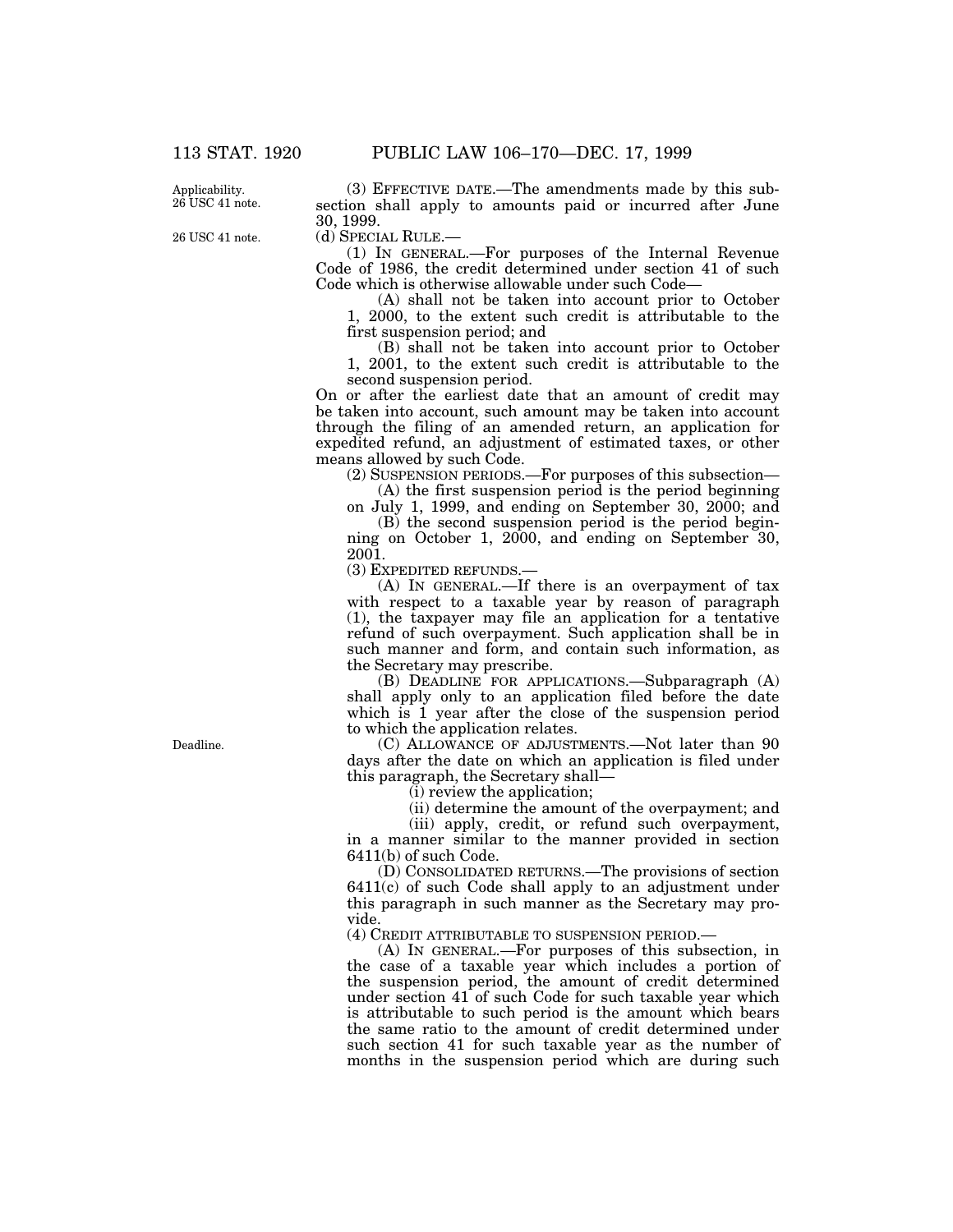Applicability.
26 USC 41 note.

(3) EFFECTIVE DATE.—The amendments made by this subsection shall apply to amounts paid or incurred after June 30, 1999.

26 USC 41 note.

(d) SPECIAL RULE.—

(1) IN GENERAL.—For purposes of the Internal Revenue Code of 1986, the credit determined under section 41 of such Code which is otherwise allowable under such Code—

(A) shall not be taken into account prior to October 1, 2000, to the extent such credit is attributable to the first suspension period; and

(B) shall not be taken into account prior to October 1, 2001, to the extent such credit is attributable to the second suspension period.

On or after the earliest date that an amount of credit may be taken into account, such amount may be taken into account through the filing of an amended return, an application for expedited refund, an adjustment of estimated taxes, or other means allowed by such Code.

(2) SUSPENSION PERIODS.—For purposes of this subsection—

(A) the first suspension period is the period beginning on July 1, 1999, and ending on September 30, 2000; and

(B) the second suspension period is the period beginning on October 1, 2000, and ending on September 30, 2001.

(3) EXPEDITED REFUNDS.—

(A) IN GENERAL.—If there is an overpayment of tax with respect to a taxable year by reason of paragraph (1), the taxpayer may file an application for a tentative refund of such overpayment. Such application shall be in such manner and form, and contain such information, as the Secretary may prescribe.

(B) DEADLINE FOR APPLICATIONS.—Subparagraph (A) shall apply only to an application filed before the date which is 1 year after the close of the suspension period to which the application relates.

Deadline.

(C) ALLOWANCE OF ADJUSTMENTS.—Not later than 90 days after the date on which an application is filed under this paragraph, the Secretary shall—

(i) review the application;

(ii) determine the amount of the overpayment; and

(iii) apply, credit, or refund such overpayment, in a manner similar to the manner provided in section 6411(b) of such Code.

(D) CONSOLIDATED RETURNS.—The provisions of section 6411(c) of such Code shall apply to an adjustment under this paragraph in such manner as the Secretary may provide.

(4) CREDIT ATTRIBUTABLE TO SUSPENSION PERIOD.—

(A) IN GENERAL.—For purposes of this subsection, in the case of a taxable year which includes a portion of the suspension period, the amount of credit determined under section 41 of such Code for such taxable year which is attributable to such period is the amount which bears the same ratio to the amount of credit determined under such section 41 for such taxable year as the number of months in the suspension period which are during such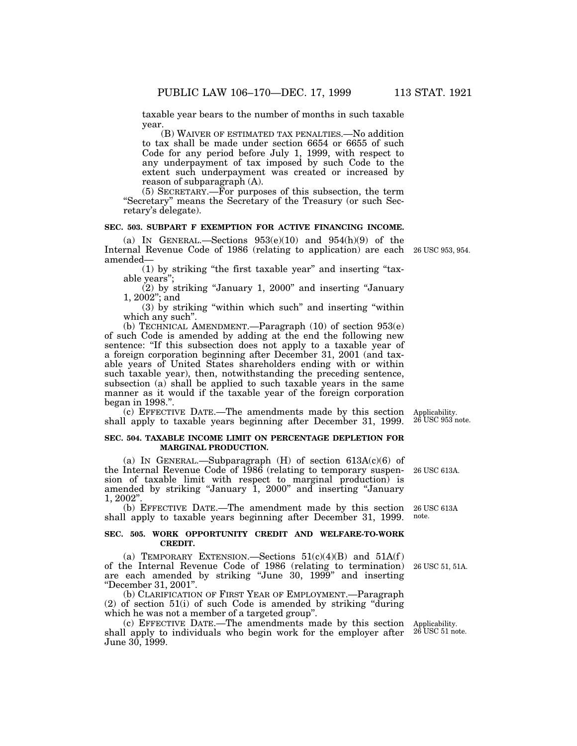taxable year bears to the number of months in such taxable year.

(B) WAIVER OF ESTIMATED TAX PENALTIES.—No addition to tax shall be made under section 6654 or 6655 of such Code for any period before July 1, 1999, with respect to any underpayment of tax imposed by such Code to the extent such underpayment was created or increased by reason of subparagraph (A).

(5) SECRETARY.—For purposes of this subsection, the term "Secretary" means the Secretary of the Treasury (or such Secretary's delegate).

**SEC. 503. SUBPART F EXEMPTION FOR ACTIVE FINANCING INCOME.**

(a) IN GENERAL.—Sections 953(e)(10) and 954(h)(9) of the Internal Revenue Code of 1986 (relating to application) are each amended— 26 USC 953, 954.

(1) by striking "the first taxable year" and inserting "taxable years";

(2) by striking "January 1, 2000" and inserting "January 1, 2002"; and

(3) by striking "within which such" and inserting "within which any such".

(b) TECHNICAL AMENDMENT.—Paragraph (10) of section 953(e) of such Code is amended by adding at the end the following new sentence: "If this subsection does not apply to a taxable year of a foreign corporation beginning after December 31, 2001 (and taxable years of United States shareholders ending with or within such taxable year), then, notwithstanding the preceding sentence, subsection (a) shall be applied to such taxable years in the same manner as it would if the taxable year of the foreign corporation began in 1998.".

(c) EFFECTIVE DATE.—The amendments made by this section shall apply to taxable years beginning after December 31, 1999. Applicability. 26 USC 953 note.

**SEC. 504. TAXABLE INCOME LIMIT ON PERCENTAGE DEPLETION FOR MARGINAL PRODUCTION.**

(a) IN GENERAL.—Subparagraph (H) of section 613A(c)(6) of the Internal Revenue Code of 1986 (relating to temporary suspension of taxable limit with respect to marginal production) is amended by striking "January 1, 2000" and inserting "January 1, 2002". 26 USC 613A.

(b) EFFECTIVE DATE.—The amendment made by this section shall apply to taxable years beginning after December 31, 1999. 26 USC 613A note.

**SEC. 505. WORK OPPORTUNITY CREDIT AND WELFARE-TO-WORK CREDIT.**

(a) TEMPORARY EXTENSION.—Sections 51(c)(4)(B) and 51A(f) of the Internal Revenue Code of 1986 (relating to termination) are each amended by striking "June 30, 1999" and inserting "December 31, 2001". 26 USC 51, 51A.

(b) CLARIFICATION OF FIRST YEAR OF EMPLOYMENT.—Paragraph (2) of section 51(i) of such Code is amended by striking "during which he was not a member of a targeted group".

(c) EFFECTIVE DATE.—The amendments made by this section shall apply to individuals who begin work for the employer after June 30, 1999. Applicability. 26 USC 51 note.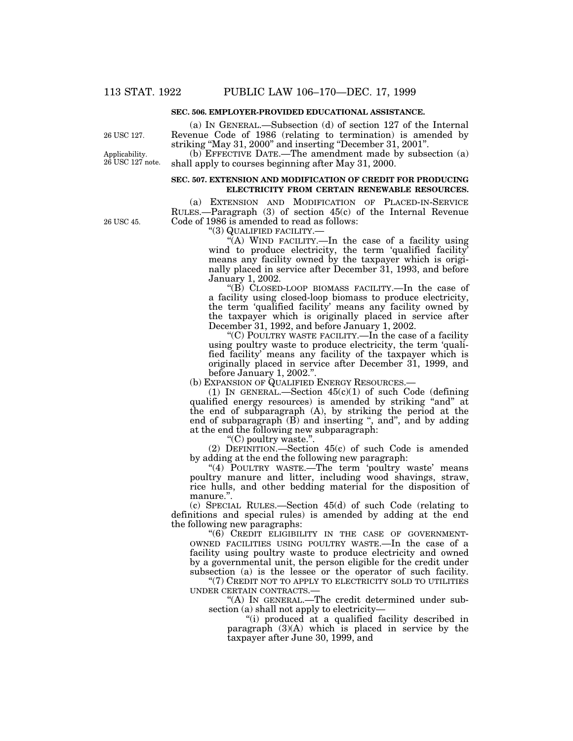**SEC. 506. EMPLOYER-PROVIDED EDUCATIONAL ASSISTANCE.**

26 USC 127.

(a) IN GENERAL.—Subsection (d) of section 127 of the Internal Revenue Code of 1986 (relating to termination) is amended by striking "May 31, 2000" and inserting "December 31, 2001".

Applicability. 26 USC 127 note.

(b) EFFECTIVE DATE.—The amendment made by subsection (a) shall apply to courses beginning after May 31, 2000.

**SEC. 507. EXTENSION AND MODIFICATION OF CREDIT FOR PRODUCING ELECTRICITY FROM CERTAIN RENEWABLE RESOURCES.**

(a) EXTENSION AND MODIFICATION OF PLACED-IN-SERVICE RULES.—Paragraph (3) of section 45(c) of the Internal Revenue Code of 1986 is amended to read as follows:

26 USC 45.

"(3) QUALIFIED FACILITY.—

"(A) WIND FACILITY.—In the case of a facility using wind to produce electricity, the term 'qualified facility' means any facility owned by the taxpayer which is originally placed in service after December 31, 1993, and before January 1, 2002.

"(B) CLOSED-LOOP BIOMASS FACILITY.—In the case of a facility using closed-loop biomass to produce electricity, the term 'qualified facility' means any facility owned by the taxpayer which is originally placed in service after December 31, 1992, and before January 1, 2002.

"(C) POULTRY WASTE FACILITY.—In the case of a facility using poultry waste to produce electricity, the term 'qualified facility' means any facility of the taxpayer which is originally placed in service after December 31, 1999, and before January 1, 2002.".

(b) EXPANSION OF QUALIFIED ENERGY RESOURCES.—

(1) IN GENERAL.—Section 45(c)(1) of such Code (defining qualified energy resources) is amended by striking "and" at the end of subparagraph (A), by striking the period at the end of subparagraph (B) and inserting ", and", and by adding at the end the following new subparagraph:

"(C) poultry waste.".

(2) DEFINITION.—Section 45(c) of such Code is amended by adding at the end the following new paragraph:

"(4) POULTRY WASTE.—The term 'poultry waste' means poultry manure and litter, including wood shavings, straw, rice hulls, and other bedding material for the disposition of manure.".

(c) SPECIAL RULES.—Section 45(d) of such Code (relating to definitions and special rules) is amended by adding at the end the following new paragraphs:

"(6) CREDIT ELIGIBILITY IN THE CASE OF GOVERNMENT-OWNED FACILITIES USING POULTRY WASTE.—In the case of a facility using poultry waste to produce electricity and owned by a governmental unit, the person eligible for the credit under subsection (a) is the lessee or the operator of such facility.

"(7) CREDIT NOT TO APPLY TO ELECTRICITY SOLD TO UTILITIES UNDER CERTAIN CONTRACTS.—

"(A) IN GENERAL.—The credit determined under subsection (a) shall not apply to electricity—

"(i) produced at a qualified facility described in paragraph (3)(A) which is placed in service by the taxpayer after June 30, 1999, and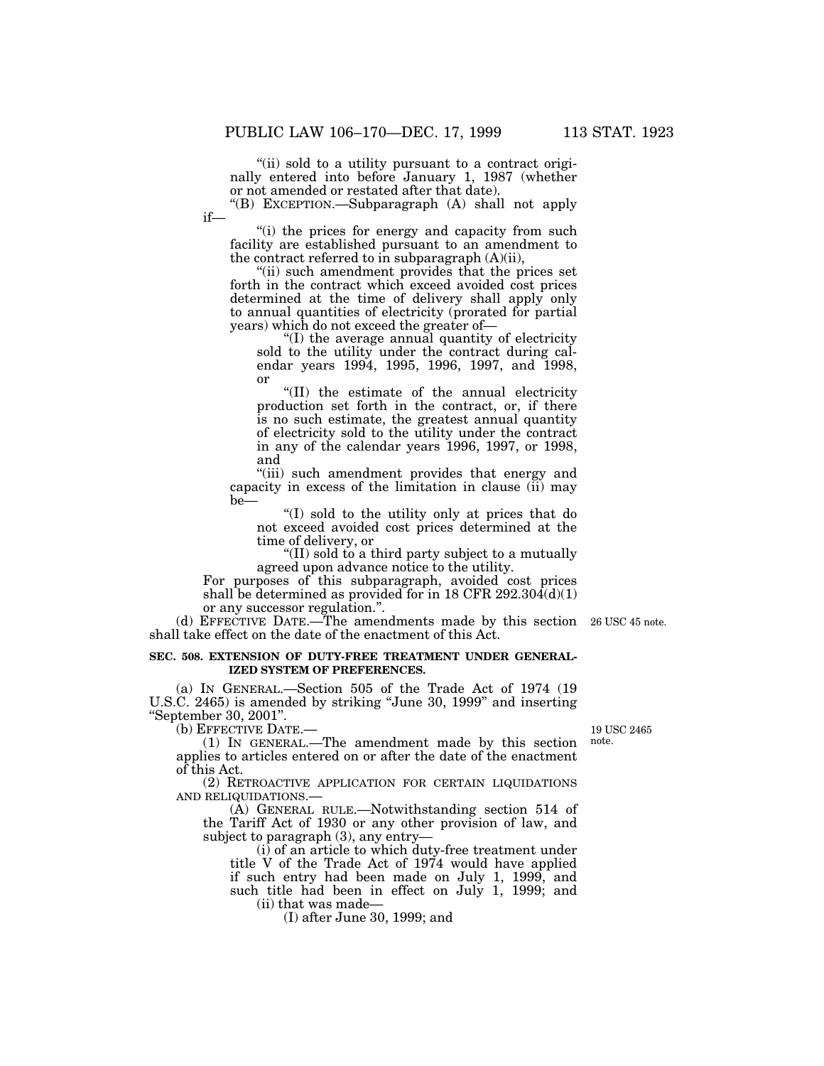"(ii) sold to a utility pursuant to a contract originally entered into before January 1, 1987 (whether or not amended or restated after that date).

"(B) EXCEPTION.—Subparagraph (A) shall not apply if—

"(i) the prices for energy and capacity from such facility are established pursuant to an amendment to the contract referred to in subparagraph (A)(ii),

"(ii) such amendment provides that the prices set forth in the contract which exceed avoided cost prices determined at the time of delivery shall apply only to annual quantities of electricity (prorated for partial years) which do not exceed the greater of—

"(I) the average annual quantity of electricity sold to the utility under the contract during calendar years 1994, 1995, 1996, 1997, and 1998, or

"(II) the estimate of the annual electricity production set forth in the contract, or, if there is no such estimate, the greatest annual quantity of electricity sold to the utility under the contract in any of the calendar years 1996, 1997, or 1998, and

"(iii) such amendment provides that energy and capacity in excess of the limitation in clause (ii) may be—

"(I) sold to the utility only at prices that do not exceed avoided cost prices determined at the time of delivery, or

"(II) sold to a third party subject to a mutually agreed upon advance notice to the utility.

For purposes of this subparagraph, avoided cost prices shall be determined as provided for in 18 CFR 292.304(d)(1) or any successor regulation.".

(d) EFFECTIVE DATE.—The amendments made by this section shall take effect on the date of the enactment of this Act. 26 USC 45 note.

**SEC. 508. EXTENSION OF DUTY-FREE TREATMENT UNDER GENERALIZED SYSTEM OF PREFERENCES.**

(a) IN GENERAL.—Section 505 of the Trade Act of 1974 (19 U.S.C. 2465) is amended by striking "June 30, 1999" and inserting "September 30, 2001".

(b) EFFECTIVE DATE.— 19 USC 2465 note.

(1) IN GENERAL.—The amendment made by this section applies to articles entered on or after the date of the enactment of this Act.

(2) RETROACTIVE APPLICATION FOR CERTAIN LIQUIDATIONS AND RELIQUIDATIONS.—

(A) GENERAL RULE.—Notwithstanding section 514 of the Tariff Act of 1930 or any other provision of law, and subject to paragraph (3), any entry—

(i) of an article to which duty-free treatment under title V of the Trade Act of 1974 would have applied if such entry had been made on July 1, 1999, and such title had been in effect on July 1, 1999; and

(ii) that was made—

(I) after June 30, 1999; and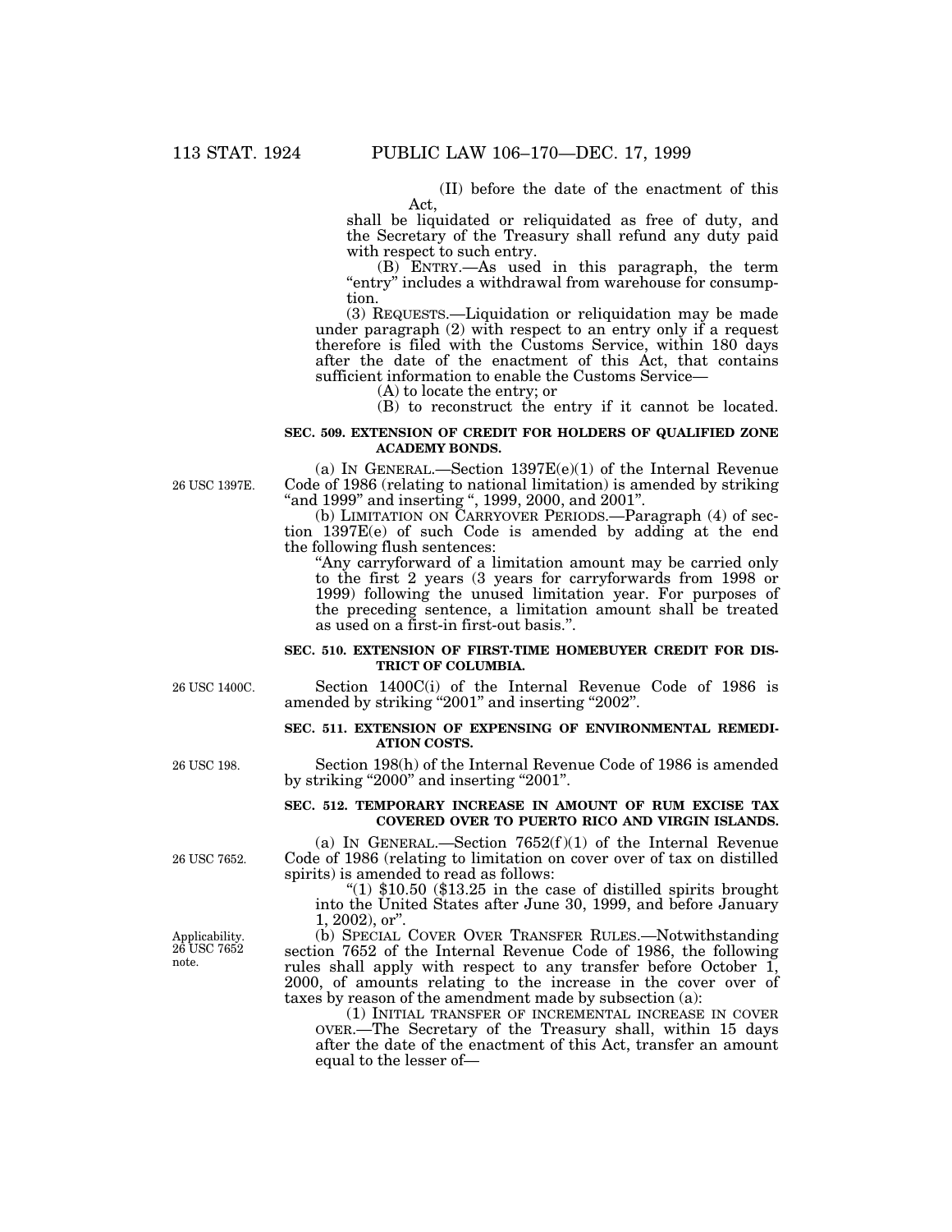(II) before the date of the enactment of this Act,

shall be liquidated or reliquidated as free of duty, and the Secretary of the Treasury shall refund any duty paid with respect to such entry.

(B) ENTRY.—As used in this paragraph, the term "entry" includes a withdrawal from warehouse for consumption.

(3) REQUESTS.—Liquidation or reliquidation may be made under paragraph (2) with respect to an entry only if a request therefore is filed with the Customs Service, within 180 days after the date of the enactment of this Act, that contains sufficient information to enable the Customs Service—

(A) to locate the entry; or

(B) to reconstruct the entry if it cannot be located.

**SEC. 509. EXTENSION OF CREDIT FOR HOLDERS OF QUALIFIED ZONE ACADEMY BONDS.**

26 USC 1397E.

(a) IN GENERAL.—Section 1397E(e)(1) of the Internal Revenue Code of 1986 (relating to national limitation) is amended by striking "and 1999" and inserting ", 1999, 2000, and 2001".

(b) LIMITATION ON CARRYOVER PERIODS.—Paragraph (4) of section 1397E(e) of such Code is amended by adding at the end the following flush sentences:

"Any carryforward of a limitation amount may be carried only to the first 2 years (3 years for carryforwards from 1998 or 1999) following the unused limitation year. For purposes of the preceding sentence, a limitation amount shall be treated as used on a first-in first-out basis.".

**SEC. 510. EXTENSION OF FIRST-TIME HOMEBUYER CREDIT FOR DISTRICT OF COLUMBIA.**

26 USC 1400C.

Section 1400C(i) of the Internal Revenue Code of 1986 is amended by striking "2001" and inserting "2002".

**SEC. 511. EXTENSION OF EXPENSING OF ENVIRONMENTAL REMEDIATION COSTS.**

26 USC 198.

Section 198(h) of the Internal Revenue Code of 1986 is amended by striking "2000" and inserting "2001".

**SEC. 512. TEMPORARY INCREASE IN AMOUNT OF RUM EXCISE TAX COVERED OVER TO PUERTO RICO AND VIRGIN ISLANDS.**

26 USC 7652.

(a) IN GENERAL.—Section 7652(f)(1) of the Internal Revenue Code of 1986 (relating to limitation on cover over of tax on distilled spirits) is amended to read as follows:

"(1) $10.50 ($13.25 in the case of distilled spirits brought into the United States after June 30, 1999, and before January 1, 2002), or".

Applicability. 26 USC 7652 note.

(b) SPECIAL COVER OVER TRANSFER RULES.—Notwithstanding section 7652 of the Internal Revenue Code of 1986, the following rules shall apply with respect to any transfer before October 1, 2000, of amounts relating to the increase in the cover over of taxes by reason of the amendment made by subsection (a):

(1) INITIAL TRANSFER OF INCREMENTAL INCREASE IN COVER OVER.—The Secretary of the Treasury shall, within 15 days after the date of the enactment of this Act, transfer an amount equal to the lesser of—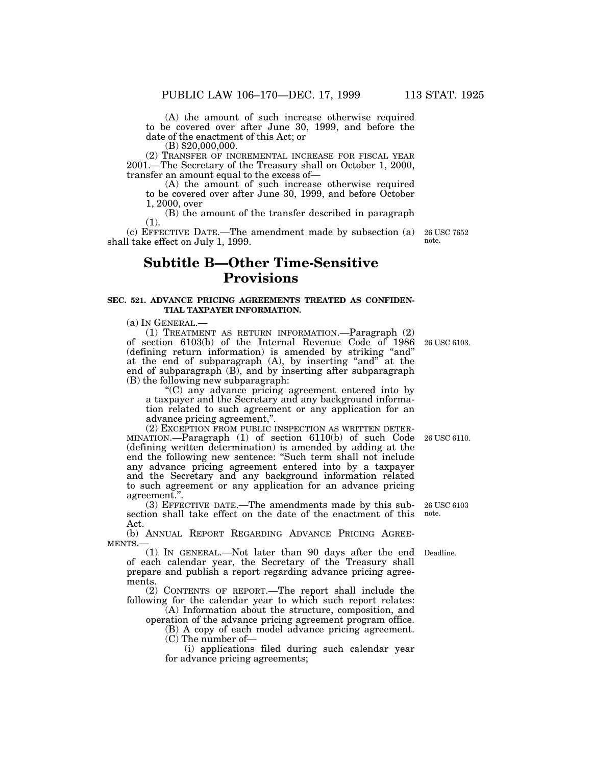(A) the amount of such increase otherwise required to be covered over after June 30, 1999, and before the date of the enactment of this Act; or

(B) $20,000,000.

(2) TRANSFER OF INCREMENTAL INCREASE FOR FISCAL YEAR 2001.—The Secretary of the Treasury shall on October 1, 2000, transfer an amount equal to the excess of—

(A) the amount of such increase otherwise required to be covered over after June 30, 1999, and before October 1, 2000, over

(B) the amount of the transfer described in paragraph (1).

(c) EFFECTIVE DATE.—The amendment made by subsection (a) shall take effect on July 1, 1999.

26 USC 7652 note.

## Subtitle B—Other Time-Sensitive Provisions

### SEC. 521. ADVANCE PRICING AGREEMENTS TREATED AS CONFIDENTIAL TAXPAYER INFORMATION.

(a) IN GENERAL.—

(1) TREATMENT AS RETURN INFORMATION.—Paragraph (2) of section 6103(b) of the Internal Revenue Code of 1986 (defining return information) is amended by striking "and" at the end of subparagraph (A), by inserting "and" at the end of subparagraph (B), and by inserting after subparagraph (B) the following new subparagraph:

26 USC 6103.

"(C) any advance pricing agreement entered into by a taxpayer and the Secretary and any background information related to such agreement or any application for an advance pricing agreement,".

(2) EXCEPTION FROM PUBLIC INSPECTION AS WRITTEN DETERMINATION.—Paragraph (1) of section 6110(b) of such Code (defining written determination) is amended by adding at the end the following new sentence: "Such term shall not include any advance pricing agreement entered into by a taxpayer and the Secretary and any background information related to such agreement or any application for an advance pricing agreement.".

26 USC 6110.

(3) EFFECTIVE DATE.—The amendments made by this subsection shall take effect on the date of the enactment of this Act.

26 USC 6103 note.

(b) ANNUAL REPORT REGARDING ADVANCE PRICING AGREEMENTS.—

(1) IN GENERAL.—Not later than 90 days after the end of each calendar year, the Secretary of the Treasury shall prepare and publish a report regarding advance pricing agreements.

Deadline.

(2) CONTENTS OF REPORT.—The report shall include the following for the calendar year to which such report relates:

(A) Information about the structure, composition, and operation of the advance pricing agreement program office.

(B) A copy of each model advance pricing agreement.

(C) The number of—

(i) applications filed during such calendar year for advance pricing agreements;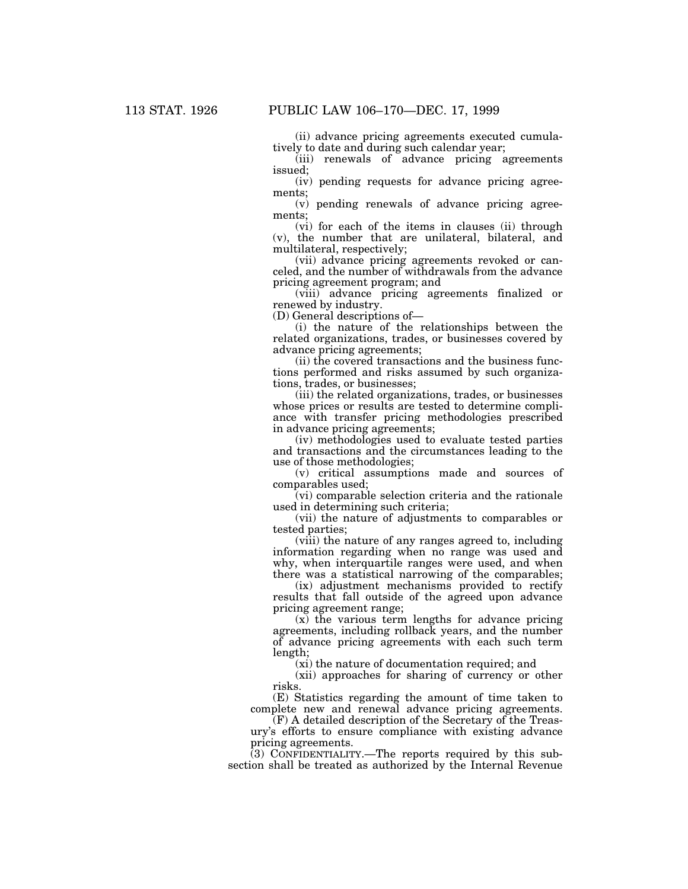(ii) advance pricing agreements executed cumulatively to date and during such calendar year;

(iii) renewals of advance pricing agreements issued;

(iv) pending requests for advance pricing agreements;

(v) pending renewals of advance pricing agreements;

(vi) for each of the items in clauses (ii) through (v), the number that are unilateral, bilateral, and multilateral, respectively;

(vii) advance pricing agreements revoked or canceled, and the number of withdrawals from the advance pricing agreement program; and

(viii) advance pricing agreements finalized or renewed by industry.

(D) General descriptions of—

(i) the nature of the relationships between the related organizations, trades, or businesses covered by advance pricing agreements;

(ii) the covered transactions and the business functions performed and risks assumed by such organizations, trades, or businesses;

(iii) the related organizations, trades, or businesses whose prices or results are tested to determine compliance with transfer pricing methodologies prescribed in advance pricing agreements;

(iv) methodologies used to evaluate tested parties and transactions and the circumstances leading to the use of those methodologies;

(v) critical assumptions made and sources of comparables used;

(vi) comparable selection criteria and the rationale used in determining such criteria;

(vii) the nature of adjustments to comparables or tested parties;

(viii) the nature of any ranges agreed to, including information regarding when no range was used and why, when interquartile ranges were used, and when there was a statistical narrowing of the comparables;

(ix) adjustment mechanisms provided to rectify results that fall outside of the agreed upon advance pricing agreement range;

(x) the various term lengths for advance pricing agreements, including rollback years, and the number of advance pricing agreements with each such term length;

(xi) the nature of documentation required; and

(xii) approaches for sharing of currency or other risks.

(E) Statistics regarding the amount of time taken to complete new and renewal advance pricing agreements.

(F) A detailed description of the Secretary of the Treasury's efforts to ensure compliance with existing advance pricing agreements.

(3) CONFIDENTIALITY.—The reports required by this subsection shall be treated as authorized by the Internal Revenue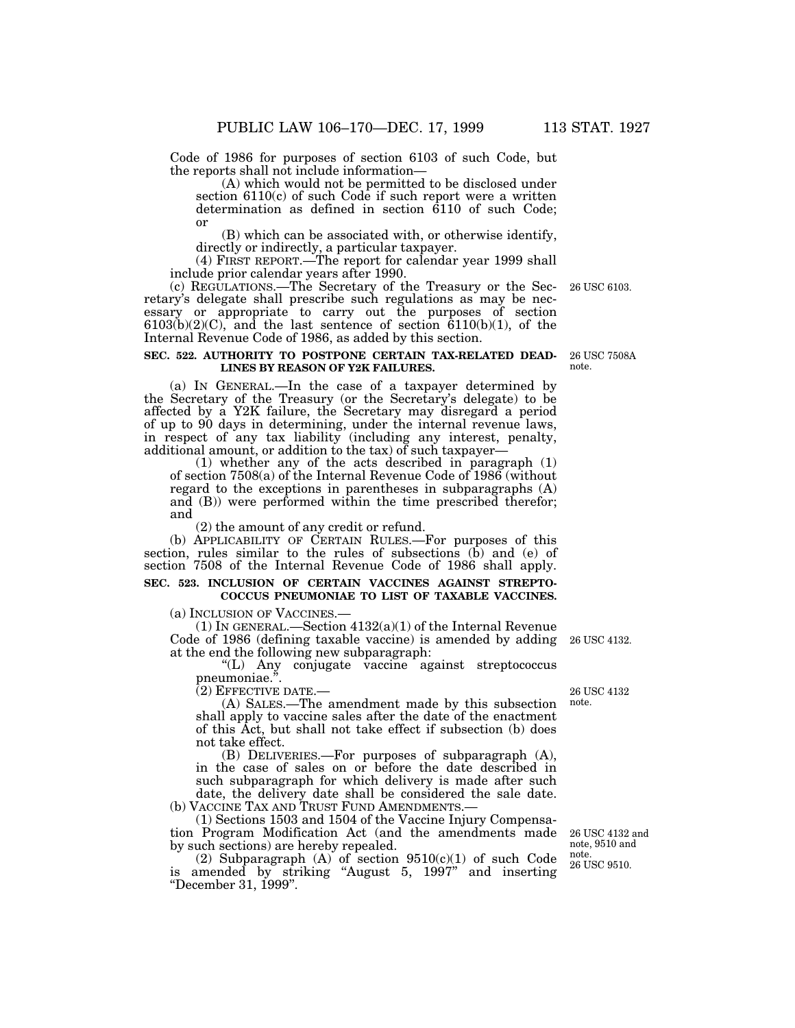Code of 1986 for purposes of section 6103 of such Code, but the reports shall not include information—

(A) which would not be permitted to be disclosed under section 6110(c) of such Code if such report were a written determination as defined in section 6110 of such Code; or

(B) which can be associated with, or otherwise identify, directly or indirectly, a particular taxpayer.

(4) FIRST REPORT.—The report for calendar year 1999 shall include prior calendar years after 1990.

(c) REGULATIONS.—The Secretary of the Treasury or the Secretary's delegate shall prescribe such regulations as may be necessary or appropriate to carry out the purposes of section 6103(b)(2)(C), and the last sentence of section 6110(b)(1), of the Internal Revenue Code of 1986, as added by this section.

26 USC 6103.

**SEC. 522. AUTHORITY TO POSTPONE CERTAIN TAX-RELATED DEADLINES BY REASON OF Y2K FAILURES.**

26 USC 7508A note.

(a) IN GENERAL.—In the case of a taxpayer determined by the Secretary of the Treasury (or the Secretary's delegate) to be affected by a Y2K failure, the Secretary may disregard a period of up to 90 days in determining, under the internal revenue laws, in respect of any tax liability (including any interest, penalty, additional amount, or addition to the tax) of such taxpayer—

(1) whether any of the acts described in paragraph (1) of section 7508(a) of the Internal Revenue Code of 1986 (without regard to the exceptions in parentheses in subparagraphs (A) and (B)) were performed within the time prescribed therefor; and

(2) the amount of any credit or refund.

(b) APPLICABILITY OF CERTAIN RULES.—For purposes of this section, rules similar to the rules of subsections (b) and (e) of section 7508 of the Internal Revenue Code of 1986 shall apply.

**SEC. 523. INCLUSION OF CERTAIN VACCINES AGAINST STREPTOCOCCUS PNEUMONIAE TO LIST OF TAXABLE VACCINES.**

(a) INCLUSION OF VACCINES.—

(1) IN GENERAL.—Section 4132(a)(1) of the Internal Revenue Code of 1986 (defining taxable vaccine) is amended by adding at the end the following new subparagraph:

26 USC 4132.

"(L) Any conjugate vaccine against streptococcus pneumoniae.".

(2) EFFECTIVE DATE.—

26 USC 4132 note.

(A) SALES.—The amendment made by this subsection shall apply to vaccine sales after the date of the enactment of this Act, but shall not take effect if subsection (b) does not take effect.

(B) DELIVERIES.—For purposes of subparagraph (A), in the case of sales on or before the date described in such subparagraph for which delivery is made after such date, the delivery date shall be considered the sale date.

(b) VACCINE TAX AND TRUST FUND AMENDMENTS.—

(1) Sections 1503 and 1504 of the Vaccine Injury Compensation Program Modification Act (and the amendments made by such sections) are hereby repealed.

26 USC 4132 and note, 9510 and note.

(2) Subparagraph (A) of section 9510(c)(1) of such Code is amended by striking "August 5, 1997" and inserting "December 31, 1999".

26 USC 9510.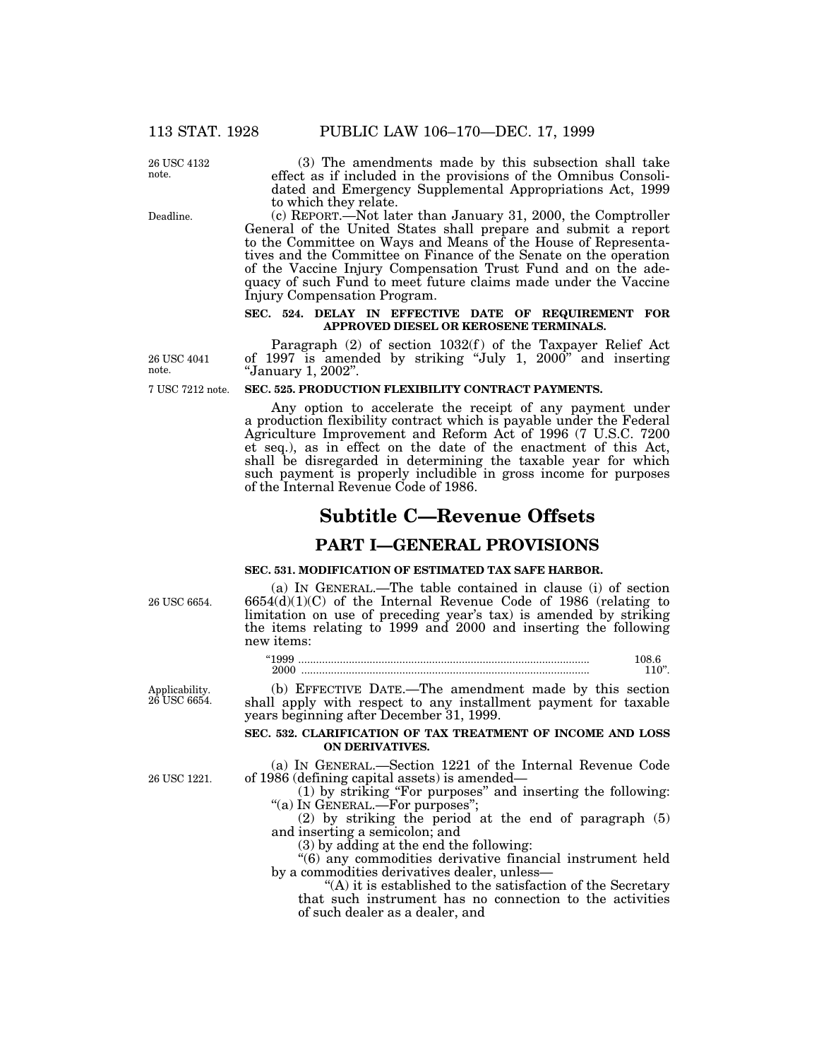(3) The amendments made by this subsection shall take effect as if included in the provisions of the Omnibus Consolidated and Emergency Supplemental Appropriations Act, 1999 to which they relate.

(c) REPORT.—Not later than January 31, 2000, the Comptroller General of the United States shall prepare and submit a report to the Committee on Ways and Means of the House of Representatives and the Committee on Finance of the Senate on the operation of the Vaccine Injury Compensation Trust Fund and on the adequacy of such Fund to meet future claims made under the Vaccine Injury Compensation Program.

**SEC. 524. DELAY IN EFFECTIVE DATE OF REQUIREMENT FOR APPROVED DIESEL OR KEROSENE TERMINALS.**

Paragraph (2) of section 1032(f) of the Taxpayer Relief Act of 1997 is amended by striking "July 1, 2000" and inserting "January 1, 2002".

**SEC. 525. PRODUCTION FLEXIBILITY CONTRACT PAYMENTS.**

Any option to accelerate the receipt of any payment under a production flexibility contract which is payable under the Federal Agriculture Improvement and Reform Act of 1996 (7 U.S.C. 7200 et seq.), as in effect on the date of the enactment of this Act, shall be disregarded in determining the taxable year for which such payment is properly includible in gross income for purposes of the Internal Revenue Code of 1986.

# Subtitle C—Revenue Offsets

## PART I—GENERAL PROVISIONS

**SEC. 531. MODIFICATION OF ESTIMATED TAX SAFE HARBOR.**

(a) IN GENERAL.—The table contained in clause (i) of section 6654(d)(1)(C) of the Internal Revenue Code of 1986 (relating to limitation on use of preceding year's tax) is amended by striking the items relating to 1999 and 2000 and inserting the following new items:

| | |
|---|---|
| "1999 | 108.6 |
| 2000 | 110". |

(b) EFFECTIVE DATE.—The amendment made by this section shall apply with respect to any installment payment for taxable years beginning after December 31, 1999.

**SEC. 532. CLARIFICATION OF TAX TREATMENT OF INCOME AND LOSS ON DERIVATIVES.**

(a) IN GENERAL.—Section 1221 of the Internal Revenue Code of 1986 (defining capital assets) is amended—

(1) by striking "For purposes" and inserting the following: "(a) IN GENERAL.—For purposes";

(2) by striking the period at the end of paragraph (5) and inserting a semicolon; and

(3) by adding at the end the following:

"(6) any commodities derivative financial instrument held by a commodities derivatives dealer, unless—

"(A) it is established to the satisfaction of the Secretary that such instrument has no connection to the activities of such dealer as a dealer, and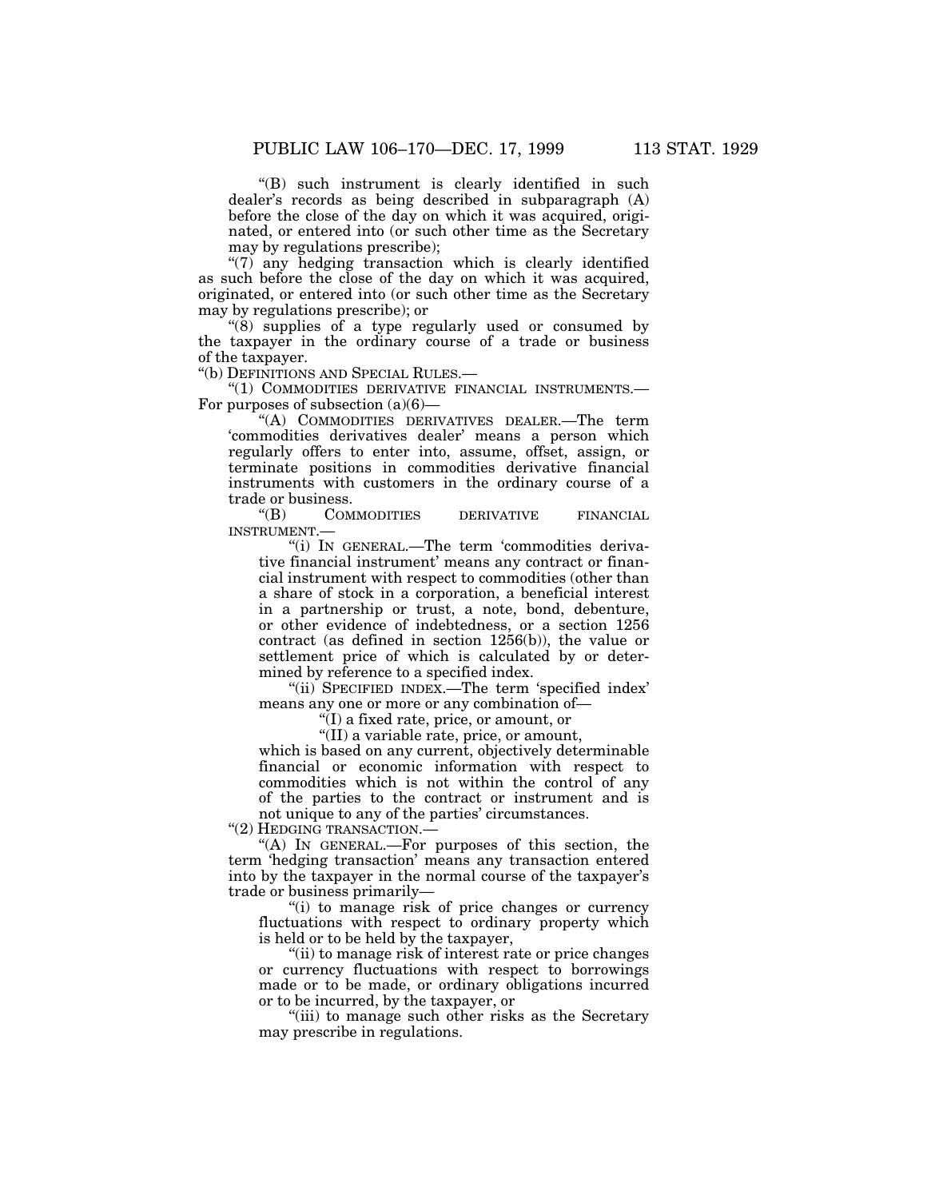"(B) such instrument is clearly identified in such dealer's records as being described in subparagraph (A) before the close of the day on which it was acquired, originated, or entered into (or such other time as the Secretary may by regulations prescribe);

"(7) any hedging transaction which is clearly identified as such before the close of the day on which it was acquired, originated, or entered into (or such other time as the Secretary may by regulations prescribe); or

"(8) supplies of a type regularly used or consumed by the taxpayer in the ordinary course of a trade or business of the taxpayer.

"(b) DEFINITIONS AND SPECIAL RULES.—

"(1) COMMODITIES DERIVATIVE FINANCIAL INSTRUMENTS.— For purposes of subsection (a)(6)—

"(A) COMMODITIES DERIVATIVES DEALER.—The term 'commodities derivatives dealer' means a person which regularly offers to enter into, assume, offset, assign, or terminate positions in commodities derivative financial instruments with customers in the ordinary course of a trade or business.

"(B) COMMODITIES DERIVATIVE FINANCIAL INSTRUMENT.—

"(i) IN GENERAL.—The term 'commodities derivative financial instrument' means any contract or financial instrument with respect to commodities (other than a share of stock in a corporation, a beneficial interest in a partnership or trust, a note, bond, debenture, or other evidence of indebtedness, or a section 1256 contract (as defined in section 1256(b)), the value or settlement price of which is calculated by or determined by reference to a specified index.

"(ii) SPECIFIED INDEX.—The term 'specified index' means any one or more or any combination of—

"(I) a fixed rate, price, or amount, or

"(II) a variable rate, price, or amount,

which is based on any current, objectively determinable financial or economic information with respect to commodities which is not within the control of any of the parties to the contract or instrument and is not unique to any of the parties' circumstances.

"(2) HEDGING TRANSACTION.—

"(A) IN GENERAL.—For purposes of this section, the term 'hedging transaction' means any transaction entered into by the taxpayer in the normal course of the taxpayer's trade or business primarily—

"(i) to manage risk of price changes or currency fluctuations with respect to ordinary property which is held or to be held by the taxpayer,

"(ii) to manage risk of interest rate or price changes or currency fluctuations with respect to borrowings made or to be made, or ordinary obligations incurred or to be incurred, by the taxpayer, or

"(iii) to manage such other risks as the Secretary may prescribe in regulations.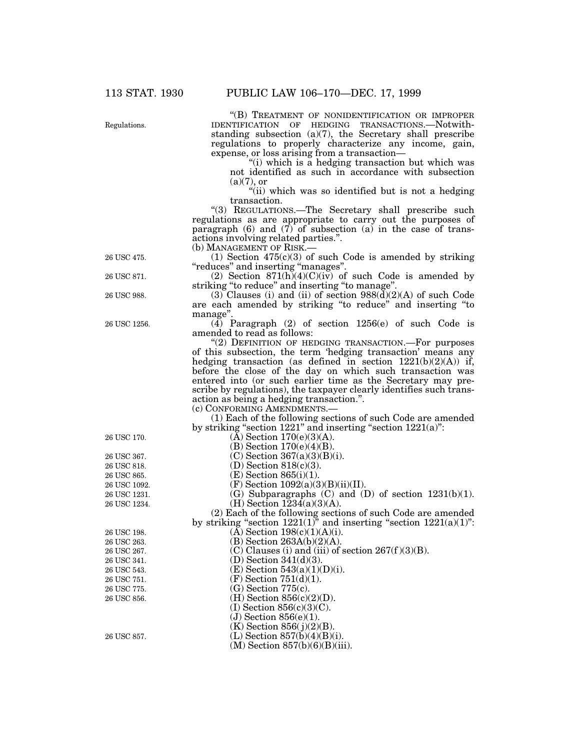"(B) TREATMENT OF NONIDENTIFICATION OR IMPROPER IDENTIFICATION OF HEDGING TRANSACTIONS.—Notwithstanding subsection (a)(7), the Secretary shall prescribe regulations to properly characterize any income, gain, expense, or loss arising from a transaction—

"(i) which is a hedging transaction but which was not identified as such in accordance with subsection (a)(7), or

"(ii) which was so identified but is not a hedging transaction.

"(3) REGULATIONS.—The Secretary shall prescribe such regulations as are appropriate to carry out the purposes of paragraph (6) and (7) of subsection (a) in the case of transactions involving related parties.".

(b) MANAGEMENT OF RISK.—

(1) Section 475(c)(3) of such Code is amended by striking "reduces" and inserting "manages".

(2) Section 871(h)(4)(C)(iv) of such Code is amended by striking "to reduce" and inserting "to manage".

(3) Clauses (i) and (ii) of section 988(d)(2)(A) of such Code are each amended by striking "to reduce" and inserting "to manage".

(4) Paragraph (2) of section 1256(e) of such Code is amended to read as follows:

"(2) DEFINITION OF HEDGING TRANSACTION.—For purposes of this subsection, the term 'hedging transaction' means any hedging transaction (as defined in section 1221(b)(2)(A)) if, before the close of the day on which such transaction was entered into (or such earlier time as the Secretary may prescribe by regulations), the taxpayer clearly identifies such transaction as being a hedging transaction.".

(c) CONFORMING AMENDMENTS.—

(1) Each of the following sections of such Code are amended by striking "section 1221" and inserting "section 1221(a)":

(A) Section 170(e)(3)(A).

(B) Section 170(e)(4)(B).

(C) Section 367(a)(3)(B)(i).

(D) Section 818(c)(3).

(E) Section 865(i)(1).

(F) Section 1092(a)(3)(B)(ii)(II).

(G) Subparagraphs (C) and (D) of section 1231(b)(1).

(H) Section 1234(a)(3)(A).

(2) Each of the following sections of such Code are amended by striking "section 1221(1)" and inserting "section 1221(a)(1)":

(A) Section 198(c)(1)(A)(i).

(B) Section 263A(b)(2)(A).

(C) Clauses (i) and (iii) of section 267(f)(3)(B).

(D) Section 341(d)(3).

(E) Section 543(a)(1)(D)(i).

(F) Section 751(d)(1).

(G) Section 775(c).

(H) Section 856(c)(2)(D).

(I) Section 856(c)(3)(C).

(J) Section 856(e)(1).

(K) Section 856(j)(2)(B).

(L) Section 857(b)(4)(B)(i).

(M) Section 857(b)(6)(B)(iii).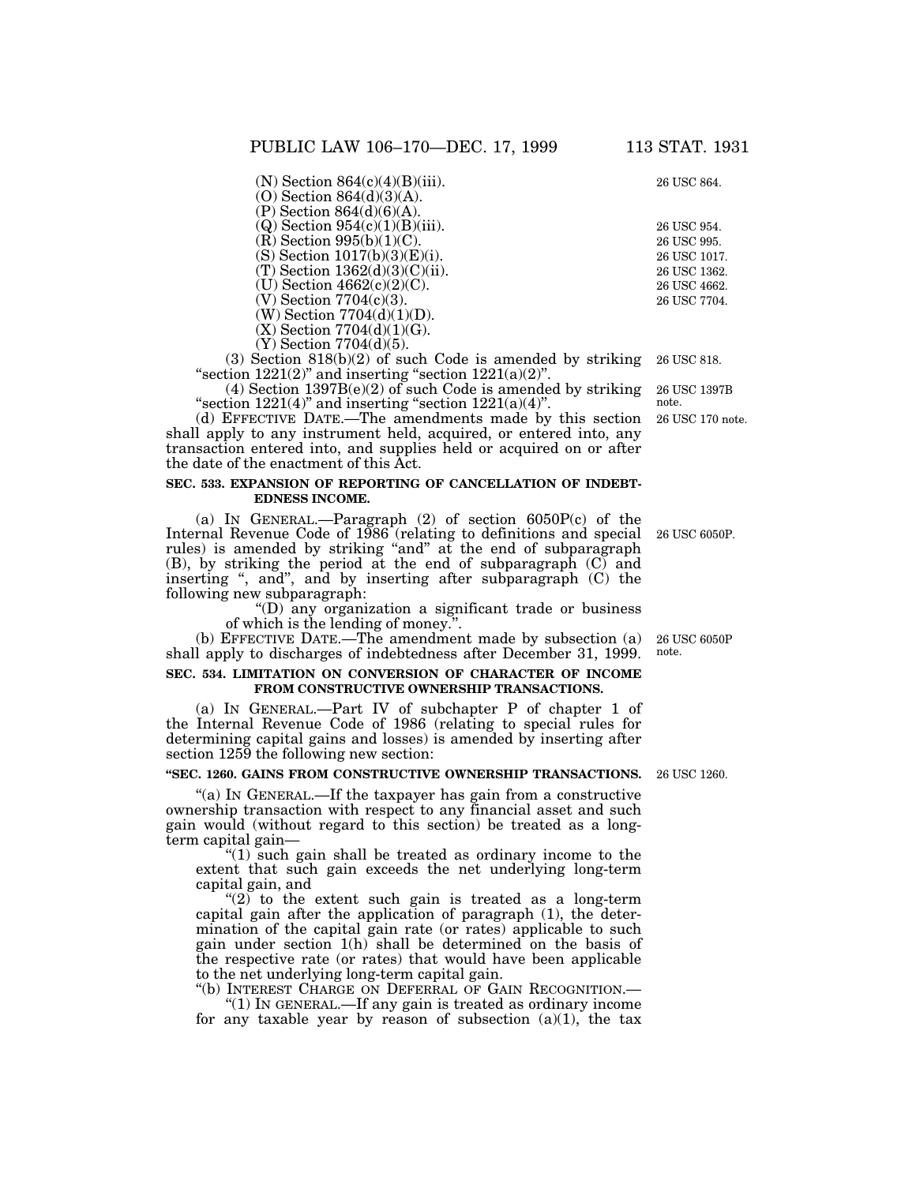(N) Section 864(c)(4)(B)(iii).

(O) Section 864(d)(3)(A).

(P) Section 864(d)(6)(A).

(Q) Section 954(c)(1)(B)(iii).

(R) Section 995(b)(1)(C).

(S) Section 1017(b)(3)(E)(i).

(T) Section 1362(d)(3)(C)(ii).

(U) Section 4662(c)(2)(C).

(V) Section 7704(c)(3).

(W) Section 7704(d)(1)(D).

(X) Section 7704(d)(1)(G).

(Y) Section 7704(d)(5).

26 USC 864. 26 USC 954. 26 USC 995. 26 USC 1017. 26 USC 1362. 26 USC 4662. 26 USC 7704.

(3) Section 818(b)(2) of such Code is amended by striking "section 1221(2)" and inserting "section 1221(a)(2)". 26 USC 818.

(4) Section 1397B(e)(2) of such Code is amended by striking "section 1221(4)" and inserting "section 1221(a)(4)". 26 USC 1397B note.

(d) EFFECTIVE DATE.—The amendments made by this section shall apply to any instrument held, acquired, or entered into, any transaction entered into, and supplies held or acquired on or after the date of the enactment of this Act. 26 USC 170 note.

**SEC. 533. EXPANSION OF REPORTING OF CANCELLATION OF INDEBTEDNESS INCOME.**

(a) IN GENERAL.—Paragraph (2) of section 6050P(c) of the Internal Revenue Code of 1986 (relating to definitions and special rules) is amended by striking "and" at the end of subparagraph (B), by striking the period at the end of subparagraph (C) and inserting ", and", and by inserting after subparagraph (C) the following new subparagraph: 26 USC 6050P.

"(D) any organization a significant trade or business of which is the lending of money.".

(b) EFFECTIVE DATE.—The amendment made by subsection (a) shall apply to discharges of indebtedness after December 31, 1999. 26 USC 6050P note.

**SEC. 534. LIMITATION ON CONVERSION OF CHARACTER OF INCOME FROM CONSTRUCTIVE OWNERSHIP TRANSACTIONS.**

(a) IN GENERAL.—Part IV of subchapter P of chapter 1 of the Internal Revenue Code of 1986 (relating to special rules for determining capital gains and losses) is amended by inserting after section 1259 the following new section:

**"SEC. 1260. GAINS FROM CONSTRUCTIVE OWNERSHIP TRANSACTIONS.** 26 USC 1260.

"(a) IN GENERAL.—If the taxpayer has gain from a constructive ownership transaction with respect to any financial asset and such gain would (without regard to this section) be treated as a long-term capital gain—

"(1) such gain shall be treated as ordinary income to the extent that such gain exceeds the net underlying long-term capital gain, and

"(2) to the extent such gain is treated as a long-term capital gain after the application of paragraph (1), the determination of the capital gain rate (or rates) applicable to such gain under section 1(h) shall be determined on the basis of the respective rate (or rates) that would have been applicable to the net underlying long-term capital gain.

"(b) INTEREST CHARGE ON DEFERRAL OF GAIN RECOGNITION.—

"(1) IN GENERAL.—If any gain is treated as ordinary income for any taxable year by reason of subsection (a)(1), the tax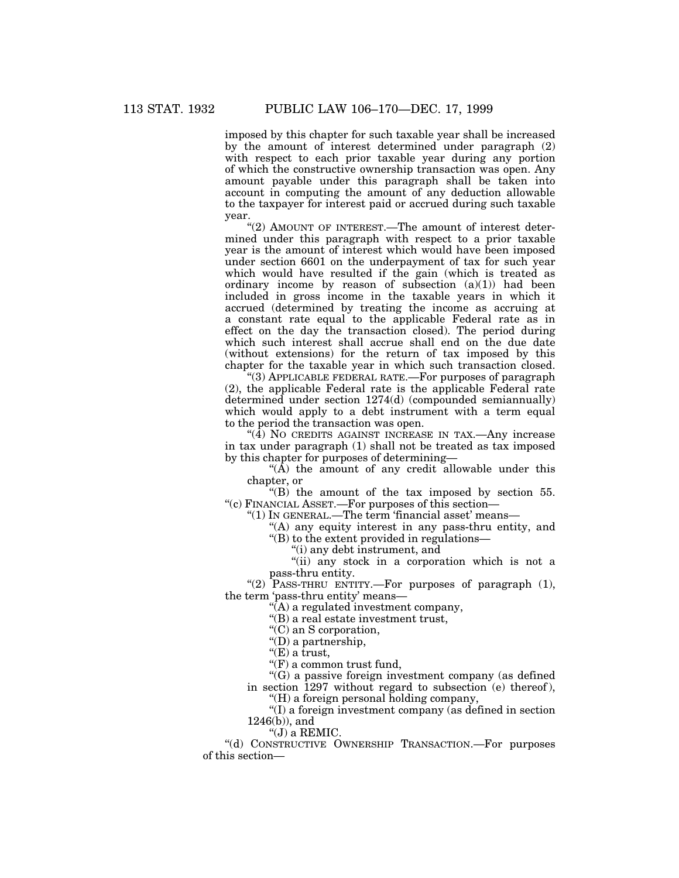imposed by this chapter for such taxable year shall be increased by the amount of interest determined under paragraph (2) with respect to each prior taxable year during any portion of which the constructive ownership transaction was open. Any amount payable under this paragraph shall be taken into account in computing the amount of any deduction allowable to the taxpayer for interest paid or accrued during such taxable year.

"(2) AMOUNT OF INTEREST.—The amount of interest determined under this paragraph with respect to a prior taxable year is the amount of interest which would have been imposed under section 6601 on the underpayment of tax for such year which would have resulted if the gain (which is treated as ordinary income by reason of subsection (a)(1)) had been included in gross income in the taxable years in which it accrued (determined by treating the income as accruing at a constant rate equal to the applicable Federal rate as in effect on the day the transaction closed). The period during which such interest shall accrue shall end on the due date (without extensions) for the return of tax imposed by this chapter for the taxable year in which such transaction closed.

"(3) APPLICABLE FEDERAL RATE.—For purposes of paragraph (2), the applicable Federal rate is the applicable Federal rate determined under section 1274(d) (compounded semiannually) which would apply to a debt instrument with a term equal to the period the transaction was open.

"(4) NO CREDITS AGAINST INCREASE IN TAX.—Any increase in tax under paragraph (1) shall not be treated as tax imposed by this chapter for purposes of determining—

"(A) the amount of any credit allowable under this chapter, or

"(B) the amount of the tax imposed by section 55.

"(c) FINANCIAL ASSET.—For purposes of this section—

"(1) IN GENERAL.—The term 'financial asset' means—

"(A) any equity interest in any pass-thru entity, and

"(B) to the extent provided in regulations—

"(i) any debt instrument, and

"(ii) any stock in a corporation which is not a pass-thru entity.

"(2) PASS-THRU ENTITY.—For purposes of paragraph (1), the term 'pass-thru entity' means—

"(A) a regulated investment company,

"(B) a real estate investment trust,

"(C) an S corporation,

"(D) a partnership,

"(E) a trust,

"(F) a common trust fund,

"(G) a passive foreign investment company (as defined in section 1297 without regard to subsection (e) thereof),

"(H) a foreign personal holding company,

"(I) a foreign investment company (as defined in section 1246(b)), and

"(J) a REMIC.

"(d) CONSTRUCTIVE OWNERSHIP TRANSACTION.—For purposes of this section—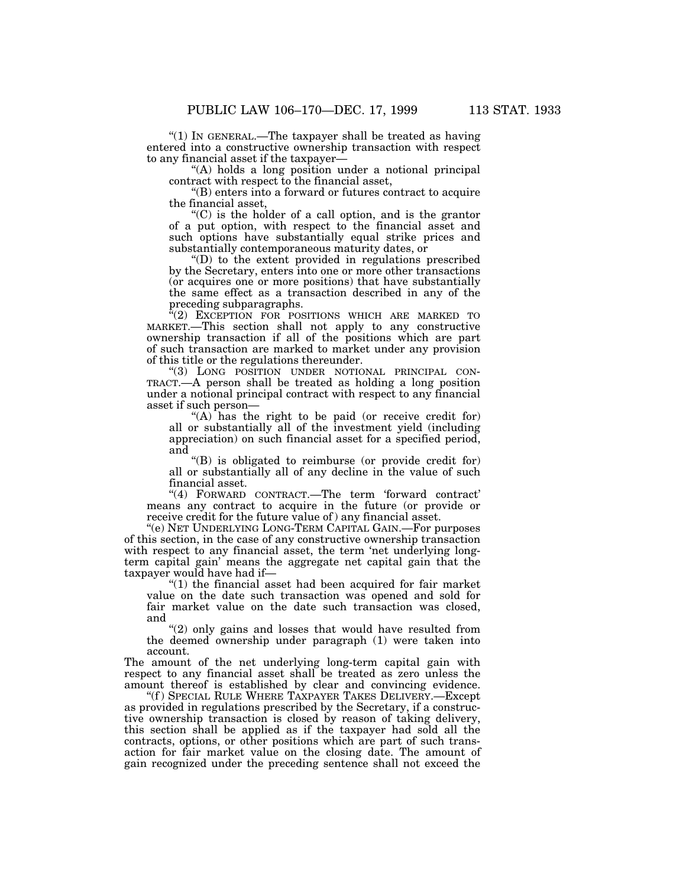"(1) IN GENERAL.—The taxpayer shall be treated as having entered into a constructive ownership transaction with respect to any financial asset if the taxpayer—

"(A) holds a long position under a notional principal contract with respect to the financial asset,

"(B) enters into a forward or futures contract to acquire the financial asset,

"(C) is the holder of a call option, and is the grantor of a put option, with respect to the financial asset and such options have substantially equal strike prices and substantially contemporaneous maturity dates, or

"(D) to the extent provided in regulations prescribed by the Secretary, enters into one or more other transactions (or acquires one or more positions) that have substantially the same effect as a transaction described in any of the preceding subparagraphs.

"(2) EXCEPTION FOR POSITIONS WHICH ARE MARKED TO MARKET.—This section shall not apply to any constructive ownership transaction if all of the positions which are part of such transaction are marked to market under any provision of this title or the regulations thereunder.

"(3) LONG POSITION UNDER NOTIONAL PRINCIPAL CONTRACT.—A person shall be treated as holding a long position under a notional principal contract with respect to any financial asset if such person—

"(A) has the right to be paid (or receive credit for) all or substantially all of the investment yield (including appreciation) on such financial asset for a specified period, and

"(B) is obligated to reimburse (or provide credit for) all or substantially all of any decline in the value of such financial asset.

"(4) FORWARD CONTRACT.—The term 'forward contract' means any contract to acquire in the future (or provide or receive credit for the future value of) any financial asset.

"(e) NET UNDERLYING LONG-TERM CAPITAL GAIN.—For purposes of this section, in the case of any constructive ownership transaction with respect to any financial asset, the term 'net underlying long-term capital gain' means the aggregate net capital gain that the taxpayer would have had if—

"(1) the financial asset had been acquired for fair market value on the date such transaction was opened and sold for fair market value on the date such transaction was closed, and

"(2) only gains and losses that would have resulted from the deemed ownership under paragraph (1) were taken into account.

The amount of the net underlying long-term capital gain with respect to any financial asset shall be treated as zero unless the amount thereof is established by clear and convincing evidence.

"(f) SPECIAL RULE WHERE TAXPAYER TAKES DELIVERY.—Except as provided in regulations prescribed by the Secretary, if a constructive ownership transaction is closed by reason of taking delivery, this section shall be applied as if the taxpayer had sold all the contracts, options, or other positions which are part of such transaction for fair market value on the closing date. The amount of gain recognized under the preceding sentence shall not exceed the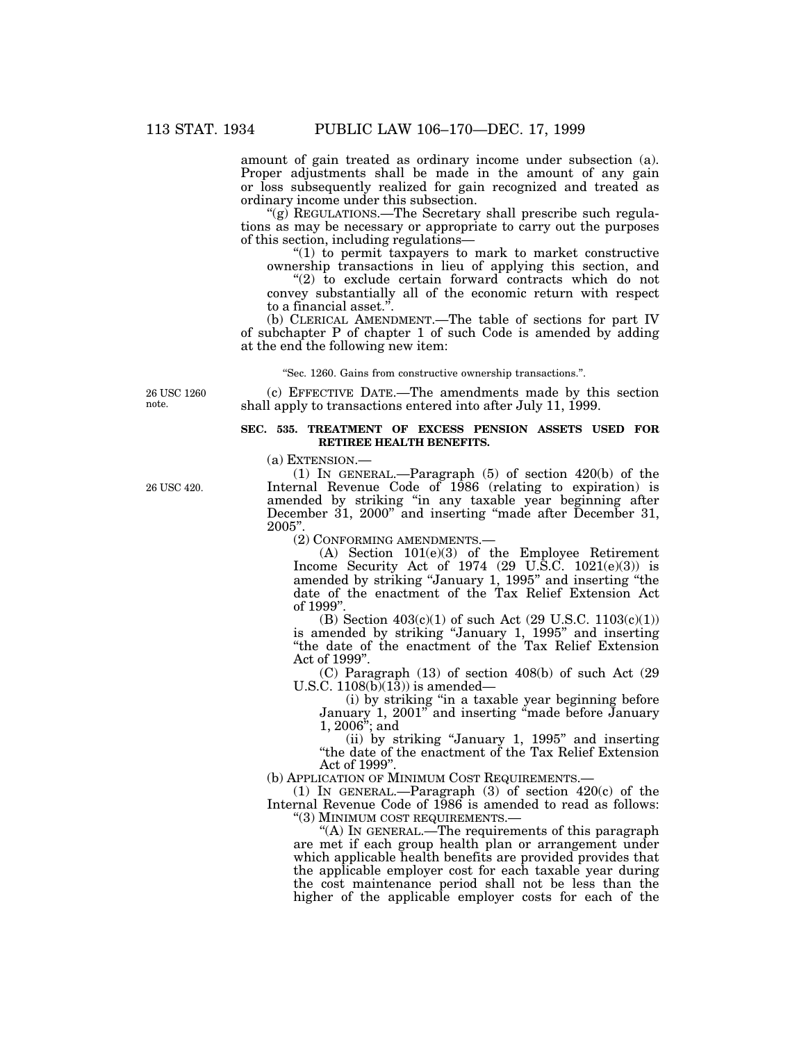amount of gain treated as ordinary income under subsection (a). Proper adjustments shall be made in the amount of any gain or loss subsequently realized for gain recognized and treated as ordinary income under this subsection.

"(g) REGULATIONS.—The Secretary shall prescribe such regulations as may be necessary or appropriate to carry out the purposes of this section, including regulations—

"(1) to permit taxpayers to mark to market constructive ownership transactions in lieu of applying this section, and

"(2) to exclude certain forward contracts which do not convey substantially all of the economic return with respect to a financial asset.".

(b) CLERICAL AMENDMENT.—The table of sections for part IV of subchapter P of chapter 1 of such Code is amended by adding at the end the following new item:

"Sec. 1260. Gains from constructive ownership transactions.".

26 USC 1260 note.

(c) EFFECTIVE DATE.—The amendments made by this section shall apply to transactions entered into after July 11, 1999.

**SEC. 535. TREATMENT OF EXCESS PENSION ASSETS USED FOR RETIREE HEALTH BENEFITS.**

(a) EXTENSION.—

26 USC 420.

(1) IN GENERAL.—Paragraph (5) of section 420(b) of the Internal Revenue Code of 1986 (relating to expiration) is amended by striking "in any taxable year beginning after December 31, 2000" and inserting "made after December 31, 2005".

(2) CONFORMING AMENDMENTS.—

(A) Section 101(e)(3) of the Employee Retirement Income Security Act of 1974 (29 U.S.C. 1021(e)(3)) is amended by striking "January 1, 1995" and inserting "the date of the enactment of the Tax Relief Extension Act of 1999".

(B) Section 403(c)(1) of such Act (29 U.S.C. 1103(c)(1)) is amended by striking "January 1, 1995" and inserting "the date of the enactment of the Tax Relief Extension Act of 1999".

(C) Paragraph (13) of section 408(b) of such Act (29 U.S.C. 1108(b)(13)) is amended—

(i) by striking "in a taxable year beginning before January 1, 2001" and inserting "made before January 1, 2006"; and

(ii) by striking "January 1, 1995" and inserting "the date of the enactment of the Tax Relief Extension Act of 1999".

(b) APPLICATION OF MINIMUM COST REQUIREMENTS.—

(1) IN GENERAL.—Paragraph (3) of section 420(c) of the Internal Revenue Code of 1986 is amended to read as follows:

"(3) MINIMUM COST REQUIREMENTS.—

"(A) IN GENERAL.—The requirements of this paragraph are met if each group health plan or arrangement under which applicable health benefits are provided provides that the applicable employer cost for each taxable year during the cost maintenance period shall not be less than the higher of the applicable employer costs for each of the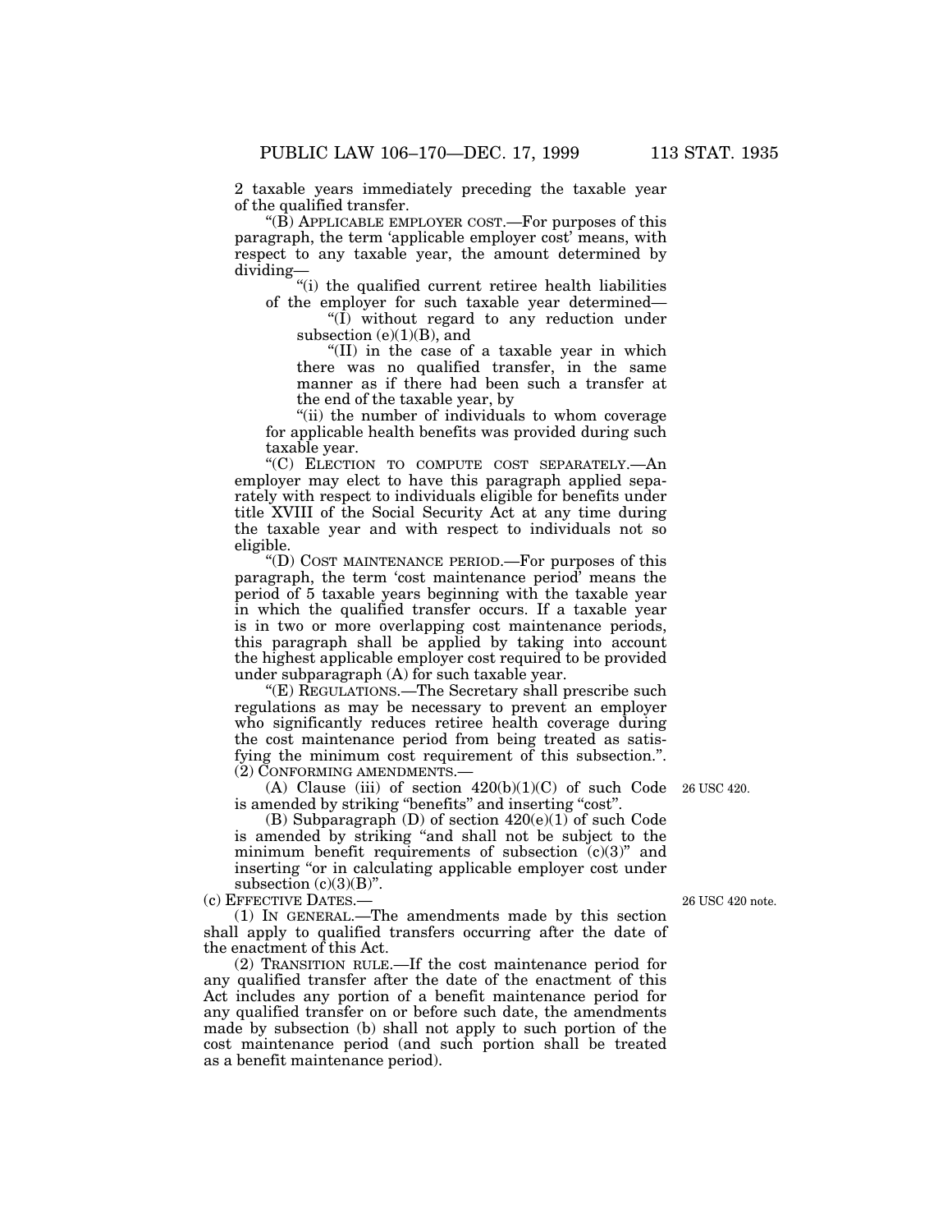2 taxable years immediately preceding the taxable year of the qualified transfer.

"(B) APPLICABLE EMPLOYER COST.—For purposes of this paragraph, the term 'applicable employer cost' means, with respect to any taxable year, the amount determined by dividing—

"(i) the qualified current retiree health liabilities of the employer for such taxable year determined—

"(I) without regard to any reduction under subsection (e)(1)(B), and

"(II) in the case of a taxable year in which there was no qualified transfer, in the same manner as if there had been such a transfer at the end of the taxable year, by

"(ii) the number of individuals to whom coverage for applicable health benefits was provided during such taxable year.

"(C) ELECTION TO COMPUTE COST SEPARATELY.—An employer may elect to have this paragraph applied separately with respect to individuals eligible for benefits under title XVIII of the Social Security Act at any time during the taxable year and with respect to individuals not so eligible.

"(D) COST MAINTENANCE PERIOD.—For purposes of this paragraph, the term 'cost maintenance period' means the period of 5 taxable years beginning with the taxable year in which the qualified transfer occurs. If a taxable year is in two or more overlapping cost maintenance periods, this paragraph shall be applied by taking into account the highest applicable employer cost required to be provided under subparagraph (A) for such taxable year.

"(E) REGULATIONS.—The Secretary shall prescribe such regulations as may be necessary to prevent an employer who significantly reduces retiree health coverage during the cost maintenance period from being treated as satisfying the minimum cost requirement of this subsection.".

(2) CONFORMING AMENDMENTS.—

(A) Clause (iii) of section 420(b)(1)(C) of such Code is amended by striking "benefits" and inserting "cost".

26 USC 420.

(B) Subparagraph (D) of section 420(e)(1) of such Code is amended by striking "and shall not be subject to the minimum benefit requirements of subsection (c)(3)" and inserting "or in calculating applicable employer cost under subsection (c)(3)(B)".

(c) EFFECTIVE DATES.—

26 USC 420 note.

(1) IN GENERAL.—The amendments made by this section shall apply to qualified transfers occurring after the date of the enactment of this Act.

(2) TRANSITION RULE.—If the cost maintenance period for any qualified transfer after the date of the enactment of this Act includes any portion of a benefit maintenance period for any qualified transfer on or before such date, the amendments made by subsection (b) shall not apply to such portion of the cost maintenance period (and such portion shall be treated as a benefit maintenance period).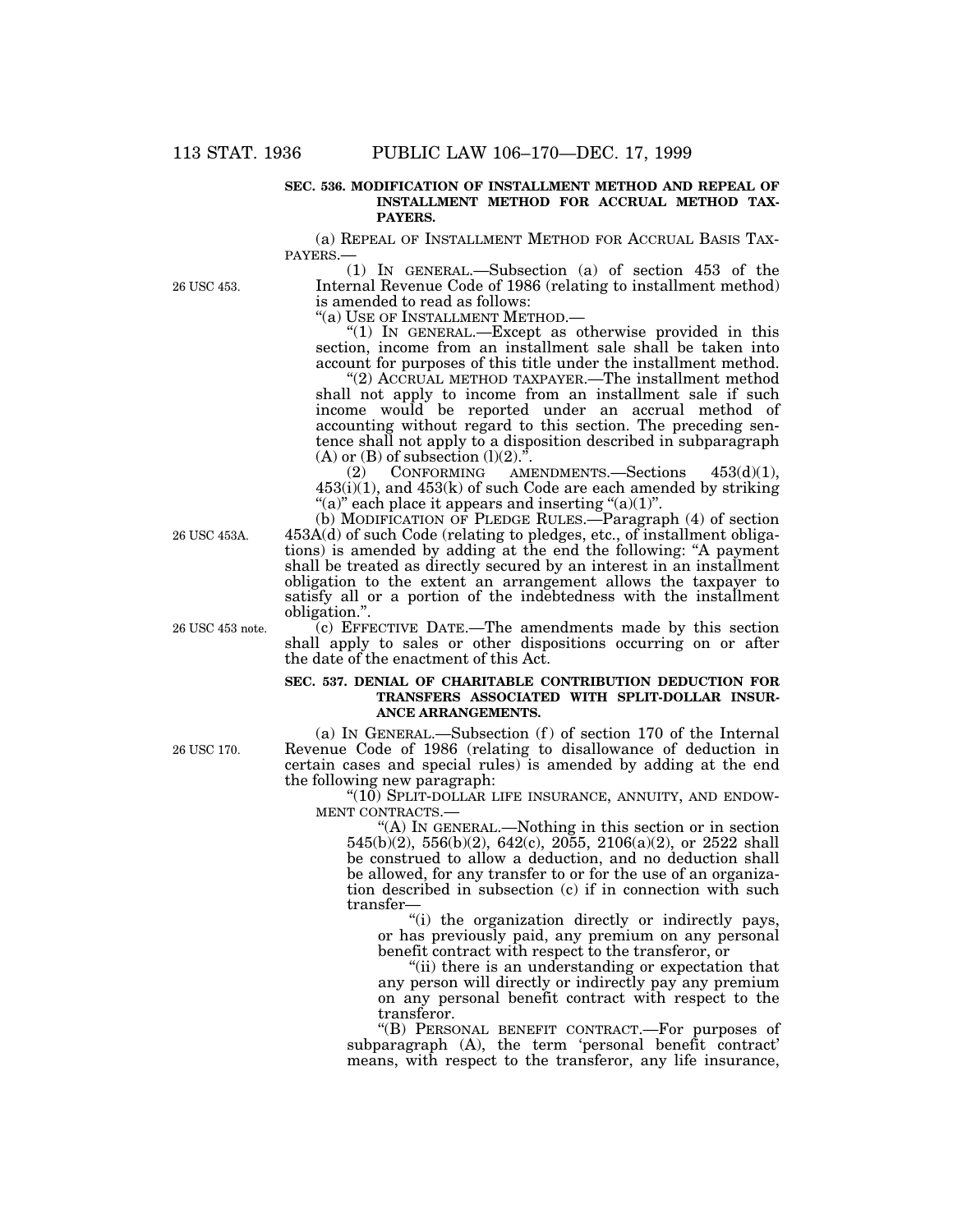**SEC. 536. MODIFICATION OF INSTALLMENT METHOD AND REPEAL OF INSTALLMENT METHOD FOR ACCRUAL METHOD TAXPAYERS.**

(a) REPEAL OF INSTALLMENT METHOD FOR ACCRUAL BASIS TAXPAYERS.—

(1) IN GENERAL.—Subsection (a) of section 453 of the Internal Revenue Code of 1986 (relating to installment method) is amended to read as follows:

26 USC 453.

"(a) USE OF INSTALLMENT METHOD.—

"(1) IN GENERAL.—Except as otherwise provided in this section, income from an installment sale shall be taken into account for purposes of this title under the installment method.

"(2) ACCRUAL METHOD TAXPAYER.—The installment method shall not apply to income from an installment sale if such income would be reported under an accrual method of accounting without regard to this section. The preceding sentence shall not apply to a disposition described in subparagraph (A) or (B) of subsection (l)(2).".

(2) CONFORMING AMENDMENTS.—Sections 453(d)(1), 453(i)(1), and 453(k) of such Code are each amended by striking "(a)" each place it appears and inserting "(a)(1)".

26 USC 453A.

(b) MODIFICATION OF PLEDGE RULES.—Paragraph (4) of section 453A(d) of such Code (relating to pledges, etc., of installment obligations) is amended by adding at the end the following: "A payment shall be treated as directly secured by an interest in an installment obligation to the extent an arrangement allows the taxpayer to satisfy all or a portion of the indebtedness with the installment obligation.".

26 USC 453 note.

(c) EFFECTIVE DATE.—The amendments made by this section shall apply to sales or other dispositions occurring on or after the date of the enactment of this Act.

**SEC. 537. DENIAL OF CHARITABLE CONTRIBUTION DEDUCTION FOR TRANSFERS ASSOCIATED WITH SPLIT-DOLLAR INSURANCE ARRANGEMENTS.**

26 USC 170.

(a) IN GENERAL.—Subsection (f) of section 170 of the Internal Revenue Code of 1986 (relating to disallowance of deduction in certain cases and special rules) is amended by adding at the end the following new paragraph:

"(10) SPLIT-DOLLAR LIFE INSURANCE, ANNUITY, AND ENDOWMENT CONTRACTS.—

"(A) IN GENERAL.—Nothing in this section or in section 545(b)(2), 556(b)(2), 642(c), 2055, 2106(a)(2), or 2522 shall be construed to allow a deduction, and no deduction shall be allowed, for any transfer to or for the use of an organization described in subsection (c) if in connection with such transfer—

"(i) the organization directly or indirectly pays, or has previously paid, any premium on any personal benefit contract with respect to the transferor, or

"(ii) there is an understanding or expectation that any person will directly or indirectly pay any premium on any personal benefit contract with respect to the transferor.

"(B) PERSONAL BENEFIT CONTRACT.—For purposes of subparagraph (A), the term 'personal benefit contract' means, with respect to the transferor, any life insurance,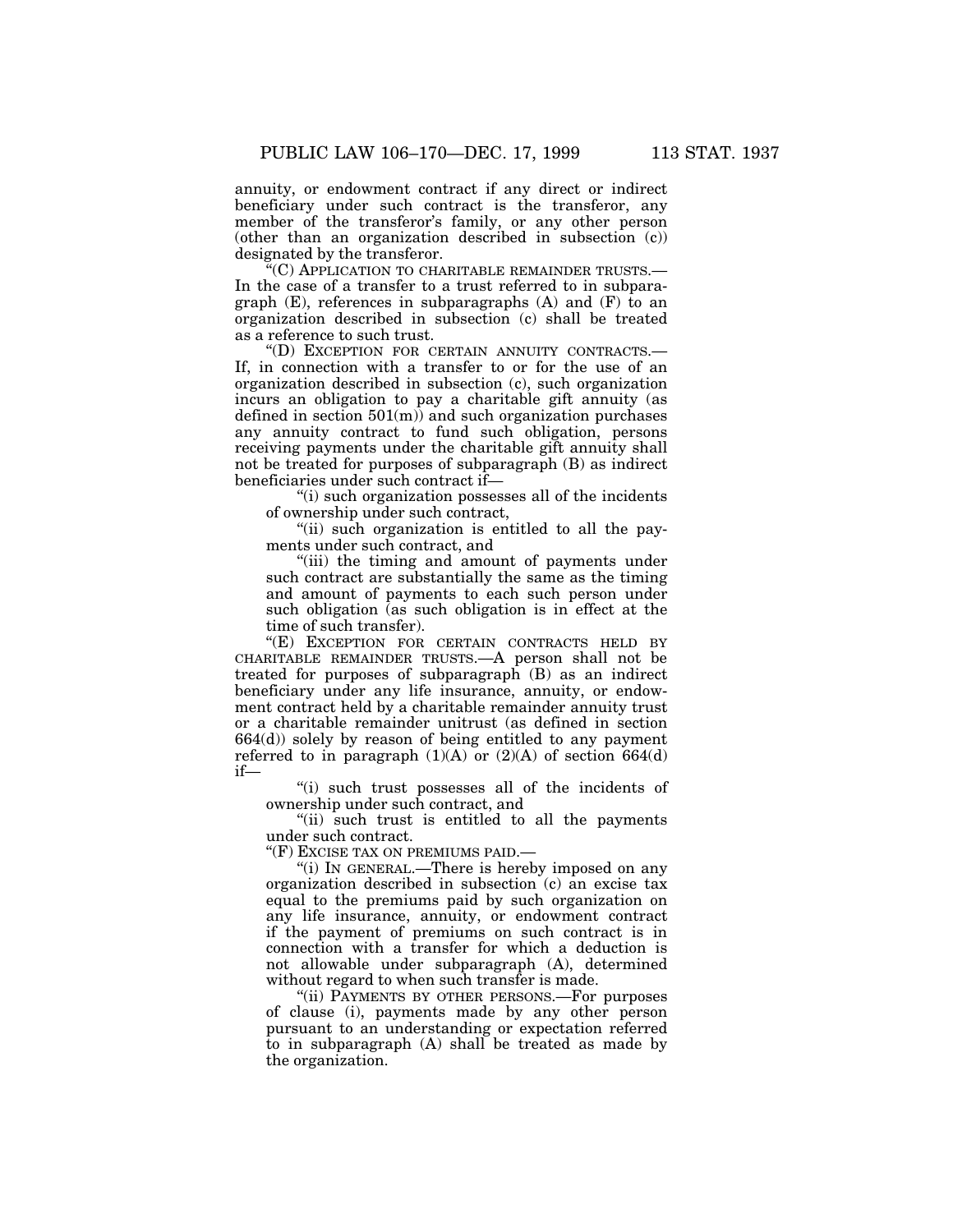annuity, or endowment contract if any direct or indirect beneficiary under such contract is the transferor, any member of the transferor's family, or any other person (other than an organization described in subsection (c)) designated by the transferor.

"(C) APPLICATION TO CHARITABLE REMAINDER TRUSTS.—In the case of a transfer to a trust referred to in subparagraph (E), references in subparagraphs (A) and (F) to an organization described in subsection (c) shall be treated as a reference to such trust.

"(D) EXCEPTION FOR CERTAIN ANNUITY CONTRACTS.—If, in connection with a transfer to or for the use of an organization described in subsection (c), such organization incurs an obligation to pay a charitable gift annuity (as defined in section 501(m)) and such organization purchases any annuity contract to fund such obligation, persons receiving payments under the charitable gift annuity shall not be treated for purposes of subparagraph (B) as indirect beneficiaries under such contract if—

"(i) such organization possesses all of the incidents of ownership under such contract,

"(ii) such organization is entitled to all the payments under such contract, and

"(iii) the timing and amount of payments under such contract are substantially the same as the timing and amount of payments to each such person under such obligation (as such obligation is in effect at the time of such transfer).

"(E) EXCEPTION FOR CERTAIN CONTRACTS HELD BY CHARITABLE REMAINDER TRUSTS.—A person shall not be treated for purposes of subparagraph (B) as an indirect beneficiary under any life insurance, annuity, or endowment contract held by a charitable remainder annuity trust or a charitable remainder unitrust (as defined in section 664(d)) solely by reason of being entitled to any payment referred to in paragraph (1)(A) or (2)(A) of section 664(d) if—

"(i) such trust possesses all of the incidents of ownership under such contract, and

"(ii) such trust is entitled to all the payments under such contract.

"(F) EXCISE TAX ON PREMIUMS PAID.—

"(i) IN GENERAL.—There is hereby imposed on any organization described in subsection (c) an excise tax equal to the premiums paid by such organization on any life insurance, annuity, or endowment contract if the payment of premiums on such contract is in connection with a transfer for which a deduction is not allowable under subparagraph (A), determined without regard to when such transfer is made.

"(ii) PAYMENTS BY OTHER PERSONS.—For purposes of clause (i), payments made by any other person pursuant to an understanding or expectation referred to in subparagraph (A) shall be treated as made by the organization.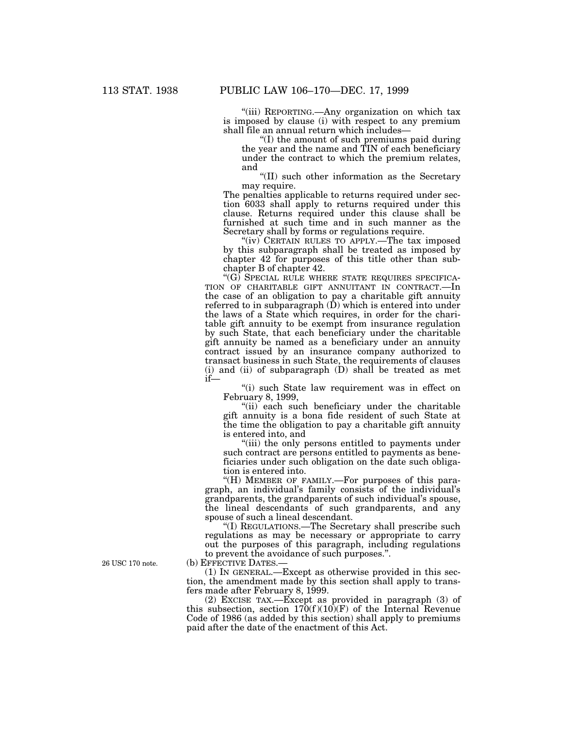"(iii) REPORTING.—Any organization on which tax is imposed by clause (i) with respect to any premium shall file an annual return which includes—

"(I) the amount of such premiums paid during the year and the name and TIN of each beneficiary under the contract to which the premium relates, and

"(II) such other information as the Secretary may require.

The penalties applicable to returns required under section 6033 shall apply to returns required under this clause. Returns required under this clause shall be furnished at such time and in such manner as the Secretary shall by forms or regulations require.

"(iv) CERTAIN RULES TO APPLY.—The tax imposed by this subparagraph shall be treated as imposed by chapter 42 for purposes of this title other than subchapter B of chapter 42.

"(G) SPECIAL RULE WHERE STATE REQUIRES SPECIFICATION OF CHARITABLE GIFT ANNUITANT IN CONTRACT.—In the case of an obligation to pay a charitable gift annuity referred to in subparagraph (D) which is entered into under the laws of a State which requires, in order for the charitable gift annuity to be exempt from insurance regulation by such State, that each beneficiary under the charitable gift annuity be named as a beneficiary under an annuity contract issued by an insurance company authorized to transact business in such State, the requirements of clauses (i) and (ii) of subparagraph (D) shall be treated as met if—

"(i) such State law requirement was in effect on February 8, 1999,

"(ii) each such beneficiary under the charitable gift annuity is a bona fide resident of such State at the time the obligation to pay a charitable gift annuity is entered into, and

"(iii) the only persons entitled to payments under such contract are persons entitled to payments as beneficiaries under such obligation on the date such obligation is entered into.

"(H) MEMBER OF FAMILY.—For purposes of this paragraph, an individual's family consists of the individual's grandparents, the grandparents of such individual's spouse, the lineal descendants of such grandparents, and any spouse of such a lineal descendant.

"(I) REGULATIONS.—The Secretary shall prescribe such regulations as may be necessary or appropriate to carry out the purposes of this paragraph, including regulations to prevent the avoidance of such purposes.".

26 USC 170 note.

(b) EFFECTIVE DATES.—

(1) IN GENERAL.—Except as otherwise provided in this section, the amendment made by this section shall apply to transfers made after February 8, 1999.

(2) EXCISE TAX.—Except as provided in paragraph (3) of this subsection, section 170(f)(10)(F) of the Internal Revenue Code of 1986 (as added by this section) shall apply to premiums paid after the date of the enactment of this Act.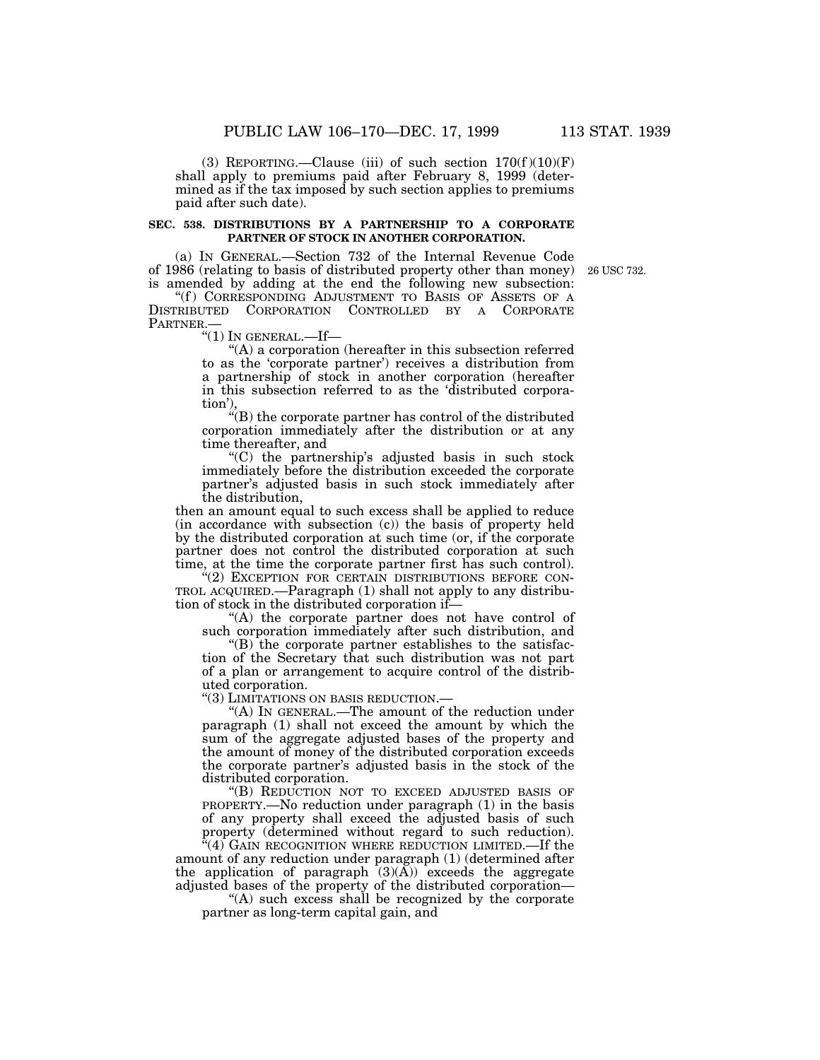(3) REPORTING.—Clause (iii) of such section 170(f)(10)(F) shall apply to premiums paid after February 8, 1999 (determined as if the tax imposed by such section applies to premiums paid after such date).

**SEC. 538. DISTRIBUTIONS BY A PARTNERSHIP TO A CORPORATE PARTNER OF STOCK IN ANOTHER CORPORATION.**

(a) IN GENERAL.—Section 732 of the Internal Revenue Code of 1986 (relating to basis of distributed property other than money) is amended by adding at the end the following new subsection:

26 USC 732.

"(f) CORRESPONDING ADJUSTMENT TO BASIS OF ASSETS OF A DISTRIBUTED CORPORATION CONTROLLED BY A CORPORATE PARTNER.—

"(1) IN GENERAL.—If—

"(A) a corporation (hereafter in this subsection referred to as the 'corporate partner') receives a distribution from a partnership of stock in another corporation (hereafter in this subsection referred to as the 'distributed corporation'),

"(B) the corporate partner has control of the distributed corporation immediately after the distribution or at any time thereafter, and

"(C) the partnership's adjusted basis in such stock immediately before the distribution exceeded the corporate partner's adjusted basis in such stock immediately after the distribution,

then an amount equal to such excess shall be applied to reduce (in accordance with subsection (c)) the basis of property held by the distributed corporation at such time (or, if the corporate partner does not control the distributed corporation at such time, at the time the corporate partner first has such control).

"(2) EXCEPTION FOR CERTAIN DISTRIBUTIONS BEFORE CONTROL ACQUIRED.—Paragraph (1) shall not apply to any distribution of stock in the distributed corporation if—

"(A) the corporate partner does not have control of such corporation immediately after such distribution, and

"(B) the corporate partner establishes to the satisfaction of the Secretary that such distribution was not part of a plan or arrangement to acquire control of the distributed corporation.

"(3) LIMITATIONS ON BASIS REDUCTION.—

"(A) IN GENERAL.—The amount of the reduction under paragraph (1) shall not exceed the amount by which the sum of the aggregate adjusted bases of the property and the amount of money of the distributed corporation exceeds the corporate partner's adjusted basis in the stock of the distributed corporation.

"(B) REDUCTION NOT TO EXCEED ADJUSTED BASIS OF PROPERTY.—No reduction under paragraph (1) in the basis of any property shall exceed the adjusted basis of such property (determined without regard to such reduction).

"(4) GAIN RECOGNITION WHERE REDUCTION LIMITED.—If the amount of any reduction under paragraph (1) (determined after the application of paragraph (3)(A)) exceeds the aggregate adjusted bases of the property of the distributed corporation—

"(A) such excess shall be recognized by the corporate partner as long-term capital gain, and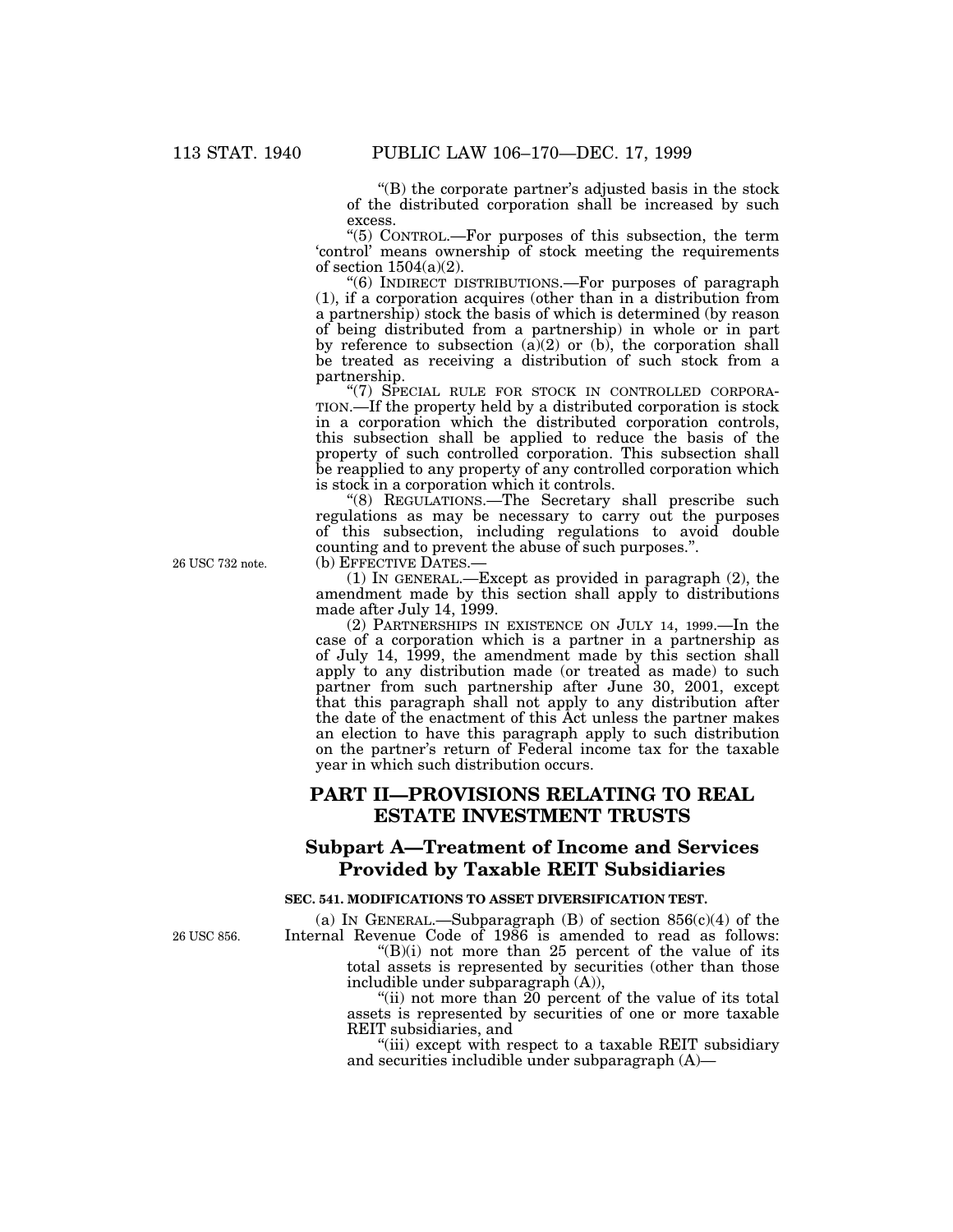"(B) the corporate partner's adjusted basis in the stock of the distributed corporation shall be increased by such excess.

"(5) CONTROL.—For purposes of this subsection, the term 'control' means ownership of stock meeting the requirements of section 1504(a)(2).

"(6) INDIRECT DISTRIBUTIONS.—For purposes of paragraph (1), if a corporation acquires (other than in a distribution from a partnership) stock the basis of which is determined (by reason of being distributed from a partnership) in whole or in part by reference to subsection (a)(2) or (b), the corporation shall be treated as receiving a distribution of such stock from a partnership.

"(7) SPECIAL RULE FOR STOCK IN CONTROLLED CORPORATION.—If the property held by a distributed corporation is stock in a corporation which the distributed corporation controls, this subsection shall be applied to reduce the basis of the property of such controlled corporation. This subsection shall be reapplied to any property of any controlled corporation which is stock in a corporation which it controls.

"(8) REGULATIONS.—The Secretary shall prescribe such regulations as may be necessary to carry out the purposes of this subsection, including regulations to avoid double counting and to prevent the abuse of such purposes.".

26 USC 732 note.

(b) EFFECTIVE DATES.—

(1) IN GENERAL.—Except as provided in paragraph (2), the amendment made by this section shall apply to distributions made after July 14, 1999.

(2) PARTNERSHIPS IN EXISTENCE ON JULY 14, 1999.—In the case of a corporation which is a partner in a partnership as of July 14, 1999, the amendment made by this section shall apply to any distribution made (or treated as made) to such partner from such partnership after June 30, 2001, except that this paragraph shall not apply to any distribution after the date of the enactment of this Act unless the partner makes an election to have this paragraph apply to such distribution on the partner's return of Federal income tax for the taxable year in which such distribution occurs.

## PART II—PROVISIONS RELATING TO REAL ESTATE INVESTMENT TRUSTS

### Subpart A—Treatment of Income and Services Provided by Taxable REIT Subsidiaries

#### SEC. 541. MODIFICATIONS TO ASSET DIVERSIFICATION TEST.

26 USC 856.

(a) IN GENERAL.—Subparagraph (B) of section 856(c)(4) of the Internal Revenue Code of 1986 is amended to read as follows:

"(B)(i) not more than 25 percent of the value of its total assets is represented by securities (other than those includible under subparagraph (A)),

"(ii) not more than 20 percent of the value of its total assets is represented by securities of one or more taxable REIT subsidiaries, and

"(iii) except with respect to a taxable REIT subsidiary and securities includible under subparagraph (A)—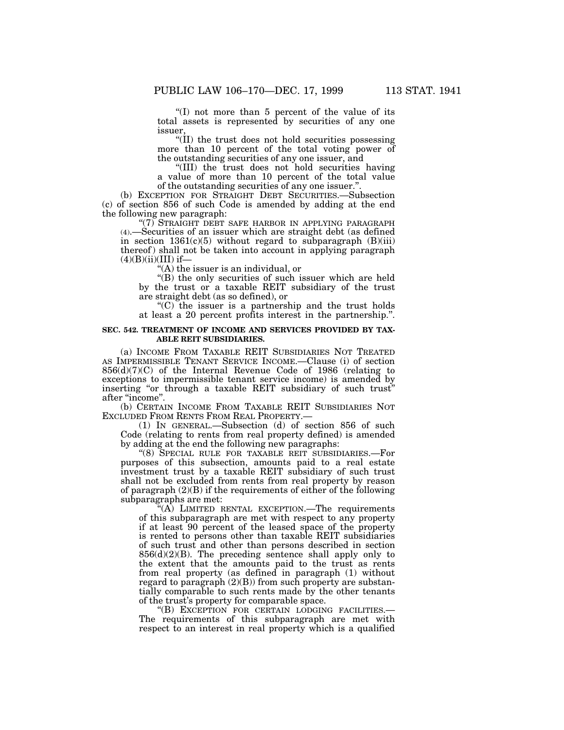"(I) not more than 5 percent of the value of its total assets is represented by securities of any one issuer,

"(II) the trust does not hold securities possessing more than 10 percent of the total voting power of the outstanding securities of any one issuer, and

"(III) the trust does not hold securities having a value of more than 10 percent of the total value of the outstanding securities of any one issuer.".

(b) EXCEPTION FOR STRAIGHT DEBT SECURITIES.—Subsection (c) of section 856 of such Code is amended by adding at the end the following new paragraph:

"(7) STRAIGHT DEBT SAFE HARBOR IN APPLYING PARAGRAPH (4).—Securities of an issuer which are straight debt (as defined in section 1361(c)(5) without regard to subparagraph (B)(iii) thereof) shall not be taken into account in applying paragraph (4)(B)(ii)(III) if—

"(A) the issuer is an individual, or

"(B) the only securities of such issuer which are held by the trust or a taxable REIT subsidiary of the trust are straight debt (as so defined), or

"(C) the issuer is a partnership and the trust holds at least a 20 percent profits interest in the partnership.".

**SEC. 542. TREATMENT OF INCOME AND SERVICES PROVIDED BY TAXABLE REIT SUBSIDIARIES.**

(a) INCOME FROM TAXABLE REIT SUBSIDIARIES NOT TREATED AS IMPERMISSIBLE TENANT SERVICE INCOME.—Clause (i) of section 856(d)(7)(C) of the Internal Revenue Code of 1986 (relating to exceptions to impermissible tenant service income) is amended by inserting "or through a taxable REIT subsidiary of such trust" after "income".

(b) CERTAIN INCOME FROM TAXABLE REIT SUBSIDIARIES NOT EXCLUDED FROM RENTS FROM REAL PROPERTY.—

(1) IN GENERAL.—Subsection (d) of section 856 of such Code (relating to rents from real property defined) is amended by adding at the end the following new paragraphs:

"(8) SPECIAL RULE FOR TAXABLE REIT SUBSIDIARIES.—For purposes of this subsection, amounts paid to a real estate investment trust by a taxable REIT subsidiary of such trust shall not be excluded from rents from real property by reason of paragraph (2)(B) if the requirements of either of the following subparagraphs are met:

"(A) LIMITED RENTAL EXCEPTION.—The requirements of this subparagraph are met with respect to any property if at least 90 percent of the leased space of the property is rented to persons other than taxable REIT subsidiaries of such trust and other than persons described in section 856(d)(2)(B). The preceding sentence shall apply only to the extent that the amounts paid to the trust as rents from real property (as defined in paragraph (1) without regard to paragraph (2)(B)) from such property are substantially comparable to such rents made by the other tenants of the trust's property for comparable space.

"(B) EXCEPTION FOR CERTAIN LODGING FACILITIES.—The requirements of this subparagraph are met with respect to an interest in real property which is a qualified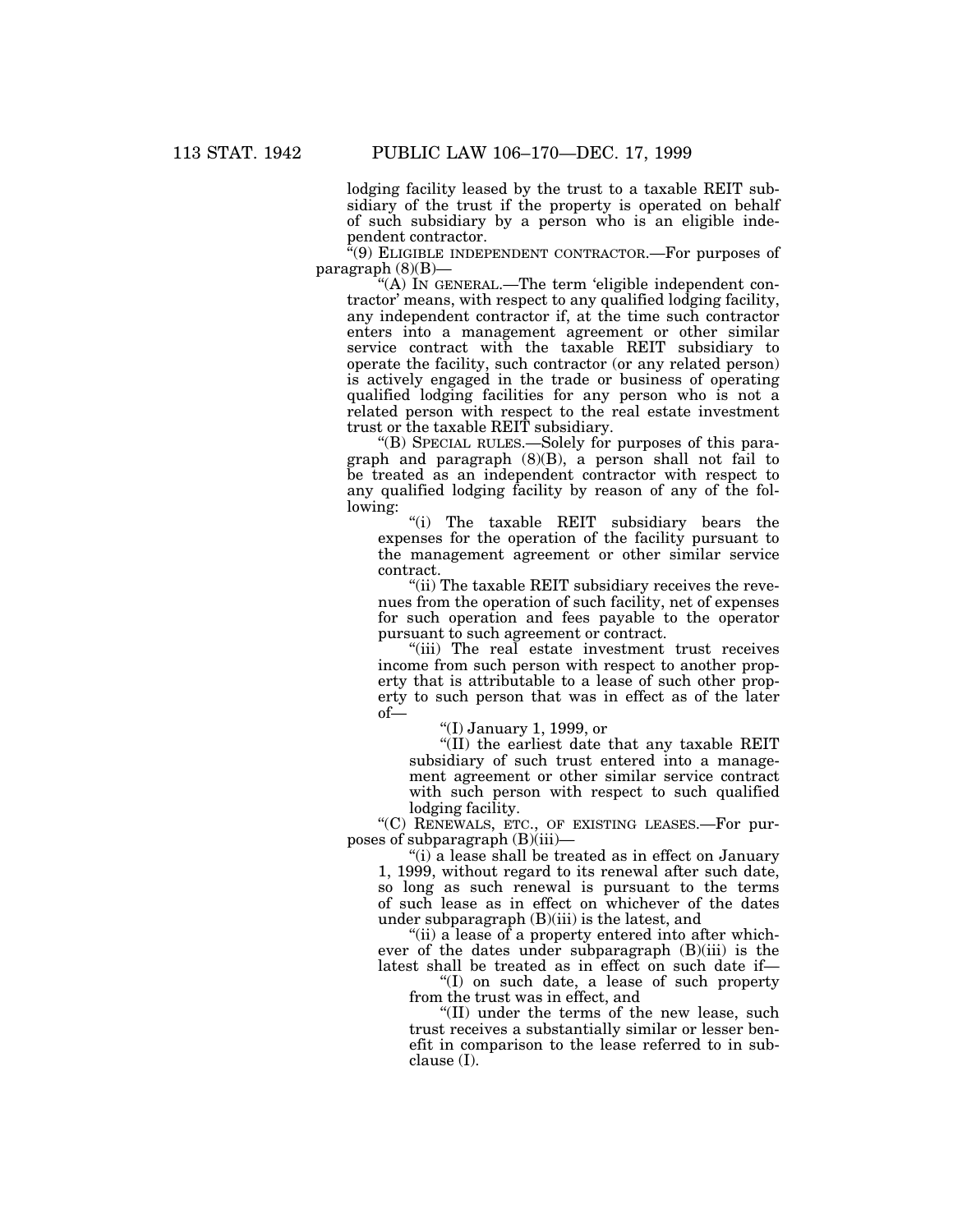lodging facility leased by the trust to a taxable REIT subsidiary of the trust if the property is operated on behalf of such subsidiary by a person who is an eligible independent contractor.

"(9) ELIGIBLE INDEPENDENT CONTRACTOR.—For purposes of paragraph (8)(B)—

"(A) IN GENERAL.—The term 'eligible independent contractor' means, with respect to any qualified lodging facility, any independent contractor if, at the time such contractor enters into a management agreement or other similar service contract with the taxable REIT subsidiary to operate the facility, such contractor (or any related person) is actively engaged in the trade or business of operating qualified lodging facilities for any person who is not a related person with respect to the real estate investment trust or the taxable REIT subsidiary.

"(B) SPECIAL RULES.—Solely for purposes of this paragraph and paragraph (8)(B), a person shall not fail to be treated as an independent contractor with respect to any qualified lodging facility by reason of any of the following:

"(i) The taxable REIT subsidiary bears the expenses for the operation of the facility pursuant to the management agreement or other similar service contract.

"(ii) The taxable REIT subsidiary receives the revenues from the operation of such facility, net of expenses for such operation and fees payable to the operator pursuant to such agreement or contract.

"(iii) The real estate investment trust receives income from such person with respect to another property that is attributable to a lease of such other property to such person that was in effect as of the later of—

"(I) January 1, 1999, or

"(II) the earliest date that any taxable REIT subsidiary of such trust entered into a management agreement or other similar service contract with such person with respect to such qualified lodging facility.

"(C) RENEWALS, ETC., OF EXISTING LEASES.—For purposes of subparagraph (B)(iii)—

"(i) a lease shall be treated as in effect on January 1, 1999, without regard to its renewal after such date, so long as such renewal is pursuant to the terms of such lease as in effect on whichever of the dates under subparagraph (B)(iii) is the latest, and

"(ii) a lease of a property entered into after whichever of the dates under subparagraph (B)(iii) is the latest shall be treated as in effect on such date if—

"(I) on such date, a lease of such property from the trust was in effect, and

"(II) under the terms of the new lease, such trust receives a substantially similar or lesser benefit in comparison to the lease referred to in subclause (I).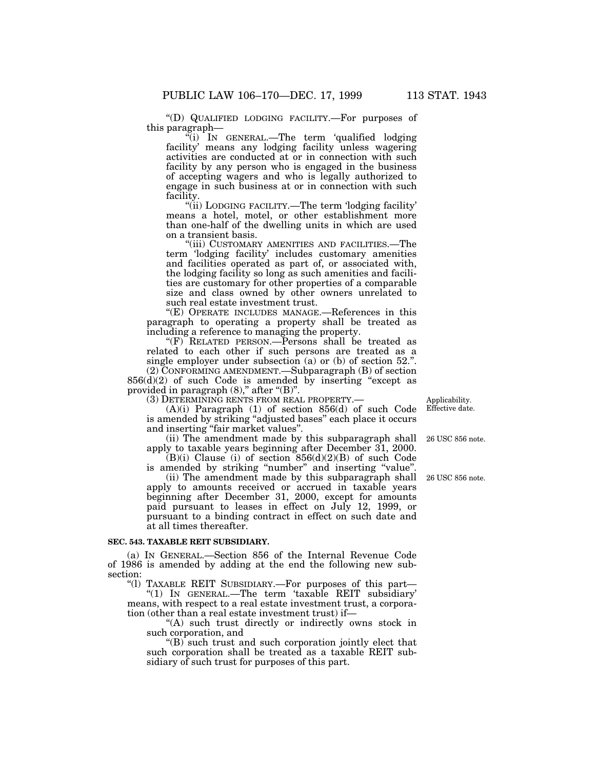"(D) QUALIFIED LODGING FACILITY.—For purposes of this paragraph—

"(i) IN GENERAL.—The term 'qualified lodging facility' means any lodging facility unless wagering activities are conducted at or in connection with such facility by any person who is engaged in the business of accepting wagers and who is legally authorized to engage in such business at or in connection with such facility.

"(ii) LODGING FACILITY.—The term 'lodging facility' means a hotel, motel, or other establishment more than one-half of the dwelling units in which are used on a transient basis.

"(iii) CUSTOMARY AMENITIES AND FACILITIES.—The term 'lodging facility' includes customary amenities and facilities operated as part of, or associated with, the lodging facility so long as such amenities and facilities are customary for other properties of a comparable size and class owned by other owners unrelated to such real estate investment trust.

"(E) OPERATE INCLUDES MANAGE.—References in this paragraph to operating a property shall be treated as including a reference to managing the property.

"(F) RELATED PERSON.—Persons shall be treated as related to each other if such persons are treated as a single employer under subsection (a) or (b) of section 52.".

(2) CONFORMING AMENDMENT.—Subparagraph (B) of section 856(d)(2) of such Code is amended by inserting "except as provided in paragraph (8)," after "(B)".

(3) DETERMINING RENTS FROM REAL PROPERTY.—

Applicability.
Effective date.

(A)(i) Paragraph (1) of section 856(d) of such Code is amended by striking "adjusted bases" each place it occurs and inserting "fair market values".

26 USC 856 note.

(ii) The amendment made by this subparagraph shall apply to taxable years beginning after December 31, 2000.

(B)(i) Clause (i) of section 856(d)(2)(B) of such Code is amended by striking "number" and inserting "value".

26 USC 856 note.

(ii) The amendment made by this subparagraph shall apply to amounts received or accrued in taxable years beginning after December 31, 2000, except for amounts paid pursuant to leases in effect on July 12, 1999, or pursuant to a binding contract in effect on such date and at all times thereafter.

**SEC. 543. TAXABLE REIT SUBSIDIARY.**

(a) IN GENERAL.—Section 856 of the Internal Revenue Code of 1986 is amended by adding at the end the following new subsection:

"(l) TAXABLE REIT SUBSIDIARY.—For purposes of this part—

"(1) IN GENERAL.—The term 'taxable REIT subsidiary' means, with respect to a real estate investment trust, a corporation (other than a real estate investment trust) if—

"(A) such trust directly or indirectly owns stock in such corporation, and

"(B) such trust and such corporation jointly elect that such corporation shall be treated as a taxable REIT subsidiary of such trust for purposes of this part.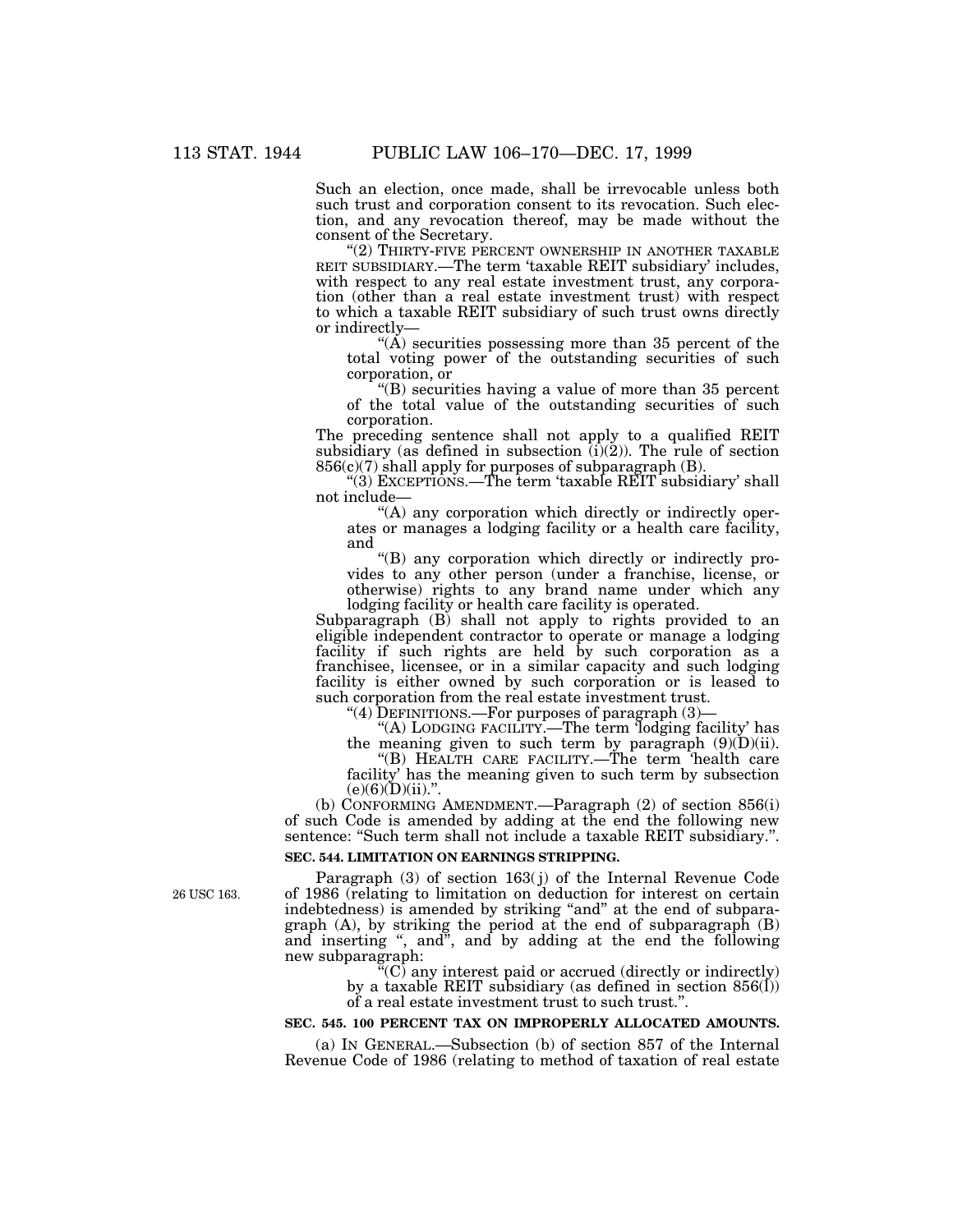Such an election, once made, shall be irrevocable unless both such trust and corporation consent to its revocation. Such election, and any revocation thereof, may be made without the consent of the Secretary.

"(2) THIRTY-FIVE PERCENT OWNERSHIP IN ANOTHER TAXABLE REIT SUBSIDIARY.—The term 'taxable REIT subsidiary' includes, with respect to any real estate investment trust, any corporation (other than a real estate investment trust) with respect to which a taxable REIT subsidiary of such trust owns directly or indirectly—

"(A) securities possessing more than 35 percent of the total voting power of the outstanding securities of such corporation, or

"(B) securities having a value of more than 35 percent of the total value of the outstanding securities of such corporation.

The preceding sentence shall not apply to a qualified REIT subsidiary (as defined in subsection (i)(2)). The rule of section 856(c)(7) shall apply for purposes of subparagraph (B).

"(3) EXCEPTIONS.—The term 'taxable REIT subsidiary' shall not include—

"(A) any corporation which directly or indirectly operates or manages a lodging facility or a health care facility, and

"(B) any corporation which directly or indirectly provides to any other person (under a franchise, license, or otherwise) rights to any brand name under which any lodging facility or health care facility is operated.

Subparagraph (B) shall not apply to rights provided to an eligible independent contractor to operate or manage a lodging facility if such rights are held by such corporation as a franchisee, licensee, or in a similar capacity and such lodging facility is either owned by such corporation or is leased to such corporation from the real estate investment trust.

"(4) DEFINITIONS.—For purposes of paragraph (3)—

"(A) LODGING FACILITY.—The term 'lodging facility' has the meaning given to such term by paragraph (9)(D)(ii).

"(B) HEALTH CARE FACILITY.—The term 'health care facility' has the meaning given to such term by subsection (e)(6)(D)(ii).".

(b) CONFORMING AMENDMENT.—Paragraph (2) of section 856(i) of such Code is amended by adding at the end the following new sentence: "Such term shall not include a taxable REIT subsidiary.".

**SEC. 544. LIMITATION ON EARNINGS STRIPPING.**

26 USC 163.

Paragraph (3) of section 163(j) of the Internal Revenue Code of 1986 (relating to limitation on deduction for interest on certain indebtedness) is amended by striking "and" at the end of subparagraph (A), by striking the period at the end of subparagraph (B) and inserting ", and", and by adding at the end the following new subparagraph:

"(C) any interest paid or accrued (directly or indirectly) by a taxable REIT subsidiary (as defined in section 856(l)) of a real estate investment trust to such trust.".

**SEC. 545. 100 PERCENT TAX ON IMPROPERLY ALLOCATED AMOUNTS.**

(a) IN GENERAL.—Subsection (b) of section 857 of the Internal Revenue Code of 1986 (relating to method of taxation of real estate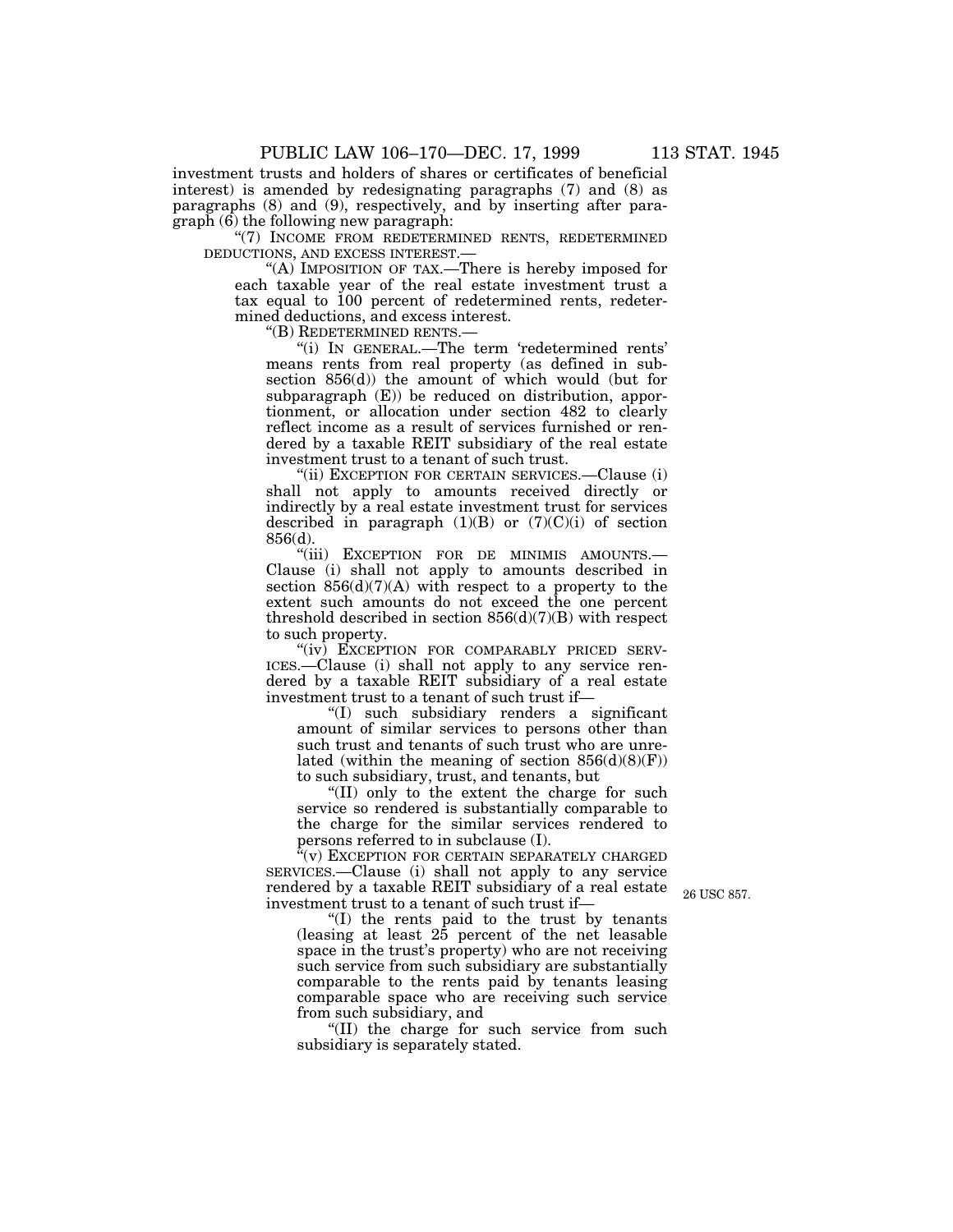investment trusts and holders of shares or certificates of beneficial interest) is amended by redesignating paragraphs (7) and (8) as paragraphs (8) and (9), respectively, and by inserting after paragraph (6) the following new paragraph:

"(7) INCOME FROM REDETERMINED RENTS, REDETERMINED DEDUCTIONS, AND EXCESS INTEREST.—

"(A) IMPOSITION OF TAX.—There is hereby imposed for each taxable year of the real estate investment trust a tax equal to 100 percent of redetermined rents, redetermined deductions, and excess interest.

"(B) REDETERMINED RENTS.—

"(i) IN GENERAL.—The term 'redetermined rents' means rents from real property (as defined in subsection 856(d)) the amount of which would (but for subparagraph (E)) be reduced on distribution, apportionment, or allocation under section 482 to clearly reflect income as a result of services furnished or rendered by a taxable REIT subsidiary of the real estate investment trust to a tenant of such trust.

"(ii) EXCEPTION FOR CERTAIN SERVICES.—Clause (i) shall not apply to amounts received directly or indirectly by a real estate investment trust for services described in paragraph (1)(B) or (7)(C)(i) of section 856(d).

"(iii) EXCEPTION FOR DE MINIMIS AMOUNTS.—Clause (i) shall not apply to amounts described in section 856(d)(7)(A) with respect to a property to the extent such amounts do not exceed the one percent threshold described in section 856(d)(7)(B) with respect to such property.

"(iv) EXCEPTION FOR COMPARABLY PRICED SERVICES.—Clause (i) shall not apply to any service rendered by a taxable REIT subsidiary of a real estate investment trust to a tenant of such trust if—

"(I) such subsidiary renders a significant amount of similar services to persons other than such trust and tenants of such trust who are unrelated (within the meaning of section 856(d)(8)(F)) to such subsidiary, trust, and tenants, but

"(II) only to the extent the charge for such service so rendered is substantially comparable to the charge for the similar services rendered to persons referred to in subclause (I).

"(v) EXCEPTION FOR CERTAIN SEPARATELY CHARGED SERVICES.—Clause (i) shall not apply to any service rendered by a taxable REIT subsidiary of a real estate investment trust to a tenant of such trust if—

26 USC 857.

"(I) the rents paid to the trust by tenants (leasing at least 25 percent of the net leasable space in the trust's property) who are not receiving such service from such subsidiary are substantially comparable to the rents paid by tenants leasing comparable space who are receiving such service from such subsidiary, and

"(II) the charge for such service from such subsidiary is separately stated.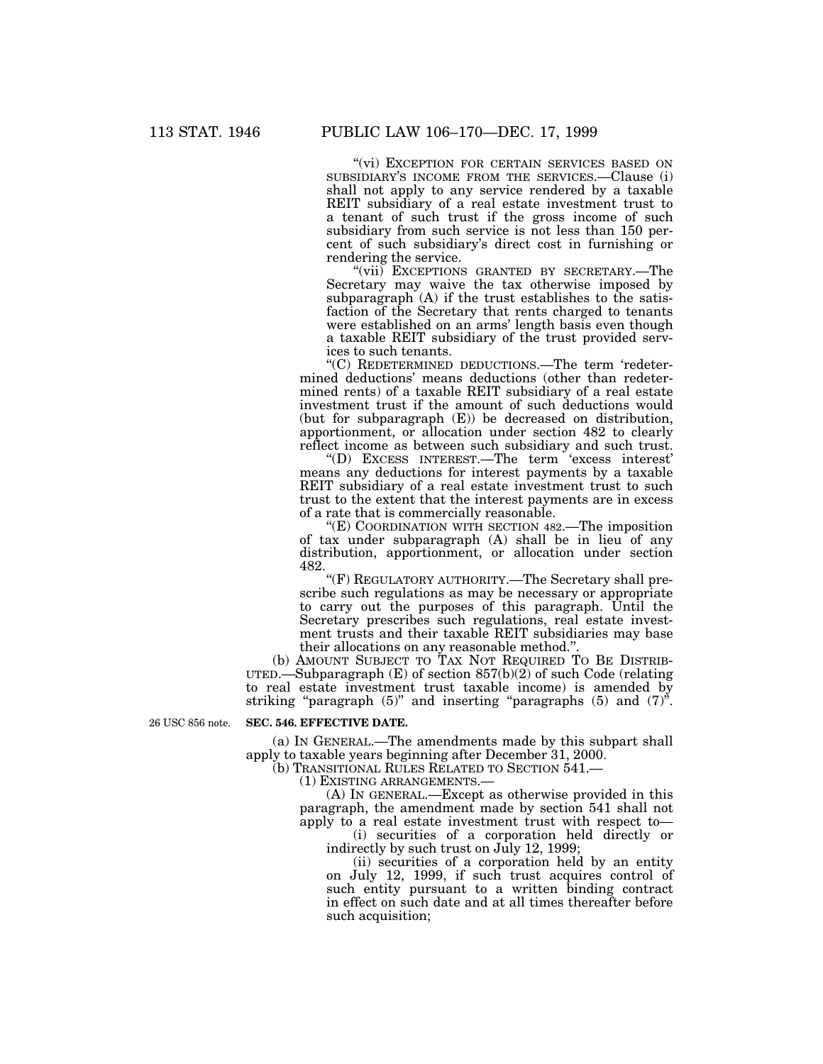"(vi) EXCEPTION FOR CERTAIN SERVICES BASED ON SUBSIDIARY'S INCOME FROM THE SERVICES.—Clause (i) shall not apply to any service rendered by a taxable REIT subsidiary of a real estate investment trust to a tenant of such trust if the gross income of such subsidiary from such service is not less than 150 percent of such subsidiary's direct cost in furnishing or rendering the service.

"(vii) EXCEPTIONS GRANTED BY SECRETARY.—The Secretary may waive the tax otherwise imposed by subparagraph (A) if the trust establishes to the satisfaction of the Secretary that rents charged to tenants were established on an arms' length basis even though a taxable REIT subsidiary of the trust provided services to such tenants.

"(C) REDETERMINED DEDUCTIONS.—The term 'redetermined deductions' means deductions (other than redetermined rents) of a taxable REIT subsidiary of a real estate investment trust if the amount of such deductions would (but for subparagraph (E)) be decreased on distribution, apportionment, or allocation under section 482 to clearly reflect income as between such subsidiary and such trust.

"(D) EXCESS INTEREST.—The term 'excess interest' means any deductions for interest payments by a taxable REIT subsidiary of a real estate investment trust to such trust to the extent that the interest payments are in excess of a rate that is commercially reasonable.

"(E) COORDINATION WITH SECTION 482.—The imposition of tax under subparagraph (A) shall be in lieu of any distribution, apportionment, or allocation under section 482.

"(F) REGULATORY AUTHORITY.—The Secretary shall prescribe such regulations as may be necessary or appropriate to carry out the purposes of this paragraph. Until the Secretary prescribes such regulations, real estate investment trusts and their taxable REIT subsidiaries may base their allocations on any reasonable method.".

(b) AMOUNT SUBJECT TO TAX NOT REQUIRED TO BE DISTRIBUTED.—Subparagraph (E) of section 857(b)(2) of such Code (relating to real estate investment trust taxable income) is amended by striking "paragraph (5)" and inserting "paragraphs (5) and (7)".

26 USC 856 note.

**SEC. 546. EFFECTIVE DATE.**

(a) IN GENERAL.—The amendments made by this subpart shall apply to taxable years beginning after December 31, 2000.

(b) TRANSITIONAL RULES RELATED TO SECTION 541.—

(1) EXISTING ARRANGEMENTS.—

(A) IN GENERAL.—Except as otherwise provided in this paragraph, the amendment made by section 541 shall not apply to a real estate investment trust with respect to—

(i) securities of a corporation held directly or indirectly by such trust on July 12, 1999;

(ii) securities of a corporation held by an entity on July 12, 1999, if such trust acquires control of such entity pursuant to a written binding contract in effect on such date and at all times thereafter before such acquisition;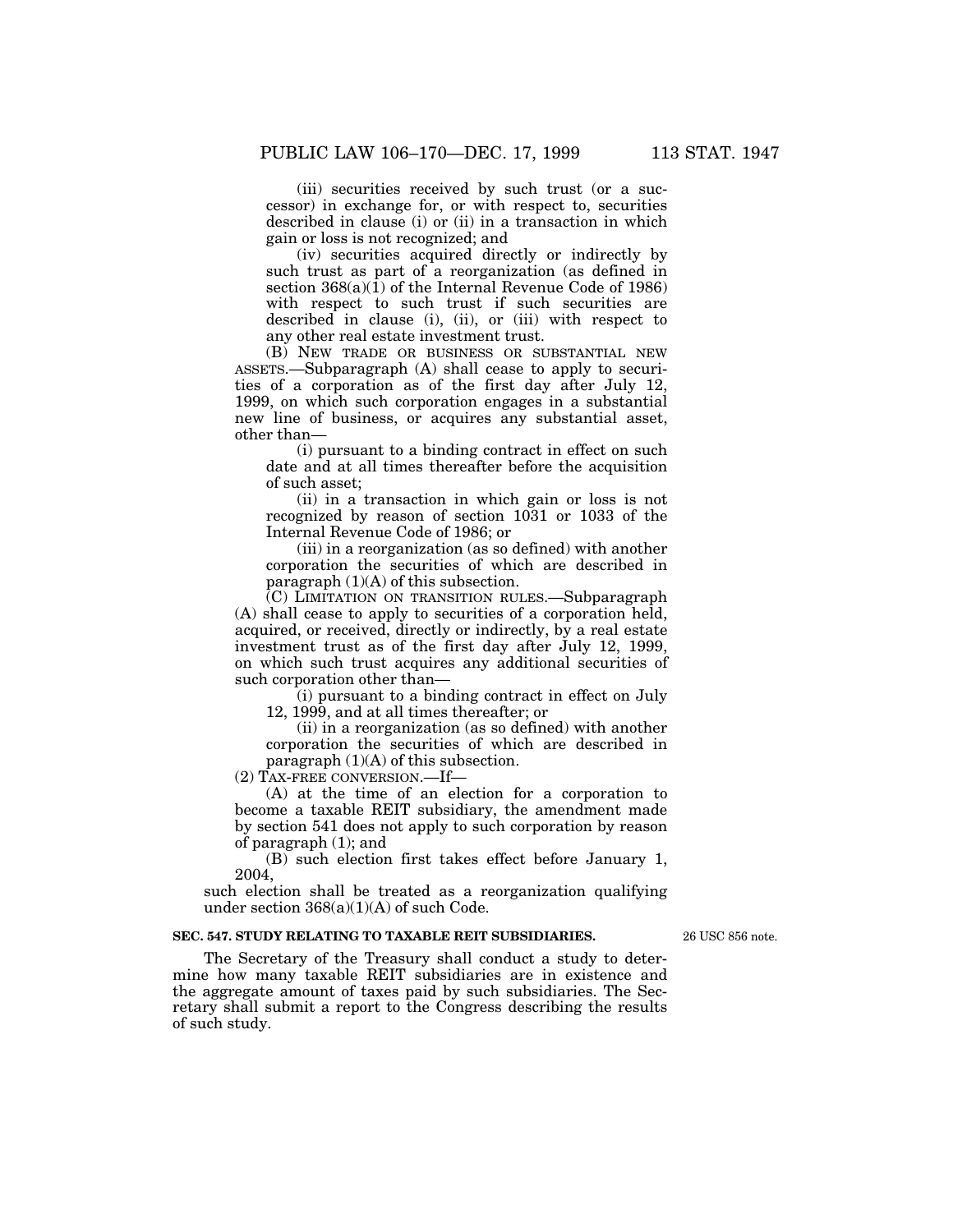(iii) securities received by such trust (or a successor) in exchange for, or with respect to, securities described in clause (i) or (ii) in a transaction in which gain or loss is not recognized; and

(iv) securities acquired directly or indirectly by such trust as part of a reorganization (as defined in section 368(a)(1) of the Internal Revenue Code of 1986) with respect to such trust if such securities are described in clause (i), (ii), or (iii) with respect to any other real estate investment trust.

(B) NEW TRADE OR BUSINESS OR SUBSTANTIAL NEW ASSETS.—Subparagraph (A) shall cease to apply to securities of a corporation as of the first day after July 12, 1999, on which such corporation engages in a substantial new line of business, or acquires any substantial asset, other than—

(i) pursuant to a binding contract in effect on such date and at all times thereafter before the acquisition of such asset;

(ii) in a transaction in which gain or loss is not recognized by reason of section 1031 or 1033 of the Internal Revenue Code of 1986; or

(iii) in a reorganization (as so defined) with another corporation the securities of which are described in paragraph (1)(A) of this subsection.

(C) LIMITATION ON TRANSITION RULES.—Subparagraph (A) shall cease to apply to securities of a corporation held, acquired, or received, directly or indirectly, by a real estate investment trust as of the first day after July 12, 1999, on which such trust acquires any additional securities of such corporation other than—

(i) pursuant to a binding contract in effect on July 12, 1999, and at all times thereafter; or

(ii) in a reorganization (as so defined) with another corporation the securities of which are described in paragraph (1)(A) of this subsection.

(2) TAX-FREE CONVERSION.—If—

(A) at the time of an election for a corporation to become a taxable REIT subsidiary, the amendment made by section 541 does not apply to such corporation by reason of paragraph (1); and

(B) such election first takes effect before January 1, 2004,

such election shall be treated as a reorganization qualifying under section 368(a)(1)(A) of such Code.

**SEC. 547. STUDY RELATING TO TAXABLE REIT SUBSIDIARIES.**

26 USC 856 note.

The Secretary of the Treasury shall conduct a study to determine how many taxable REIT subsidiaries are in existence and the aggregate amount of taxes paid by such subsidiaries. The Secretary shall submit a report to the Congress describing the results of such study.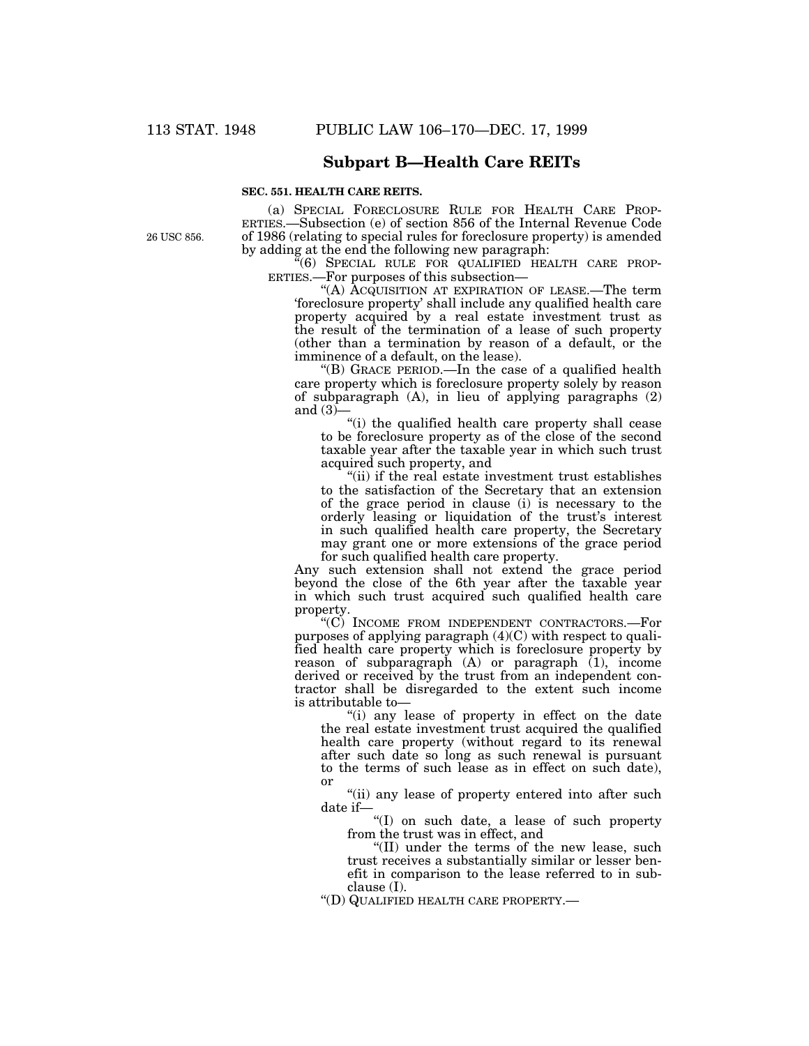## Subpart B—Health Care REITs

**SEC. 551. HEALTH CARE REITS.**

(a) SPECIAL FORECLOSURE RULE FOR HEALTH CARE PROPERTIES.—Subsection (e) of section 856 of the Internal Revenue Code of 1986 (relating to special rules for foreclosure property) is amended by adding at the end the following new paragraph:

26 USC 856.

"(6) SPECIAL RULE FOR QUALIFIED HEALTH CARE PROPERTIES.—For purposes of this subsection—

"(A) ACQUISITION AT EXPIRATION OF LEASE.—The term 'foreclosure property' shall include any qualified health care property acquired by a real estate investment trust as the result of the termination of a lease of such property (other than a termination by reason of a default, or the imminence of a default, on the lease).

"(B) GRACE PERIOD.—In the case of a qualified health care property which is foreclosure property solely by reason of subparagraph (A), in lieu of applying paragraphs (2) and (3)—

"(i) the qualified health care property shall cease to be foreclosure property as of the close of the second taxable year after the taxable year in which such trust acquired such property, and

"(ii) if the real estate investment trust establishes to the satisfaction of the Secretary that an extension of the grace period in clause (i) is necessary to the orderly leasing or liquidation of the trust's interest in such qualified health care property, the Secretary may grant one or more extensions of the grace period for such qualified health care property.

Any such extension shall not extend the grace period beyond the close of the 6th year after the taxable year in which such trust acquired such qualified health care property.

"(C) INCOME FROM INDEPENDENT CONTRACTORS.—For purposes of applying paragraph (4)(C) with respect to qualified health care property which is foreclosure property by reason of subparagraph (A) or paragraph (1), income derived or received by the trust from an independent contractor shall be disregarded to the extent such income is attributable to—

"(i) any lease of property in effect on the date the real estate investment trust acquired the qualified health care property (without regard to its renewal after such date so long as such renewal is pursuant to the terms of such lease as in effect on such date), or

"(ii) any lease of property entered into after such date if—

"(I) on such date, a lease of such property from the trust was in effect, and

"(II) under the terms of the new lease, such trust receives a substantially similar or lesser benefit in comparison to the lease referred to in subclause (I).

"(D) QUALIFIED HEALTH CARE PROPERTY.—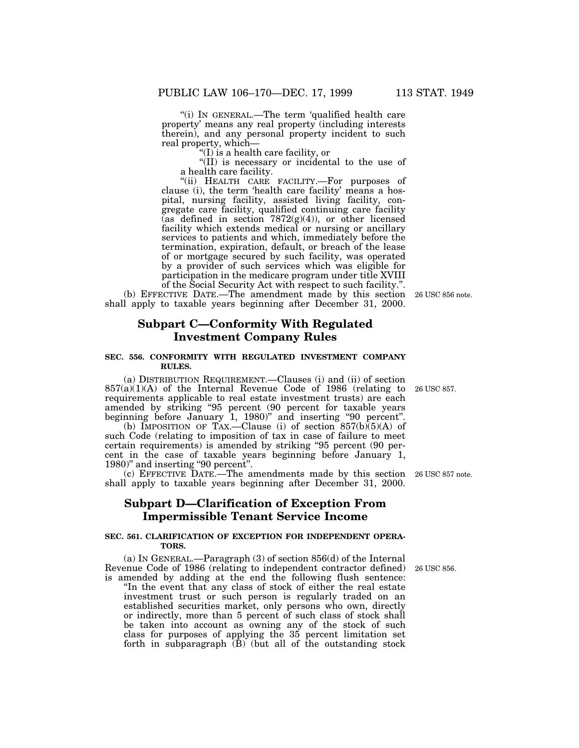"(i) IN GENERAL.—The term 'qualified health care property' means any real property (including interests therein), and any personal property incident to such real property, which—

"(I) is a health care facility, or

"(II) is necessary or incidental to the use of a health care facility.

"(ii) HEALTH CARE FACILITY.—For purposes of clause (i), the term 'health care facility' means a hospital, nursing facility, assisted living facility, congregate care facility, qualified continuing care facility (as defined in section 7872(g)(4)), or other licensed facility which extends medical or nursing or ancillary services to patients and which, immediately before the termination, expiration, default, or breach of the lease of or mortgage secured by such facility, was operated by a provider of such services which was eligible for participation in the medicare program under title XVIII of the Social Security Act with respect to such facility.".

(b) EFFECTIVE DATE.—The amendment made by this section shall apply to taxable years beginning after December 31, 2000.

26 USC 856 note.

## Subpart C—Conformity With Regulated Investment Company Rules

### SEC. 556. CONFORMITY WITH REGULATED INVESTMENT COMPANY RULES.

(a) DISTRIBUTION REQUIREMENT.—Clauses (i) and (ii) of section 857(a)(1)(A) of the Internal Revenue Code of 1986 (relating to requirements applicable to real estate investment trusts) are each amended by striking "95 percent (90 percent for taxable years beginning before January 1, 1980)" and inserting "90 percent".

26 USC 857.

(b) IMPOSITION OF TAX.—Clause (i) of section 857(b)(5)(A) of such Code (relating to imposition of tax in case of failure to meet certain requirements) is amended by striking "95 percent (90 percent in the case of taxable years beginning before January 1, 1980)" and inserting "90 percent".

(c) EFFECTIVE DATE.—The amendments made by this section shall apply to taxable years beginning after December 31, 2000.

26 USC 857 note.

## Subpart D—Clarification of Exception From Impermissible Tenant Service Income

### SEC. 561. CLARIFICATION OF EXCEPTION FOR INDEPENDENT OPERATORS.

(a) IN GENERAL.—Paragraph (3) of section 856(d) of the Internal Revenue Code of 1986 (relating to independent contractor defined) is amended by adding at the end the following flush sentence:

26 USC 856.

"In the event that any class of stock of either the real estate investment trust or such person is regularly traded on an established securities market, only persons who own, directly or indirectly, more than 5 percent of such class of stock shall be taken into account as owning any of the stock of such class for purposes of applying the 35 percent limitation set forth in subparagraph (B) (but all of the outstanding stock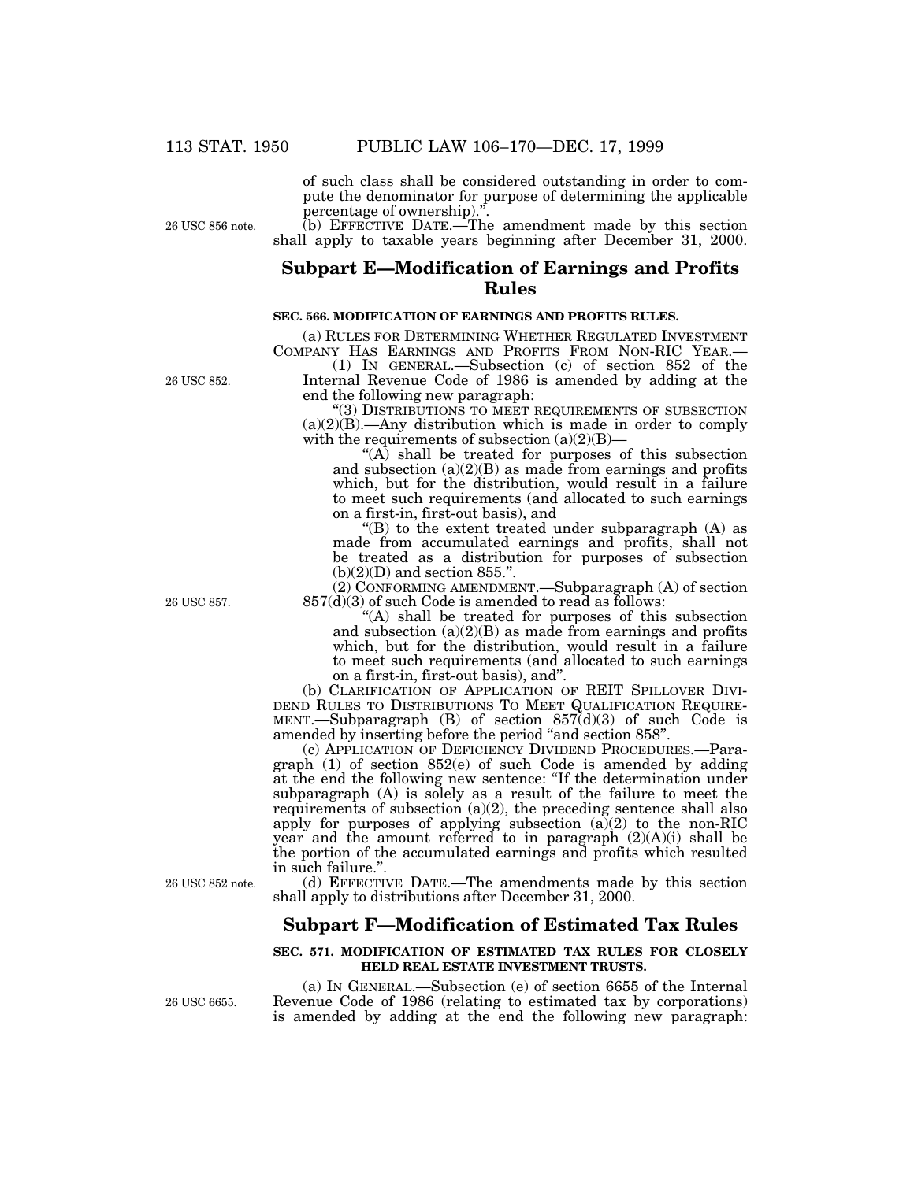of such class shall be considered outstanding in order to compute the denominator for purpose of determining the applicable percentage of ownership).".

26 USC 856 note.

(b) EFFECTIVE DATE.—The amendment made by this section shall apply to taxable years beginning after December 31, 2000.

## Subpart E—Modification of Earnings and Profits Rules

### SEC. 566. MODIFICATION OF EARNINGS AND PROFITS RULES.

(a) RULES FOR DETERMINING WHETHER REGULATED INVESTMENT COMPANY HAS EARNINGS AND PROFITS FROM NON-RIC YEAR.—

26 USC 852.

(1) IN GENERAL.—Subsection (c) of section 852 of the Internal Revenue Code of 1986 is amended by adding at the end the following new paragraph:

"(3) DISTRIBUTIONS TO MEET REQUIREMENTS OF SUBSECTION (a)(2)(B).—Any distribution which is made in order to comply with the requirements of subsection (a)(2)(B)—

"(A) shall be treated for purposes of this subsection and subsection (a)(2)(B) as made from earnings and profits which, but for the distribution, would result in a failure to meet such requirements (and allocated to such earnings on a first-in, first-out basis), and

"(B) to the extent treated under subparagraph (A) as made from accumulated earnings and profits, shall not be treated as a distribution for purposes of subsection (b)(2)(D) and section 855.".

26 USC 857.

(2) CONFORMING AMENDMENT.—Subparagraph (A) of section 857(d)(3) of such Code is amended to read as follows:

"(A) shall be treated for purposes of this subsection and subsection (a)(2)(B) as made from earnings and profits which, but for the distribution, would result in a failure to meet such requirements (and allocated to such earnings on a first-in, first-out basis), and".

(b) CLARIFICATION OF APPLICATION OF REIT SPILLOVER DIVIDEND RULES TO DISTRIBUTIONS TO MEET QUALIFICATION REQUIREMENT.—Subparagraph (B) of section 857(d)(3) of such Code is amended by inserting before the period "and section 858".

(c) APPLICATION OF DEFICIENCY DIVIDEND PROCEDURES.—Paragraph (1) of section 852(e) of such Code is amended by adding at the end the following new sentence: "If the determination under subparagraph (A) is solely as a result of the failure to meet the requirements of subsection (a)(2), the preceding sentence shall also apply for purposes of applying subsection (a)(2) to the non-RIC year and the amount referred to in paragraph (2)(A)(i) shall be the portion of the accumulated earnings and profits which resulted in such failure.".

26 USC 852 note.

(d) EFFECTIVE DATE.—The amendments made by this section shall apply to distributions after December 31, 2000.

## Subpart F—Modification of Estimated Tax Rules

### SEC. 571. MODIFICATION OF ESTIMATED TAX RULES FOR CLOSELY HELD REAL ESTATE INVESTMENT TRUSTS.

26 USC 6655.

(a) IN GENERAL.—Subsection (e) of section 6655 of the Internal Revenue Code of 1986 (relating to estimated tax by corporations) is amended by adding at the end the following new paragraph: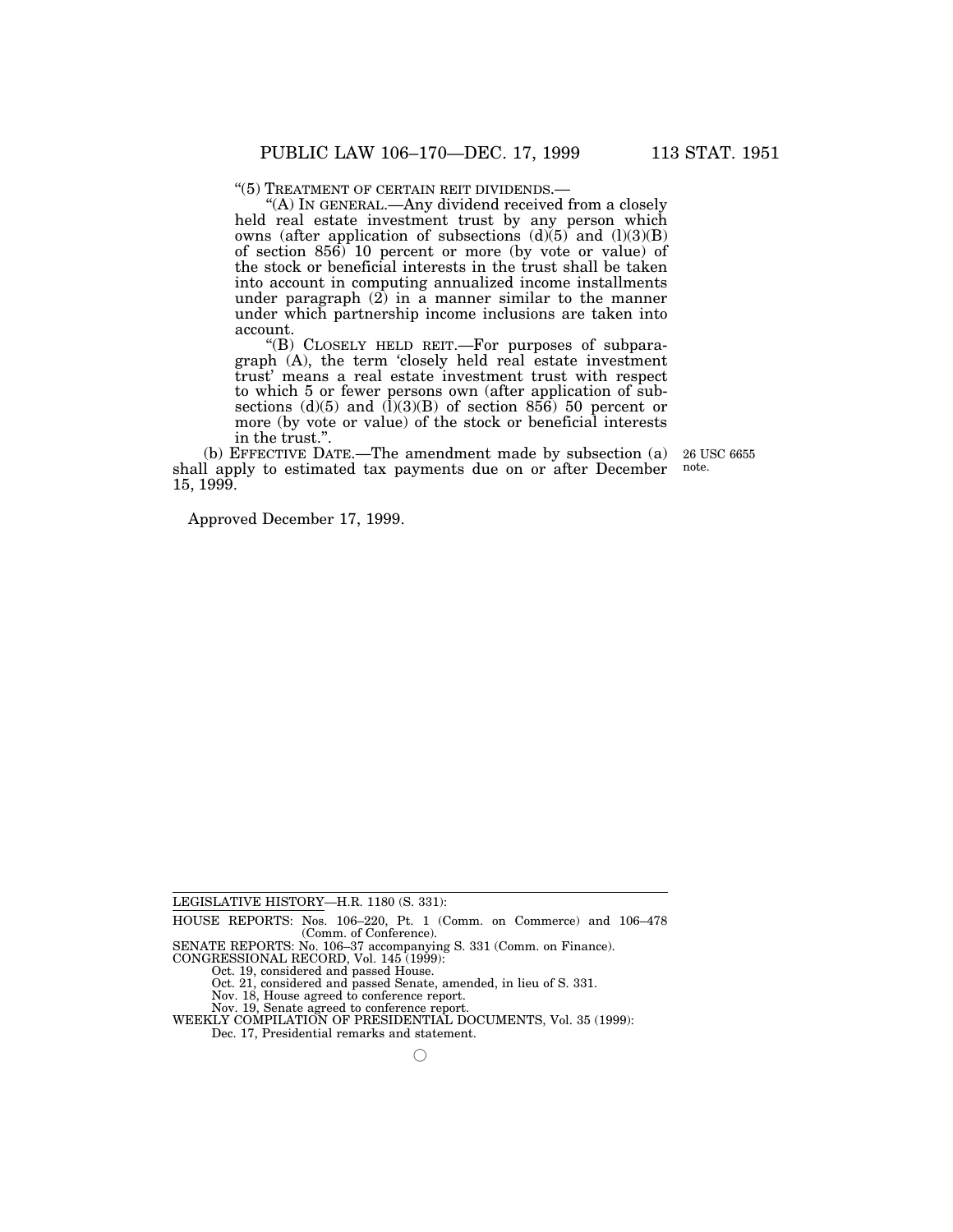“(5) TREATMENT OF CERTAIN REIT DIVIDENDS.—

“(A) IN GENERAL.—Any dividend received from a closely held real estate investment trust by any person which owns (after application of subsections (d)(5) and (l)(3)(B) of section 856) 10 percent or more (by vote or value) of the stock or beneficial interests in the trust shall be taken into account in computing annualized income installments under paragraph (2) in a manner similar to the manner under which partnership income inclusions are taken into account.

“(B) CLOSELY HELD REIT.—For purposes of subparagraph (A), the term ‘closely held real estate investment trust’ means a real estate investment trust with respect to which 5 or fewer persons own (after application of subsections (d)(5) and (l)(3)(B) of section 856) 50 percent or more (by vote or value) of the stock or beneficial interests in the trust.”.

(b) EFFECTIVE DATE.—The amendment made by subsection (a) shall apply to estimated tax payments due on or after December 15, 1999.

26 USC 6655 note.

Approved December 17, 1999.

---

LEGISLATIVE HISTORY—H.R. 1180 (S. 331):

HOUSE REPORTS: Nos. 106–220, Pt. 1 (Comm. on Commerce) and 106–478 (Comm. of Conference).

SENATE REPORTS: No. 106–37 accompanying S. 331 (Comm. on Finance).

CONGRESSIONAL RECORD, Vol. 145 (1999):

Oct. 19, considered and passed House.

Oct. 21, considered and passed Senate, amended, in lieu of S. 331.

Nov. 18, House agreed to conference report.

Nov. 19, Senate agreed to conference report.

WEEKLY COMPILATION OF PRESIDENTIAL DOCUMENTS, Vol. 35 (1999):

Dec. 17, Presidential remarks and statement.

○